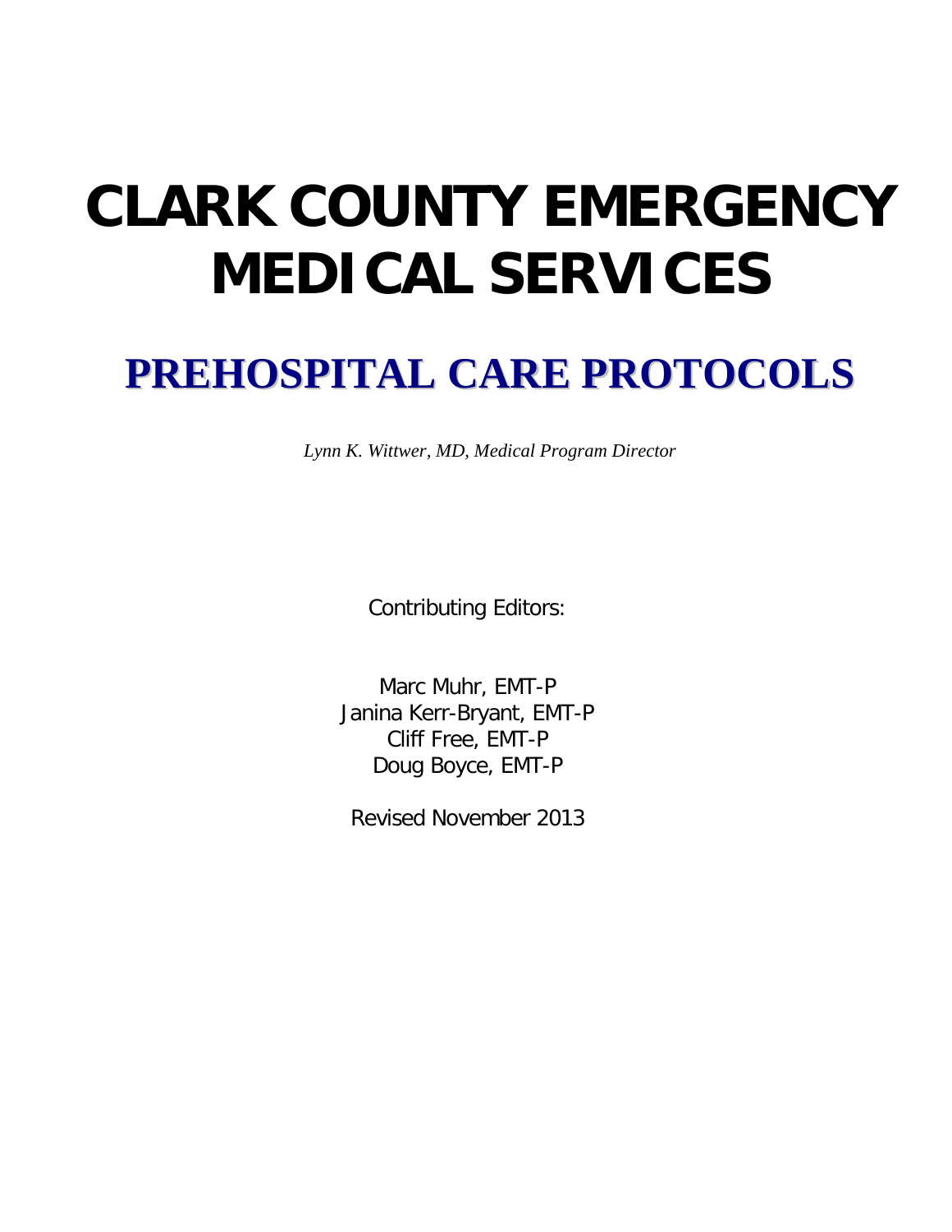# CLARK COUNTY EMERGENCY MEDICAL SERVICES

## PREHOSPITAL CARE PROTOCOLS

*Lynn K. Wittwer, MD, Medical Program Director*

Contributing Editors:

Marc Muhr, EMT-P
Janina Kerr-Bryant, EMT-P
Cliff Free, EMT-P
Doug Boyce, EMT-P

Revised November 2013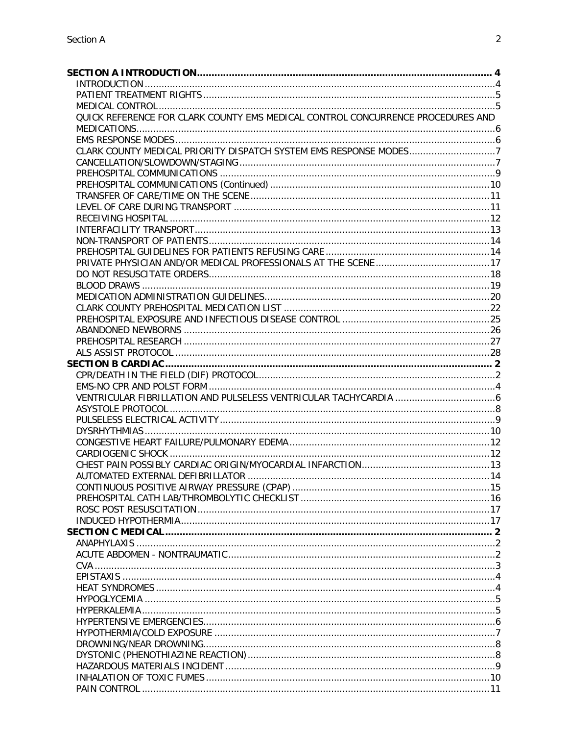**SECTION A INTRODUCTION** ........ 4

- INTRODUCTION ........ 4
- PATIENT TREATMENT RIGHTS ........ 5
- MEDICAL CONTROL ........ 5
- QUICK REFERENCE FOR CLARK COUNTY EMS MEDICAL CONTROL CONCURRENCE PROCEDURES AND MEDICATIONS ........ 6
- EMS RESPONSE MODES ........ 6
- CLARK COUNTY MEDICAL PRIORITY DISPATCH SYSTEM EMS RESPONSE MODES ........ 7
- CANCELLATION/SLOWDOWN/STAGING ........ 7
- PREHOSPITAL COMMUNICATIONS ........ 9
- PREHOSPITAL COMMUNICATIONS (Continued) ........ 10
- TRANSFER OF CARE/TIME ON THE SCENE ........ 11
- LEVEL OF CARE DURING TRANSPORT ........ 11
- RECEIVING HOSPITAL ........ 12
- INTERFACILITY TRANSPORT ........ 13
- NON-TRANSPORT OF PATIENTS ........ 14
- PREHOSPITAL GUIDELINES FOR PATIENTS REFUSING CARE ........ 14
- PRIVATE PHYSICIAN AND/OR MEDICAL PROFESSIONALS AT THE SCENE ........ 17
- DO NOT RESUSCITATE ORDERS ........ 18
- BLOOD DRAWS ........ 19
- MEDICATION ADMINISTRATION GUIDELINES ........ 20
- CLARK COUNTY PREHOSPITAL MEDICATION LIST ........ 22
- PREHOSPITAL EXPOSURE AND INFECTIOUS DISEASE CONTROL ........ 25
- ABANDONED NEWBORNS ........ 26
- PREHOSPITAL RESEARCH ........ 27
- ALS ASSIST PROTOCOL ........ 28

**SECTION B CARDIAC** ........ 2

- CPR/DEATH IN THE FIELD (DIF) PROTOCOL ........ 2
- EMS-NO CPR AND POLST FORM ........ 4
- VENTRICULAR FIBRILLATION AND PULSELESS VENTRICULAR TACHYCARDIA ........ 6
- ASYSTOLE PROTOCOL ........ 8
- PULSELESS ELECTRICAL ACTIVITY ........ 9
- DYSRHYTHMIAS ........ 10
- CONGESTIVE HEART FAILURE/PULMONARY EDEMA ........ 12
- CARDIOGENIC SHOCK ........ 12
- CHEST PAIN POSSIBLY CARDIAC ORIGIN/MYOCARDIAL INFARCTION ........ 13
- AUTOMATED EXTERNAL DEFIBRILLATOR ........ 14
- CONTINUOUS POSITIVE AIRWAY PRESSURE (CPAP) ........ 15
- PREHOSPITAL CATH LAB/THROMBOLYTIC CHECKLIST ........ 16
- ROSC POST RESUSCITATION ........ 17
- INDUCED HYPOTHERMIA ........ 17

**SECTION C MEDICAL** ........ 2

- ANAPHYLAXIS ........ 2
- ACUTE ABDOMEN - NONTRAUMATIC ........ 2
- CVA ........ 3
- EPISTAXIS ........ 4
- HEAT SYNDROMES ........ 4
- HYPOGLYCEMIA ........ 5
- HYPERKALEMIA ........ 5
- HYPERTENSIVE EMERGENCIES ........ 6
- HYPOTHERMIA/COLD EXPOSURE ........ 7
- DROWNING/NEAR DROWNING ........ 8
- DYSTONIC (PHENOTHIAZINE REACTION) ........ 8
- HAZARDOUS MATERIALS INCIDENT ........ 9
- INHALATION OF TOXIC FUMES ........ 10
- PAIN CONTROL ........ 11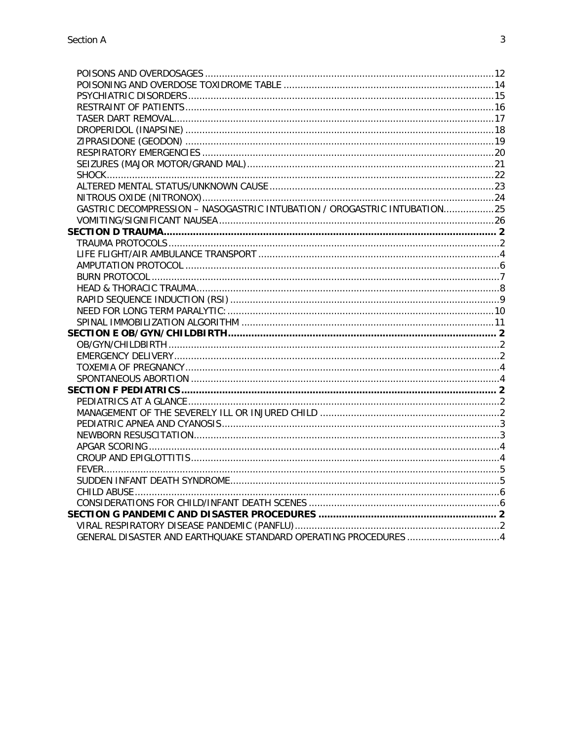POISONS AND OVERDOSAGES ........ 12
POISONING AND OVERDOSE TOXIDROME TABLE ........ 14
PSYCHIATRIC DISORDERS ........ 15
RESTRAINT OF PATIENTS ........ 16
TASER DART REMOVAL ........ 17
DROPERIDOL (INAPSINE) ........ 18
ZIPRASIDONE (GEODON) ........ 19
RESPIRATORY EMERGENCIES ........ 20
SEIZURES (MAJOR MOTOR/GRAND MAL) ........ 21
SHOCK ........ 22
ALTERED MENTAL STATUS/UNKNOWN CAUSE ........ 23
NITROUS OXIDE (NITRONOX) ........ 24
GASTRIC DECOMPRESSION – NASOGASTRIC INTUBATION / OROGASTRIC INTUBATION ........ 25
VOMITING/SIGNIFICANT NAUSEA ........ 26

**SECTION D TRAUMA ........ 2**

TRAUMA PROTOCOLS ........ 2
LIFE FLIGHT/AIR AMBULANCE TRANSPORT ........ 4
AMPUTATION PROTOCOL ........ 6
BURN PROTOCOL ........ 7
HEAD & THORACIC TRAUMA ........ 8
RAPID SEQUENCE INDUCTION (RSI) ........ 9
NEED FOR LONG TERM PARALYTIC: ........ 10
SPINAL IMMOBILIZATION ALGORITHM ........ 11

**SECTION E OB/GYN/CHILDBIRTH ........ 2**

OB/GYN/CHILDBIRTH ........ 2
EMERGENCY DELIVERY ........ 2
TOXEMIA OF PREGNANCY ........ 4
SPONTANEOUS ABORTION ........ 4

**SECTION F PEDIATRICS ........ 2**

PEDIATRICS AT A GLANCE ........ 2
MANAGEMENT OF THE SEVERELY ILL OR INJURED CHILD ........ 2
PEDIATRIC APNEA AND CYANOSIS ........ 3
NEWBORN RESUSCITATION ........ 3
APGAR SCORING ........ 4
CROUP AND EPIGLOTTITIS ........ 4
FEVER ........ 5
SUDDEN INFANT DEATH SYNDROME ........ 5
CHILD ABUSE ........ 6
CONSIDERATIONS FOR CHILD/INFANT DEATH SCENES ........ 6

**SECTION G PANDEMIC AND DISASTER PROCEDURES ........ 2**

VIRAL RESPIRATORY DISEASE PANDEMIC (PANFLU) ........ 2
GENERAL DISASTER AND EARTHQUAKE STANDARD OPERATING PROCEDURES ........ 4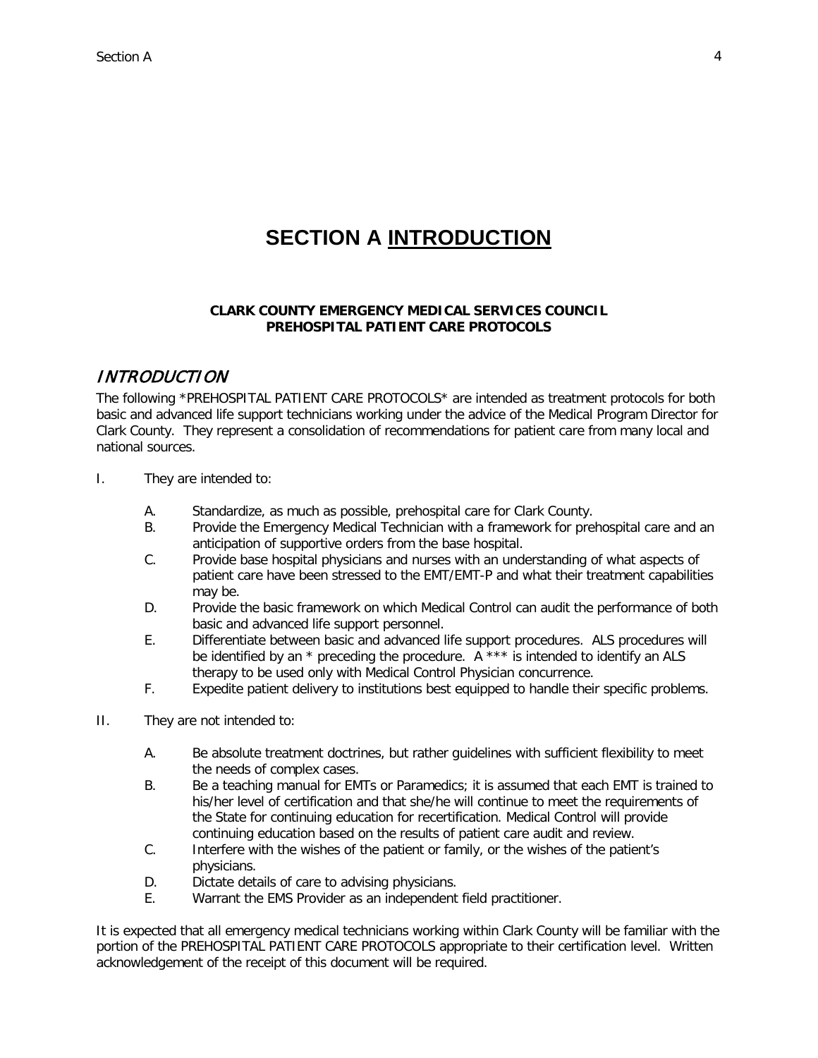# SECTION A INTRODUCTION

**CLARK COUNTY EMERGENCY MEDICAL SERVICES COUNCIL**
**PREHOSPITAL PATIENT CARE PROTOCOLS**

## *INTRODUCTION*

The following *PREHOSPITAL PATIENT CARE PROTOCOLS* are intended as treatment protocols for both basic and advanced life support technicians working under the advice of the Medical Program Director for Clark County. They represent a consolidation of recommendations for patient care from many local and national sources.

I. They are intended to:

   A. Standardize, as much as possible, prehospital care for Clark County.
   B. Provide the Emergency Medical Technician with a framework for prehospital care and an anticipation of supportive orders from the base hospital.
   C. Provide base hospital physicians and nurses with an understanding of what aspects of patient care have been stressed to the EMT/EMT-P and what their treatment capabilities may be.
   D. Provide the basic framework on which Medical Control can audit the performance of both basic and advanced life support personnel.
   E. Differentiate between basic and advanced life support procedures. ALS procedures will be identified by an * preceding the procedure. A *** is intended to identify an ALS therapy to be used only with Medical Control Physician concurrence.
   F. Expedite patient delivery to institutions best equipped to handle their specific problems.

II. They are not intended to:

   A. Be absolute treatment doctrines, but rather guidelines with sufficient flexibility to meet the needs of complex cases.
   B. Be a teaching manual for EMTs or Paramedics; it is assumed that each EMT is trained to his/her level of certification and that she/he will continue to meet the requirements of the State for continuing education for recertification. Medical Control will provide continuing education based on the results of patient care audit and review.
   C. Interfere with the wishes of the patient or family, or the wishes of the patient's physicians.
   D. Dictate details of care to advising physicians.
   E. Warrant the EMS Provider as an independent field practitioner.

It is expected that all emergency medical technicians working within Clark County will be familiar with the portion of the PREHOSPITAL PATIENT CARE PROTOCOLS appropriate to their certification level. Written acknowledgement of the receipt of this document will be required.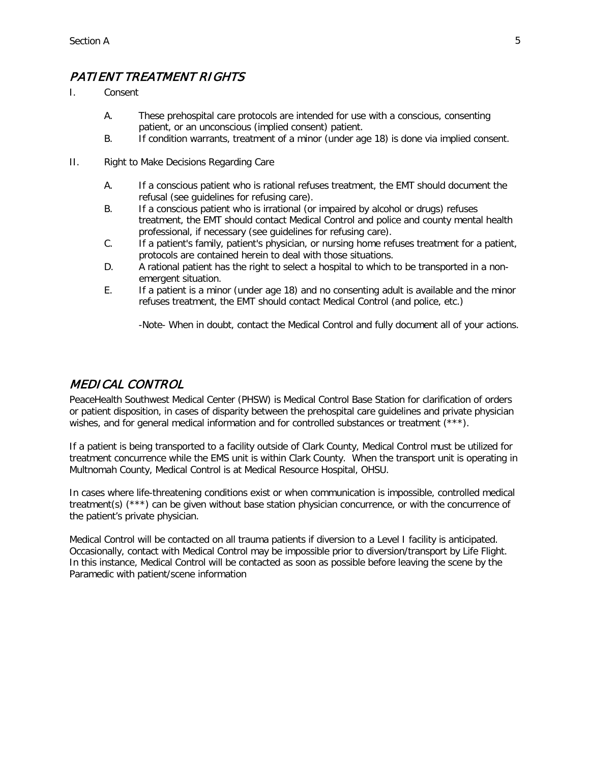## *PATIENT TREATMENT RIGHTS*

I. Consent

A. These prehospital care protocols are intended for use with a conscious, consenting patient, or an unconscious (implied consent) patient.

B. If condition warrants, treatment of a minor (under age 18) is done via implied consent.

II. Right to Make Decisions Regarding Care

A. If a conscious patient who is rational refuses treatment, the EMT should document the refusal (see guidelines for refusing care).

B. If a conscious patient who is irrational (or impaired by alcohol or drugs) refuses treatment, the EMT should contact Medical Control and police and county mental health professional, if necessary (see guidelines for refusing care).

C. If a patient's family, patient's physician, or nursing home refuses treatment for a patient, protocols are contained herein to deal with those situations.

D. A rational patient has the right to select a hospital to which to be transported in a non-emergent situation.

E. If a patient is a minor (under age 18) and no consenting adult is available and the minor refuses treatment, the EMT should contact Medical Control (and police, etc.)

-Note- When in doubt, contact the Medical Control and fully document all of your actions.

## *MEDICAL CONTROL*

PeaceHealth Southwest Medical Center (PHSW) is Medical Control Base Station for clarification of orders or patient disposition, in cases of disparity between the prehospital care guidelines and private physician wishes, and for general medical information and for controlled substances or treatment (***).

If a patient is being transported to a facility outside of Clark County, Medical Control must be utilized for treatment concurrence while the EMS unit is within Clark County. When the transport unit is operating in Multnomah County, Medical Control is at Medical Resource Hospital, OHSU.

In cases where life-threatening conditions exist or when communication is impossible, controlled medical treatment(s) (***) can be given without base station physician concurrence, or with the concurrence of the patient's private physician.

Medical Control will be contacted on all trauma patients if diversion to a Level I facility is anticipated. Occasionally, contact with Medical Control may be impossible prior to diversion/transport by Life Flight. In this instance, Medical Control will be contacted as soon as possible before leaving the scene by the Paramedic with patient/scene information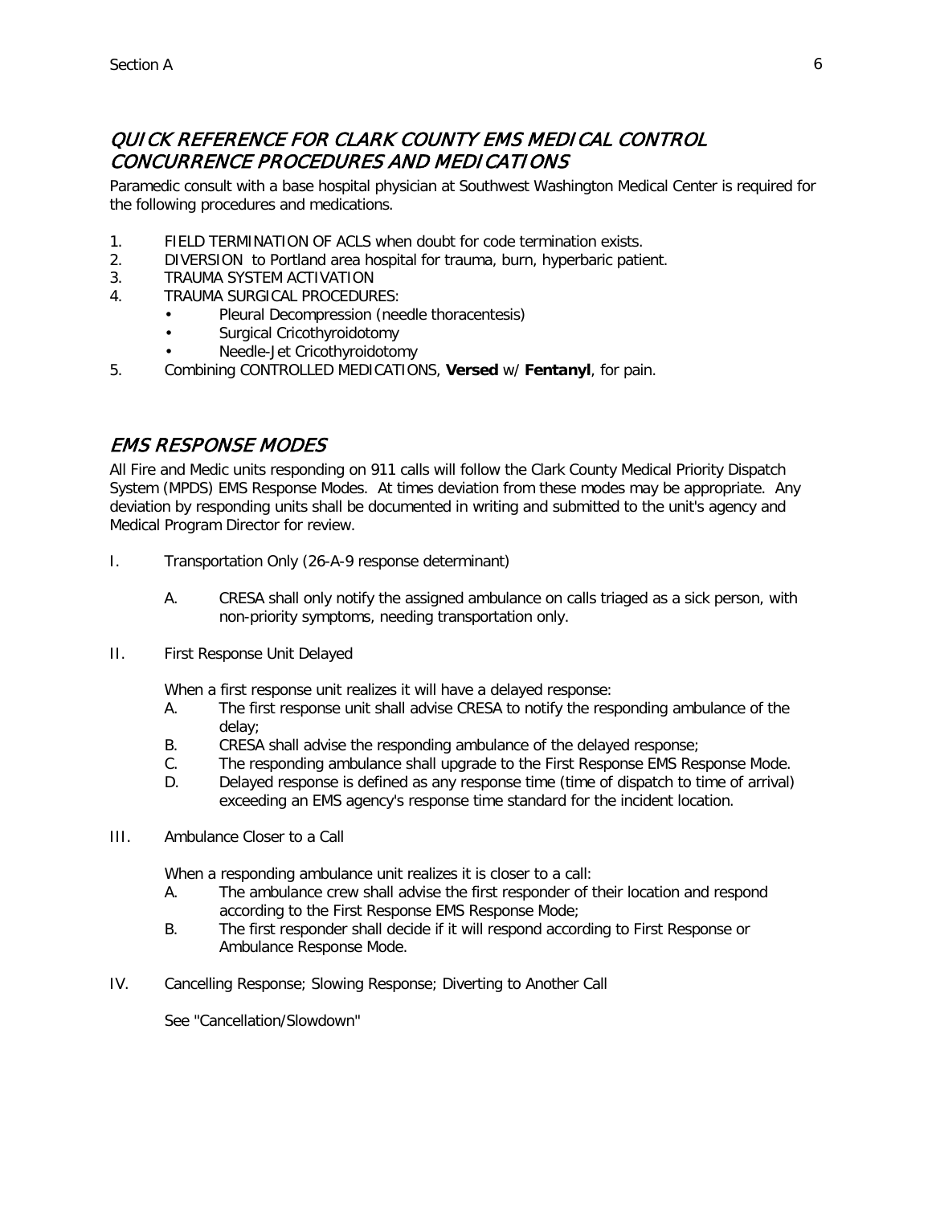## *QUICK REFERENCE FOR CLARK COUNTY EMS MEDICAL CONTROL CONCURRENCE PROCEDURES AND MEDICATIONS*

Paramedic consult with a base hospital physician at Southwest Washington Medical Center is required for the following procedures and medications.

1. FIELD TERMINATION OF ACLS when doubt for code termination exists.
2. DIVERSION to Portland area hospital for trauma, burn, hyperbaric patient.
3. TRAUMA SYSTEM ACTIVATION
4. TRAUMA SURGICAL PROCEDURES:
   - Pleural Decompression (needle thoracentesis)
   - Surgical Cricothyroidotomy
   - Needle-Jet Cricothyroidotomy
5. Combining CONTROLLED MEDICATIONS, **Versed** w/ **Fentanyl**, for pain.

## *EMS RESPONSE MODES*

All Fire and Medic units responding on 911 calls will follow the Clark County Medical Priority Dispatch System (MPDS) EMS Response Modes. At times deviation from these modes may be appropriate. Any deviation by responding units shall be documented in writing and submitted to the unit's agency and Medical Program Director for review.

I. Transportation Only (26-A-9 response determinant)

   A. CRESA shall only notify the assigned ambulance on calls triaged as a sick person, with non-priority symptoms, needing transportation only.

II. First Response Unit Delayed

   When a first response unit realizes it will have a delayed response:

   A. The first response unit shall advise CRESA to notify the responding ambulance of the delay;
   B. CRESA shall advise the responding ambulance of the delayed response;
   C. The responding ambulance shall upgrade to the First Response EMS Response Mode.
   D. Delayed response is defined as any response time (time of dispatch to time of arrival) exceeding an EMS agency's response time standard for the incident location.

III. Ambulance Closer to a Call

   When a responding ambulance unit realizes it is closer to a call:

   A. The ambulance crew shall advise the first responder of their location and respond according to the First Response EMS Response Mode;
   B. The first responder shall decide if it will respond according to First Response or Ambulance Response Mode.

IV. Cancelling Response; Slowing Response; Diverting to Another Call

   See "Cancellation/Slowdown"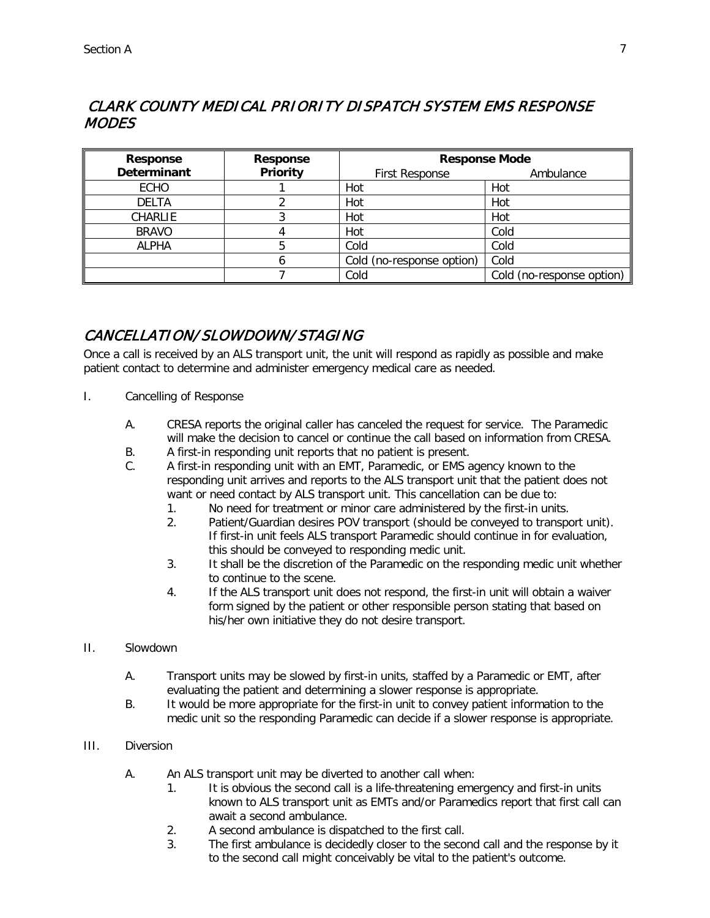## *CLARK COUNTY MEDICAL PRIORITY DISPATCH SYSTEM EMS RESPONSE MODES*

| **Response Determinant** | **Response Priority** | **Response Mode** | |
|---|---|---|---|
| | | First Response | Ambulance |
| ECHO | 1 | Hot | Hot |
| DELTA | 2 | Hot | Hot |
| CHARLIE | 3 | Hot | Hot |
| BRAVO | 4 | Hot | Cold |
| ALPHA | 5 | Cold | Cold |
| | 6 | Cold (no-response option) | Cold |
| | 7 | Cold | Cold (no-response option) |

## *CANCELLATION/SLOWDOWN/STAGING*

Once a call is received by an ALS transport unit, the unit will respond as rapidly as possible and make patient contact to determine and administer emergency medical care as needed.

I. Cancelling of Response

   A. CRESA reports the original caller has canceled the request for service. The Paramedic will make the decision to cancel or continue the call based on information from CRESA.

   B. A first-in responding unit reports that no patient is present.

   C. A first-in responding unit with an EMT, Paramedic, or EMS agency known to the responding unit arrives and reports to the ALS transport unit that the patient does not want or need contact by ALS transport unit. This cancellation can be due to:

      1. No need for treatment or minor care administered by the first-in units.
      2. Patient/Guardian desires POV transport (should be conveyed to transport unit). If first-in unit feels ALS transport Paramedic should continue in for evaluation, this should be conveyed to responding medic unit.
      3. It shall be the discretion of the Paramedic on the responding medic unit whether to continue to the scene.
      4. If the ALS transport unit does not respond, the first-in unit will obtain a waiver form signed by the patient or other responsible person stating that based on his/her own initiative they do not desire transport.

II. Slowdown

   A. Transport units may be slowed by first-in units, staffed by a Paramedic or EMT, after evaluating the patient and determining a slower response is appropriate.

   B. It would be more appropriate for the first-in unit to convey patient information to the medic unit so the responding Paramedic can decide if a slower response is appropriate.

III. Diversion

   A. An ALS transport unit may be diverted to another call when:

      1. It is obvious the second call is a life-threatening emergency and first-in units known to ALS transport unit as EMTs and/or Paramedics report that first call can await a second ambulance.
      2. A second ambulance is dispatched to the first call.
      3. The first ambulance is decidedly closer to the second call and the response by it to the second call might conceivably be vital to the patient's outcome.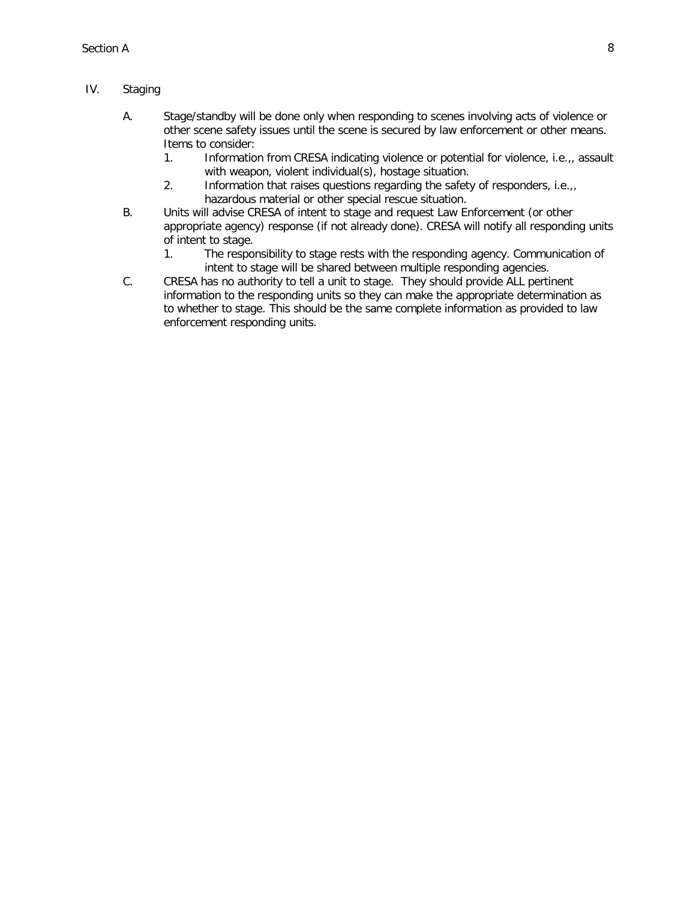IV. Staging

A. Stage/standby will be done only when responding to scenes involving acts of violence or other scene safety issues until the scene is secured by law enforcement or other means. Items to consider:
   1. Information from CRESA indicating violence or potential for violence, i.e.,, assault with weapon, violent individual(s), hostage situation.
   2. Information that raises questions regarding the safety of responders, i.e.,, hazardous material or other special rescue situation.

B. Units will advise CRESA of intent to stage and request Law Enforcement (or other appropriate agency) response (if not already done). CRESA will notify all responding units of intent to stage.
   1. The responsibility to stage rests with the responding agency. Communication of intent to stage will be shared between multiple responding agencies.

C. CRESA has no authority to tell a unit to stage. They should provide ALL pertinent information to the responding units so they can make the appropriate determination as to whether to stage. This should be the same complete information as provided to law enforcement responding units.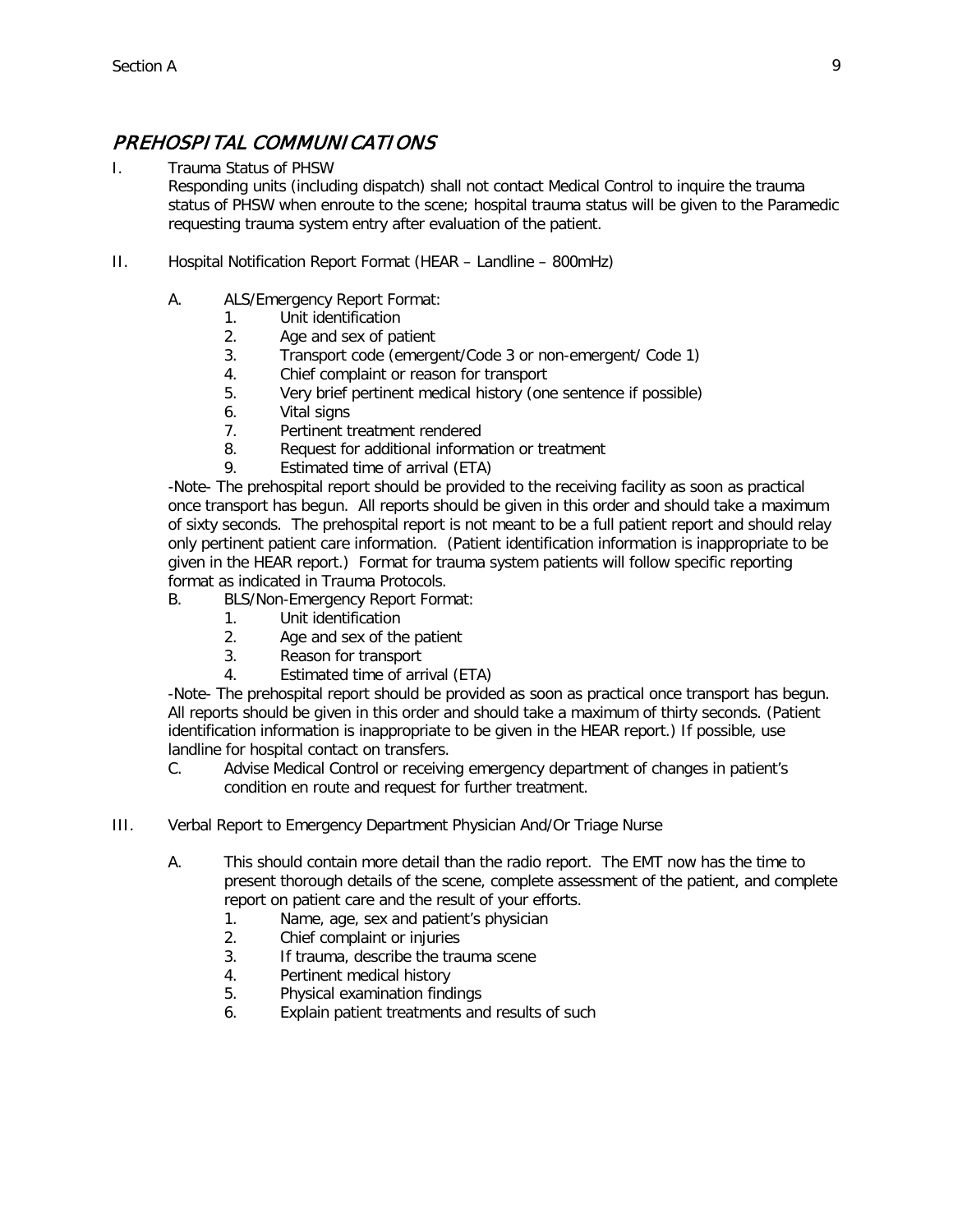# *PREHOSPITAL COMMUNICATIONS*

I. Trauma Status of PHSW

Responding units (including dispatch) shall not contact Medical Control to inquire the trauma status of PHSW when enroute to the scene; hospital trauma status will be given to the Paramedic requesting trauma system entry after evaluation of the patient.

II. Hospital Notification Report Format (HEAR – Landline – 800mHz)

A. ALS/Emergency Report Format:

1. Unit identification
2. Age and sex of patient
3. Transport code (emergent/Code 3 or non-emergent/ Code 1)
4. Chief complaint or reason for transport
5. Very brief pertinent medical history (one sentence if possible)
6. Vital signs
7. Pertinent treatment rendered
8. Request for additional information or treatment
9. Estimated time of arrival (ETA)

-Note- The prehospital report should be provided to the receiving facility as soon as practical once transport has begun. All reports should be given in this order and should take a maximum of sixty seconds. The prehospital report is not meant to be a full patient report and should relay only pertinent patient care information. (Patient identification information is inappropriate to be given in the HEAR report.) Format for trauma system patients will follow specific reporting format as indicated in Trauma Protocols.

B. BLS/Non-Emergency Report Format:

1. Unit identification
2. Age and sex of the patient
3. Reason for transport
4. Estimated time of arrival (ETA)

-Note- The prehospital report should be provided as soon as practical once transport has begun. All reports should be given in this order and should take a maximum of thirty seconds. (Patient identification information is inappropriate to be given in the HEAR report.) If possible, use landline for hospital contact on transfers.

C. Advise Medical Control or receiving emergency department of changes in patient's condition en route and request for further treatment.

III. Verbal Report to Emergency Department Physician And/Or Triage Nurse

A. This should contain more detail than the radio report. The EMT now has the time to present thorough details of the scene, complete assessment of the patient, and complete report on patient care and the result of your efforts.

1. Name, age, sex and patient's physician
2. Chief complaint or injuries
3. If trauma, describe the trauma scene
4. Pertinent medical history
5. Physical examination findings
6. Explain patient treatments and results of such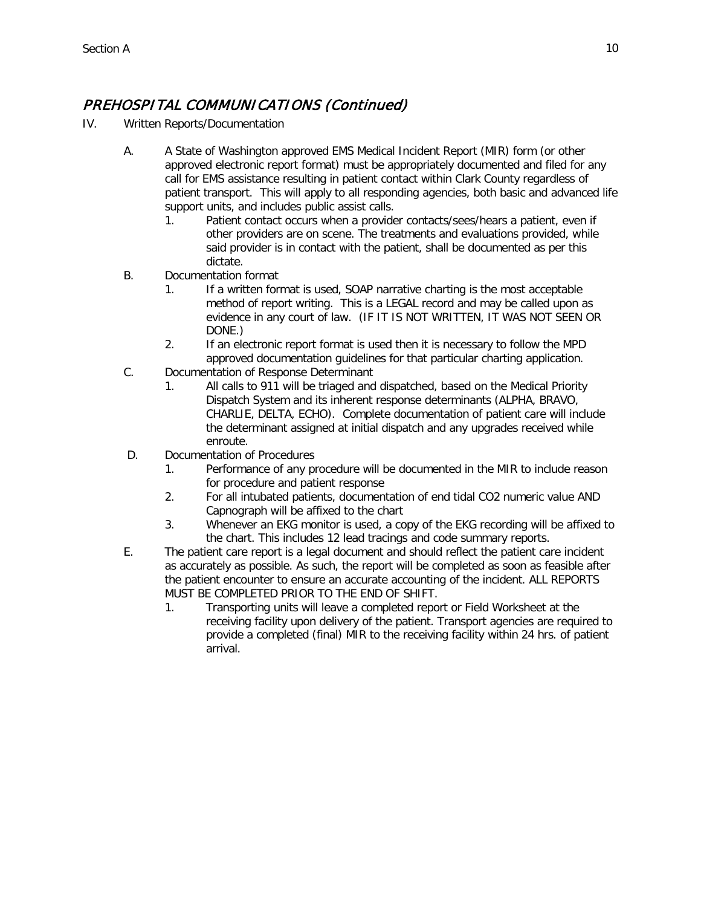## *PREHOSPITAL COMMUNICATIONS (Continued)*

IV. Written Reports/Documentation

A. A State of Washington approved EMS Medical Incident Report (MIR) form (or other approved electronic report format) must be appropriately documented and filed for any call for EMS assistance resulting in patient contact within Clark County regardless of patient transport. This will apply to all responding agencies, both basic and advanced life support units, and includes public assist calls.

1. Patient contact occurs when a provider contacts/sees/hears a patient, even if other providers are on scene. The treatments and evaluations provided, while said provider is in contact with the patient, shall be documented as per this dictate.

B. Documentation format

1. If a written format is used, SOAP narrative charting is the most acceptable method of report writing. This is a LEGAL record and may be called upon as evidence in any court of law. (IF IT IS NOT WRITTEN, IT WAS NOT SEEN OR DONE.)
2. If an electronic report format is used then it is necessary to follow the MPD approved documentation guidelines for that particular charting application.

C. Documentation of Response Determinant

1. All calls to 911 will be triaged and dispatched, based on the Medical Priority Dispatch System and its inherent response determinants (ALPHA, BRAVO, CHARLIE, DELTA, ECHO). Complete documentation of patient care will include the determinant assigned at initial dispatch and any upgrades received while enroute.

D. Documentation of Procedures

1. Performance of any procedure will be documented in the MIR to include reason for procedure and patient response
2. For all intubated patients, documentation of end tidal CO2 numeric value AND Capnograph will be affixed to the chart
3. Whenever an EKG monitor is used, a copy of the EKG recording will be affixed to the chart. This includes 12 lead tracings and code summary reports.

E. The patient care report is a legal document and should reflect the patient care incident as accurately as possible. As such, the report will be completed as soon as feasible after the patient encounter to ensure an accurate accounting of the incident. ALL REPORTS MUST BE COMPLETED PRIOR TO THE END OF SHIFT.

1. Transporting units will leave a completed report or Field Worksheet at the receiving facility upon delivery of the patient. Transport agencies are required to provide a completed (final) MIR to the receiving facility within 24 hrs. of patient arrival.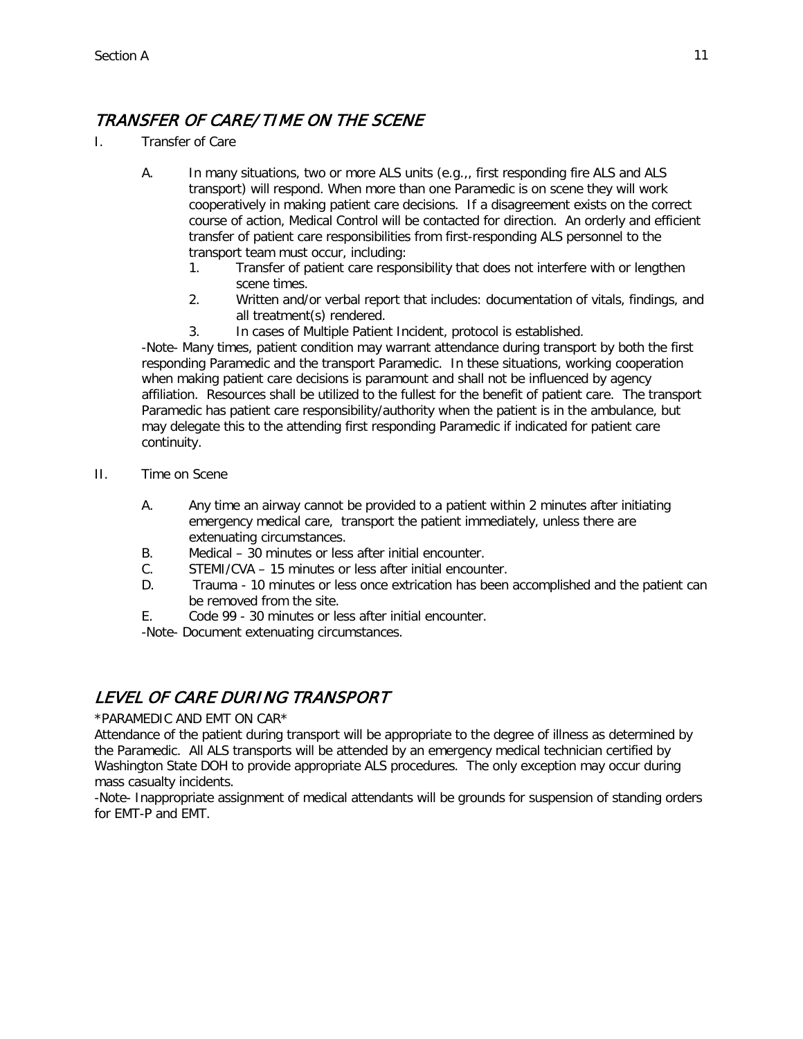## *TRANSFER OF CARE/TIME ON THE SCENE*

I. Transfer of Care

A. In many situations, two or more ALS units (e.g.,, first responding fire ALS and ALS transport) will respond. When more than one Paramedic is on scene they will work cooperatively in making patient care decisions. If a disagreement exists on the correct course of action, Medical Control will be contacted for direction. An orderly and efficient transfer of patient care responsibilities from first-responding ALS personnel to the transport team must occur, including:

1. Transfer of patient care responsibility that does not interfere with or lengthen scene times.
2. Written and/or verbal report that includes: documentation of vitals, findings, and all treatment(s) rendered.
3. In cases of Multiple Patient Incident, protocol is established.

-Note- Many times, patient condition may warrant attendance during transport by both the first responding Paramedic and the transport Paramedic. In these situations, working cooperation when making patient care decisions is paramount and shall not be influenced by agency affiliation. Resources shall be utilized to the fullest for the benefit of patient care. The transport Paramedic has patient care responsibility/authority when the patient is in the ambulance, but may delegate this to the attending first responding Paramedic if indicated for patient care continuity.

II. Time on Scene

A. Any time an airway cannot be provided to a patient within 2 minutes after initiating emergency medical care, transport the patient immediately, unless there are extenuating circumstances.

B. Medical – 30 minutes or less after initial encounter.

C. STEMI/CVA – 15 minutes or less after initial encounter.

D. Trauma - 10 minutes or less once extrication has been accomplished and the patient can be removed from the site.

E. Code 99 - 30 minutes or less after initial encounter.

-Note- Document extenuating circumstances.

## *LEVEL OF CARE DURING TRANSPORT*

*PARAMEDIC AND EMT ON CAR*

Attendance of the patient during transport will be appropriate to the degree of illness as determined by the Paramedic. All ALS transports will be attended by an emergency medical technician certified by Washington State DOH to provide appropriate ALS procedures. The only exception may occur during mass casualty incidents.

-Note- Inappropriate assignment of medical attendants will be grounds for suspension of standing orders for EMT-P and EMT.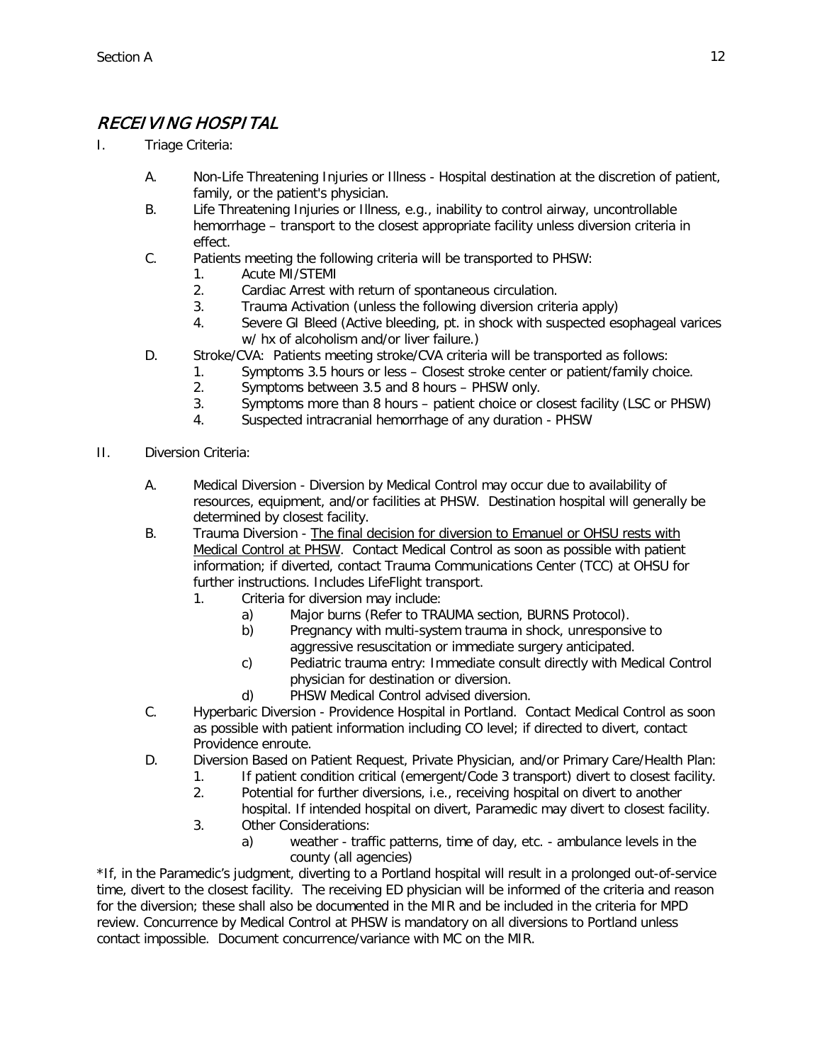## *RECEIVING HOSPITAL*

I. Triage Criteria:

   A. Non-Life Threatening Injuries or Illness - Hospital destination at the discretion of patient, family, or the patient's physician.
   B. Life Threatening Injuries or Illness, e.g., inability to control airway, uncontrollable hemorrhage – transport to the closest appropriate facility unless diversion criteria in effect.
   C. Patients meeting the following criteria will be transported to PHSW:
      1. Acute MI/STEMI
      2. Cardiac Arrest with return of spontaneous circulation.
      3. Trauma Activation (unless the following diversion criteria apply)
      4. Severe GI Bleed (Active bleeding, pt. in shock with suspected esophageal varices w/ hx of alcoholism and/or liver failure.)
   D. Stroke/CVA: Patients meeting stroke/CVA criteria will be transported as follows:
      1. Symptoms 3.5 hours or less – Closest stroke center or patient/family choice.
      2. Symptoms between 3.5 and 8 hours – PHSW only.
      3. Symptoms more than 8 hours – patient choice or closest facility (LSC or PHSW)
      4. Suspected intracranial hemorrhage of any duration - PHSW

II. Diversion Criteria:

   A. Medical Diversion - Diversion by Medical Control may occur due to availability of resources, equipment, and/or facilities at PHSW. Destination hospital will generally be determined by closest facility.
   B. Trauma Diversion - <u>The final decision for diversion to Emanuel or OHSU rests with Medical Control at PHSW</u>. Contact Medical Control as soon as possible with patient information; if diverted, contact Trauma Communications Center (TCC) at OHSU for further instructions. Includes LifeFlight transport.
      1. Criteria for diversion may include:
         a) Major burns (Refer to TRAUMA section, BURNS Protocol).
         b) Pregnancy with multi-system trauma in shock, unresponsive to aggressive resuscitation or immediate surgery anticipated.
         c) Pediatric trauma entry: Immediate consult directly with Medical Control physician for destination or diversion.
         d) PHSW Medical Control advised diversion.
   C. Hyperbaric Diversion - Providence Hospital in Portland. Contact Medical Control as soon as possible with patient information including CO level; if directed to divert, contact Providence enroute.
   D. Diversion Based on Patient Request, Private Physician, and/or Primary Care/Health Plan:
      1. If patient condition critical (emergent/Code 3 transport) divert to closest facility.
      2. Potential for further diversions, i.e., receiving hospital on divert to another hospital. If intended hospital on divert, Paramedic may divert to closest facility.
      3. Other Considerations:
         a) weather - traffic patterns, time of day, etc. - ambulance levels in the county (all agencies)

*If, in the Paramedic's judgment, diverting to a Portland hospital will result in a prolonged out-of-service time, divert to the closest facility. The receiving ED physician will be informed of the criteria and reason for the diversion; these shall also be documented in the MIR and be included in the criteria for MPD review. Concurrence by Medical Control at PHSW is mandatory on all diversions to Portland unless contact impossible. Document concurrence/variance with MC on the MIR.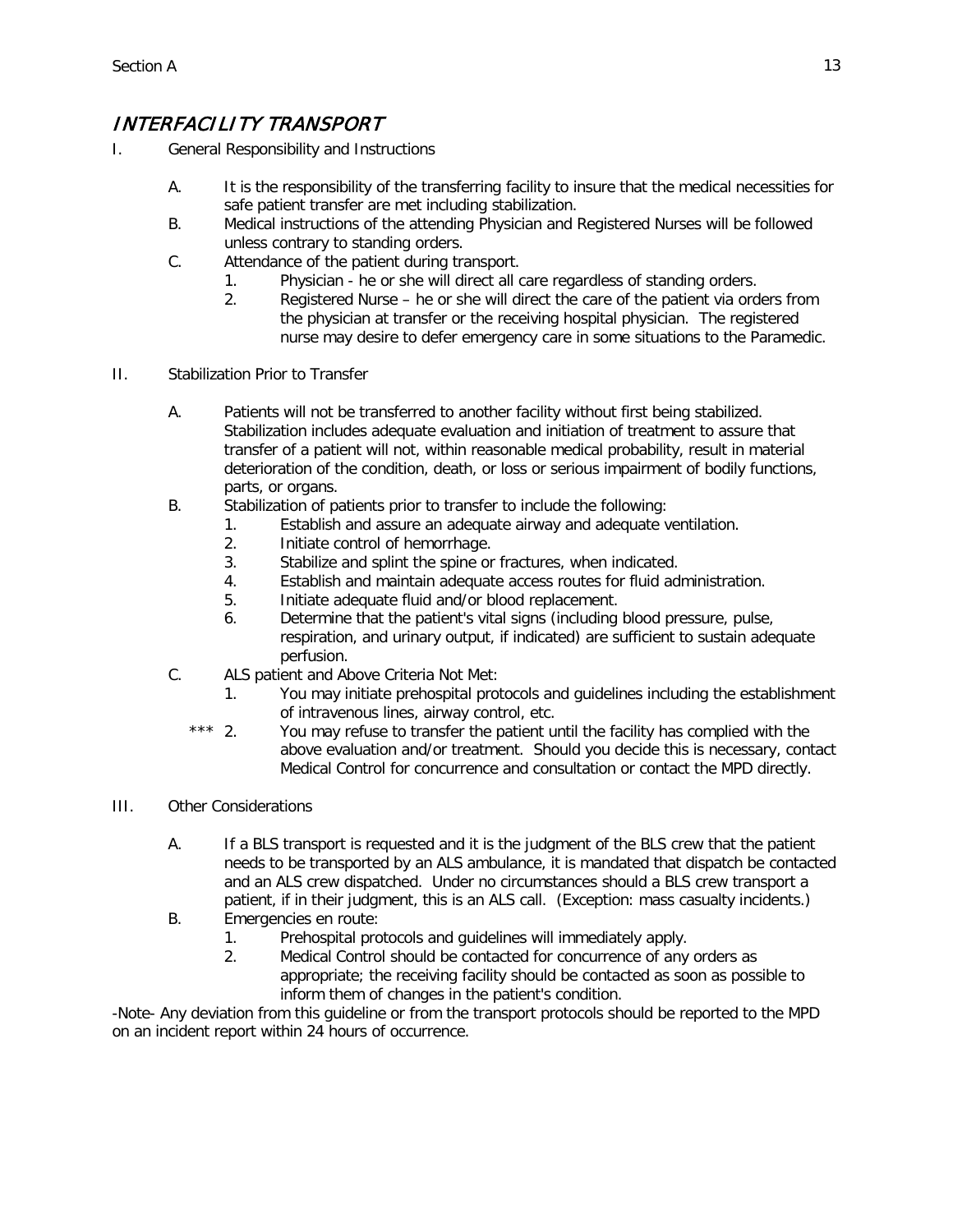## *INTERFACILITY TRANSPORT*

I. General Responsibility and Instructions

   A. It is the responsibility of the transferring facility to insure that the medical necessities for safe patient transfer are met including stabilization.

   B. Medical instructions of the attending Physician and Registered Nurses will be followed unless contrary to standing orders.

   C. Attendance of the patient during transport.

      1. Physician - he or she will direct all care regardless of standing orders.
      2. Registered Nurse – he or she will direct the care of the patient via orders from the physician at transfer or the receiving hospital physician. The registered nurse may desire to defer emergency care in some situations to the Paramedic.

II. Stabilization Prior to Transfer

   A. Patients will not be transferred to another facility without first being stabilized. Stabilization includes adequate evaluation and initiation of treatment to assure that transfer of a patient will not, within reasonable medical probability, result in material deterioration of the condition, death, or loss or serious impairment of bodily functions, parts, or organs.

   B. Stabilization of patients prior to transfer to include the following:

      1. Establish and assure an adequate airway and adequate ventilation.
      2. Initiate control of hemorrhage.
      3. Stabilize and splint the spine or fractures, when indicated.
      4. Establish and maintain adequate access routes for fluid administration.
      5. Initiate adequate fluid and/or blood replacement.
      6. Determine that the patient's vital signs (including blood pressure, pulse, respiration, and urinary output, if indicated) are sufficient to sustain adequate perfusion.

   C. ALS patient and Above Criteria Not Met:

      1. You may initiate prehospital protocols and guidelines including the establishment of intravenous lines, airway control, etc.
      *** 2. You may refuse to transfer the patient until the facility has complied with the above evaluation and/or treatment. Should you decide this is necessary, contact Medical Control for concurrence and consultation or contact the MPD directly.

III. Other Considerations

   A. If a BLS transport is requested and it is the judgment of the BLS crew that the patient needs to be transported by an ALS ambulance, it is mandated that dispatch be contacted and an ALS crew dispatched. Under no circumstances should a BLS crew transport a patient, if in their judgment, this is an ALS call. (Exception: mass casualty incidents.)

   B. Emergencies en route:

      1. Prehospital protocols and guidelines will immediately apply.
      2. Medical Control should be contacted for concurrence of any orders as appropriate; the receiving facility should be contacted as soon as possible to inform them of changes in the patient's condition.

-Note- Any deviation from this guideline or from the transport protocols should be reported to the MPD on an incident report within 24 hours of occurrence.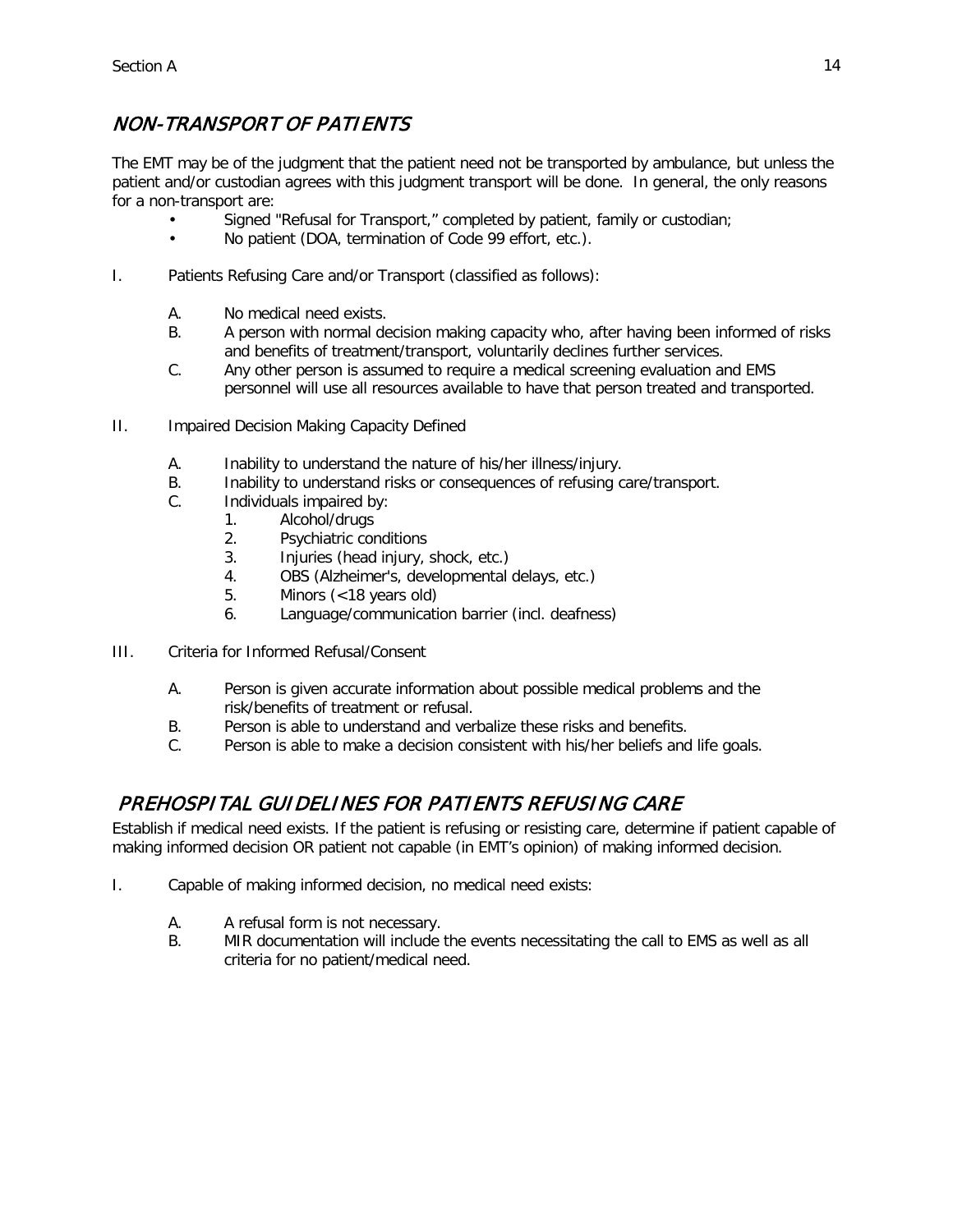## *NON-TRANSPORT OF PATIENTS*

The EMT may be of the judgment that the patient need not be transported by ambulance, but unless the patient and/or custodian agrees with this judgment transport will be done. In general, the only reasons for a non-transport are:

- Signed "Refusal for Transport," completed by patient, family or custodian;
- No patient (DOA, termination of Code 99 effort, etc.).

I. Patients Refusing Care and/or Transport (classified as follows):

  A. No medical need exists.
  B. A person with normal decision making capacity who, after having been informed of risks and benefits of treatment/transport, voluntarily declines further services.
  C. Any other person is assumed to require a medical screening evaluation and EMS personnel will use all resources available to have that person treated and transported.

II. Impaired Decision Making Capacity Defined

  A. Inability to understand the nature of his/her illness/injury.
  B. Inability to understand risks or consequences of refusing care/transport.
  C. Individuals impaired by:
    1. Alcohol/drugs
    2. Psychiatric conditions
    3. Injuries (head injury, shock, etc.)
    4. OBS (Alzheimer's, developmental delays, etc.)
    5. Minors (<18 years old)
    6. Language/communication barrier (incl. deafness)

III. Criteria for Informed Refusal/Consent

  A. Person is given accurate information about possible medical problems and the risk/benefits of treatment or refusal.
  B. Person is able to understand and verbalize these risks and benefits.
  C. Person is able to make a decision consistent with his/her beliefs and life goals.

## *PREHOSPITAL GUIDELINES FOR PATIENTS REFUSING CARE*

Establish if medical need exists. If the patient is refusing or resisting care, determine if patient capable of making informed decision OR patient not capable (in EMT's opinion) of making informed decision.

I. Capable of making informed decision, no medical need exists:

  A. A refusal form is not necessary.
  B. MIR documentation will include the events necessitating the call to EMS as well as all criteria for no patient/medical need.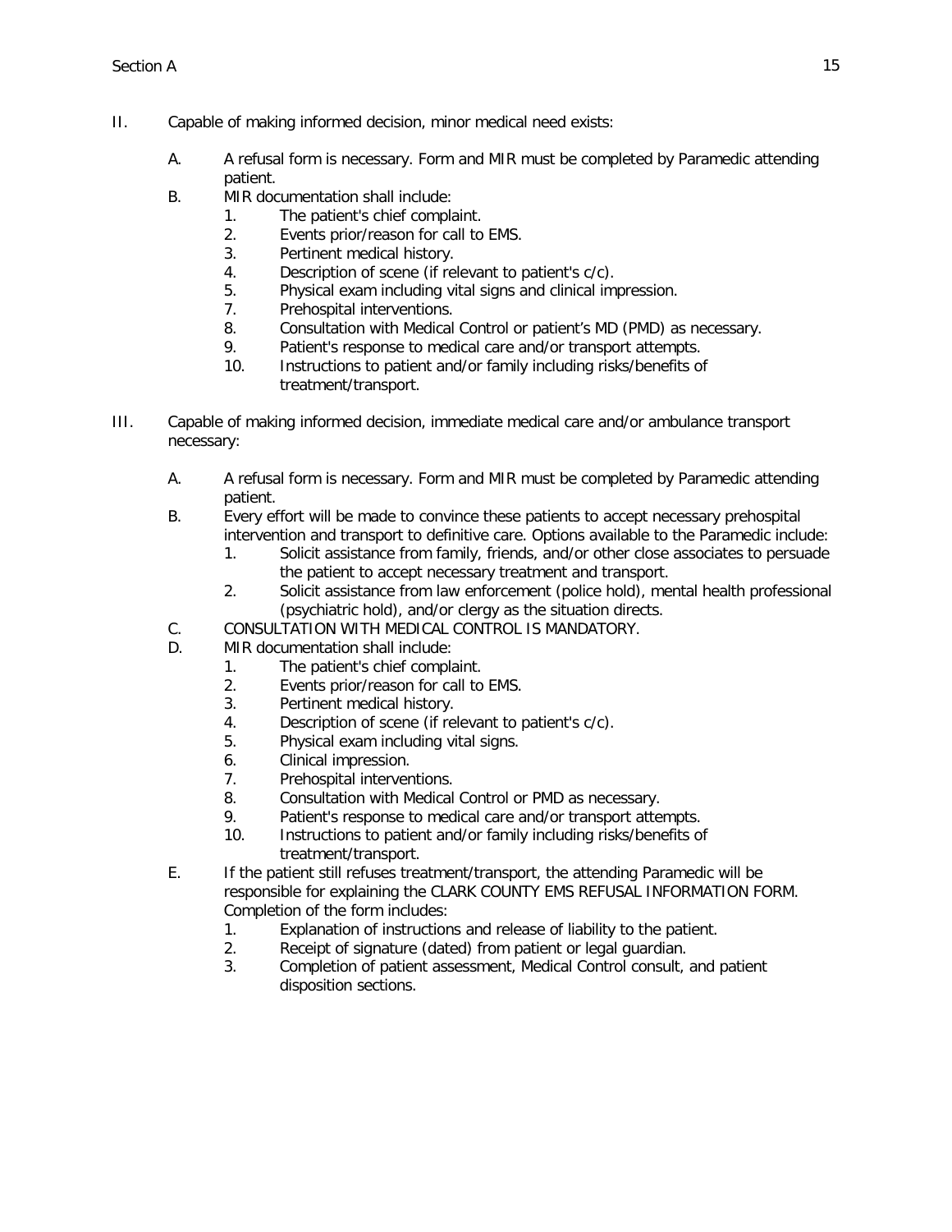II. Capable of making informed decision, minor medical need exists:

   A. A refusal form is necessary. Form and MIR must be completed by Paramedic attending patient.

   B. MIR documentation shall include:

      1. The patient's chief complaint.
      2. Events prior/reason for call to EMS.
      3. Pertinent medical history.
      4. Description of scene (if relevant to patient's c/c).
      5. Physical exam including vital signs and clinical impression.
      7. Prehospital interventions.
      8. Consultation with Medical Control or patient's MD (PMD) as necessary.
      9. Patient's response to medical care and/or transport attempts.
      10. Instructions to patient and/or family including risks/benefits of treatment/transport.

III. Capable of making informed decision, immediate medical care and/or ambulance transport necessary:

   A. A refusal form is necessary. Form and MIR must be completed by Paramedic attending patient.

   B. Every effort will be made to convince these patients to accept necessary prehospital intervention and transport to definitive care. Options available to the Paramedic include:

      1. Solicit assistance from family, friends, and/or other close associates to persuade the patient to accept necessary treatment and transport.
      2. Solicit assistance from law enforcement (police hold), mental health professional (psychiatric hold), and/or clergy as the situation directs.

   C. CONSULTATION WITH MEDICAL CONTROL IS MANDATORY.

   D. MIR documentation shall include:

      1. The patient's chief complaint.
      2. Events prior/reason for call to EMS.
      3. Pertinent medical history.
      4. Description of scene (if relevant to patient's c/c).
      5. Physical exam including vital signs.
      6. Clinical impression.
      7. Prehospital interventions.
      8. Consultation with Medical Control or PMD as necessary.
      9. Patient's response to medical care and/or transport attempts.
      10. Instructions to patient and/or family including risks/benefits of treatment/transport.

   E. If the patient still refuses treatment/transport, the attending Paramedic will be responsible for explaining the CLARK COUNTY EMS REFUSAL INFORMATION FORM. Completion of the form includes:

      1. Explanation of instructions and release of liability to the patient.
      2. Receipt of signature (dated) from patient or legal guardian.
      3. Completion of patient assessment, Medical Control consult, and patient disposition sections.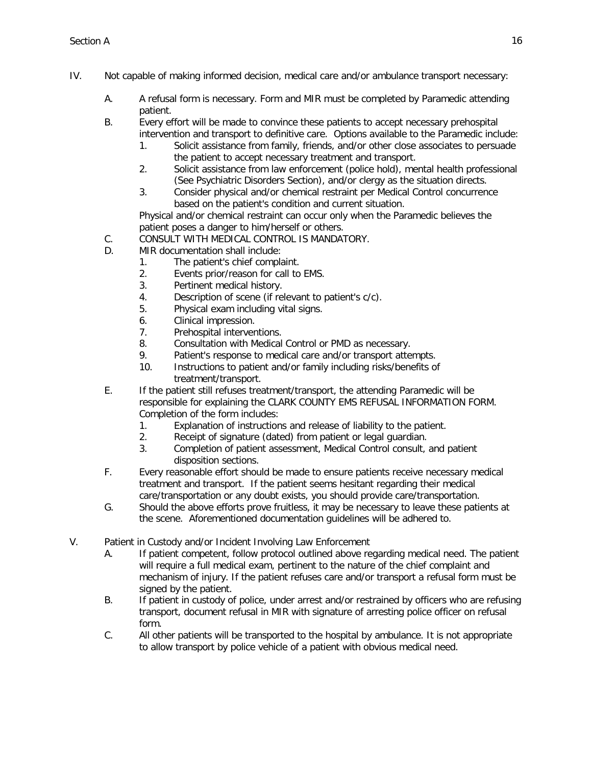IV. Not capable of making informed decision, medical care and/or ambulance transport necessary:

A. A refusal form is necessary. Form and MIR must be completed by Paramedic attending patient.

B. Every effort will be made to convince these patients to accept necessary prehospital intervention and transport to definitive care. Options available to the Paramedic include:
   1. Solicit assistance from family, friends, and/or other close associates to persuade the patient to accept necessary treatment and transport.
   2. Solicit assistance from law enforcement (police hold), mental health professional (See Psychiatric Disorders Section), and/or clergy as the situation directs.
   3. Consider physical and/or chemical restraint per Medical Control concurrence based on the patient's condition and current situation.

   Physical and/or chemical restraint can occur only when the Paramedic believes the patient poses a danger to him/herself or others.

C. CONSULT WITH MEDICAL CONTROL IS MANDATORY.

D. MIR documentation shall include:
   1. The patient's chief complaint.
   2. Events prior/reason for call to EMS.
   3. Pertinent medical history.
   4. Description of scene (if relevant to patient's c/c).
   5. Physical exam including vital signs.
   6. Clinical impression.
   7. Prehospital interventions.
   8. Consultation with Medical Control or PMD as necessary.
   9. Patient's response to medical care and/or transport attempts.
   10. Instructions to patient and/or family including risks/benefits of treatment/transport.

E. If the patient still refuses treatment/transport, the attending Paramedic will be responsible for explaining the CLARK COUNTY EMS REFUSAL INFORMATION FORM. Completion of the form includes:
   1. Explanation of instructions and release of liability to the patient.
   2. Receipt of signature (dated) from patient or legal guardian.
   3. Completion of patient assessment, Medical Control consult, and patient disposition sections.

F. Every reasonable effort should be made to ensure patients receive necessary medical treatment and transport. If the patient seems hesitant regarding their medical care/transportation or any doubt exists, you should provide care/transportation.

G. Should the above efforts prove fruitless, it may be necessary to leave these patients at the scene. Aforementioned documentation guidelines will be adhered to.

V. Patient in Custody and/or Incident Involving Law Enforcement

A. If patient competent, follow protocol outlined above regarding medical need. The patient will require a full medical exam, pertinent to the nature of the chief complaint and mechanism of injury. If the patient refuses care and/or transport a refusal form must be signed by the patient.

B. If patient in custody of police, under arrest and/or restrained by officers who are refusing transport, document refusal in MIR with signature of arresting police officer on refusal form.

C. All other patients will be transported to the hospital by ambulance. It is not appropriate to allow transport by police vehicle of a patient with obvious medical need.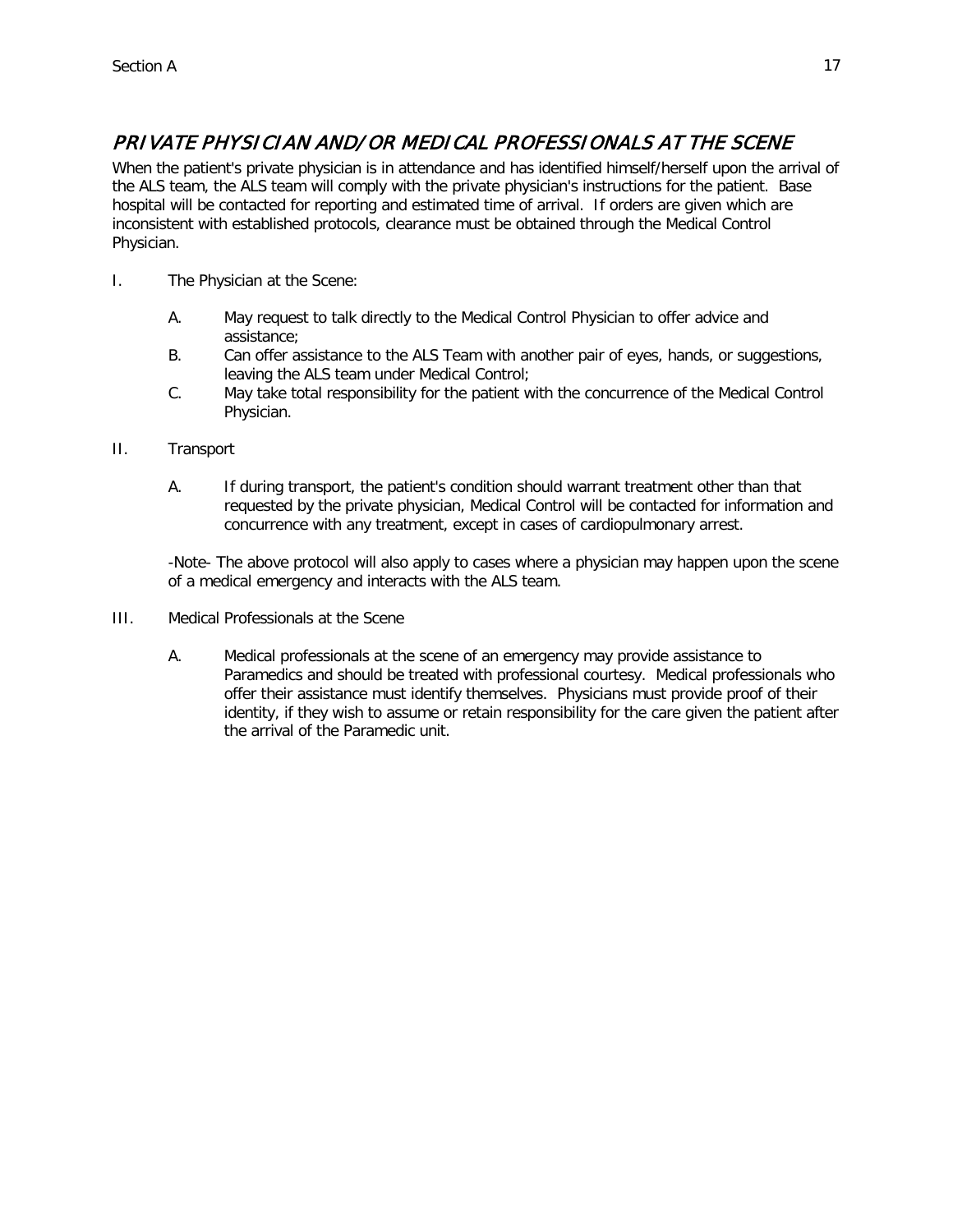## *PRIVATE PHYSICIAN AND/OR MEDICAL PROFESSIONALS AT THE SCENE*

When the patient's private physician is in attendance and has identified himself/herself upon the arrival of the ALS team, the ALS team will comply with the private physician's instructions for the patient. Base hospital will be contacted for reporting and estimated time of arrival. If orders are given which are inconsistent with established protocols, clearance must be obtained through the Medical Control Physician.

I. The Physician at the Scene:

  A. May request to talk directly to the Medical Control Physician to offer advice and assistance;
  B. Can offer assistance to the ALS Team with another pair of eyes, hands, or suggestions, leaving the ALS team under Medical Control;
  C. May take total responsibility for the patient with the concurrence of the Medical Control Physician.

II. Transport

  A. If during transport, the patient's condition should warrant treatment other than that requested by the private physician, Medical Control will be contacted for information and concurrence with any treatment, except in cases of cardiopulmonary arrest.

  -Note- The above protocol will also apply to cases where a physician may happen upon the scene of a medical emergency and interacts with the ALS team.

III. Medical Professionals at the Scene

  A. Medical professionals at the scene of an emergency may provide assistance to Paramedics and should be treated with professional courtesy. Medical professionals who offer their assistance must identify themselves. Physicians must provide proof of their identity, if they wish to assume or retain responsibility for the care given the patient after the arrival of the Paramedic unit.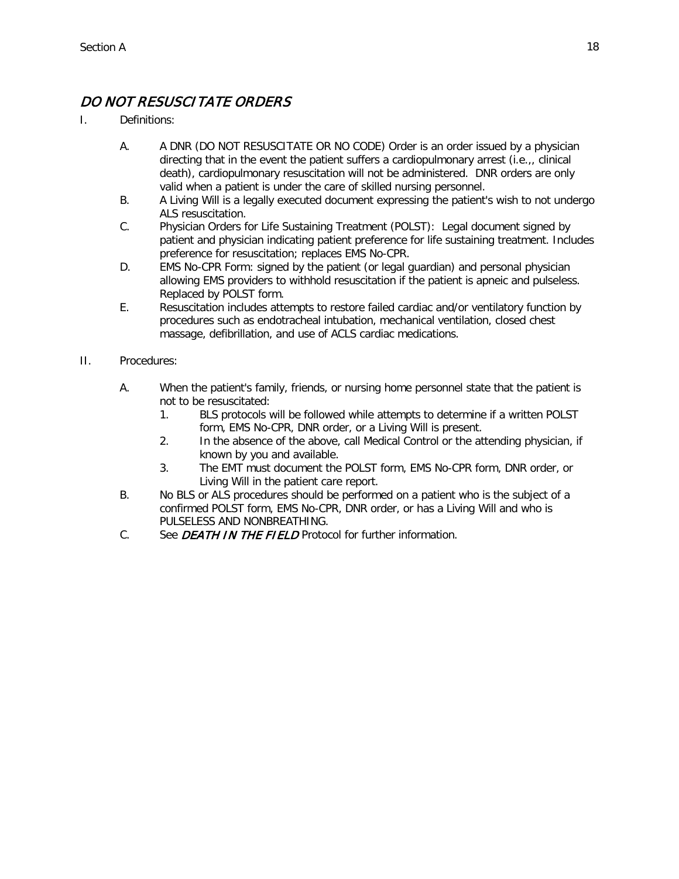## *DO NOT RESUSCITATE ORDERS*

I. Definitions:

   A. A DNR (DO NOT RESUSCITATE OR NO CODE) Order is an order issued by a physician directing that in the event the patient suffers a cardiopulmonary arrest (i.e.,, clinical death), cardiopulmonary resuscitation will not be administered. DNR orders are only valid when a patient is under the care of skilled nursing personnel.

   B. A Living Will is a legally executed document expressing the patient's wish to not undergo ALS resuscitation.

   C. Physician Orders for Life Sustaining Treatment (POLST): Legal document signed by patient and physician indicating patient preference for life sustaining treatment. Includes preference for resuscitation; replaces EMS No-CPR.

   D. EMS No-CPR Form: signed by the patient (or legal guardian) and personal physician allowing EMS providers to withhold resuscitation if the patient is apneic and pulseless. Replaced by POLST form.

   E. Resuscitation includes attempts to restore failed cardiac and/or ventilatory function by procedures such as endotracheal intubation, mechanical ventilation, closed chest massage, defibrillation, and use of ACLS cardiac medications.

II. Procedures:

   A. When the patient's family, friends, or nursing home personnel state that the patient is not to be resuscitated:

      1. BLS protocols will be followed while attempts to determine if a written POLST form, EMS No-CPR, DNR order, or a Living Will is present.
      2. In the absence of the above, call Medical Control or the attending physician, if known by you and available.
      3. The EMT must document the POLST form, EMS No-CPR form, DNR order, or Living Will in the patient care report.

   B. No BLS or ALS procedures should be performed on a patient who is the subject of a confirmed POLST form, EMS No-CPR, DNR order, or has a Living Will and who is PULSELESS AND NONBREATHING.

   C. See *DEATH IN THE FIELD* Protocol for further information.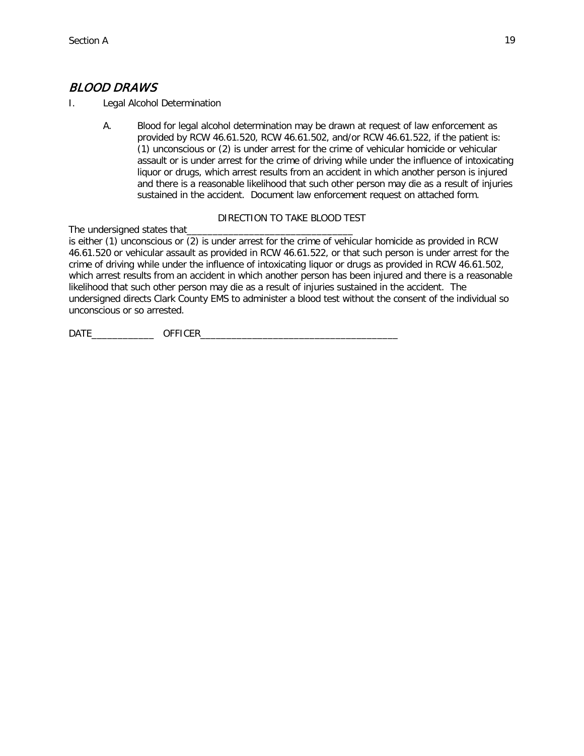## *BLOOD DRAWS*

I. Legal Alcohol Determination

A. Blood for legal alcohol determination may be drawn at request of law enforcement as provided by RCW 46.61.520, RCW 46.61.502, and/or RCW 46.61.522, if the patient is: (1) unconscious or (2) is under arrest for the crime of vehicular homicide or vehicular assault or is under arrest for the crime of driving while under the influence of intoxicating liquor or drugs, which arrest results from an accident in which another person is injured and there is a reasonable likelihood that such other person may die as a result of injuries sustained in the accident. Document law enforcement request on attached form.

DIRECTION TO TAKE BLOOD TEST

The undersigned states that_________________________________
is either (1) unconscious or (2) is under arrest for the crime of vehicular homicide as provided in RCW 46.61.520 or vehicular assault as provided in RCW 46.61.522, or that such person is under arrest for the crime of driving while under the influence of intoxicating liquor or drugs as provided in RCW 46.61.502, which arrest results from an accident in which another person has been injured and there is a reasonable likelihood that such other person may die as a result of injuries sustained in the accident. The undersigned directs Clark County EMS to administer a blood test without the consent of the individual so unconscious or so arrested.

DATE____________ OFFICER_______________________________________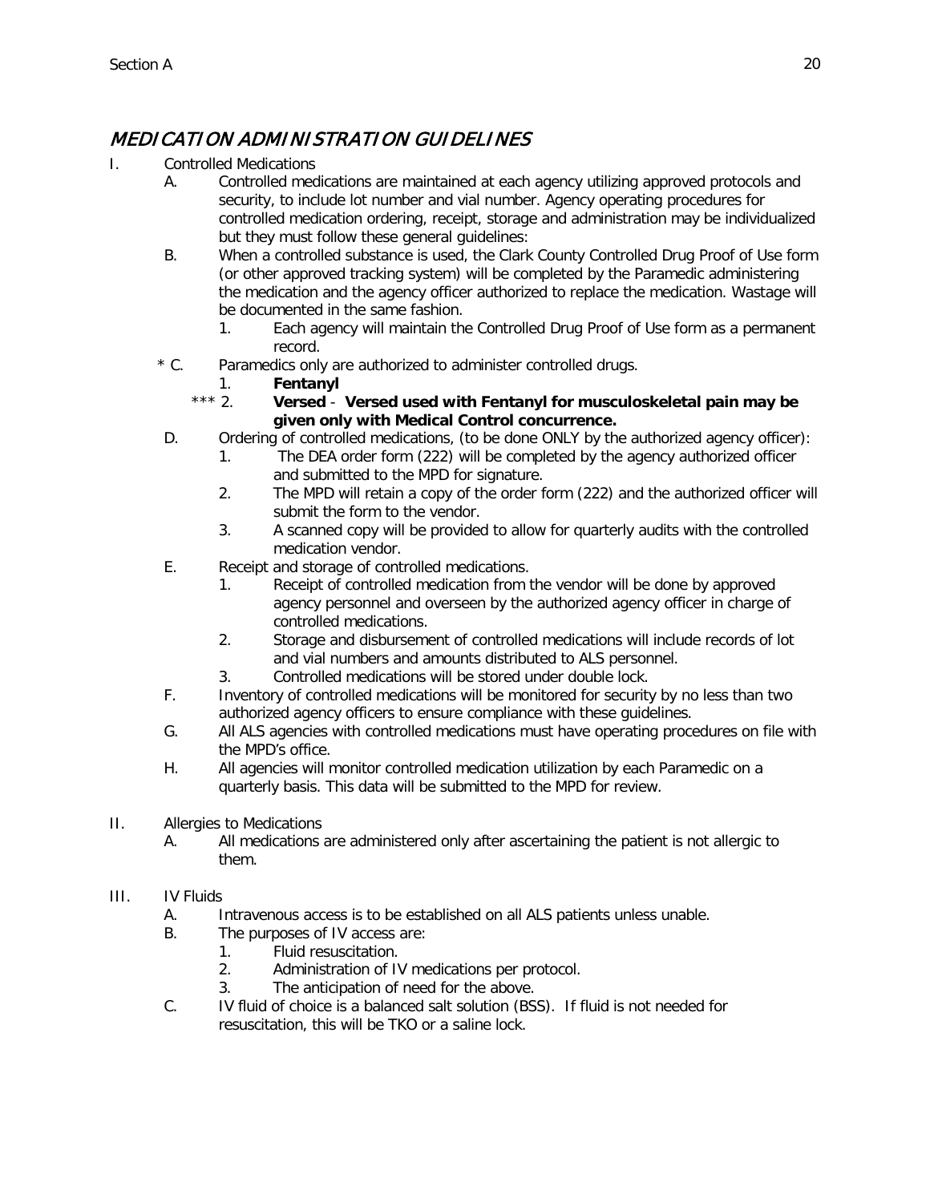# *MEDICATION ADMINISTRATION GUIDELINES*

I. Controlled Medications

   A. Controlled medications are maintained at each agency utilizing approved protocols and security, to include lot number and vial number. Agency operating procedures for controlled medication ordering, receipt, storage and administration may be individualized but they must follow these general guidelines:

   B. When a controlled substance is used, the Clark County Controlled Drug Proof of Use form (or other approved tracking system) will be completed by the Paramedic administering the medication and the agency officer authorized to replace the medication. Wastage will be documented in the same fashion.

      1. Each agency will maintain the Controlled Drug Proof of Use form as a permanent record.

   \* C. Paramedics only are authorized to administer controlled drugs.

      1. **Fentanyl**

      \*\*\* 2. **Versed** - **Versed used with Fentanyl for musculoskeletal pain may be given only with Medical Control concurrence.**

   D. Ordering of controlled medications, (to be done ONLY by the authorized agency officer):

      1. The DEA order form (222) will be completed by the agency authorized officer and submitted to the MPD for signature.

      2. The MPD will retain a copy of the order form (222) and the authorized officer will submit the form to the vendor.

      3. A scanned copy will be provided to allow for quarterly audits with the controlled medication vendor.

   E. Receipt and storage of controlled medications.

      1. Receipt of controlled medication from the vendor will be done by approved agency personnel and overseen by the authorized agency officer in charge of controlled medications.

      2. Storage and disbursement of controlled medications will include records of lot and vial numbers and amounts distributed to ALS personnel.

      3. Controlled medications will be stored under double lock.

   F. Inventory of controlled medications will be monitored for security by no less than two authorized agency officers to ensure compliance with these guidelines.

   G. All ALS agencies with controlled medications must have operating procedures on file with the MPD's office.

   H. All agencies will monitor controlled medication utilization by each Paramedic on a quarterly basis. This data will be submitted to the MPD for review.

II. Allergies to Medications

   A. All medications are administered only after ascertaining the patient is not allergic to them.

III. IV Fluids

   A. Intravenous access is to be established on all ALS patients unless unable.

   B. The purposes of IV access are:

      1. Fluid resuscitation.

      2. Administration of IV medications per protocol.

      3. The anticipation of need for the above.

   C. IV fluid of choice is a balanced salt solution (BSS). If fluid is not needed for resuscitation, this will be TKO or a saline lock.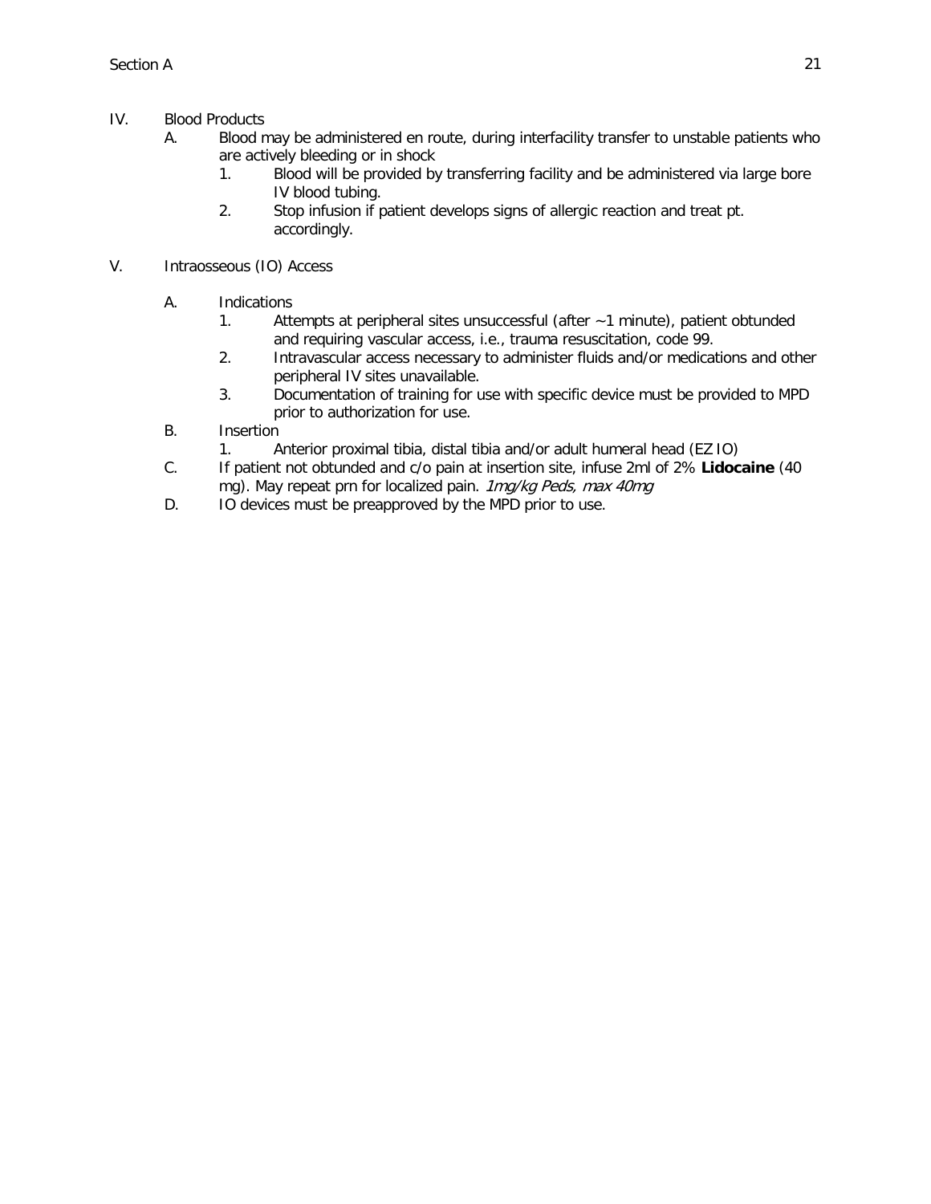IV. Blood Products

A. Blood may be administered en route, during interfacility transfer to unstable patients who are actively bleeding or in shock

1. Blood will be provided by transferring facility and be administered via large bore IV blood tubing.
2. Stop infusion if patient develops signs of allergic reaction and treat pt. accordingly.

V. Intraosseous (IO) Access

A. Indications

1. Attempts at peripheral sites unsuccessful (after ~1 minute), patient obtunded and requiring vascular access, i.e., trauma resuscitation, code 99.
2. Intravascular access necessary to administer fluids and/or medications and other peripheral IV sites unavailable.
3. Documentation of training for use with specific device must be provided to MPD prior to authorization for use.

B. Insertion

1. Anterior proximal tibia, distal tibia and/or adult humeral head (EZ IO)

C. If patient not obtunded and c/o pain at insertion site, infuse 2ml of 2% **Lidocaine** (40 mg). May repeat prn for localized pain. *1mg/kg Peds, max 40mg*

D. IO devices must be preapproved by the MPD prior to use.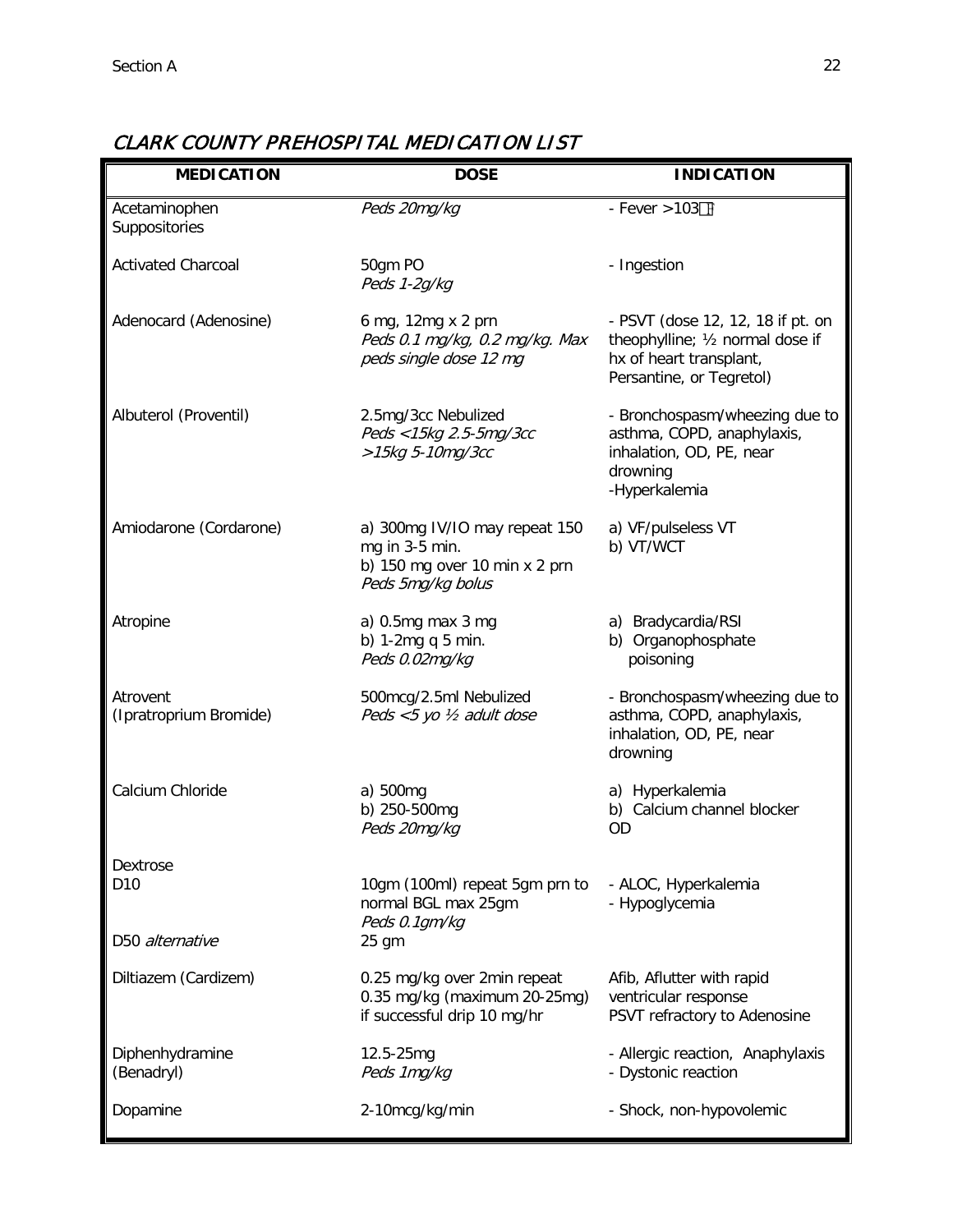## *CLARK COUNTY PREHOSPITAL MEDICATION LIST*

| MEDICATION | DOSE | INDICATION |
|---|---|---|
| Acetaminophen Suppositories | *Peds 20mg/kg* | - Fever >103 |
| Activated Charcoal | 50gm PO<br>*Peds 1-2g/kg* | - Ingestion |
| Adenocard (Adenosine) | 6 mg, 12mg x 2 prn<br>*Peds 0.1 mg/kg, 0.2 mg/kg. Max peds single dose 12 mg* | - PSVT (dose 12, 12, 18 if pt. on theophylline; ½ normal dose if hx of heart transplant, Persantine, or Tegretol) |
| Albuterol (Proventil) | 2.5mg/3cc Nebulized<br>*Peds <15kg 2.5-5mg/3cc*<br>*>15kg 5-10mg/3cc* | - Bronchospasm/wheezing due to asthma, COPD, anaphylaxis, inhalation, OD, PE, near drowning<br>-Hyperkalemia |
| Amiodarone (Cordarone) | a) 300mg IV/IO may repeat 150 mg in 3-5 min.<br>b) 150 mg over 10 min x 2 prn<br>*Peds 5mg/kg bolus* | a) VF/pulseless VT<br>b) VT/WCT |
| Atropine | a) 0.5mg max 3 mg<br>b) 1-2mg q 5 min.<br>*Peds 0.02mg/kg* | a) Bradycardia/RSI<br>b) Organophosphate poisoning |
| Atrovent (Ipratroprium Bromide) | 500mcg/2.5ml Nebulized<br>*Peds <5 yo ½ adult dose* | - Bronchospasm/wheezing due to asthma, COPD, anaphylaxis, inhalation, OD, PE, near drowning |
| Calcium Chloride | a) 500mg<br>b) 250-500mg<br>*Peds 20mg/kg* | a) Hyperkalemia<br>b) Calcium channel blocker OD |
| Dextrose<br>D10<br><br>D50 *alternative* | <br>10gm (100ml) repeat 5gm prn to normal BGL max 25gm<br>*Peds 0.1gm/kg*<br>25 gm | <br>- ALOC, Hyperkalemia<br>- Hypoglycemia |
| Diltiazem (Cardizem) | 0.25 mg/kg over 2min repeat 0.35 mg/kg (maximum 20-25mg) if successful drip 10 mg/hr | Afib, Aflutter with rapid ventricular response<br>PSVT refractory to Adenosine |
| Diphenhydramine (Benadryl) | 12.5-25mg<br>*Peds 1mg/kg* | - Allergic reaction, Anaphylaxis<br>- Dystonic reaction |
| Dopamine | 2-10mcg/kg/min | - Shock, non-hypovolemic |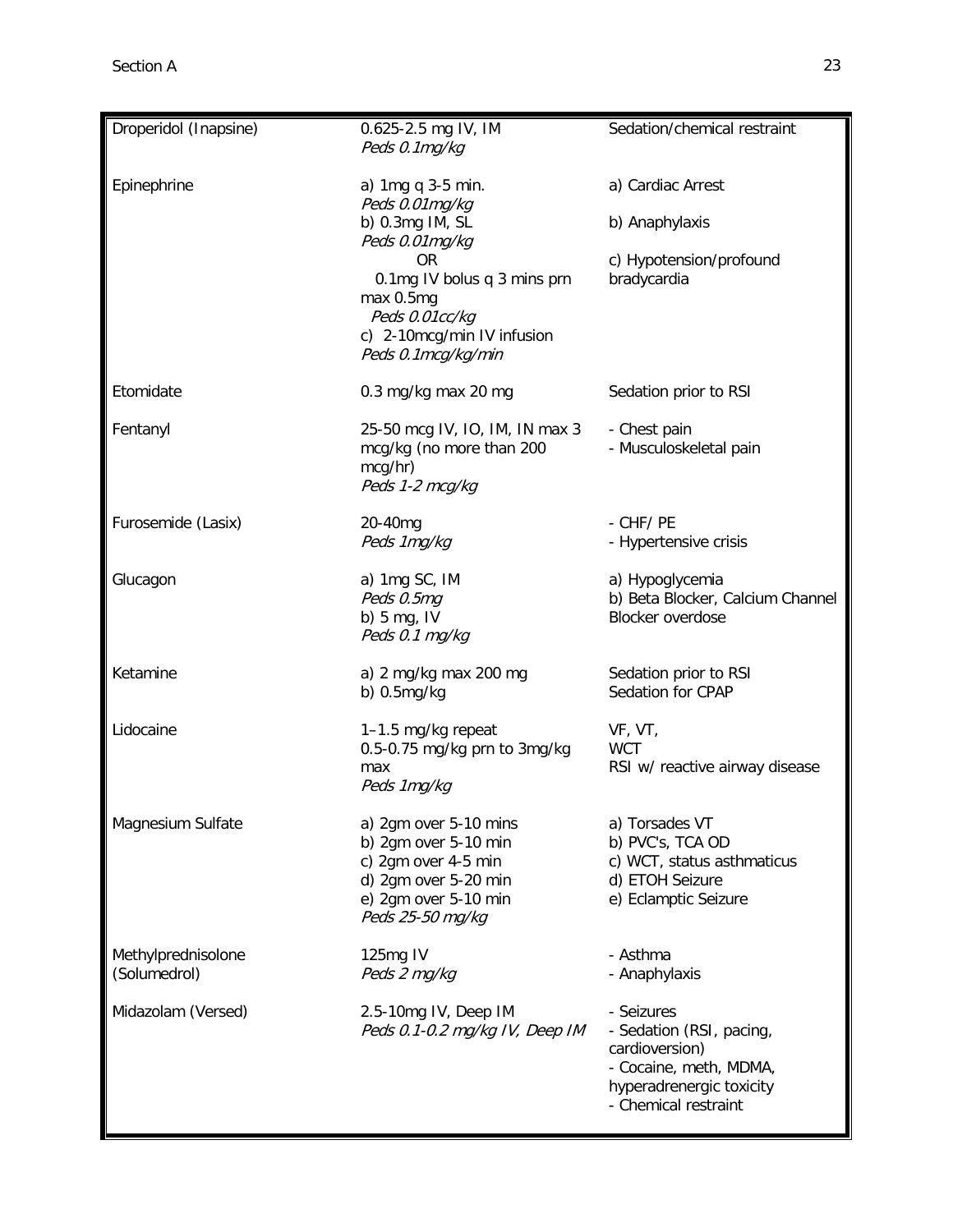| Drug | Dose | Indication |
| --- | --- | --- |
| Droperidol (Inapsine) | 0.625-2.5 mg IV, IM<br>*Peds 0.1mg/kg* | Sedation/chemical restraint |
| Epinephrine | a) 1mg q 3-5 min.<br>*Peds 0.01mg/kg*<br>b) 0.3mg IM, SL<br>*Peds 0.01mg/kg*<br>OR<br>0.1mg IV bolus q 3 mins prn max 0.5mg<br>*Peds 0.01cc/kg*<br>c) 2-10mcg/min IV infusion<br>*Peds 0.1mcg/kg/min* | a) Cardiac Arrest<br>b) Anaphylaxis<br>c) Hypotension/profound bradycardia |
| Etomidate | 0.3 mg/kg max 20 mg | Sedation prior to RSI |
| Fentanyl | 25-50 mcg IV, IO, IM, IN max 3 mcg/kg (no more than 200 mcg/hr)<br>*Peds 1-2 mcg/kg* | - Chest pain<br>- Musculoskeletal pain |
| Furosemide (Lasix) | 20-40mg<br>*Peds 1mg/kg* | - CHF/ PE<br>- Hypertensive crisis |
| Glucagon | a) 1mg SC, IM<br>*Peds 0.5mg*<br>b) 5 mg, IV<br>*Peds 0.1 mg/kg* | a) Hypoglycemia<br>b) Beta Blocker, Calcium Channel Blocker overdose |
| Ketamine | a) 2 mg/kg max 200 mg<br>b) 0.5mg/kg | Sedation prior to RSI<br>Sedation for CPAP |
| Lidocaine | 1–1.5 mg/kg repeat<br>0.5-0.75 mg/kg prn to 3mg/kg max<br>*Peds 1mg/kg* | VF, VT,<br>WCT<br>RSI w/ reactive airway disease |
| Magnesium Sulfate | a) 2gm over 5-10 mins<br>b) 2gm over 5-10 min<br>c) 2gm over 4-5 min<br>d) 2gm over 5-20 min<br>e) 2gm over 5-10 min<br>*Peds 25-50 mg/kg* | a) Torsades VT<br>b) PVC's, TCA OD<br>c) WCT, status asthmaticus<br>d) ETOH Seizure<br>e) Eclamptic Seizure |
| Methylprednisolone (Solumedrol) | 125mg IV<br>*Peds 2 mg/kg* | - Asthma<br>- Anaphylaxis |
| Midazolam (Versed) | 2.5-10mg IV, Deep IM<br>*Peds 0.1-0.2 mg/kg IV, Deep IM* | - Seizures<br>- Sedation (RSI, pacing, cardioversion)<br>- Cocaine, meth, MDMA, hyperadrenergic toxicity<br>- Chemical restraint |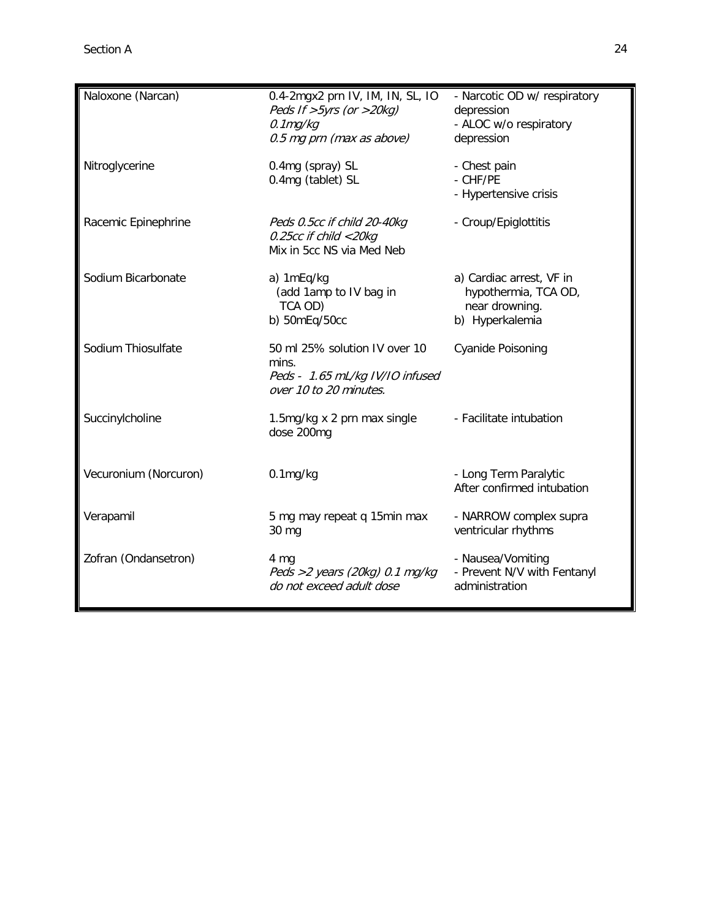| | | |
|---|---|---|
| Naloxone (Narcan) | 0.4-2mgx2 prn IV, IM, IN, SL, IO<br>*Peds If >5yrs (or >20kg)*<br>*0.1mg/kg*<br>*0.5 mg prn (max as above)* | - Narcotic OD w/ respiratory depression<br>- ALOC w/o respiratory depression |
| Nitroglycerine | 0.4mg (spray) SL<br>0.4mg (tablet) SL | - Chest pain<br>- CHF/PE<br>- Hypertensive crisis |
| Racemic Epinephrine | *Peds 0.5cc if child 20-40kg*<br>*0.25cc if child <20kg*<br>Mix in 5cc NS via Med Neb | - Croup/Epiglottitis |
| Sodium Bicarbonate | a) 1mEq/kg<br>(add 1amp to IV bag in TCA OD)<br>b) 50mEq/50cc | a) Cardiac arrest, VF in hypothermia, TCA OD, near drowning.<br>b) Hyperkalemia |
| Sodium Thiosulfate | 50 ml 25% solution IV over 10 mins.<br>*Peds - 1.65 mL/kg IV/IO infused over 10 to 20 minutes.* | Cyanide Poisoning |
| Succinylcholine | 1.5mg/kg x 2 prn max single dose 200mg | - Facilitate intubation |
| Vecuronium (Norcuron) | 0.1mg/kg | - Long Term Paralytic After confirmed intubation |
| Verapamil | 5 mg may repeat q 15min max 30 mg | - NARROW complex supra ventricular rhythms |
| Zofran (Ondansetron) | 4 mg<br>*Peds >2 years (20kg) 0.1 mg/kg do not exceed adult dose* | - Nausea/Vomiting<br>- Prevent N/V with Fentanyl administration |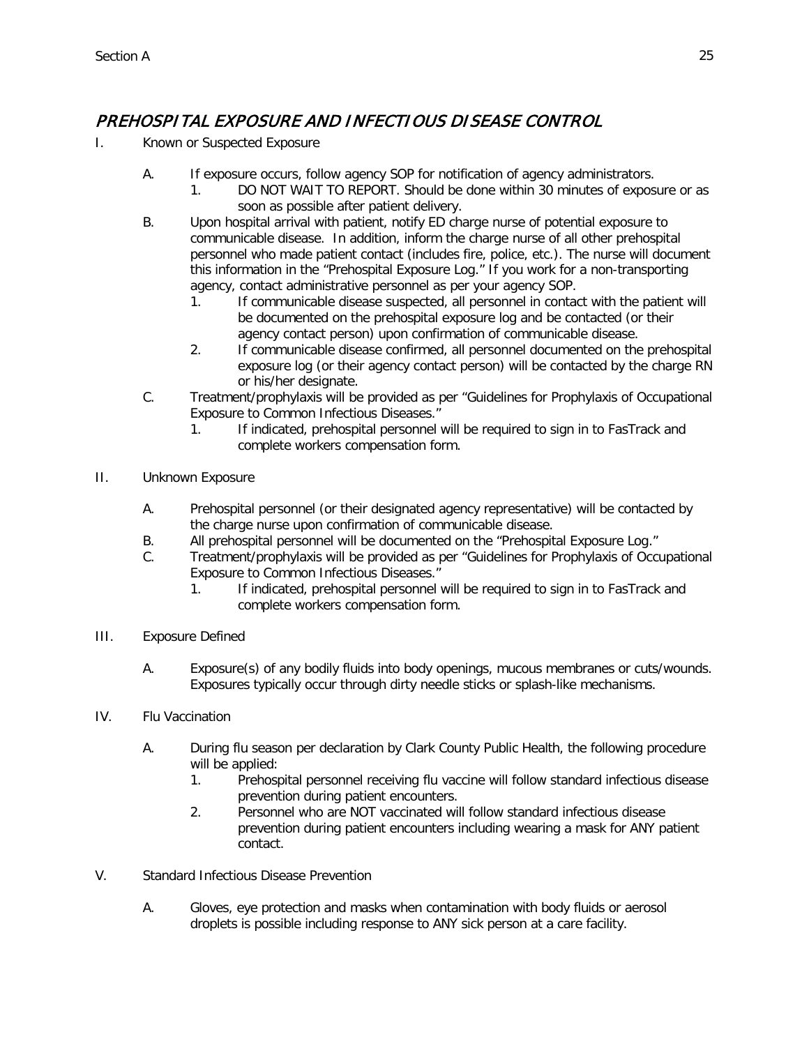## *PREHOSPITAL EXPOSURE AND INFECTIOUS DISEASE CONTROL*

I. Known or Suspected Exposure

- A. If exposure occurs, follow agency SOP for notification of agency administrators.
  1. DO NOT WAIT TO REPORT. Should be done within 30 minutes of exposure or as soon as possible after patient delivery.
- B. Upon hospital arrival with patient, notify ED charge nurse of potential exposure to communicable disease. In addition, inform the charge nurse of all other prehospital personnel who made patient contact (includes fire, police, etc.). The nurse will document this information in the "Prehospital Exposure Log." If you work for a non-transporting agency, contact administrative personnel as per your agency SOP.
  1. If communicable disease suspected, all personnel in contact with the patient will be documented on the prehospital exposure log and be contacted (or their agency contact person) upon confirmation of communicable disease.
  2. If communicable disease confirmed, all personnel documented on the prehospital exposure log (or their agency contact person) will be contacted by the charge RN or his/her designate.
- C. Treatment/prophylaxis will be provided as per "Guidelines for Prophylaxis of Occupational Exposure to Common Infectious Diseases."
  1. If indicated, prehospital personnel will be required to sign in to FasTrack and complete workers compensation form.

II. Unknown Exposure

- A. Prehospital personnel (or their designated agency representative) will be contacted by the charge nurse upon confirmation of communicable disease.
- B. All prehospital personnel will be documented on the "Prehospital Exposure Log."
- C. Treatment/prophylaxis will be provided as per "Guidelines for Prophylaxis of Occupational Exposure to Common Infectious Diseases."
  1. If indicated, prehospital personnel will be required to sign in to FasTrack and complete workers compensation form.

III. Exposure Defined

- A. Exposure(s) of any bodily fluids into body openings, mucous membranes or cuts/wounds. Exposures typically occur through dirty needle sticks or splash-like mechanisms.

IV. Flu Vaccination

- A. During flu season per declaration by Clark County Public Health, the following procedure will be applied:
  1. Prehospital personnel receiving flu vaccine will follow standard infectious disease prevention during patient encounters.
  2. Personnel who are NOT vaccinated will follow standard infectious disease prevention during patient encounters including wearing a mask for ANY patient contact.

V. Standard Infectious Disease Prevention

- A. Gloves, eye protection and masks when contamination with body fluids or aerosol droplets is possible including response to ANY sick person at a care facility.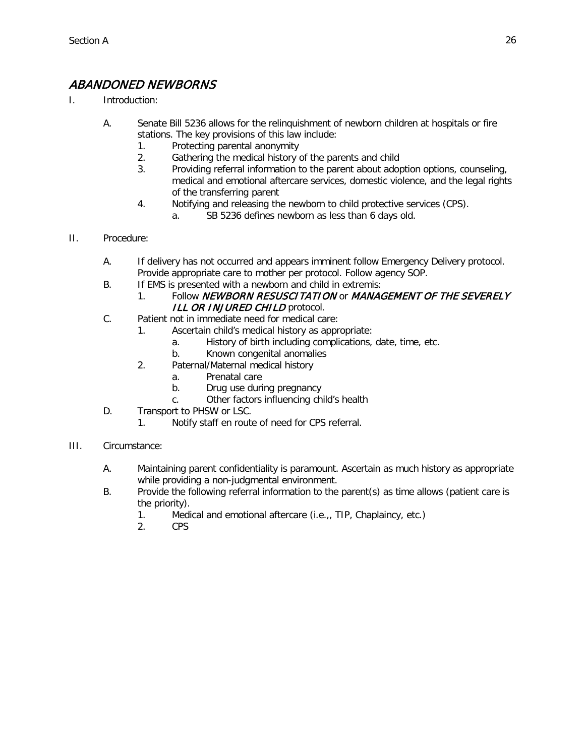## *ABANDONED NEWBORNS*

I. Introduction:

A. Senate Bill 5236 allows for the relinquishment of newborn children at hospitals or fire stations. The key provisions of this law include:
   1. Protecting parental anonymity
   2. Gathering the medical history of the parents and child
   3. Providing referral information to the parent about adoption options, counseling, medical and emotional aftercare services, domestic violence, and the legal rights of the transferring parent
   4. Notifying and releasing the newborn to child protective services (CPS).
      a. SB 5236 defines newborn as less than 6 days old.

II. Procedure:

A. If delivery has not occurred and appears imminent follow Emergency Delivery protocol. Provide appropriate care to mother per protocol. Follow agency SOP.
B. If EMS is presented with a newborn and child in extremis:
   1. Follow *NEWBORN RESUSCITATION* or *MANAGEMENT OF THE SEVERELY ILL OR INJURED CHILD* protocol.
C. Patient not in immediate need for medical care:
   1. Ascertain child's medical history as appropriate:
      a. History of birth including complications, date, time, etc.
      b. Known congenital anomalies
   2. Paternal/Maternal medical history
      a. Prenatal care
      b. Drug use during pregnancy
      c. Other factors influencing child's health
D. Transport to PHSW or LSC.
   1. Notify staff en route of need for CPS referral.

III. Circumstance:

A. Maintaining parent confidentiality is paramount. Ascertain as much history as appropriate while providing a non-judgmental environment.
B. Provide the following referral information to the parent(s) as time allows (patient care is the priority).
   1. Medical and emotional aftercare (i.e.,, TIP, Chaplaincy, etc.)
   2. CPS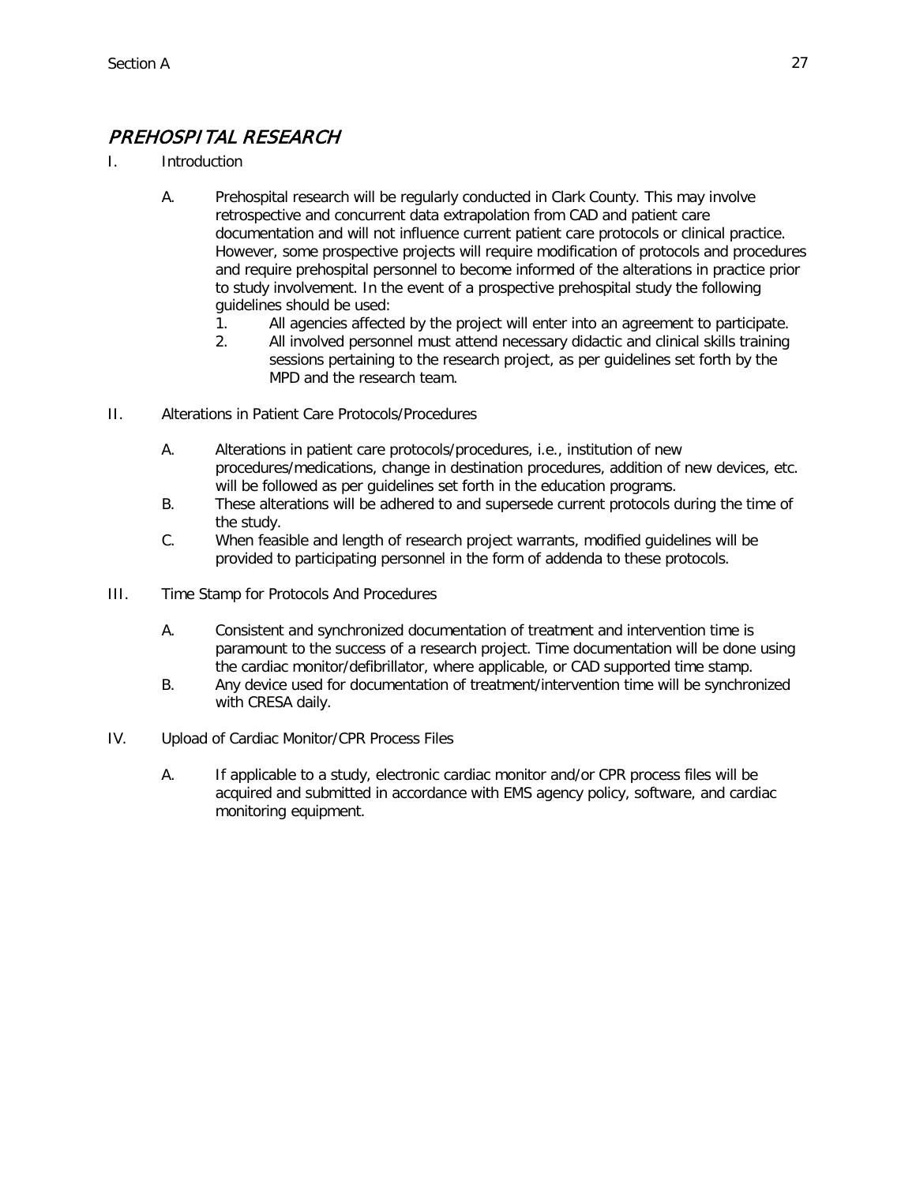# *PREHOSPITAL RESEARCH*

I. Introduction

A. Prehospital research will be regularly conducted in Clark County. This may involve retrospective and concurrent data extrapolation from CAD and patient care documentation and will not influence current patient care protocols or clinical practice. However, some prospective projects will require modification of protocols and procedures and require prehospital personnel to become informed of the alterations in practice prior to study involvement. In the event of a prospective prehospital study the following guidelines should be used:

1. All agencies affected by the project will enter into an agreement to participate.
2. All involved personnel must attend necessary didactic and clinical skills training sessions pertaining to the research project, as per guidelines set forth by the MPD and the research team.

II. Alterations in Patient Care Protocols/Procedures

A. Alterations in patient care protocols/procedures, i.e., institution of new procedures/medications, change in destination procedures, addition of new devices, etc. will be followed as per guidelines set forth in the education programs.

B. These alterations will be adhered to and supersede current protocols during the time of the study.

C. When feasible and length of research project warrants, modified guidelines will be provided to participating personnel in the form of addenda to these protocols.

III. Time Stamp for Protocols And Procedures

A. Consistent and synchronized documentation of treatment and intervention time is paramount to the success of a research project. Time documentation will be done using the cardiac monitor/defibrillator, where applicable, or CAD supported time stamp.

B. Any device used for documentation of treatment/intervention time will be synchronized with CRESA daily.

IV. Upload of Cardiac Monitor/CPR Process Files

A. If applicable to a study, electronic cardiac monitor and/or CPR process files will be acquired and submitted in accordance with EMS agency policy, software, and cardiac monitoring equipment.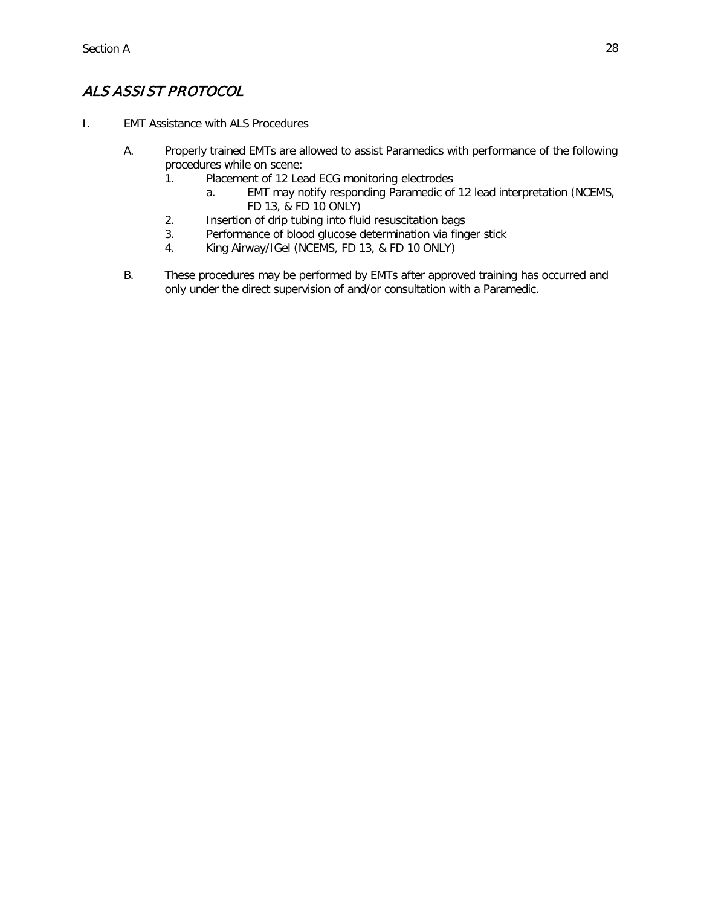## *ALS ASSIST PROTOCOL*

I. EMT Assistance with ALS Procedures

   A. Properly trained EMTs are allowed to assist Paramedics with performance of the following procedures while on scene:
      1. Placement of 12 Lead ECG monitoring electrodes
         a. EMT may notify responding Paramedic of 12 lead interpretation (NCEMS, FD 13, & FD 10 ONLY)
      2. Insertion of drip tubing into fluid resuscitation bags
      3. Performance of blood glucose determination via finger stick
      4. King Airway/IGel (NCEMS, FD 13, & FD 10 ONLY)

   B. These procedures may be performed by EMTs after approved training has occurred and only under the direct supervision of and/or consultation with a Paramedic.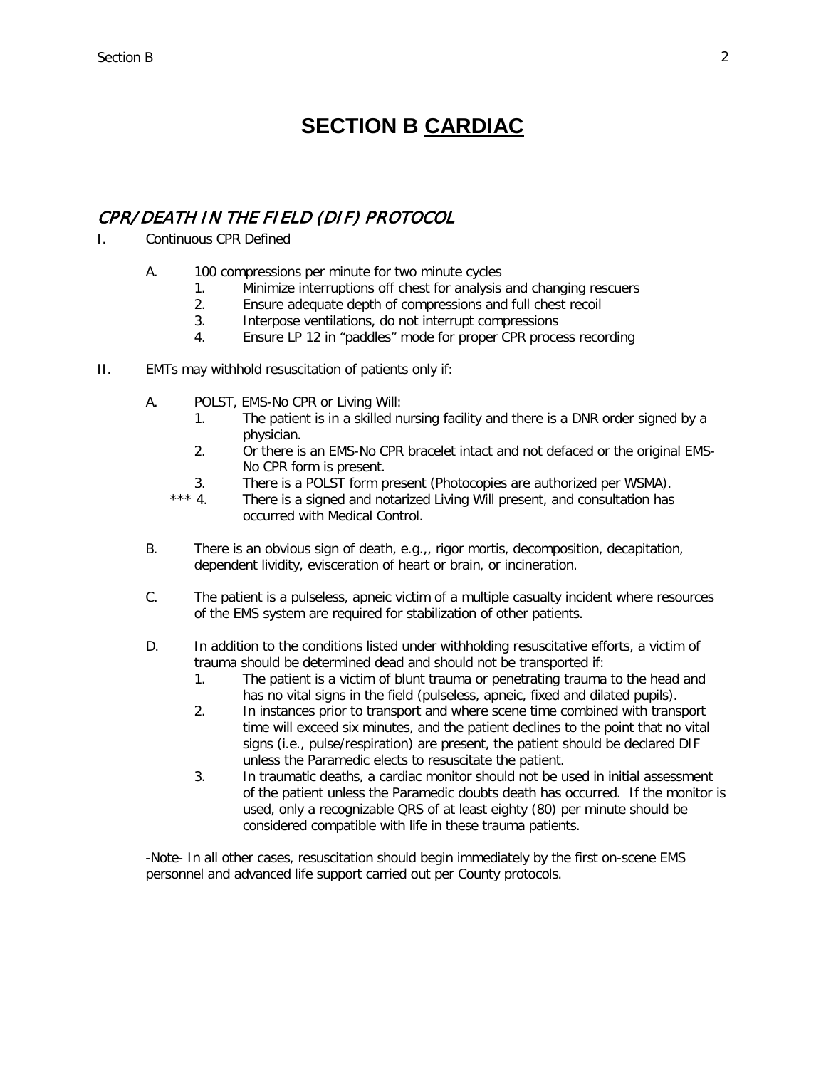# SECTION B CARDIAC

## *CPR/DEATH IN THE FIELD (DIF) PROTOCOL*

I. Continuous CPR Defined

   A. 100 compressions per minute for two minute cycles
      1. Minimize interruptions off chest for analysis and changing rescuers
      2. Ensure adequate depth of compressions and full chest recoil
      3. Interpose ventilations, do not interrupt compressions
      4. Ensure LP 12 in "paddles" mode for proper CPR process recording

II. EMTs may withhold resuscitation of patients only if:

   A. POLST, EMS-No CPR or Living Will:
      1. The patient is in a skilled nursing facility and there is a DNR order signed by a physician.
      2. Or there is an EMS-No CPR bracelet intact and not defaced or the original EMS-No CPR form is present.
      3. There is a POLST form present (Photocopies are authorized per WSMA).
      *** 4. There is a signed and notarized Living Will present, and consultation has occurred with Medical Control.

   B. There is an obvious sign of death, e.g.,, rigor mortis, decomposition, decapitation, dependent lividity, evisceration of heart or brain, or incineration.

   C. The patient is a pulseless, apneic victim of a multiple casualty incident where resources of the EMS system are required for stabilization of other patients.

   D. In addition to the conditions listed under withholding resuscitative efforts, a victim of trauma should be determined dead and should not be transported if:
      1. The patient is a victim of blunt trauma or penetrating trauma to the head and has no vital signs in the field (pulseless, apneic, fixed and dilated pupils).
      2. In instances prior to transport and where scene time combined with transport time will exceed six minutes, and the patient declines to the point that no vital signs (i.e., pulse/respiration) are present, the patient should be declared DIF unless the Paramedic elects to resuscitate the patient.
      3. In traumatic deaths, a cardiac monitor should not be used in initial assessment of the patient unless the Paramedic doubts death has occurred. If the monitor is used, only a recognizable QRS of at least eighty (80) per minute should be considered compatible with life in these trauma patients.

   -Note- In all other cases, resuscitation should begin immediately by the first on-scene EMS personnel and advanced life support carried out per County protocols.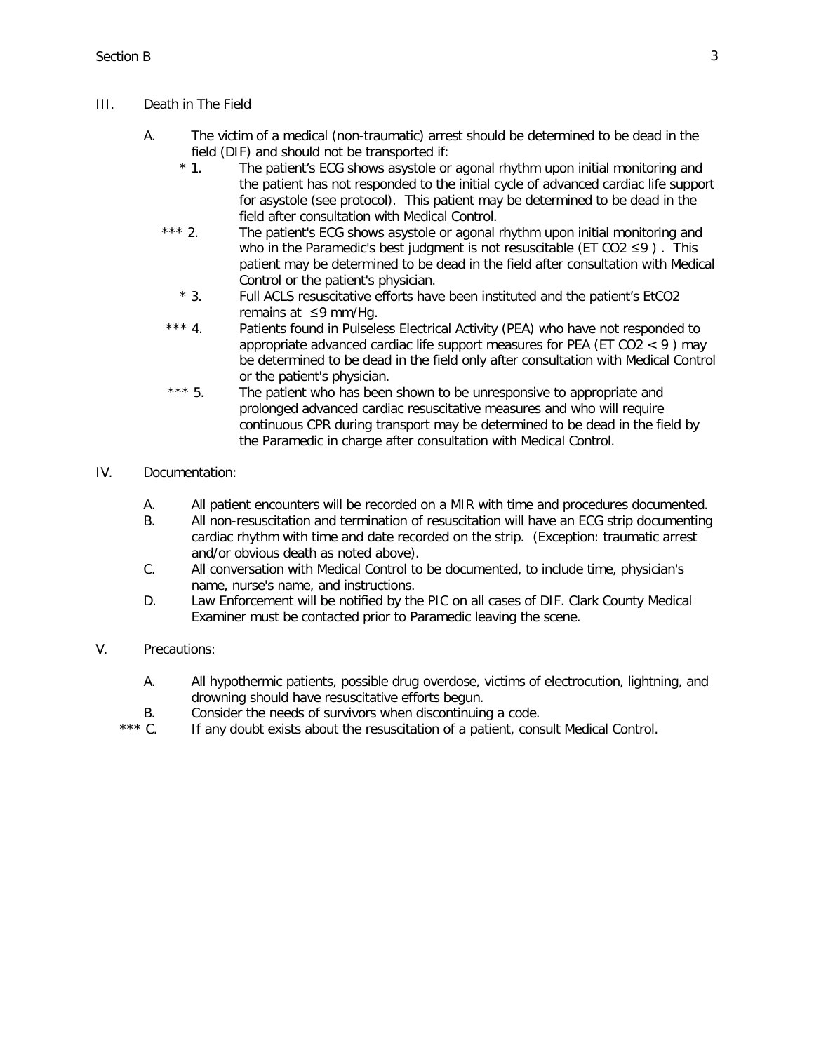III. Death in The Field

A. The victim of a medical (non-traumatic) arrest should be determined to be dead in the field (DIF) and should not be transported if:

* 1. The patient's ECG shows asystole or agonal rhythm upon initial monitoring and the patient has not responded to the initial cycle of advanced cardiac life support for asystole (see protocol). This patient may be determined to be dead in the field after consultation with Medical Control.

*** 2. The patient's ECG shows asystole or agonal rhythm upon initial monitoring and who in the Paramedic's best judgment is not resuscitable (ET $CO_2 \leq 9$ ). This patient may be determined to be dead in the field after consultation with Medical Control or the patient's physician.

* 3. Full ACLS resuscitative efforts have been instituted and the patient's $EtCO_2$ remains at $\leq 9$ mm/Hg.

*** 4. Patients found in Pulseless Electrical Activity (PEA) who have not responded to appropriate advanced cardiac life support measures for PEA (ET $CO_2 < 9$ ) may be determined to be dead in the field only after consultation with Medical Control or the patient's physician.

*** 5. The patient who has been shown to be unresponsive to appropriate and prolonged advanced cardiac resuscitative measures and who will require continuous CPR during transport may be determined to be dead in the field by the Paramedic in charge after consultation with Medical Control.

IV. Documentation:

A. All patient encounters will be recorded on a MIR with time and procedures documented.

B. All non-resuscitation and termination of resuscitation will have an ECG strip documenting cardiac rhythm with time and date recorded on the strip. (Exception: traumatic arrest and/or obvious death as noted above).

C. All conversation with Medical Control to be documented, to include time, physician's name, nurse's name, and instructions.

D. Law Enforcement will be notified by the PIC on all cases of DIF. Clark County Medical Examiner must be contacted prior to Paramedic leaving the scene.

V. Precautions:

A. All hypothermic patients, possible drug overdose, victims of electrocution, lightning, and drowning should have resuscitative efforts begun.

B. Consider the needs of survivors when discontinuing a code.

*** C. If any doubt exists about the resuscitation of a patient, consult Medical Control.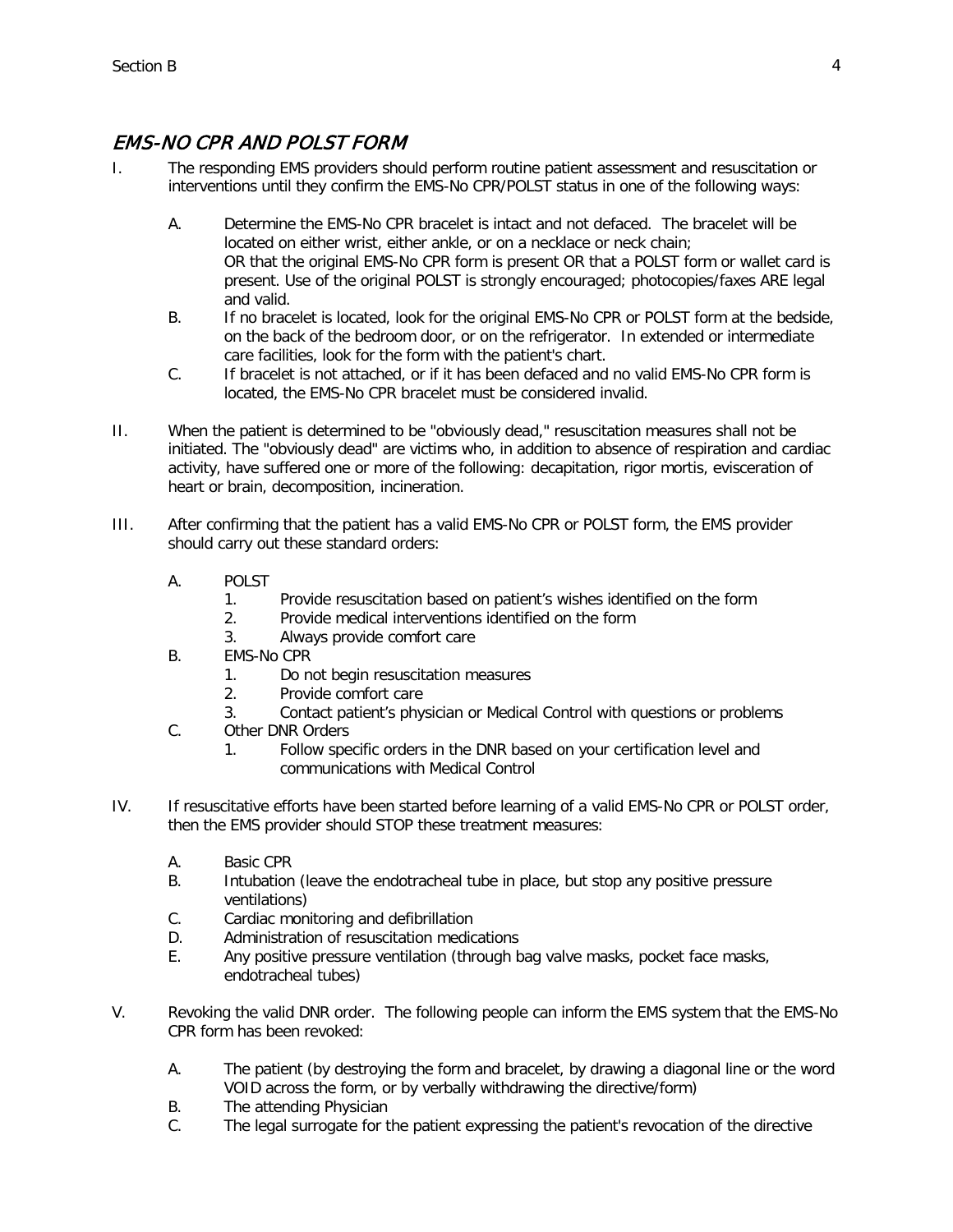## EMS-NO CPR AND POLST FORM

I. The responding EMS providers should perform routine patient assessment and resuscitation or interventions until they confirm the EMS-No CPR/POLST status in one of the following ways:

   A. Determine the EMS-No CPR bracelet is intact and not defaced. The bracelet will be located on either wrist, either ankle, or on a necklace or neck chain; OR that the original EMS-No CPR form is present OR that a POLST form or wallet card is present. Use of the original POLST is strongly encouraged; photocopies/faxes ARE legal and valid.

   B. If no bracelet is located, look for the original EMS-No CPR or POLST form at the bedside, on the back of the bedroom door, or on the refrigerator. In extended or intermediate care facilities, look for the form with the patient's chart.

   C. If bracelet is not attached, or if it has been defaced and no valid EMS-No CPR form is located, the EMS-No CPR bracelet must be considered invalid.

II. When the patient is determined to be "obviously dead," resuscitation measures shall not be initiated. The "obviously dead" are victims who, in addition to absence of respiration and cardiac activity, have suffered one or more of the following: decapitation, rigor mortis, evisceration of heart or brain, decomposition, incineration.

III. After confirming that the patient has a valid EMS-No CPR or POLST form, the EMS provider should carry out these standard orders:

   A. POLST
      1. Provide resuscitation based on patient's wishes identified on the form
      2. Provide medical interventions identified on the form
      3. Always provide comfort care

   B. EMS-No CPR
      1. Do not begin resuscitation measures
      2. Provide comfort care
      3. Contact patient's physician or Medical Control with questions or problems

   C. Other DNR Orders
      1. Follow specific orders in the DNR based on your certification level and communications with Medical Control

IV. If resuscitative efforts have been started before learning of a valid EMS-No CPR or POLST order, then the EMS provider should STOP these treatment measures:

   A. Basic CPR
   B. Intubation (leave the endotracheal tube in place, but stop any positive pressure ventilations)
   C. Cardiac monitoring and defibrillation
   D. Administration of resuscitation medications
   E. Any positive pressure ventilation (through bag valve masks, pocket face masks, endotracheal tubes)

V. Revoking the valid DNR order. The following people can inform the EMS system that the EMS-No CPR form has been revoked:

   A. The patient (by destroying the form and bracelet, by drawing a diagonal line or the word VOID across the form, or by verbally withdrawing the directive/form)
   B. The attending Physician
   C. The legal surrogate for the patient expressing the patient's revocation of the directive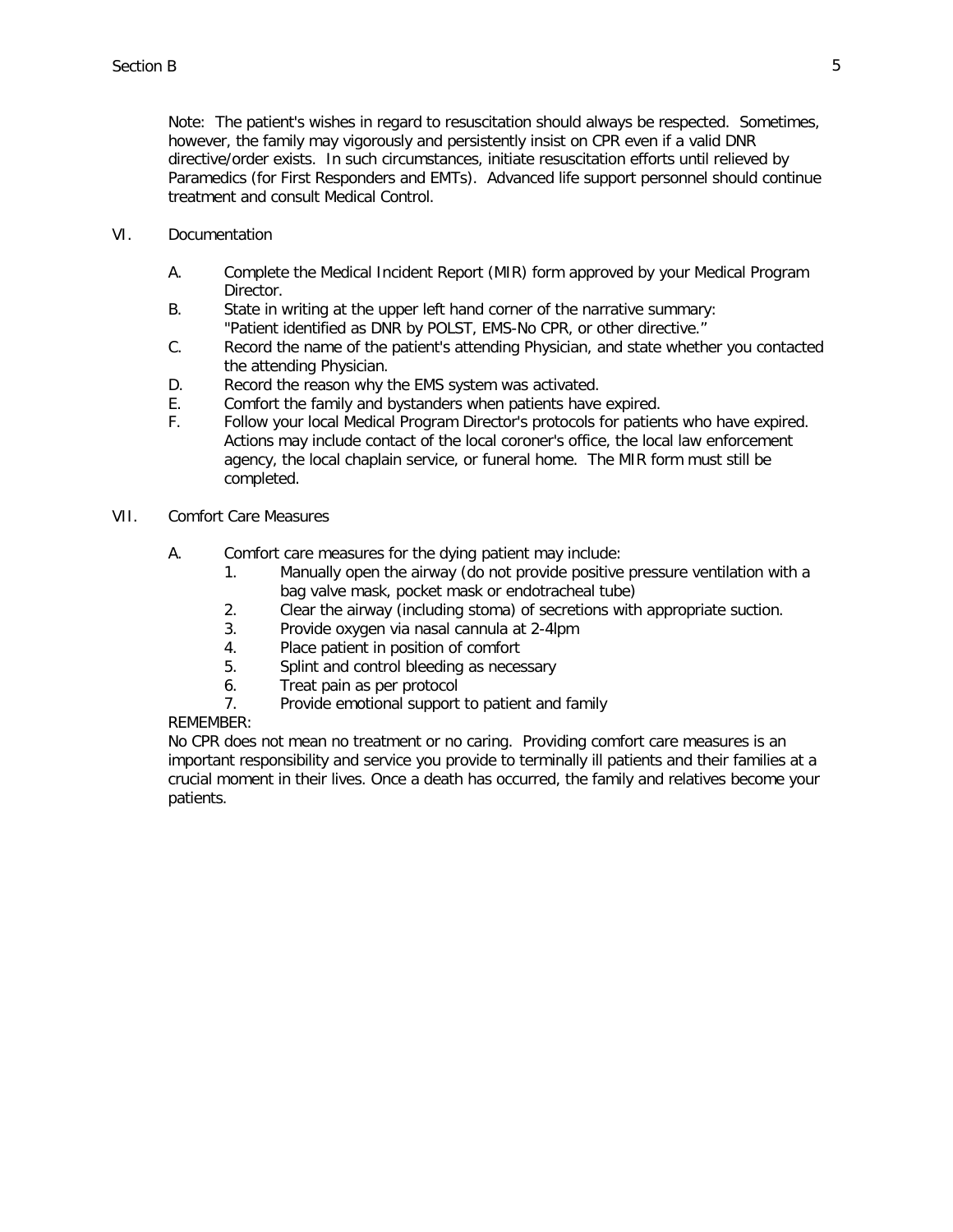Note: The patient's wishes in regard to resuscitation should always be respected. Sometimes, however, the family may vigorously and persistently insist on CPR even if a valid DNR directive/order exists. In such circumstances, initiate resuscitation efforts until relieved by Paramedics (for First Responders and EMTs). Advanced life support personnel should continue treatment and consult Medical Control.

## VI. Documentation

A. Complete the Medical Incident Report (MIR) form approved by your Medical Program Director.

B. State in writing at the upper left hand corner of the narrative summary: "Patient identified as DNR by POLST, EMS-No CPR, or other directive."

C. Record the name of the patient's attending Physician, and state whether you contacted the attending Physician.

D. Record the reason why the EMS system was activated.

E. Comfort the family and bystanders when patients have expired.

F. Follow your local Medical Program Director's protocols for patients who have expired. Actions may include contact of the local coroner's office, the local law enforcement agency, the local chaplain service, or funeral home. The MIR form must still be completed.

## VII. Comfort Care Measures

A. Comfort care measures for the dying patient may include:

1. Manually open the airway (do not provide positive pressure ventilation with a bag valve mask, pocket mask or endotracheal tube)
2. Clear the airway (including stoma) of secretions with appropriate suction.
3. Provide oxygen via nasal cannula at 2-4lpm
4. Place patient in position of comfort
5. Splint and control bleeding as necessary
6. Treat pain as per protocol
7. Provide emotional support to patient and family

REMEMBER:

No CPR does not mean no treatment or no caring. Providing comfort care measures is an important responsibility and service you provide to terminally ill patients and their families at a crucial moment in their lives. Once a death has occurred, the family and relatives become your patients.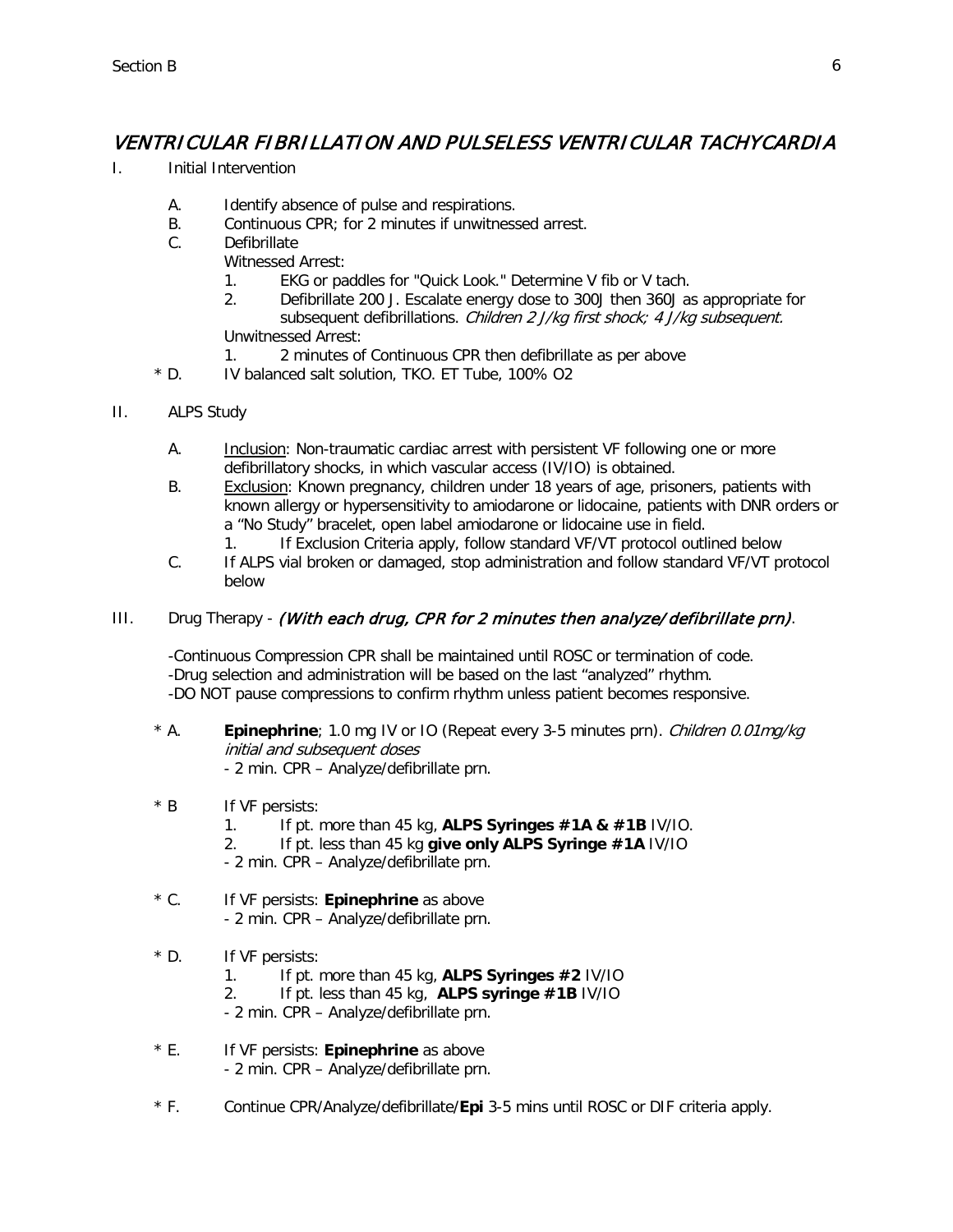# *VENTRICULAR FIBRILLATION AND PULSELESS VENTRICULAR TACHYCARDIA*

I. Initial Intervention

- A. Identify absence of pulse and respirations.
- B. Continuous CPR; for 2 minutes if unwitnessed arrest.
- C. Defibrillate

  Witnessed Arrest:

  1. EKG or paddles for "Quick Look." Determine V fib or V tach.
  2. Defibrillate 200 J. Escalate energy dose to 300J then 360J as appropriate for subsequent defibrillations. *Children 2 J/kg first shock; 4 J/kg subsequent.*

  Unwitnessed Arrest:

  1. 2 minutes of Continuous CPR then defibrillate as per above

- * D. IV balanced salt solution, TKO. ET Tube, 100% O2

II. ALPS Study

- A. Inclusion: Non-traumatic cardiac arrest with persistent VF following one or more defibrillatory shocks, in which vascular access (IV/IO) is obtained.
- B. Exclusion: Known pregnancy, children under 18 years of age, prisoners, patients with known allergy or hypersensitivity to amiodarone or lidocaine, patients with DNR orders or a "No Study" bracelet, open label amiodarone or lidocaine use in field.
  1. If Exclusion Criteria apply, follow standard VF/VT protocol outlined below
- C. If ALPS vial broken or damaged, stop administration and follow standard VF/VT protocol below

III. Drug Therapy - *(With each drug, CPR for 2 minutes then analyze/defibrillate prn)*.

-Continuous Compression CPR shall be maintained until ROSC or termination of code.
-Drug selection and administration will be based on the last "analyzed" rhythm.
-DO NOT pause compressions to confirm rhythm unless patient becomes responsive.

- * A. **Epinephrine**; 1.0 mg IV or IO (Repeat every 3-5 minutes prn). *Children 0.01mg/kg initial and subsequent doses*
  - 2 min. CPR – Analyze/defibrillate prn.

- * B If VF persists:
  1. If pt. more than 45 kg, **ALPS Syringes #1A & #1B** IV/IO.
  2. If pt. less than 45 kg **give only ALPS Syringe #1A** IV/IO

  - 2 min. CPR – Analyze/defibrillate prn.

- * C. If VF persists: **Epinephrine** as above
  - 2 min. CPR – Analyze/defibrillate prn.

- * D. If VF persists:
  1. If pt. more than 45 kg, **ALPS Syringes #2** IV/IO
  2. If pt. less than 45 kg, **ALPS syringe #1B** IV/IO

  - 2 min. CPR – Analyze/defibrillate prn.

- * E. If VF persists: **Epinephrine** as above
  - 2 min. CPR – Analyze/defibrillate prn.

- * F. Continue CPR/Analyze/defibrillate/**Epi** 3-5 mins until ROSC or DIF criteria apply.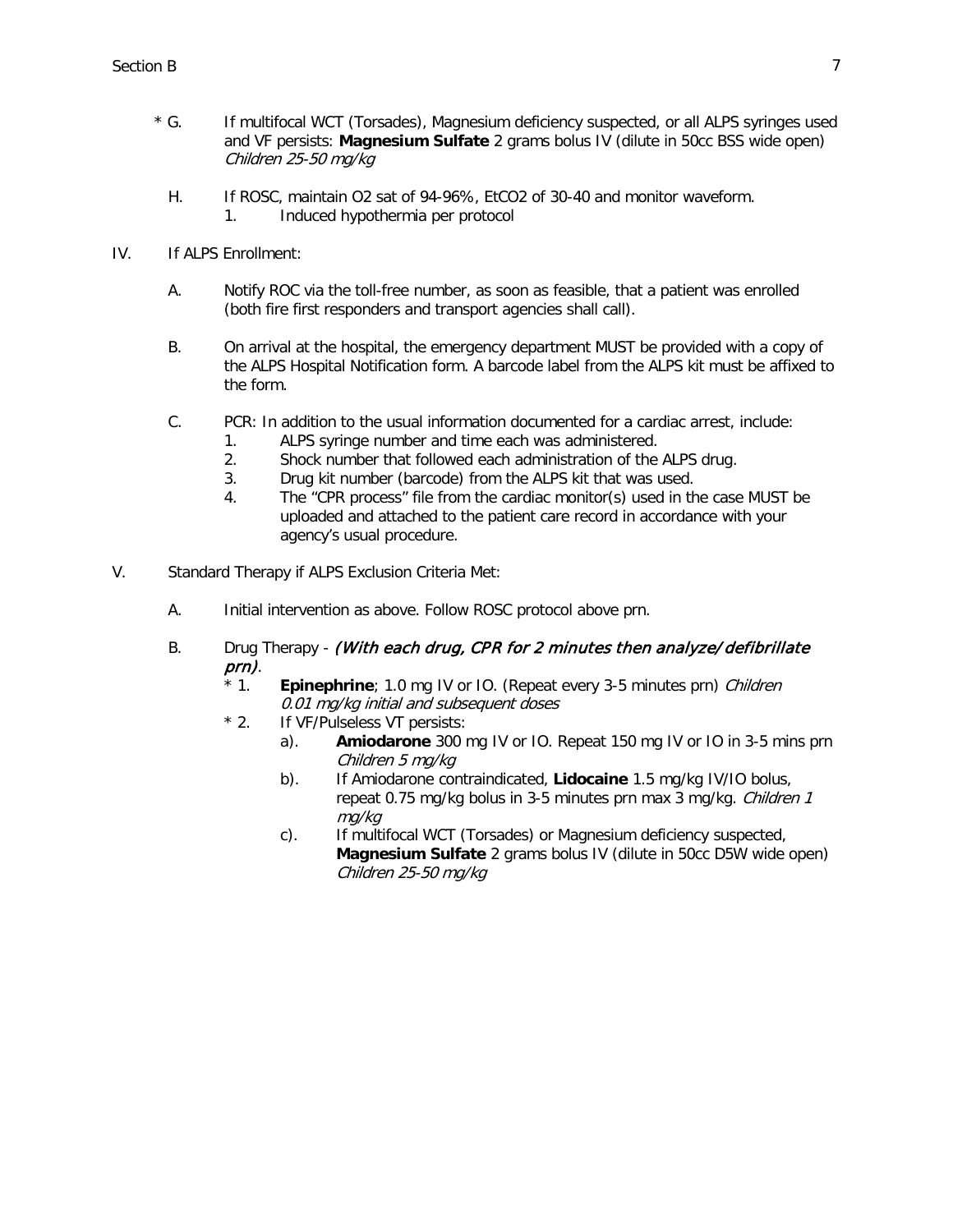\* G. If multifocal WCT (Torsades), Magnesium deficiency suspected, or all ALPS syringes used and VF persists: **Magnesium Sulfate** 2 grams bolus IV (dilute in 50cc BSS wide open) *Children 25-50 mg/kg*

H. If ROSC, maintain O2 sat of 94-96%, EtCO2 of 30-40 and monitor waveform.
   1. Induced hypothermia per protocol

IV. If ALPS Enrollment:

A. Notify ROC via the toll-free number, as soon as feasible, that a patient was enrolled (both fire first responders and transport agencies shall call).

B. On arrival at the hospital, the emergency department MUST be provided with a copy of the ALPS Hospital Notification form. A barcode label from the ALPS kit must be affixed to the form.

C. PCR: In addition to the usual information documented for a cardiac arrest, include:
   1. ALPS syringe number and time each was administered.
   2. Shock number that followed each administration of the ALPS drug.
   3. Drug kit number (barcode) from the ALPS kit that was used.
   4. The "CPR process" file from the cardiac monitor(s) used in the case MUST be uploaded and attached to the patient care record in accordance with your agency's usual procedure.

V. Standard Therapy if ALPS Exclusion Criteria Met:

A. Initial intervention as above. Follow ROSC protocol above prn.

B. Drug Therapy - *(With each drug, CPR for 2 minutes then analyze/defibrillate prn)*.
   \* 1. **Epinephrine**; 1.0 mg IV or IO. (Repeat every 3-5 minutes prn) *Children 0.01 mg/kg initial and subsequent doses*
   \* 2. If VF/Pulseless VT persists:
      a). **Amiodarone** 300 mg IV or IO. Repeat 150 mg IV or IO in 3-5 mins prn *Children 5 mg/kg*
      b). If Amiodarone contraindicated, **Lidocaine** 1.5 mg/kg IV/IO bolus, repeat 0.75 mg/kg bolus in 3-5 minutes prn max 3 mg/kg. *Children 1 mg/kg*
      c). If multifocal WCT (Torsades) or Magnesium deficiency suspected, **Magnesium Sulfate** 2 grams bolus IV (dilute in 50cc D5W wide open) *Children 25-50 mg/kg*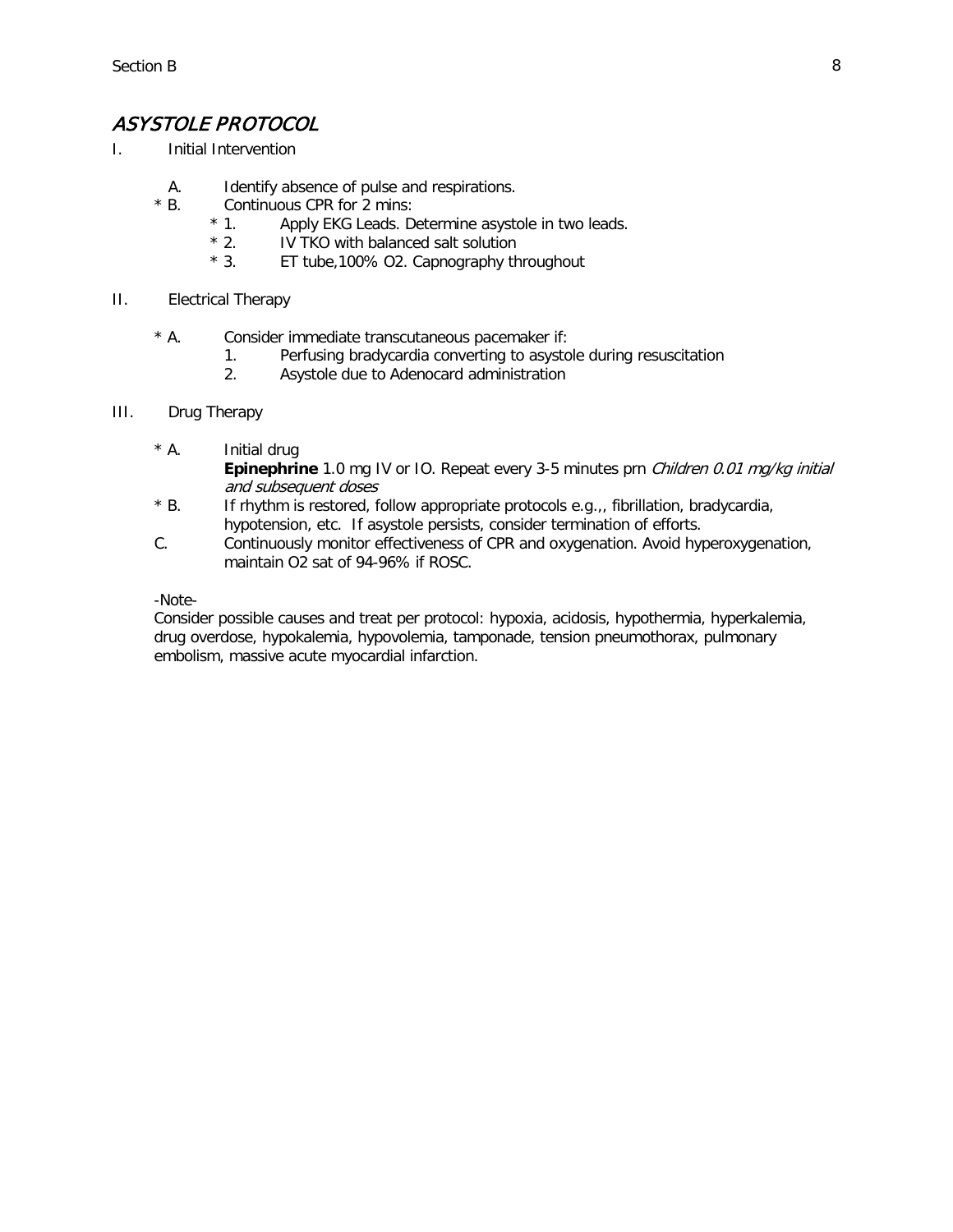## *ASYSTOLE PROTOCOL*

I. Initial Intervention

- A. Identify absence of pulse and respirations.
- * B. Continuous CPR for 2 mins:
  - * 1. Apply EKG Leads. Determine asystole in two leads.
  - * 2. IV TKO with balanced salt solution
  - * 3. ET tube,100% O2. Capnography throughout

II. Electrical Therapy

- * A. Consider immediate transcutaneous pacemaker if:
  - 1. Perfusing bradycardia converting to asystole during resuscitation
  - 2. Asystole due to Adenocard administration

III. Drug Therapy

- * A. Initial drug
  **Epinephrine** 1.0 mg IV or IO. Repeat every 3-5 minutes prn *Children 0.01 mg/kg initial and subsequent doses*
- * B. If rhythm is restored, follow appropriate protocols e.g.,, fibrillation, bradycardia, hypotension, etc. If asystole persists, consider termination of efforts.
- C. Continuously monitor effectiveness of CPR and oxygenation. Avoid hyperoxygenation, maintain O2 sat of 94-96% if ROSC.

-Note-

Consider possible causes and treat per protocol: hypoxia, acidosis, hypothermia, hyperkalemia, drug overdose, hypokalemia, hypovolemia, tamponade, tension pneumothorax, pulmonary embolism, massive acute myocardial infarction.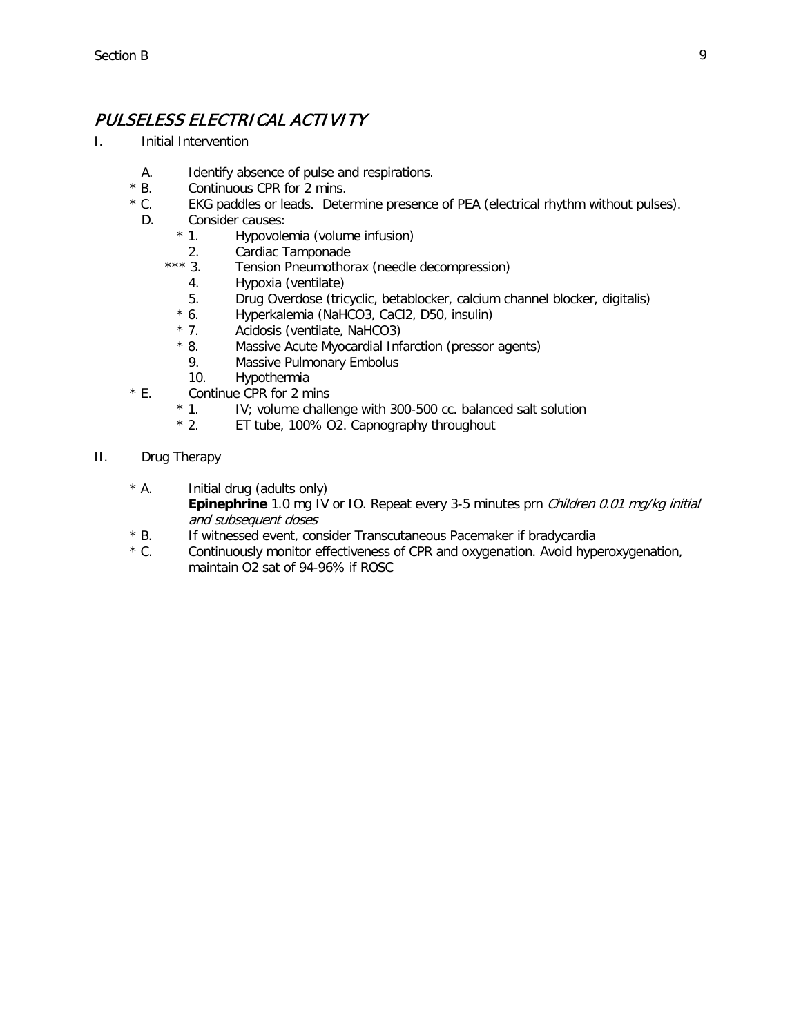## *PULSELESS ELECTRICAL ACTIVITY*

I. Initial Intervention

- A. Identify absence of pulse and respirations.
- \* B. Continuous CPR for 2 mins.
- \* C. EKG paddles or leads. Determine presence of PEA (electrical rhythm without pulses).
- D. Consider causes:
  - \* 1. Hypovolemia (volume infusion)
  - 2. Cardiac Tamponade
  - \*\*\* 3. Tension Pneumothorax (needle decompression)
  - 4. Hypoxia (ventilate)
  - 5. Drug Overdose (tricyclic, betablocker, calcium channel blocker, digitalis)
  - \* 6. Hyperkalemia ($NaHCO_3$, $CaCl_2$, D50, insulin)
  - \* 7. Acidosis (ventilate, $NaHCO_3$)
  - \* 8. Massive Acute Myocardial Infarction (pressor agents)
  - 9. Massive Pulmonary Embolus
  - 10. Hypothermia
- \* E. Continue CPR for 2 mins
  - \* 1. IV; volume challenge with 300-500 cc. balanced salt solution
  - \* 2. ET tube, 100% $O_2$. Capnography throughout

II. Drug Therapy

- \* A. Initial drug (adults only)
  **Epinephrine** 1.0 mg IV or IO. Repeat every 3-5 minutes prn *Children 0.01 mg/kg initial and subsequent doses*
- \* B. If witnessed event, consider Transcutaneous Pacemaker if bradycardia
- \* C. Continuously monitor effectiveness of CPR and oxygenation. Avoid hyperoxygenation, maintain $O_2$ sat of 94-96% if ROSC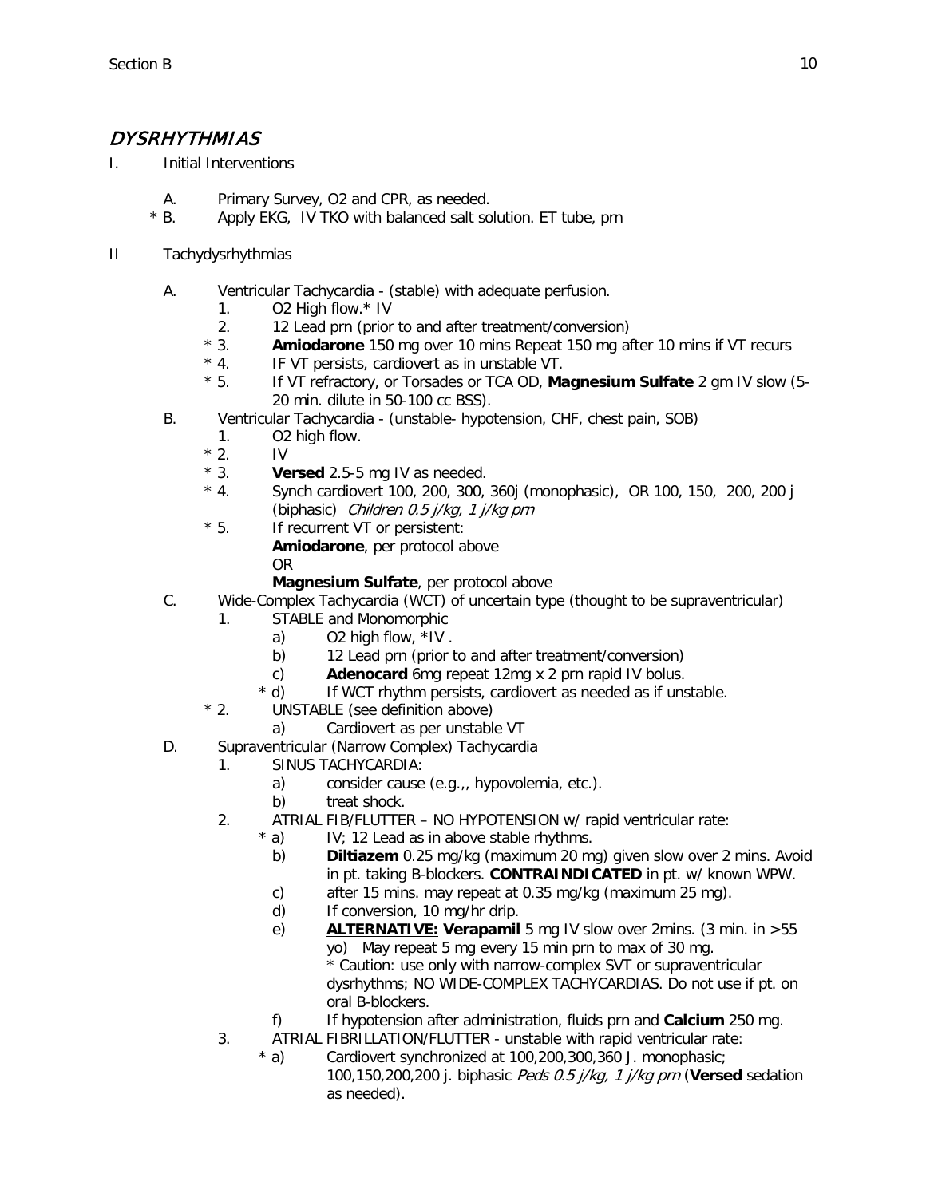# DYSRHYTHMIAS

I. Initial Interventions

   A. Primary Survey, O2 and CPR, as needed.
   
   * B. Apply EKG, IV TKO with balanced salt solution. ET tube, prn

II Tachydysrhythmias

   A. Ventricular Tachycardia - (stable) with adequate perfusion.
      1. O2 High flow.* IV
      2. 12 Lead prn (prior to and after treatment/conversion)
      * 3. **Amiodarone** 150 mg over 10 mins Repeat 150 mg after 10 mins if VT recurs
      * 4. IF VT persists, cardiovert as in unstable VT.
      * 5. If VT refractory, or Torsades or TCA OD, **Magnesium Sulfate** 2 gm IV slow (5-20 min. dilute in 50-100 cc BSS).

   B. Ventricular Tachycardia - (unstable- hypotension, CHF, chest pain, SOB)
      1. O2 high flow.
      * 2. IV
      * 3. **Versed** 2.5-5 mg IV as needed.
      * 4. Synch cardiovert 100, 200, 300, 360j (monophasic), OR 100, 150, 200, 200 j (biphasic) *Children 0.5 j/kg, 1 j/kg prn*
      * 5. If recurrent VT or persistent:
        **Amiodarone**, per protocol above
        OR
        **Magnesium Sulfate**, per protocol above

   C. Wide-Complex Tachycardia (WCT) of uncertain type (thought to be supraventricular)
      1. STABLE and Monomorphic
         a) O2 high flow, *IV .
         b) 12 Lead prn (prior to and after treatment/conversion)
         c) **Adenocard** 6mg repeat 12mg x 2 prn rapid IV bolus.
         * d) If WCT rhythm persists, cardiovert as needed as if unstable.
      * 2. UNSTABLE (see definition above)
         a) Cardiovert as per unstable VT

   D. Supraventricular (Narrow Complex) Tachycardia
      1. SINUS TACHYCARDIA:
         a) consider cause (e.g.,, hypovolemia, etc.).
         b) treat shock.
      2. ATRIAL FIB/FLUTTER – NO HYPOTENSION w/ rapid ventricular rate:
         * a) IV; 12 Lead as in above stable rhythms.
         b) **Diltiazem** 0.25 mg/kg (maximum 20 mg) given slow over 2 mins. Avoid in pt. taking B-blockers. **CONTRAINDICATED** in pt. w/ known WPW.
         c) after 15 mins. may repeat at 0.35 mg/kg (maximum 25 mg).
         d) If conversion, 10 mg/hr drip.
         e) **<u>ALTERNATIVE:</u> Verapamil** 5 mg IV slow over 2mins. (3 min. in >55 yo) May repeat 5 mg every 15 min prn to max of 30 mg.
            * Caution: use only with narrow-complex SVT or supraventricular dysrhythms; NO WIDE-COMPLEX TACHYCARDIAS. Do not use if pt. on oral B-blockers.
         f) If hypotension after administration, fluids prn and **Calcium** 250 mg.
      3. ATRIAL FIBRILLATION/FLUTTER - unstable with rapid ventricular rate:
         * a) Cardiovert synchronized at 100,200,300,360 J. monophasic; 100,150,200,200 j. biphasic *Peds 0.5 j/kg, 1 j/kg prn* (**Versed** sedation as needed).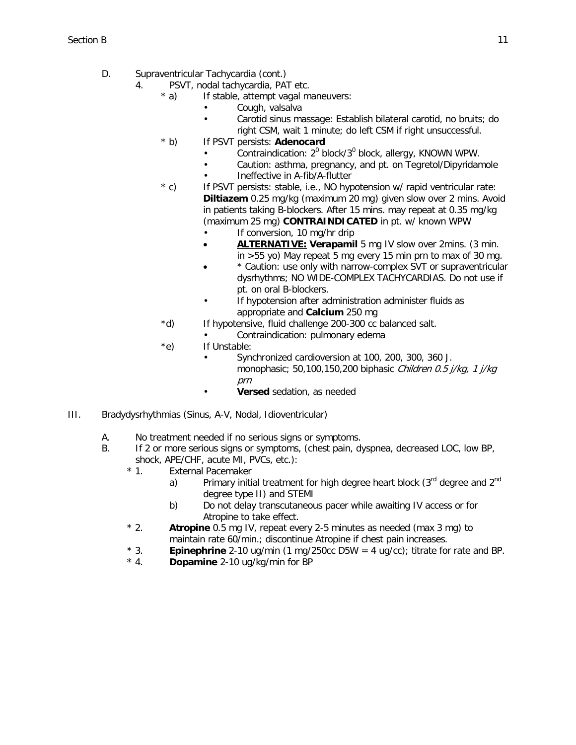D. Supraventricular Tachycardia (cont.)

4. PSVT, nodal tachycardia, PAT etc.

* a) If stable, attempt vagal maneuvers:
    - Cough, valsalva
    - Carotid sinus massage: Establish bilateral carotid, no bruits; do right CSM, wait 1 minute; do left CSM if right unsuccessful.
* b) If PSVT persists: **Adenocard**
    - Contraindication: $2^0$ block/$3^0$ block, allergy, KNOWN WPW.
    - Caution: asthma, pregnancy, and pt. on Tegretol/Dipyridamole
    - Ineffective in A-fib/A-flutter
* c) If PSVT persists: stable, i.e., NO hypotension w/ rapid ventricular rate: **Diltiazem** 0.25 mg/kg (maximum 20 mg) given slow over 2 mins. Avoid in patients taking B-blockers. After 15 mins. may repeat at 0.35 mg/kg (maximum 25 mg) **CONTRAINDICATED** in pt. w/ known WPW
    - If conversion, 10 mg/hr drip
    - **ALTERNATIVE: Verapamil** 5 mg IV slow over 2mins. (3 min. in >55 yo) May repeat 5 mg every 15 min prn to max of 30 mg.
    - * Caution: use only with narrow-complex SVT or supraventricular dysrhythms; NO WIDE-COMPLEX TACHYCARDIAS. Do not use if pt. on oral B-blockers.
    - If hypotension after administration administer fluids as appropriate and **Calcium** 250 mg
* d) If hypotensive, fluid challenge 200-300 cc balanced salt.
    - Contraindication: pulmonary edema
* e) If Unstable:
    - Synchronized cardioversion at 100, 200, 300, 360 J. monophasic; 50,100,150,200 biphasic *Children 0.5 j/kg, 1 j/kg prn*
    - **Versed** sedation, as needed

III. Bradydysrhythmias (Sinus, A-V, Nodal, Idioventricular)

A. No treatment needed if no serious signs or symptoms.

B. If 2 or more serious signs or symptoms, (chest pain, dyspnea, decreased LOC, low BP, shock, APE/CHF, acute MI, PVCs, etc.):

* 1. External Pacemaker
    - a) Primary initial treatment for high degree heart block (3rd degree and 2nd degree type II) and STEMI
    - b) Do not delay transcutaneous pacer while awaiting IV access or for Atropine to take effect.
* 2. **Atropine** 0.5 mg IV, repeat every 2-5 minutes as needed (max 3 mg) to maintain rate 60/min.; discontinue Atropine if chest pain increases.
* 3. **Epinephrine** 2-10 ug/min (1 mg/250cc D5W = 4 ug/cc); titrate for rate and BP.
* 4. **Dopamine** 2-10 ug/kg/min for BP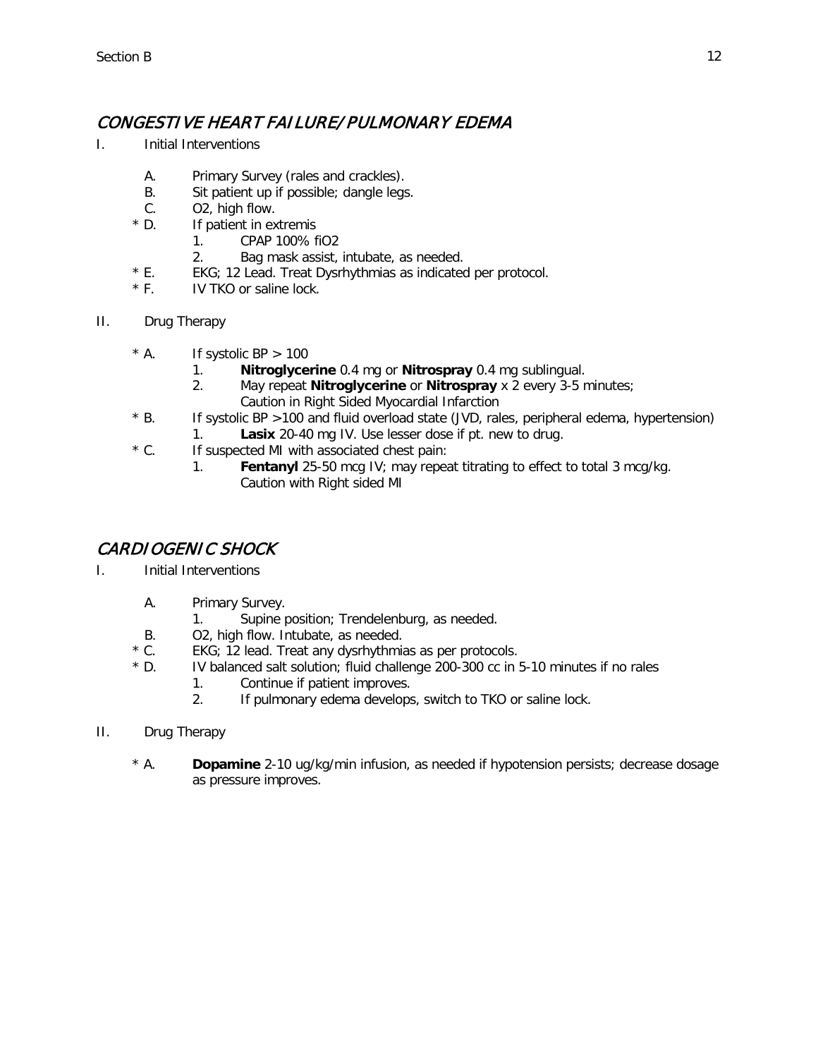## CONGESTIVE HEART FAILURE/PULMONARY EDEMA

I. Initial Interventions

- A. Primary Survey (rales and crackles).
- B. Sit patient up if possible; dangle legs.
- C. O2, high flow.
- * D. If patient in extremis
  1. CPAP 100% fiO2
  2. Bag mask assist, intubate, as needed.
- * E. EKG; 12 Lead. Treat Dysrhythmias as indicated per protocol.
- * F. IV TKO or saline lock.

II. Drug Therapy

- * A. If systolic BP > 100
  1. **Nitroglycerine** 0.4 mg or **Nitrospray** 0.4 mg sublingual.
  2. May repeat **Nitroglycerine** or **Nitrospray** x 2 every 3-5 minutes; Caution in Right Sided Myocardial Infarction
- * B. If systolic BP >100 and fluid overload state (JVD, rales, peripheral edema, hypertension)
  1. **Lasix** 20-40 mg IV. Use lesser dose if pt. new to drug.
- * C. If suspected MI with associated chest pain:
  1. **Fentanyl** 25-50 mcg IV; may repeat titrating to effect to total 3 mcg/kg. Caution with Right sided MI

## CARDIOGENIC SHOCK

I. Initial Interventions

- A. Primary Survey.
  1. Supine position; Trendelenburg, as needed.
- B. O2, high flow. Intubate, as needed.
- * C. EKG; 12 lead. Treat any dysrhythmias as per protocols.
- * D. IV balanced salt solution; fluid challenge 200-300 cc in 5-10 minutes if no rales
  1. Continue if patient improves.
  2. If pulmonary edema develops, switch to TKO or saline lock.

II. Drug Therapy

- * A. **Dopamine** 2-10 ug/kg/min infusion, as needed if hypotension persists; decrease dosage as pressure improves.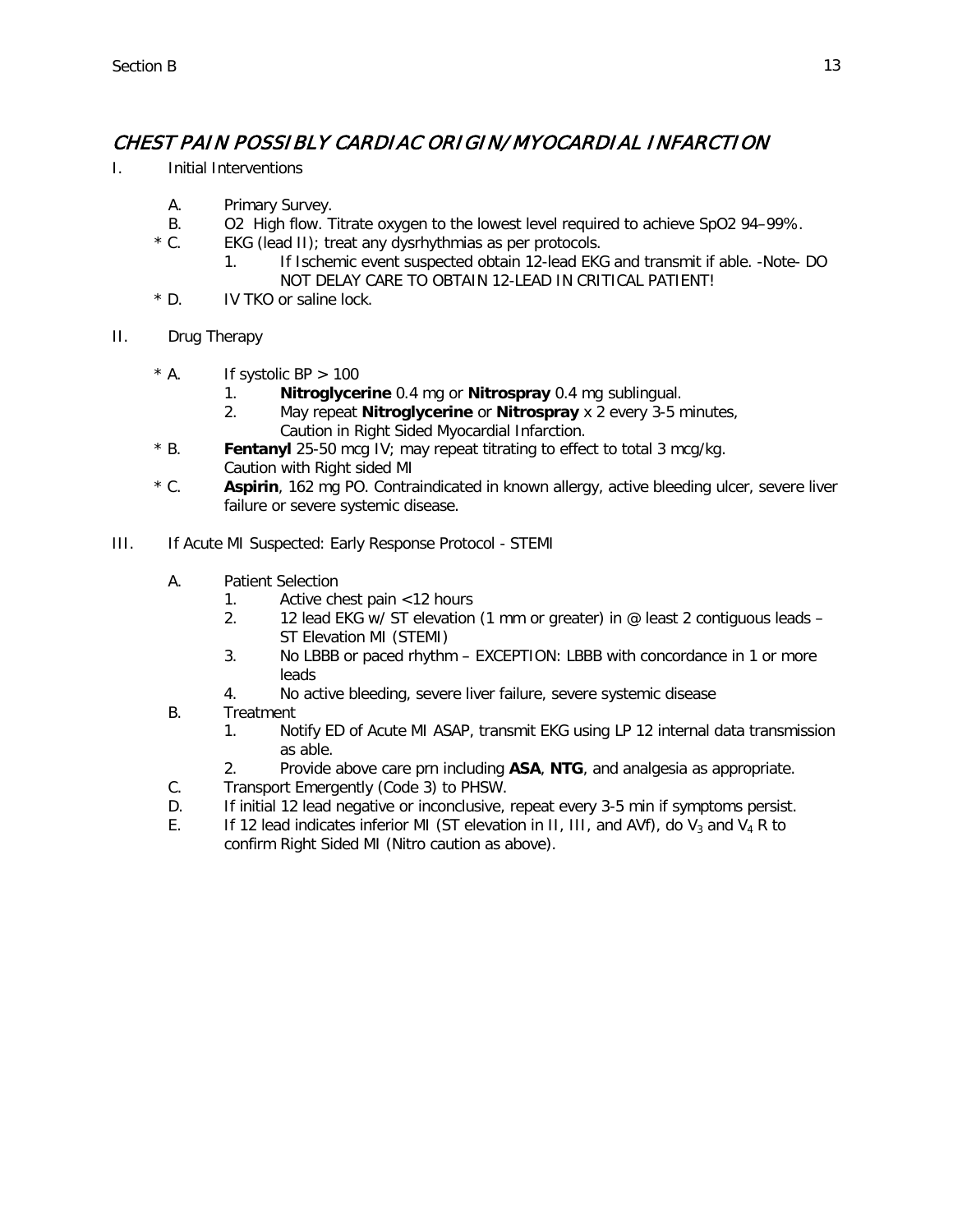## CHEST PAIN POSSIBLY CARDIAC ORIGIN/MYOCARDIAL INFARCTION

I. Initial Interventions

A. Primary Survey.

B. O2 High flow. Titrate oxygen to the lowest level required to achieve SpO2 94–99%.

\* C. EKG (lead II); treat any dysrhythmias as per protocols.

1. If Ischemic event suspected obtain 12-lead EKG and transmit if able. -Note- DO NOT DELAY CARE TO OBTAIN 12-LEAD IN CRITICAL PATIENT!

\* D. IV TKO or saline lock.

II. Drug Therapy

\* A. If systolic BP > 100

1. **Nitroglycerine** 0.4 mg or **Nitrospray** 0.4 mg sublingual.
2. May repeat **Nitroglycerine** or **Nitrospray** x 2 every 3-5 minutes, Caution in Right Sided Myocardial Infarction.

\* B. **Fentanyl** 25-50 mcg IV; may repeat titrating to effect to total 3 mcg/kg. Caution with Right sided MI

\* C. **Aspirin**, 162 mg PO. Contraindicated in known allergy, active bleeding ulcer, severe liver failure or severe systemic disease.

III. If Acute MI Suspected: Early Response Protocol - STEMI

A. Patient Selection

1. Active chest pain <12 hours
2. 12 lead EKG w/ ST elevation (1 mm or greater) in @ least 2 contiguous leads – ST Elevation MI (STEMI)
3. No LBBB or paced rhythm – EXCEPTION: LBBB with concordance in 1 or more leads
4. No active bleeding, severe liver failure, severe systemic disease

B. Treatment

1. Notify ED of Acute MI ASAP, transmit EKG using LP 12 internal data transmission as able.
2. Provide above care prn including **ASA**, **NTG**, and analgesia as appropriate.

C. Transport Emergently (Code 3) to PHSW.

D. If initial 12 lead negative or inconclusive, repeat every 3-5 min if symptoms persist.

E. If 12 lead indicates inferior MI (ST elevation in II, III, and AVf), do $V_3$ and $V_4$ R to confirm Right Sided MI (Nitro caution as above).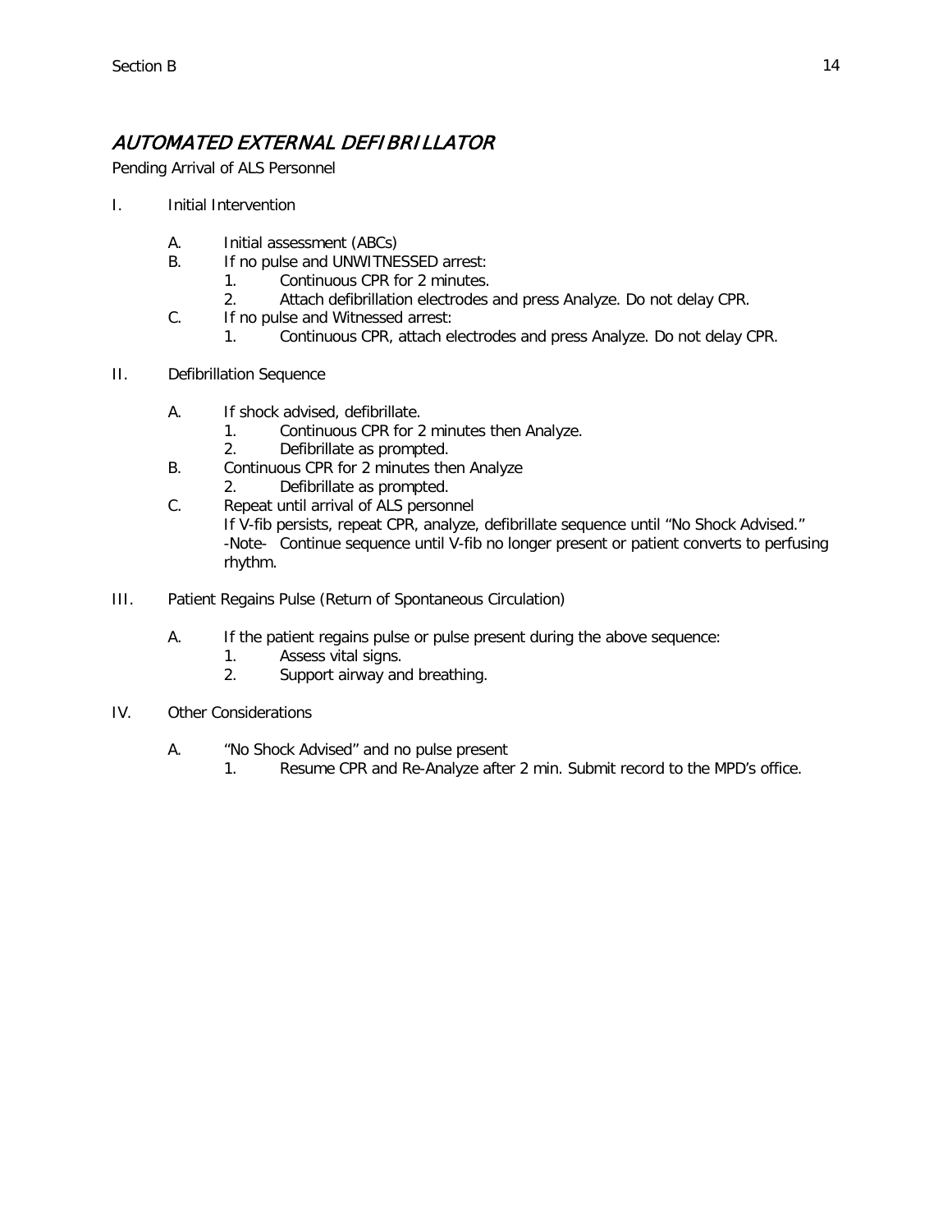## *AUTOMATED EXTERNAL DEFIBRILLATOR*

Pending Arrival of ALS Personnel

I. Initial Intervention

- A. Initial assessment (ABCs)
- B. If no pulse and UNWITNESSED arrest:
  1. Continuous CPR for 2 minutes.
  2. Attach defibrillation electrodes and press Analyze. Do not delay CPR.
- C. If no pulse and Witnessed arrest:
  1. Continuous CPR, attach electrodes and press Analyze. Do not delay CPR.

II. Defibrillation Sequence

- A. If shock advised, defibrillate.
  1. Continuous CPR for 2 minutes then Analyze.
  2. Defibrillate as prompted.
- B. Continuous CPR for 2 minutes then Analyze
  2. Defibrillate as prompted.
- C. Repeat until arrival of ALS personnel

  If V-fib persists, repeat CPR, analyze, defibrillate sequence until "No Shock Advised."

  -Note- Continue sequence until V-fib no longer present or patient converts to perfusing rhythm.

III. Patient Regains Pulse (Return of Spontaneous Circulation)

- A. If the patient regains pulse or pulse present during the above sequence:
  1. Assess vital signs.
  2. Support airway and breathing.

IV. Other Considerations

- A. "No Shock Advised" and no pulse present
  1. Resume CPR and Re-Analyze after 2 min. Submit record to the MPD's office.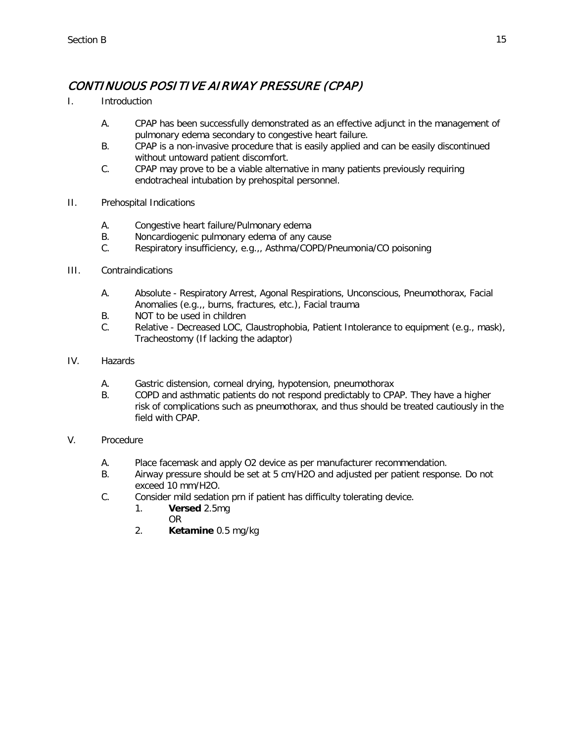# *CONTINUOUS POSITIVE AIRWAY PRESSURE (CPAP)*

I. Introduction

   A. CPAP has been successfully demonstrated as an effective adjunct in the management of pulmonary edema secondary to congestive heart failure.
   B. CPAP is a non-invasive procedure that is easily applied and can be easily discontinued without untoward patient discomfort.
   C. CPAP may prove to be a viable alternative in many patients previously requiring endotracheal intubation by prehospital personnel.

II. Prehospital Indications

   A. Congestive heart failure/Pulmonary edema
   B. Noncardiogenic pulmonary edema of any cause
   C. Respiratory insufficiency, e.g.,, Asthma/COPD/Pneumonia/CO poisoning

III. Contraindications

   A. Absolute - Respiratory Arrest, Agonal Respirations, Unconscious, Pneumothorax, Facial Anomalies (e.g.,, burns, fractures, etc.), Facial trauma
   B. NOT to be used in children
   C. Relative - Decreased LOC, Claustrophobia, Patient Intolerance to equipment (e.g., mask), Tracheostomy (If lacking the adaptor)

IV. Hazards

   A. Gastric distension, corneal drying, hypotension, pneumothorax
   B. COPD and asthmatic patients do not respond predictably to CPAP. They have a higher risk of complications such as pneumothorax, and thus should be treated cautiously in the field with CPAP.

V. Procedure

   A. Place facemask and apply O2 device as per manufacturer recommendation.
   B. Airway pressure should be set at 5 cm/H2O and adjusted per patient response. Do not exceed 10 mm/H2O.
   C. Consider mild sedation prn if patient has difficulty tolerating device.
      1. **Versed** 2.5mg
         OR
      2. **Ketamine** 0.5 mg/kg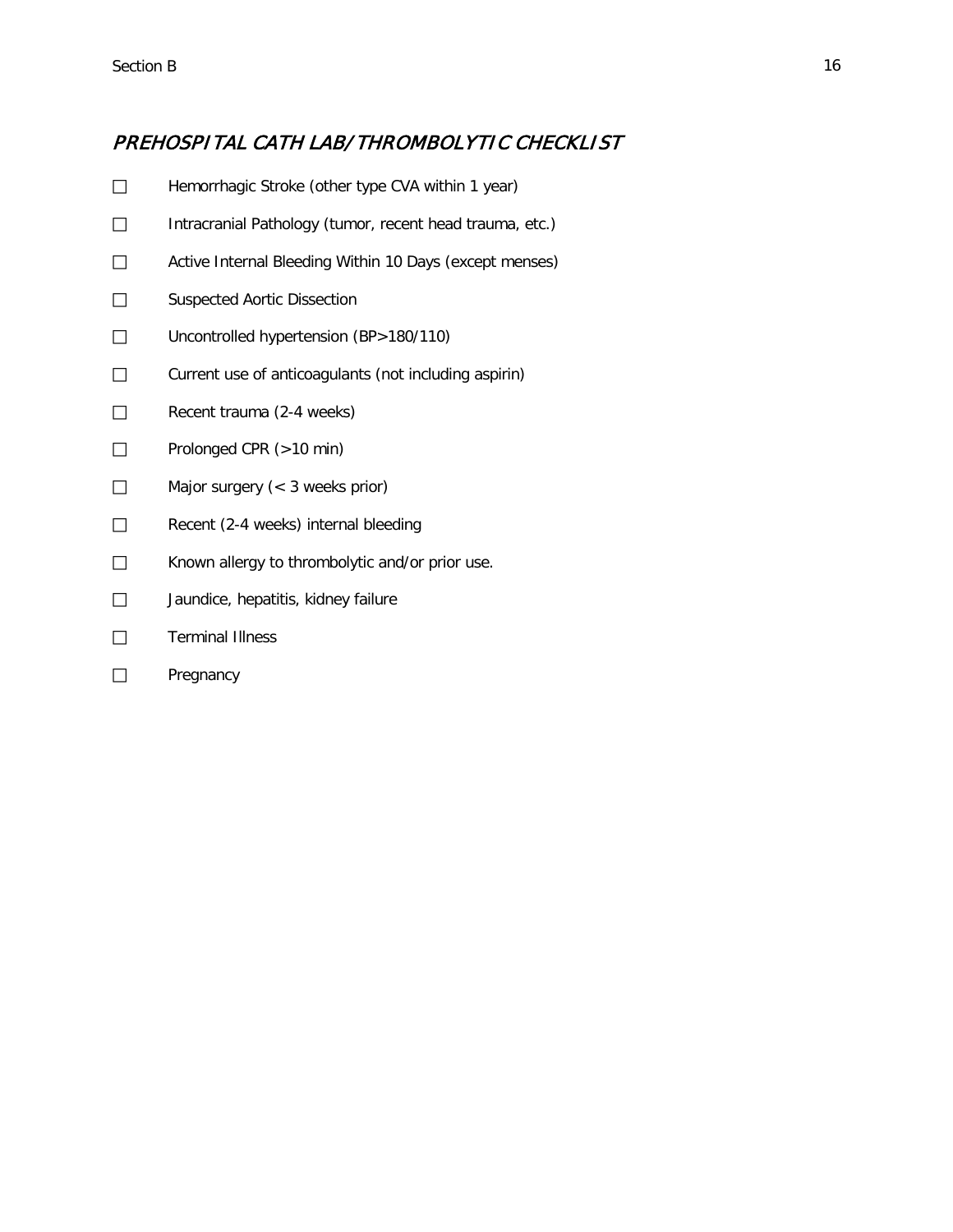## *PREHOSPITAL CATH LAB/THROMBOLYTIC CHECKLIST*

- ☐ Hemorrhagic Stroke (other type CVA within 1 year)
- ☐ Intracranial Pathology (tumor, recent head trauma, etc.)
- ☐ Active Internal Bleeding Within 10 Days (except menses)
- ☐ Suspected Aortic Dissection
- ☐ Uncontrolled hypertension (BP>180/110)
- ☐ Current use of anticoagulants (not including aspirin)
- ☐ Recent trauma (2-4 weeks)
- ☐ Prolonged CPR (>10 min)
- ☐ Major surgery (< 3 weeks prior)
- ☐ Recent (2-4 weeks) internal bleeding
- ☐ Known allergy to thrombolytic and/or prior use.
- ☐ Jaundice, hepatitis, kidney failure
- ☐ Terminal Illness
- ☐ Pregnancy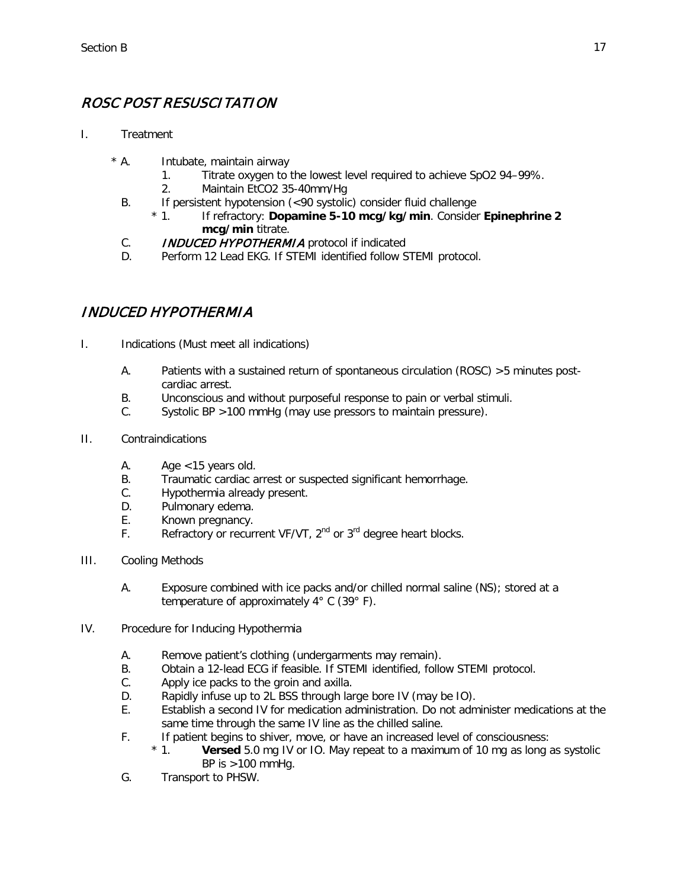## *ROSC POST RESUSCITATION*

I. Treatment

* A. Intubate, maintain airway
  1. Titrate oxygen to the lowest level required to achieve SpO2 94–99%.
  2. Maintain EtCO2 35-40mm/Hg
- B. If persistent hypotension (<90 systolic) consider fluid challenge
  * 1. If refractory: **Dopamine 5-10 mcg/kg/min**. Consider **Epinephrine 2 mcg/min** titrate.
- C. *INDUCED HYPOTHERMIA* protocol if indicated
- D. Perform 12 Lead EKG. If STEMI identified follow STEMI protocol.

## *INDUCED HYPOTHERMIA*

I. Indications (Must meet all indications)

- A. Patients with a sustained return of spontaneous circulation (ROSC) >5 minutes post-cardiac arrest.
- B. Unconscious and without purposeful response to pain or verbal stimuli.
- C. Systolic BP >100 mmHg (may use pressors to maintain pressure).

II. Contraindications

- A. Age <15 years old.
- B. Traumatic cardiac arrest or suspected significant hemorrhage.
- C. Hypothermia already present.
- D. Pulmonary edema.
- E. Known pregnancy.
- F. Refractory or recurrent VF/VT, $2^{nd}$ or $3^{rd}$ degree heart blocks.

III. Cooling Methods

- A. Exposure combined with ice packs and/or chilled normal saline (NS); stored at a temperature of approximately 4° C (39° F).

IV. Procedure for Inducing Hypothermia

- A. Remove patient's clothing (undergarments may remain).
- B. Obtain a 12-lead ECG if feasible. If STEMI identified, follow STEMI protocol.
- C. Apply ice packs to the groin and axilla.
- D. Rapidly infuse up to 2L BSS through large bore IV (may be IO).
- E. Establish a second IV for medication administration. Do not administer medications at the same time through the same IV line as the chilled saline.
- F. If patient begins to shiver, move, or have an increased level of consciousness:
  * 1. **Versed** 5.0 mg IV or IO. May repeat to a maximum of 10 mg as long as systolic BP is >100 mmHg.
- G. Transport to PHSW.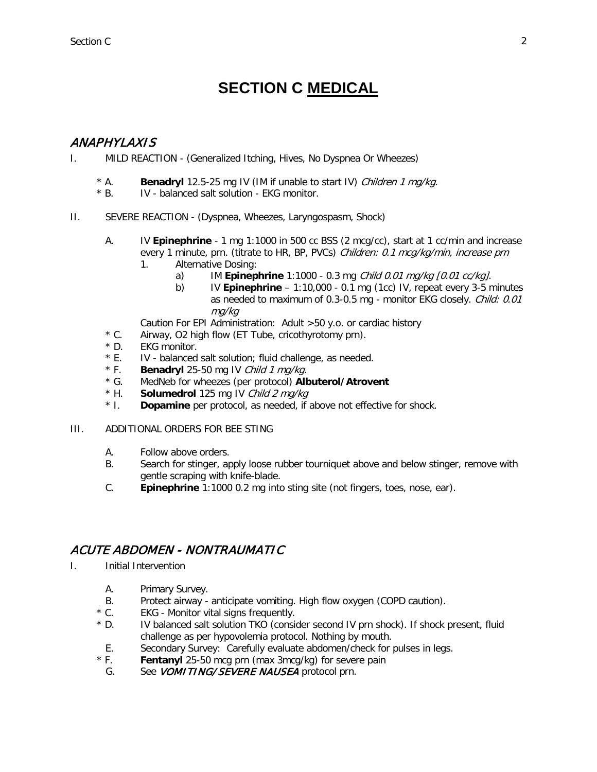# SECTION C MEDICAL

## *ANAPHYLAXIS*

I. MILD REACTION - (Generalized Itching, Hives, No Dyspnea Or Wheezes)

- \* A. **Benadryl** 12.5-25 mg IV (IM if unable to start IV) *Children 1 mg/kg.*
- \* B. IV - balanced salt solution - EKG monitor.

II. SEVERE REACTION - (Dyspnea, Wheezes, Laryngospasm, Shock)

- A. IV **Epinephrine** - 1 mg 1:1000 in 500 cc BSS (2 mcg/cc), start at 1 cc/min and increase every 1 minute, prn. (titrate to HR, BP, PVCs) *Children: 0.1 mcg/kg/min, increase prn*
  1. Alternative Dosing:
     a) IM **Epinephrine** 1:1000 - 0.3 mg *Child 0.01 mg/kg [0.01 cc/kg].*
     b) IV **Epinephrine** – 1:10,000 - 0.1 mg (1cc) IV, repeat every 3-5 minutes as needed to maximum of 0.3-0.5 mg - monitor EKG closely. *Child: 0.01 mg/kg*

  Caution For EPI Administration: Adult >50 y.o. or cardiac history
- \* C. Airway, O2 high flow (ET Tube, cricothyrotomy prn).
- \* D. EKG monitor.
- \* E. IV - balanced salt solution; fluid challenge, as needed.
- \* F. **Benadryl** 25-50 mg IV *Child 1 mg/kg.*
- \* G. MedNeb for wheezes (per protocol) **Albuterol/Atrovent**
- \* H. **Solumedrol** 125 mg IV *Child 2 mg/kg*
- \* I. **Dopamine** per protocol, as needed, if above not effective for shock.

III. ADDITIONAL ORDERS FOR BEE STING

- A. Follow above orders.
- B. Search for stinger, apply loose rubber tourniquet above and below stinger, remove with gentle scraping with knife-blade.
- C. **Epinephrine** 1:1000 0.2 mg into sting site (not fingers, toes, nose, ear).

## *ACUTE ABDOMEN - NONTRAUMATIC*

I. Initial Intervention

- A. Primary Survey.
- B. Protect airway - anticipate vomiting. High flow oxygen (COPD caution).
- \* C. EKG - Monitor vital signs frequently.
- \* D. IV balanced salt solution TKO (consider second IV prn shock). If shock present, fluid challenge as per hypovolemia protocol. Nothing by mouth.
- E. Secondary Survey: Carefully evaluate abdomen/check for pulses in legs.
- \* F. **Fentanyl** 25-50 mcg prn (max 3mcg/kg) for severe pain
- G. See *VOMITING/SEVERE NAUSEA* protocol prn.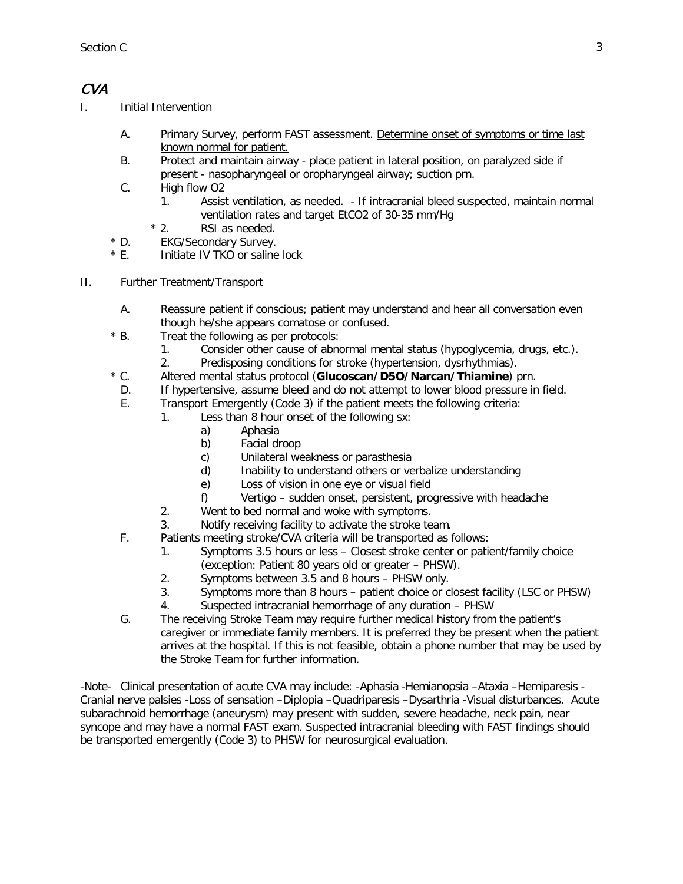# CVA

I. Initial Intervention

A. Primary Survey, perform FAST assessment. Determine onset of symptoms or time last known normal for patient.

B. Protect and maintain airway - place patient in lateral position, on paralyzed side if present - nasopharyngeal or oropharyngeal airway; suction prn.

C. High flow O2

1. Assist ventilation, as needed. - If intracranial bleed suspected, maintain normal ventilation rates and target EtCO2 of 30-35 mm/Hg

\* 2. RSI as needed.

\* D. EKG/Secondary Survey.

\* E. Initiate IV TKO or saline lock

II. Further Treatment/Transport

A. Reassure patient if conscious; patient may understand and hear all conversation even though he/she appears comatose or confused.

\* B. Treat the following as per protocols:

1. Consider other cause of abnormal mental status (hypoglycemia, drugs, etc.).
2. Predisposing conditions for stroke (hypertension, dysrhythmias).

\* C. Altered mental status protocol (**Glucoscan/D5O/Narcan/Thiamine**) prn.

D. If hypertensive, assume bleed and do not attempt to lower blood pressure in field.

E. Transport Emergently (Code 3) if the patient meets the following criteria:

1. Less than 8 hour onset of the following sx:
   a) Aphasia
   b) Facial droop
   c) Unilateral weakness or parasthesia
   d) Inability to understand others or verbalize understanding
   e) Loss of vision in one eye or visual field
   f) Vertigo – sudden onset, persistent, progressive with headache
2. Went to bed normal and woke with symptoms.
3. Notify receiving facility to activate the stroke team.

F. Patients meeting stroke/CVA criteria will be transported as follows:

1. Symptoms 3.5 hours or less – Closest stroke center or patient/family choice (exception: Patient 80 years old or greater – PHSW).
2. Symptoms between 3.5 and 8 hours – PHSW only.
3. Symptoms more than 8 hours – patient choice or closest facility (LSC or PHSW)
4. Suspected intracranial hemorrhage of any duration – PHSW

G. The receiving Stroke Team may require further medical history from the patient's caregiver or immediate family members. It is preferred they be present when the patient arrives at the hospital. If this is not feasible, obtain a phone number that may be used by the Stroke Team for further information.

-Note- Clinical presentation of acute CVA may include: -Aphasia -Hemianopsia –Ataxia –Hemiparesis -Cranial nerve palsies -Loss of sensation –Diplopia –Quadriparesis –Dysarthria -Visual disturbances. Acute subarachnoid hemorrhage (aneurysm) may present with sudden, severe headache, neck pain, near syncope and may have a normal FAST exam. Suspected intracranial bleeding with FAST findings should be transported emergently (Code 3) to PHSW for neurosurgical evaluation.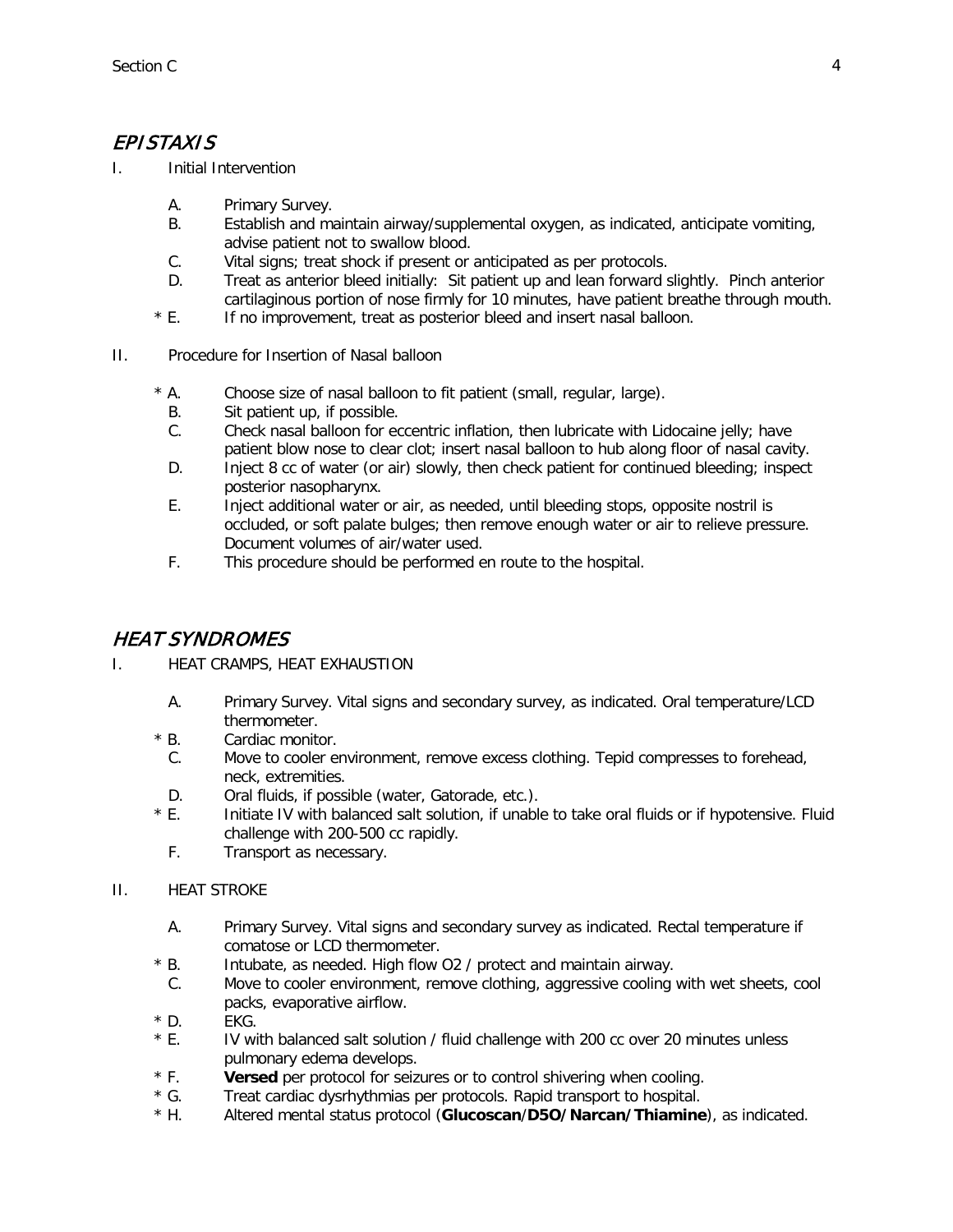## *EPISTAXIS*

I. Initial Intervention

- A. Primary Survey.
- B. Establish and maintain airway/supplemental oxygen, as indicated, anticipate vomiting, advise patient not to swallow blood.
- C. Vital signs; treat shock if present or anticipated as per protocols.
- D. Treat as anterior bleed initially: Sit patient up and lean forward slightly. Pinch anterior cartilaginous portion of nose firmly for 10 minutes, have patient breathe through mouth.
- \* E. If no improvement, treat as posterior bleed and insert nasal balloon.

II. Procedure for Insertion of Nasal balloon

- \* A. Choose size of nasal balloon to fit patient (small, regular, large).
- B. Sit patient up, if possible.
- C. Check nasal balloon for eccentric inflation, then lubricate with Lidocaine jelly; have patient blow nose to clear clot; insert nasal balloon to hub along floor of nasal cavity.
- D. Inject 8 cc of water (or air) slowly, then check patient for continued bleeding; inspect posterior nasopharynx.
- E. Inject additional water or air, as needed, until bleeding stops, opposite nostril is occluded, or soft palate bulges; then remove enough water or air to relieve pressure. Document volumes of air/water used.
- F. This procedure should be performed en route to the hospital.

## *HEAT SYNDROMES*

I. HEAT CRAMPS, HEAT EXHAUSTION

- A. Primary Survey. Vital signs and secondary survey, as indicated. Oral temperature/LCD thermometer.
- \* B. Cardiac monitor.
- C. Move to cooler environment, remove excess clothing. Tepid compresses to forehead, neck, extremities.
- D. Oral fluids, if possible (water, Gatorade, etc.).
- \* E. Initiate IV with balanced salt solution, if unable to take oral fluids or if hypotensive. Fluid challenge with 200-500 cc rapidly.
- F. Transport as necessary.

II. HEAT STROKE

- A. Primary Survey. Vital signs and secondary survey as indicated. Rectal temperature if comatose or LCD thermometer.
- \* B. Intubate, as needed. High flow O2 / protect and maintain airway.
- C. Move to cooler environment, remove clothing, aggressive cooling with wet sheets, cool packs, evaporative airflow.
- \* D. EKG.
- \* E. IV with balanced salt solution / fluid challenge with 200 cc over 20 minutes unless pulmonary edema develops.
- \* F. **Versed** per protocol for seizures or to control shivering when cooling.
- \* G. Treat cardiac dysrhythmias per protocols. Rapid transport to hospital.
- \* H. Altered mental status protocol (**Glucoscan**/**D5O/ Narcan/ Thiamine**), as indicated.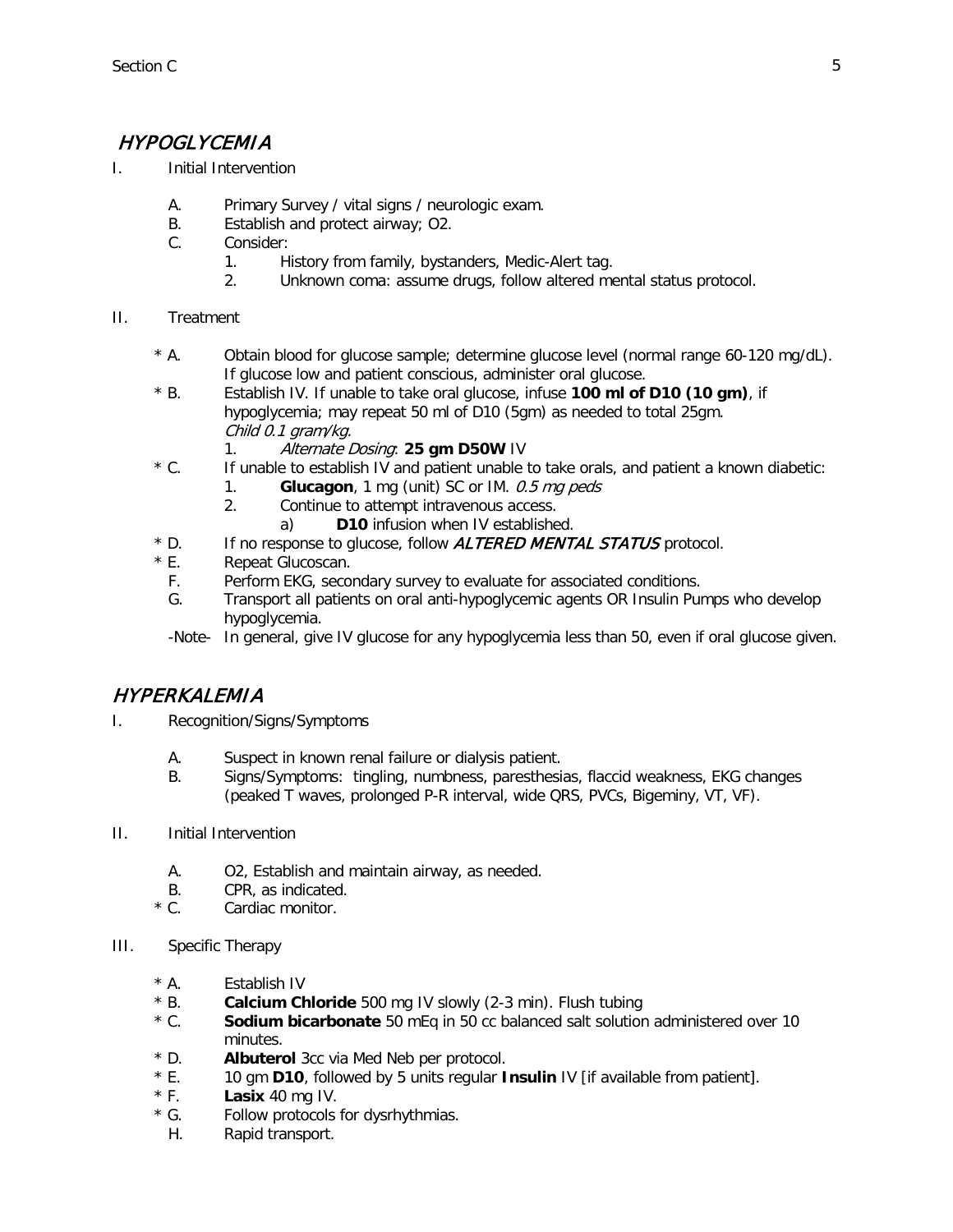## *HYPOGLYCEMIA*

I. Initial Intervention

   A. Primary Survey / vital signs / neurologic exam.
   B. Establish and protect airway; O2.
   C. Consider:
      1. History from family, bystanders, Medic-Alert tag.
      2. Unknown coma: assume drugs, follow altered mental status protocol.

II. Treatment

   * A. Obtain blood for glucose sample; determine glucose level (normal range 60-120 mg/dL). If glucose low and patient conscious, administer oral glucose.
   * B. Establish IV. If unable to take oral glucose, infuse **100 ml of D10 (10 gm)**, if hypoglycemia; may repeat 50 ml of D10 (5gm) as needed to total 25gm. *Child 0.1 gram/kg.*
      1. *Alternate Dosing*: **25 gm D50W** IV
   * C. If unable to establish IV and patient unable to take orals, and patient a known diabetic:
      1. **Glucagon**, 1 mg (unit) SC or IM. *0.5 mg peds*
      2. Continue to attempt intravenous access.
         a) **D10** infusion when IV established.
   * D. If no response to glucose, follow *ALTERED MENTAL STATUS* protocol.
   * E. Repeat Glucoscan.
   F. Perform EKG, secondary survey to evaluate for associated conditions.
   G. Transport all patients on oral anti-hypoglycemic agents OR Insulin Pumps who develop hypoglycemia.

   -Note- In general, give IV glucose for any hypoglycemia less than 50, even if oral glucose given.

## *HYPERKALEMIA*

I. Recognition/Signs/Symptoms

   A. Suspect in known renal failure or dialysis patient.
   B. Signs/Symptoms: tingling, numbness, paresthesias, flaccid weakness, EKG changes (peaked T waves, prolonged P-R interval, wide QRS, PVCs, Bigeminy, VT, VF).

II. Initial Intervention

   A. O2, Establish and maintain airway, as needed.
   B. CPR, as indicated.
   * C. Cardiac monitor.

III. Specific Therapy

   * A. Establish IV
   * B. **Calcium Chloride** 500 mg IV slowly (2-3 min). Flush tubing
   * C. **Sodium bicarbonate** 50 mEq in 50 cc balanced salt solution administered over 10 minutes.
   * D. **Albuterol** 3cc via Med Neb per protocol.
   * E. 10 gm **D10**, followed by 5 units regular **Insulin** IV [if available from patient].
   * F. **Lasix** 40 mg IV.
   * G. Follow protocols for dysrhythmias.
   H. Rapid transport.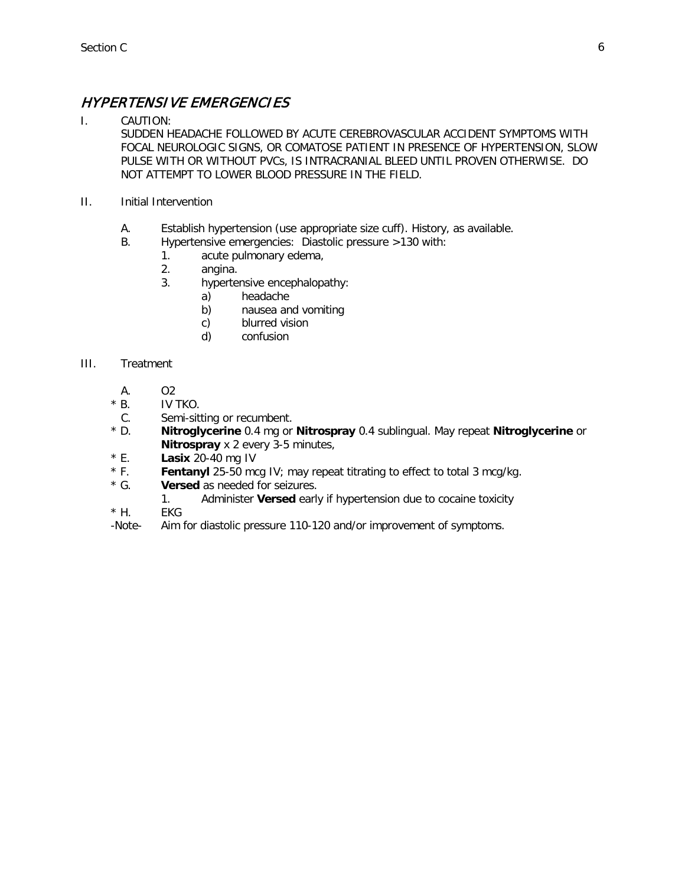## *HYPERTENSIVE EMERGENCIES*

I. CAUTION:
SUDDEN HEADACHE FOLLOWED BY ACUTE CEREBROVASCULAR ACCIDENT SYMPTOMS WITH FOCAL NEUROLOGIC SIGNS, OR COMATOSE PATIENT IN PRESENCE OF HYPERTENSION, SLOW PULSE WITH OR WITHOUT PVCs, IS INTRACRANIAL BLEED UNTIL PROVEN OTHERWISE. DO NOT ATTEMPT TO LOWER BLOOD PRESSURE IN THE FIELD.

II. Initial Intervention

- A. Establish hypertension (use appropriate size cuff). History, as available.
- B. Hypertensive emergencies: Diastolic pressure >130 with:
  1. acute pulmonary edema,
  2. angina.
  3. hypertensive encephalopathy:
     - a) headache
     - b) nausea and vomiting
     - c) blurred vision
     - d) confusion

III. Treatment

- A. O2
- * B. IV TKO.
- C. Semi-sitting or recumbent.
- * D. **Nitroglycerine** 0.4 mg or **Nitrospray** 0.4 sublingual. May repeat **Nitroglycerine** or **Nitrospray** x 2 every 3-5 minutes,
- * E. **Lasix** 20-40 mg IV
- * F. **Fentanyl** 25-50 mcg IV; may repeat titrating to effect to total 3 mcg/kg.
- * G. **Versed** as needed for seizures.
  1. Administer **Versed** early if hypertension due to cocaine toxicity
- * H. EKG

-Note- Aim for diastolic pressure 110-120 and/or improvement of symptoms.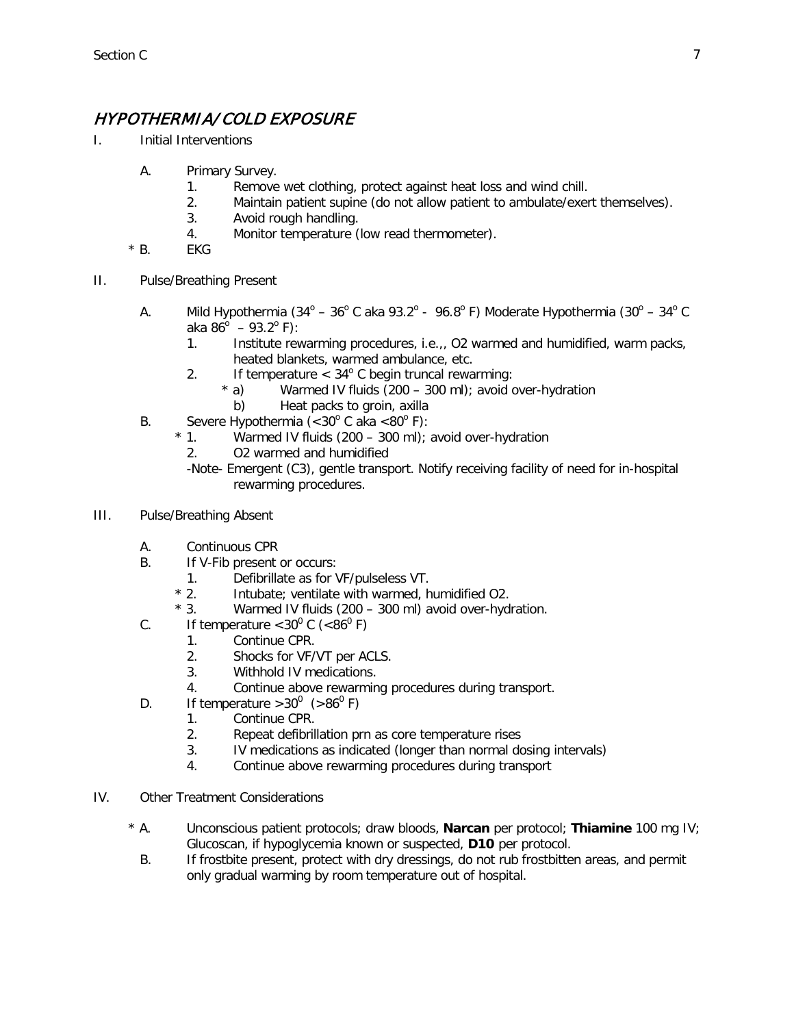# *HYPOTHERMIA/COLD EXPOSURE*

I. Initial Interventions

- A. Primary Survey.
  1. Remove wet clothing, protect against heat loss and wind chill.
  2. Maintain patient supine (do not allow patient to ambulate/exert themselves).
  3. Avoid rough handling.
  4. Monitor temperature (low read thermometer).
- * B. EKG

II. Pulse/Breathing Present

- A. Mild Hypothermia ($34^o$ – $36^o$ C aka $93.2^o$ - $96.8^o$ F) Moderate Hypothermia ($30^o$ – $34^o$ C aka $86^o$ – $93.2^o$ F):
  1. Institute rewarming procedures, i.e.,, O2 warmed and humidified, warm packs, heated blankets, warmed ambulance, etc.
  2. If temperature < $34^o$ C begin truncal rewarming:
     - * a) Warmed IV fluids (200 – 300 ml); avoid over-hydration
     - b) Heat packs to groin, axilla
- B. Severe Hypothermia (<$30^o$ C aka <$80^o$ F):
  - * 1. Warmed IV fluids (200 – 300 ml); avoid over-hydration
  - 2. O2 warmed and humidified

  -Note- Emergent (C3), gentle transport. Notify receiving facility of need for in-hospital rewarming procedures.

III. Pulse/Breathing Absent

- A. Continuous CPR
- B. If V-Fib present or occurs:
  - 1. Defibrillate as for VF/pulseless VT.
  - * 2. Intubate; ventilate with warmed, humidified O2.
  - * 3. Warmed IV fluids (200 – 300 ml) avoid over-hydration.
- C. If temperature <$30^0$ C (<$86^0$ F)
  1. Continue CPR.
  2. Shocks for VF/VT per ACLS.
  3. Withhold IV medications.
  4. Continue above rewarming procedures during transport.
- D. If temperature >$30^0$ (>$86^0$ F)
  1. Continue CPR.
  2. Repeat defibrillation prn as core temperature rises
  3. IV medications as indicated (longer than normal dosing intervals)
  4. Continue above rewarming procedures during transport

IV. Other Treatment Considerations

- * A. Unconscious patient protocols; draw bloods, **Narcan** per protocol; **Thiamine** 100 mg IV; Glucoscan, if hypoglycemia known or suspected, **D10** per protocol.
- B. If frostbite present, protect with dry dressings, do not rub frostbitten areas, and permit only gradual warming by room temperature out of hospital.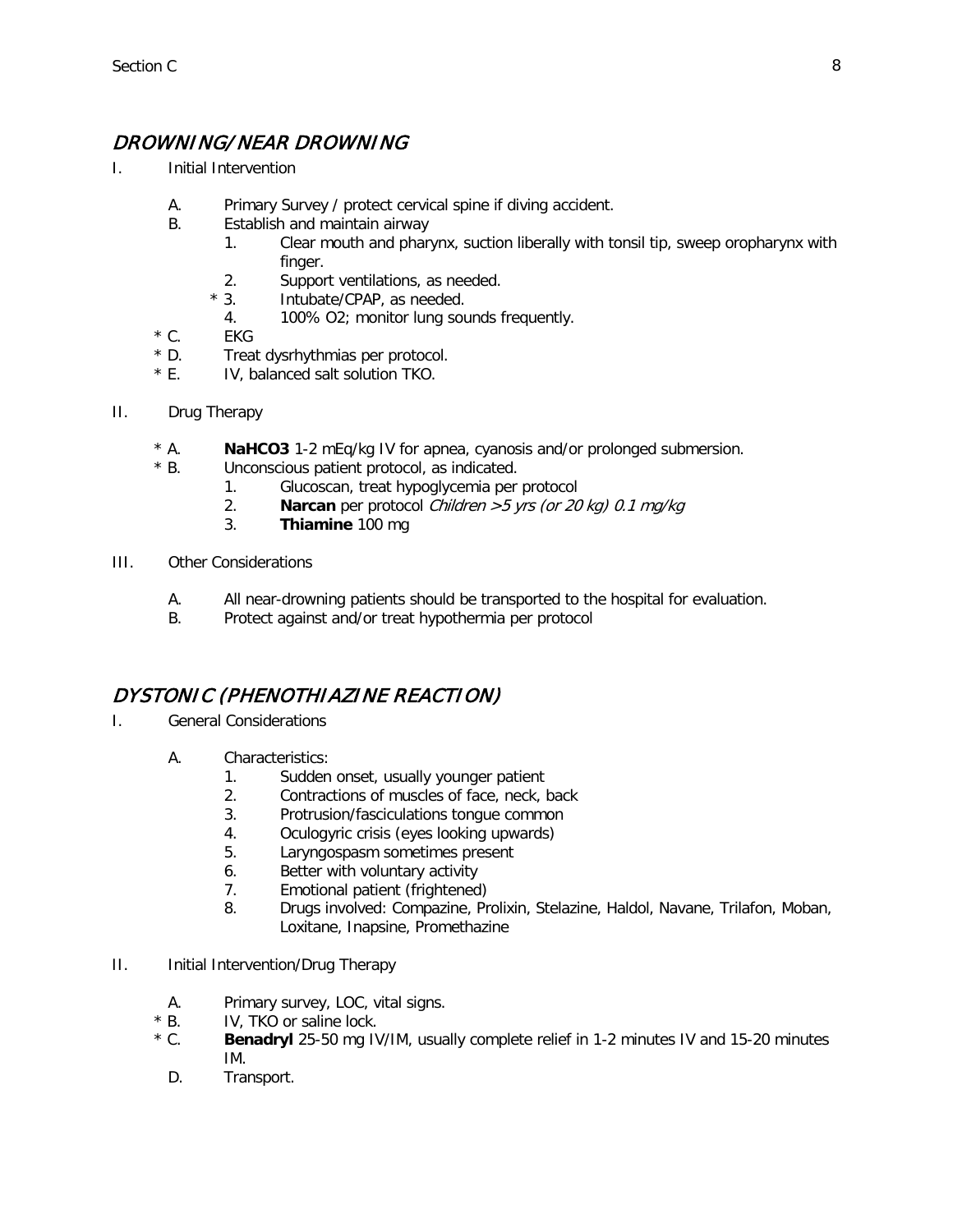## DROWNING/NEAR DROWNING

I. Initial Intervention

   A. Primary Survey / protect cervical spine if diving accident.
   B. Establish and maintain airway
      1. Clear mouth and pharynx, suction liberally with tonsil tip, sweep oropharynx with finger.
      2. Support ventilations, as needed.
      * 3. Intubate/CPAP, as needed.
      4. 100% O2; monitor lung sounds frequently.
   * C. EKG
   * D. Treat dysrhythmias per protocol.
   * E. IV, balanced salt solution TKO.

II. Drug Therapy

   * A. **NaHCO3** 1-2 mEq/kg IV for apnea, cyanosis and/or prolonged submersion.
   * B. Unconscious patient protocol, as indicated.
      1. Glucoscan, treat hypoglycemia per protocol
      2. **Narcan** per protocol *Children >5 yrs (or 20 kg) 0.1 mg/kg*
      3. **Thiamine** 100 mg

III. Other Considerations

   A. All near-drowning patients should be transported to the hospital for evaluation.
   B. Protect against and/or treat hypothermia per protocol

## DYSTONIC (PHENOTHIAZINE REACTION)

I. General Considerations

   A. Characteristics:
      1. Sudden onset, usually younger patient
      2. Contractions of muscles of face, neck, back
      3. Protrusion/fasciculations tongue common
      4. Oculogyric crisis (eyes looking upwards)
      5. Laryngospasm sometimes present
      6. Better with voluntary activity
      7. Emotional patient (frightened)
      8. Drugs involved: Compazine, Prolixin, Stelazine, Haldol, Navane, Trilafon, Moban, Loxitane, Inapsine, Promethazine

II. Initial Intervention/Drug Therapy

   A. Primary survey, LOC, vital signs.
   * B. IV, TKO or saline lock.
   * C. **Benadryl** 25-50 mg IV/IM, usually complete relief in 1-2 minutes IV and 15-20 minutes IM.
   D. Transport.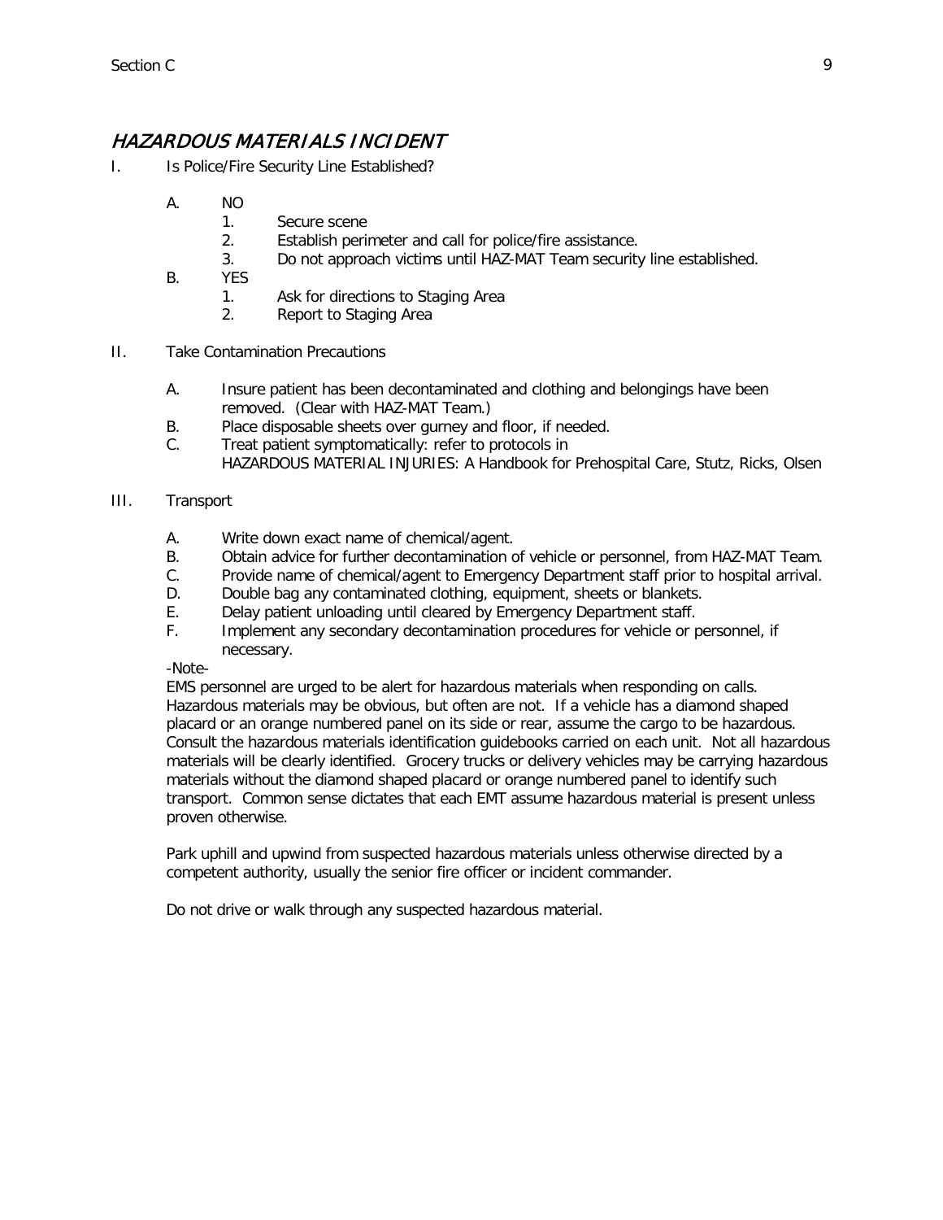## *HAZARDOUS MATERIALS INCIDENT*

I. Is Police/Fire Security Line Established?

   A. NO
      1. Secure scene
      2. Establish perimeter and call for police/fire assistance.
      3. Do not approach victims until HAZ-MAT Team security line established.

   B. YES
      1. Ask for directions to Staging Area
      2. Report to Staging Area

II. Take Contamination Precautions

   A. Insure patient has been decontaminated and clothing and belongings have been removed. (Clear with HAZ-MAT Team.)
   B. Place disposable sheets over gurney and floor, if needed.
   C. Treat patient symptomatically: refer to protocols in HAZARDOUS MATERIAL INJURIES: A Handbook for Prehospital Care, Stutz, Ricks, Olsen

III. Transport

   A. Write down exact name of chemical/agent.
   B. Obtain advice for further decontamination of vehicle or personnel, from HAZ-MAT Team.
   C. Provide name of chemical/agent to Emergency Department staff prior to hospital arrival.
   D. Double bag any contaminated clothing, equipment, sheets or blankets.
   E. Delay patient unloading until cleared by Emergency Department staff.
   F. Implement any secondary decontamination procedures for vehicle or personnel, if necessary.

-Note-

EMS personnel are urged to be alert for hazardous materials when responding on calls. Hazardous materials may be obvious, but often are not. If a vehicle has a diamond shaped placard or an orange numbered panel on its side or rear, assume the cargo to be hazardous. Consult the hazardous materials identification guidebooks carried on each unit. Not all hazardous materials will be clearly identified. Grocery trucks or delivery vehicles may be carrying hazardous materials without the diamond shaped placard or orange numbered panel to identify such transport. Common sense dictates that each EMT assume hazardous material is present unless proven otherwise.

Park uphill and upwind from suspected hazardous materials unless otherwise directed by a competent authority, usually the senior fire officer or incident commander.

Do not drive or walk through any suspected hazardous material.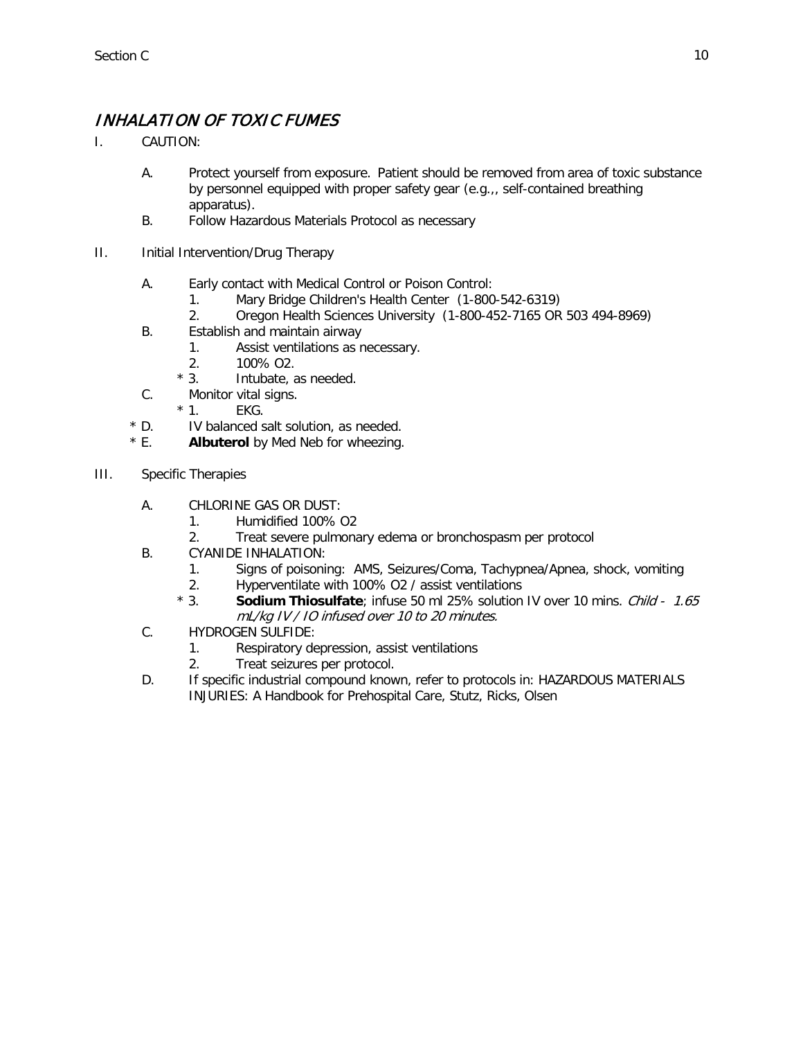# *INHALATION OF TOXIC FUMES*

I. CAUTION:

   A. Protect yourself from exposure. Patient should be removed from area of toxic substance by personnel equipped with proper safety gear (e.g.,, self-contained breathing apparatus).

   B. Follow Hazardous Materials Protocol as necessary

II. Initial Intervention/Drug Therapy

   A. Early contact with Medical Control or Poison Control:
      1. Mary Bridge Children's Health Center (1-800-542-6319)
      2. Oregon Health Sciences University (1-800-452-7165 OR 503 494-8969)

   B. Establish and maintain airway
      1. Assist ventilations as necessary.
      2. 100% O2.
      * 3. Intubate, as needed.

   C. Monitor vital signs.
      * 1. EKG.

   * D. IV balanced salt solution, as needed.

   * E. **Albuterol** by Med Neb for wheezing.

III. Specific Therapies

   A. CHLORINE GAS OR DUST:
      1. Humidified 100% O2
      2. Treat severe pulmonary edema or bronchospasm per protocol

   B. CYANIDE INHALATION:
      1. Signs of poisoning: AMS, Seizures/Coma, Tachypnea/Apnea, shock, vomiting
      2. Hyperventilate with 100% O2 / assist ventilations
      * 3. **Sodium Thiosulfate**; infuse 50 ml 25% solution IV over 10 mins. *Child - 1.65 mL/kg IV / IO infused over 10 to 20 minutes.*

   C. HYDROGEN SULFIDE:
      1. Respiratory depression, assist ventilations
      2. Treat seizures per protocol.

   D. If specific industrial compound known, refer to protocols in: HAZARDOUS MATERIALS INJURIES: A Handbook for Prehospital Care, Stutz, Ricks, Olsen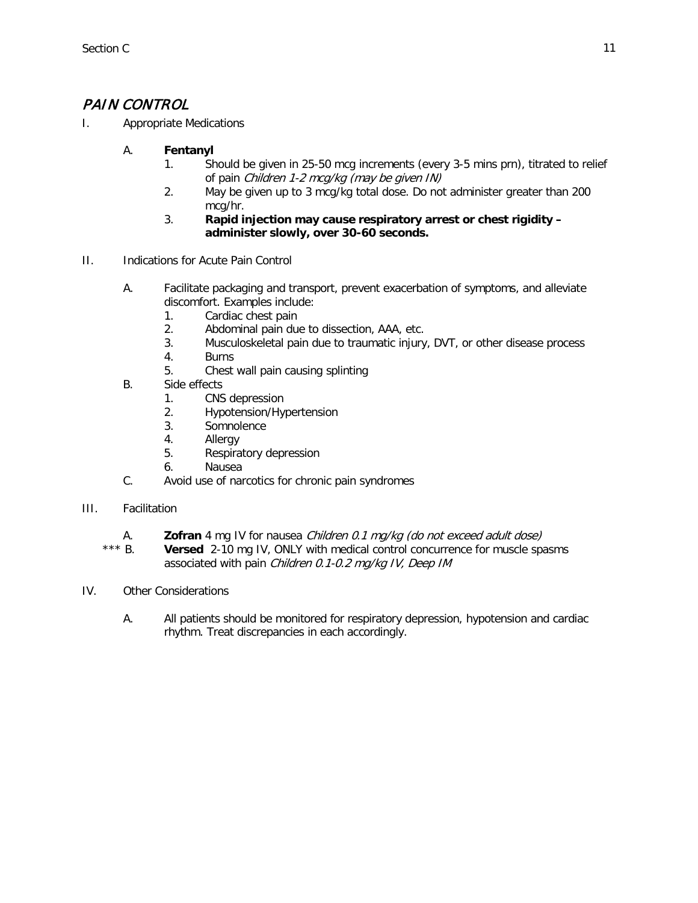# *PAIN CONTROL*

I. Appropriate Medications

   A. **Fentanyl**
      1. Should be given in 25-50 mcg increments (every 3-5 mins prn), titrated to relief of pain *Children 1-2 mcg/kg (may be given IN)*
      2. May be given up to 3 mcg/kg total dose. Do not administer greater than 200 mcg/hr.
      3. **Rapid injection may cause respiratory arrest or chest rigidity – administer slowly, over 30-60 seconds.**

II. Indications for Acute Pain Control

   A. Facilitate packaging and transport, prevent exacerbation of symptoms, and alleviate discomfort. Examples include:
      1. Cardiac chest pain
      2. Abdominal pain due to dissection, AAA, etc.
      3. Musculoskeletal pain due to traumatic injury, DVT, or other disease process
      4. Burns
      5. Chest wall pain causing splinting

   B. Side effects
      1. CNS depression
      2. Hypotension/Hypertension
      3. Somnolence
      4. Allergy
      5. Respiratory depression
      6. Nausea

   C. Avoid use of narcotics for chronic pain syndromes

III. Facilitation

   A. **Zofran** 4 mg IV for nausea *Children 0.1 mg/kg (do not exceed adult dose)*

   *** B. **Versed** 2-10 mg IV, ONLY with medical control concurrence for muscle spasms associated with pain *Children 0.1-0.2 mg/kg IV, Deep IM*

IV. Other Considerations

   A. All patients should be monitored for respiratory depression, hypotension and cardiac rhythm. Treat discrepancies in each accordingly.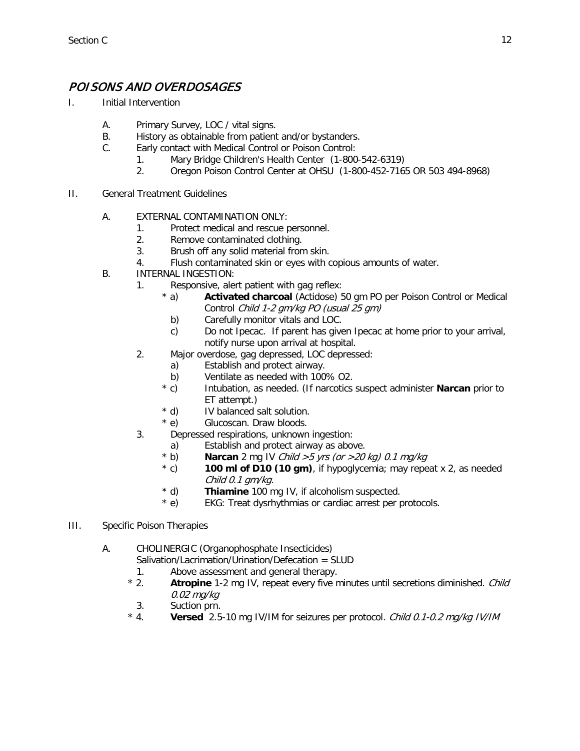# *POISONS AND OVERDOSAGES*

I. Initial Intervention

   A. Primary Survey, LOC / vital signs.
   B. History as obtainable from patient and/or bystanders.
   C. Early contact with Medical Control or Poison Control:
      1. Mary Bridge Children's Health Center (1-800-542-6319)
      2. Oregon Poison Control Center at OHSU (1-800-452-7165 OR 503 494-8968)

II. General Treatment Guidelines

   A. EXTERNAL CONTAMINATION ONLY:
      1. Protect medical and rescue personnel.
      2. Remove contaminated clothing.
      3. Brush off any solid material from skin.
      4. Flush contaminated skin or eyes with copious amounts of water.
   B. INTERNAL INGESTION:
      1. Responsive, alert patient with gag reflex:
         * a) **Activated charcoal** (Actidose) 50 gm PO per Poison Control or Medical Control *Child 1-2 gm/kg PO (usual 25 gm)*
         b) Carefully monitor vitals and LOC.
         c) Do not Ipecac. If parent has given Ipecac at home prior to your arrival, notify nurse upon arrival at hospital.
      2. Major overdose, gag depressed, LOC depressed:
         a) Establish and protect airway.
         b) Ventilate as needed with 100% O2.
         * c) Intubation, as needed. (If narcotics suspect administer **Narcan** prior to ET attempt.)
         * d) IV balanced salt solution.
         * e) Glucoscan. Draw bloods.
      3. Depressed respirations, unknown ingestion:
         a) Establish and protect airway as above.
         * b) **Narcan** 2 mg IV *Child >5 yrs (or >20 kg) 0.1 mg/kg*
         * c) **100 ml of D10 (10 gm)**, if hypoglycemia; may repeat x 2, as needed *Child 0.1 gm/kg.*
         * d) **Thiamine** 100 mg IV, if alcoholism suspected.
         * e) EKG: Treat dysrhythmias or cardiac arrest per protocols.

III. Specific Poison Therapies

   A. CHOLINERGIC (Organophosphate Insecticides)
      Salivation/Lacrimation/Urination/Defecation = SLUD
      1. Above assessment and general therapy.
      * 2. **Atropine** 1-2 mg IV, repeat every five minutes until secretions diminished. *Child 0.02 mg/kg*
      3. Suction prn.
      * 4. **Versed** 2.5-10 mg IV/IM for seizures per protocol. *Child 0.1-0.2 mg/kg IV/IM*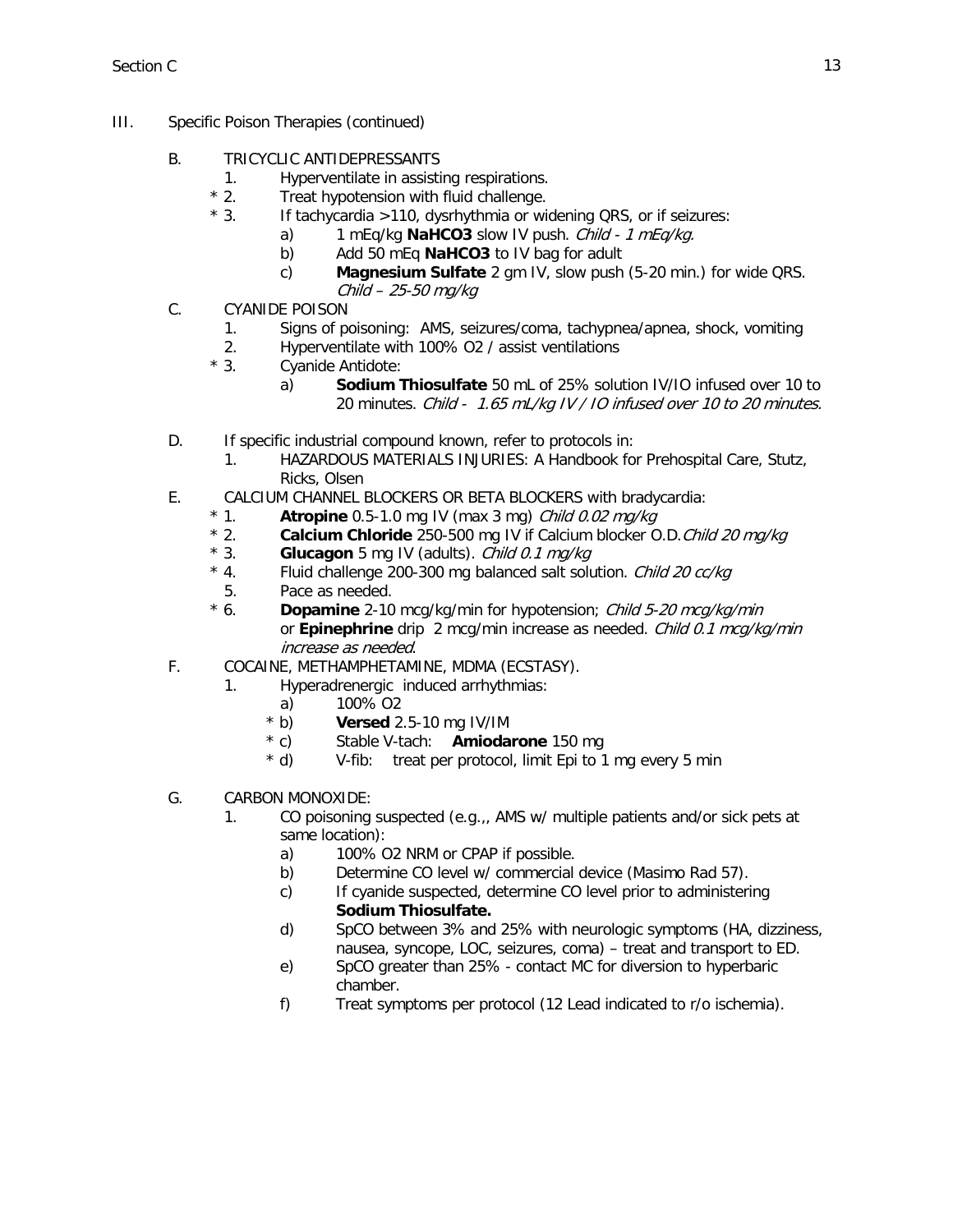III. Specific Poison Therapies (continued)

B. TRICYCLIC ANTIDEPRESSANTS
   1. Hyperventilate in assisting respirations.
   * 2. Treat hypotension with fluid challenge.
   * 3. If tachycardia >110, dysrhythmia or widening QRS, or if seizures:
      a) 1 mEq/kg **NaHCO3** slow IV push. *Child - 1 mEq/kg.*
      b) Add 50 mEq **NaHCO3** to IV bag for adult
      c) **Magnesium Sulfate** 2 gm IV, slow push (5-20 min.) for wide QRS. *Child – 25-50 mg/kg*

C. CYANIDE POISON
   1. Signs of poisoning: AMS, seizures/coma, tachypnea/apnea, shock, vomiting
   2. Hyperventilate with 100% O2 / assist ventilations
   * 3. Cyanide Antidote:
      a) **Sodium Thiosulfate** 50 mL of 25% solution IV/IO infused over 10 to 20 minutes. *Child - 1.65 mL/kg IV / IO infused over 10 to 20 minutes.*

D. If specific industrial compound known, refer to protocols in:
   1. HAZARDOUS MATERIALS INJURIES: A Handbook for Prehospital Care, Stutz, Ricks, Olsen

E. CALCIUM CHANNEL BLOCKERS OR BETA BLOCKERS with bradycardia:
   * 1. **Atropine** 0.5-1.0 mg IV (max 3 mg) *Child 0.02 mg/kg*
   * 2. **Calcium Chloride** 250-500 mg IV if Calcium blocker O.D.*Child 20 mg/kg*
   * 3. **Glucagon** 5 mg IV (adults). *Child 0.1 mg/kg*
   * 4. Fluid challenge 200-300 mg balanced salt solution. *Child 20 cc/kg*
   5. Pace as needed.
   * 6. **Dopamine** 2-10 mcg/kg/min for hypotension; *Child 5-20 mcg/kg/min* or **Epinephrine** drip 2 mcg/min increase as needed. *Child 0.1 mcg/kg/min increase as needed.*

F. COCAINE, METHAMPHETAMINE, MDMA (ECSTASY).
   1. Hyperadrenergic induced arrhythmias:
      a) 100% O2
      * b) **Versed** 2.5-10 mg IV/IM
      * c) Stable V-tach: **Amiodarone** 150 mg
      * d) V-fib: treat per protocol, limit Epi to 1 mg every 5 min

G. CARBON MONOXIDE:
   1. CO poisoning suspected (e.g.,, AMS w/ multiple patients and/or sick pets at same location):
      a) 100% O2 NRM or CPAP if possible.
      b) Determine CO level w/ commercial device (Masimo Rad 57).
      c) If cyanide suspected, determine CO level prior to administering **Sodium Thiosulfate.**
      d) SpCO between 3% and 25% with neurologic symptoms (HA, dizziness, nausea, syncope, LOC, seizures, coma) – treat and transport to ED.
      e) SpCO greater than 25% - contact MC for diversion to hyperbaric chamber.
      f) Treat symptoms per protocol (12 Lead indicated to r/o ischemia).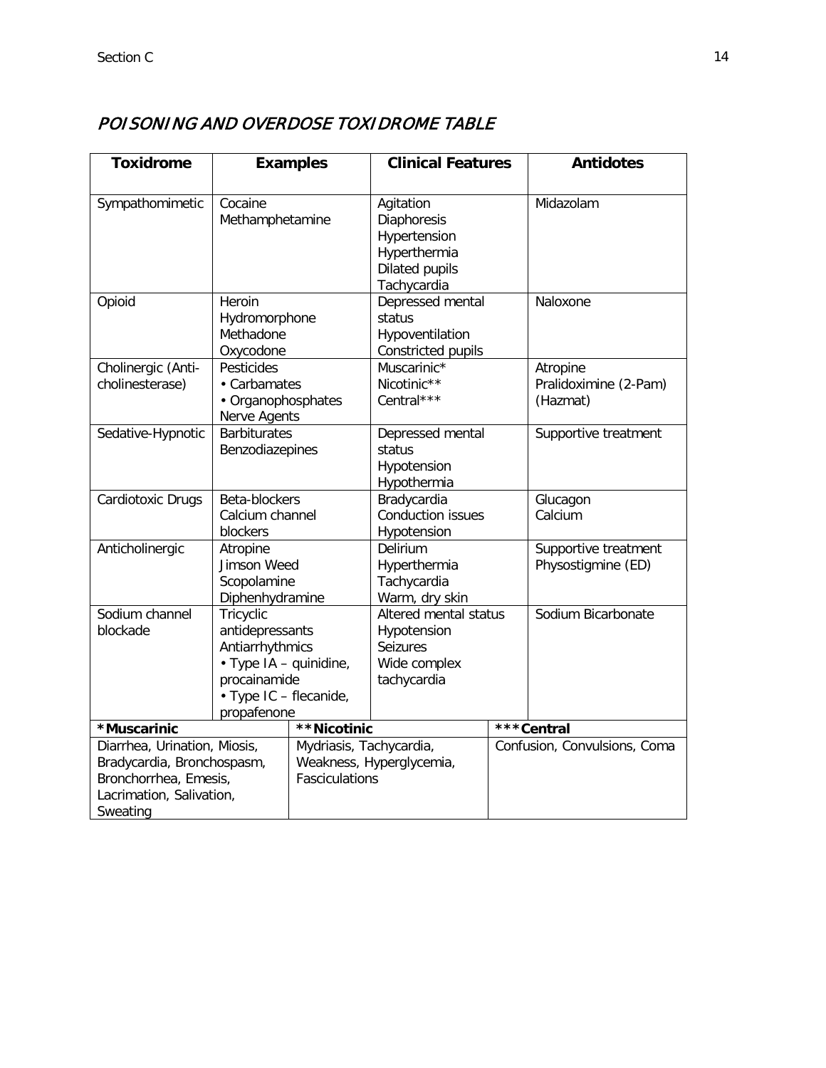## *POISONING AND OVERDOSE TOXIDROME TABLE*

| Toxidrome | Examples | Clinical Features | Antidotes |
|---|---|---|---|
| Sympathomimetic | Cocaine<br>Methamphetamine | Agitation<br>Diaphoresis<br>Hypertension<br>Hyperthermia<br>Dilated pupils<br>Tachycardia | Midazolam |
| Opioid | Heroin<br>Hydromorphone<br>Methadone<br>Oxycodone | Depressed mental status<br>Hypoventilation<br>Constricted pupils | Naloxone |
| Cholinergic (Anti-cholinesterase) | Pesticides<br>• Carbamates<br>• Organophosphates<br>Nerve Agents | Muscarinic*<br>Nicotinic**<br>Central*** | Atropine<br>Pralidoximine (2-Pam)<br>(Hazmat) |
| Sedative-Hypnotic | Barbiturates<br>Benzodiazepines | Depressed mental status<br>Hypotension<br>Hypothermia | Supportive treatment |
| Cardiotoxic Drugs | Beta-blockers<br>Calcium channel blockers | Bradycardia<br>Conduction issues<br>Hypotension | Glucagon<br>Calcium |
| Anticholinergic | Atropine<br>Jimson Weed<br>Scopolamine<br>Diphenhydramine | Delirium<br>Hyperthermia<br>Tachycardia<br>Warm, dry skin | Supportive treatment<br>Physostigmine (ED) |
| Sodium channel blockade | Tricyclic antidepressants<br>Antiarrhythmics<br>• Type IA – quinidine, procainamide<br>• Type IC – flecanide, propafenone | Altered mental status<br>Hypotension<br>Seizures<br>Wide complex tachycardia | Sodium Bicarbonate |

| *Muscarinic | **Nicotinic | ***Central |
|---|---|---|
| Diarrhea, Urination, Miosis, Bradycardia, Bronchospasm, Bronchorrhea, Emesis, Lacrimation, Salivation, Sweating | Mydriasis, Tachycardia, Weakness, Hyperglycemia, Fasciculations | Confusion, Convulsions, Coma |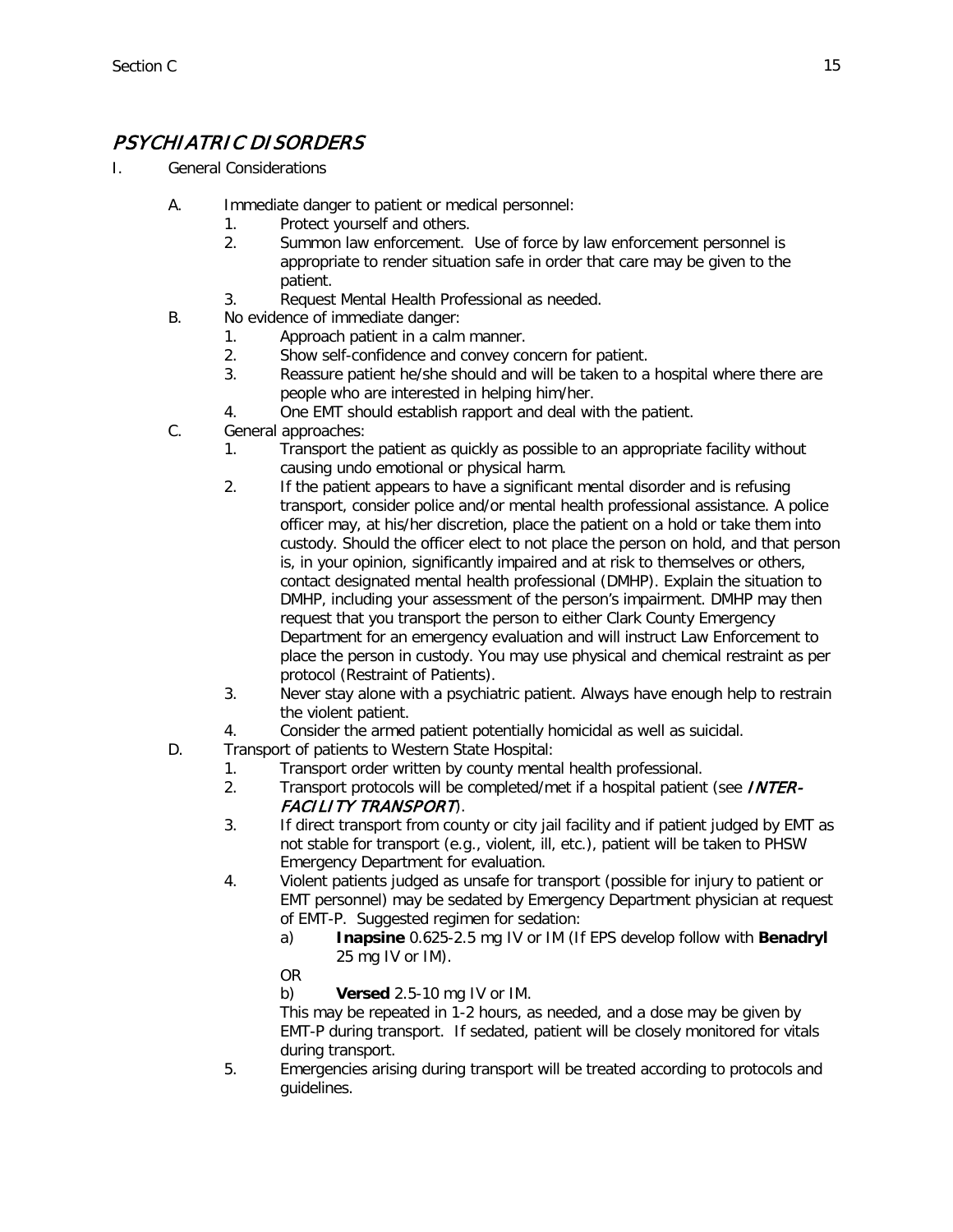# *PSYCHIATRIC DISORDERS*

I. General Considerations

A. Immediate danger to patient or medical personnel:
   1. Protect yourself and others.
   2. Summon law enforcement. Use of force by law enforcement personnel is appropriate to render situation safe in order that care may be given to the patient.
   3. Request Mental Health Professional as needed.

B. No evidence of immediate danger:
   1. Approach patient in a calm manner.
   2. Show self-confidence and convey concern for patient.
   3. Reassure patient he/she should and will be taken to a hospital where there are people who are interested in helping him/her.
   4. One EMT should establish rapport and deal with the patient.

C. General approaches:
   1. Transport the patient as quickly as possible to an appropriate facility without causing undo emotional or physical harm.
   2. If the patient appears to have a significant mental disorder and is refusing transport, consider police and/or mental health professional assistance. A police officer may, at his/her discretion, place the patient on a hold or take them into custody. Should the officer elect to not place the person on hold, and that person is, in your opinion, significantly impaired and at risk to themselves or others, contact designated mental health professional (DMHP). Explain the situation to DMHP, including your assessment of the person's impairment. DMHP may then request that you transport the person to either Clark County Emergency Department for an emergency evaluation and will instruct Law Enforcement to place the person in custody. You may use physical and chemical restraint as per protocol (Restraint of Patients).
   3. Never stay alone with a psychiatric patient. Always have enough help to restrain the violent patient.
   4. Consider the armed patient potentially homicidal as well as suicidal.

D. Transport of patients to Western State Hospital:
   1. Transport order written by county mental health professional.
   2. Transport protocols will be completed/met if a hospital patient (see *INTER-FACILITY TRANSPORT*).
   3. If direct transport from county or city jail facility and if patient judged by EMT as not stable for transport (e.g., violent, ill, etc.), patient will be taken to PHSW Emergency Department for evaluation.
   4. Violent patients judged as unsafe for transport (possible for injury to patient or EMT personnel) may be sedated by Emergency Department physician at request of EMT-P. Suggested regimen for sedation:
      a) **Inapsine** 0.625-2.5 mg IV or IM (If EPS develop follow with **Benadryl** 25 mg IV or IM).

      OR

      b) **Versed** 2.5-10 mg IV or IM.

      This may be repeated in 1-2 hours, as needed, and a dose may be given by EMT-P during transport. If sedated, patient will be closely monitored for vitals during transport.
   5. Emergencies arising during transport will be treated according to protocols and guidelines.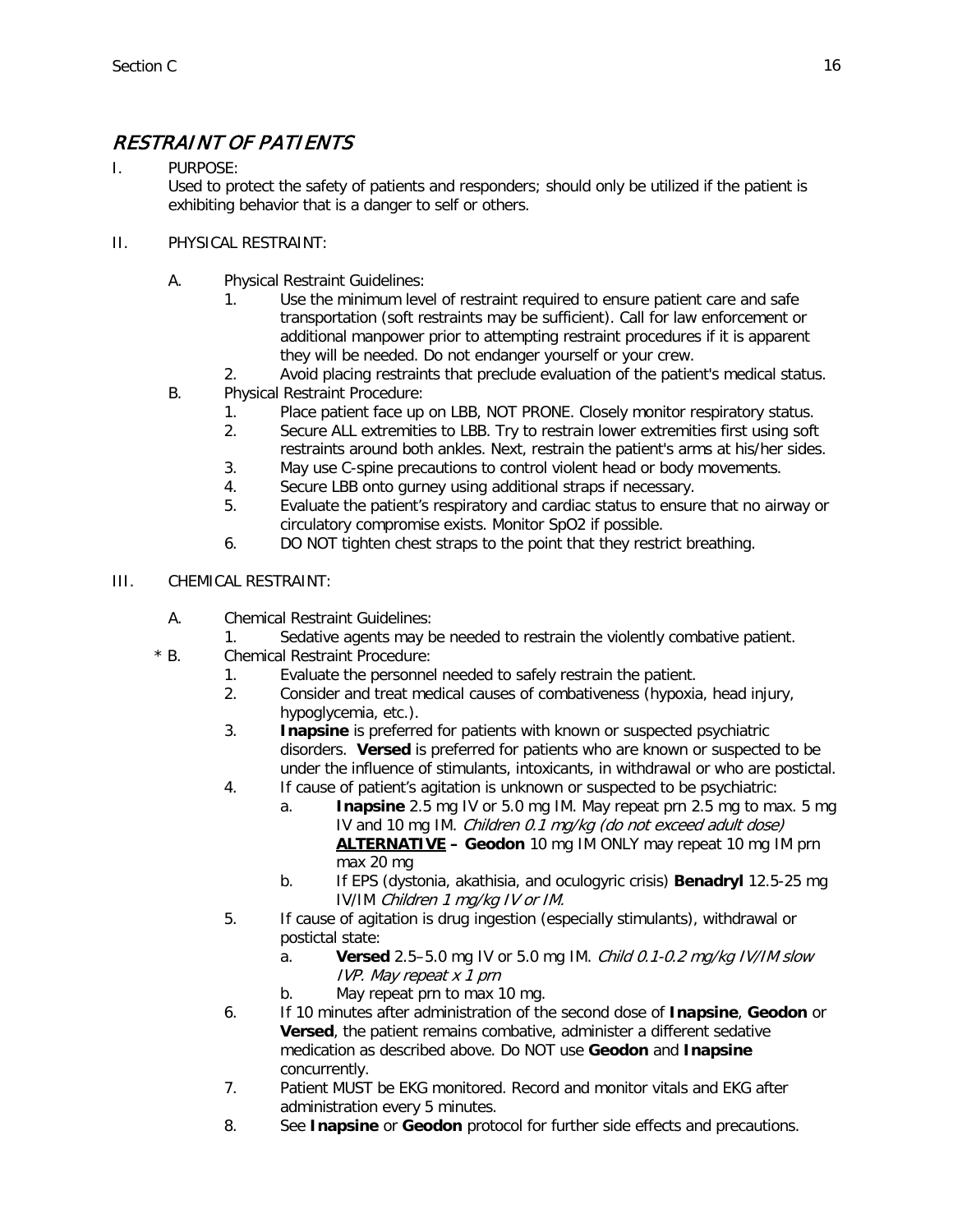# *RESTRAINT OF PATIENTS*

I. PURPOSE:

Used to protect the safety of patients and responders; should only be utilized if the patient is exhibiting behavior that is a danger to self or others.

II. PHYSICAL RESTRAINT:

A. Physical Restraint Guidelines:

1. Use the minimum level of restraint required to ensure patient care and safe transportation (soft restraints may be sufficient). Call for law enforcement or additional manpower prior to attempting restraint procedures if it is apparent they will be needed. Do not endanger yourself or your crew.
2. Avoid placing restraints that preclude evaluation of the patient's medical status.

B. Physical Restraint Procedure:

1. Place patient face up on LBB, NOT PRONE. Closely monitor respiratory status.
2. Secure ALL extremities to LBB. Try to restrain lower extremities first using soft restraints around both ankles. Next, restrain the patient's arms at his/her sides.
3. May use C-spine precautions to control violent head or body movements.
4. Secure LBB onto gurney using additional straps if necessary.
5. Evaluate the patient's respiratory and cardiac status to ensure that no airway or circulatory compromise exists. Monitor SpO2 if possible.
6. DO NOT tighten chest straps to the point that they restrict breathing.

III. CHEMICAL RESTRAINT:

A. Chemical Restraint Guidelines:

1. Sedative agents may be needed to restrain the violently combative patient.

\* B. Chemical Restraint Procedure:

1. Evaluate the personnel needed to safely restrain the patient.
2. Consider and treat medical causes of combativeness (hypoxia, head injury, hypoglycemia, etc.).
3. **Inapsine** is preferred for patients with known or suspected psychiatric disorders. **Versed** is preferred for patients who are known or suspected to be under the influence of stimulants, intoxicants, in withdrawal or who are postictal.
4. If cause of patient's agitation is unknown or suspected to be psychiatric:
   a. **Inapsine** 2.5 mg IV or 5.0 mg IM. May repeat prn 2.5 mg to max. 5 mg IV and 10 mg IM. *Children 0.1 mg/kg (do not exceed adult dose)*
      **ALTERNATIVE – Geodon** 10 mg IM ONLY may repeat 10 mg IM prn max 20 mg
   b. If EPS (dystonia, akathisia, and oculogyric crisis) **Benadryl** 12.5-25 mg IV/IM *Children 1 mg/kg IV or IM.*
5. If cause of agitation is drug ingestion (especially stimulants), withdrawal or postictal state:
   a. **Versed** 2.5–5.0 mg IV or 5.0 mg IM. *Child 0.1-0.2 mg/kg IV/IM slow IVP. May repeat x 1 prn*
   b. May repeat prn to max 10 mg.
6. If 10 minutes after administration of the second dose of **Inapsine**, **Geodon** or **Versed**, the patient remains combative, administer a different sedative medication as described above. Do NOT use **Geodon** and **Inapsine** concurrently.
7. Patient MUST be EKG monitored. Record and monitor vitals and EKG after administration every 5 minutes.
8. See **Inapsine** or **Geodon** protocol for further side effects and precautions.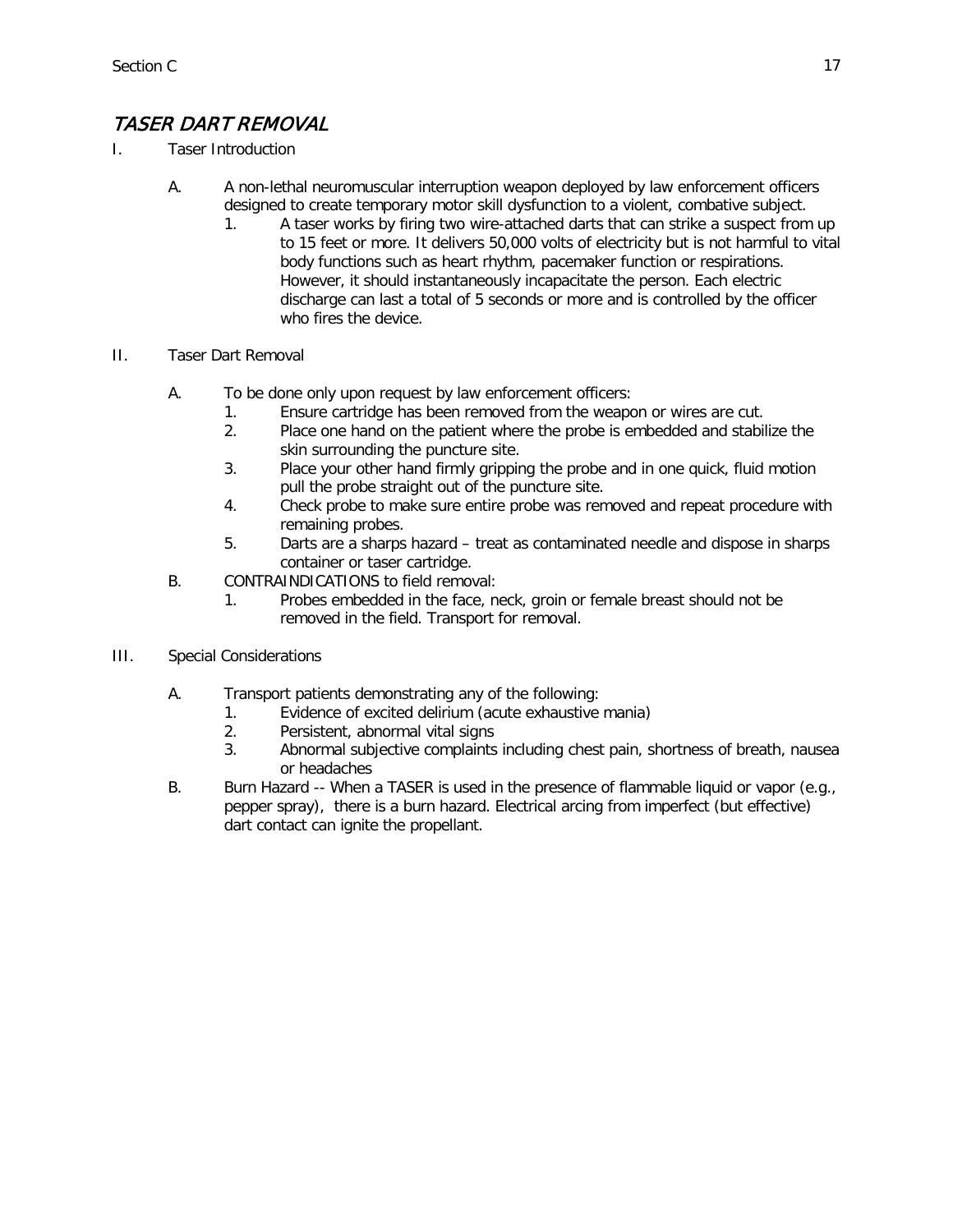## *TASER DART REMOVAL*

I. Taser Introduction

   A. A non-lethal neuromuscular interruption weapon deployed by law enforcement officers designed to create temporary motor skill dysfunction to a violent, combative subject.
      1. A taser works by firing two wire-attached darts that can strike a suspect from up to 15 feet or more. It delivers 50,000 volts of electricity but is not harmful to vital body functions such as heart rhythm, pacemaker function or respirations. However, it should instantaneously incapacitate the person. Each electric discharge can last a total of 5 seconds or more and is controlled by the officer who fires the device.

II. Taser Dart Removal

   A. To be done only upon request by law enforcement officers:
      1. Ensure cartridge has been removed from the weapon or wires are cut.
      2. Place one hand on the patient where the probe is embedded and stabilize the skin surrounding the puncture site.
      3. Place your other hand firmly gripping the probe and in one quick, fluid motion pull the probe straight out of the puncture site.
      4. Check probe to make sure entire probe was removed and repeat procedure with remaining probes.
      5. Darts are a sharps hazard – treat as contaminated needle and dispose in sharps container or taser cartridge.

   B. CONTRAINDICATIONS to field removal:
      1. Probes embedded in the face, neck, groin or female breast should not be removed in the field. Transport for removal.

III. Special Considerations

   A. Transport patients demonstrating any of the following:
      1. Evidence of excited delirium (acute exhaustive mania)
      2. Persistent, abnormal vital signs
      3. Abnormal subjective complaints including chest pain, shortness of breath, nausea or headaches

   B. Burn Hazard -- When a TASER is used in the presence of flammable liquid or vapor (e.g., pepper spray), there is a burn hazard. Electrical arcing from imperfect (but effective) dart contact can ignite the propellant.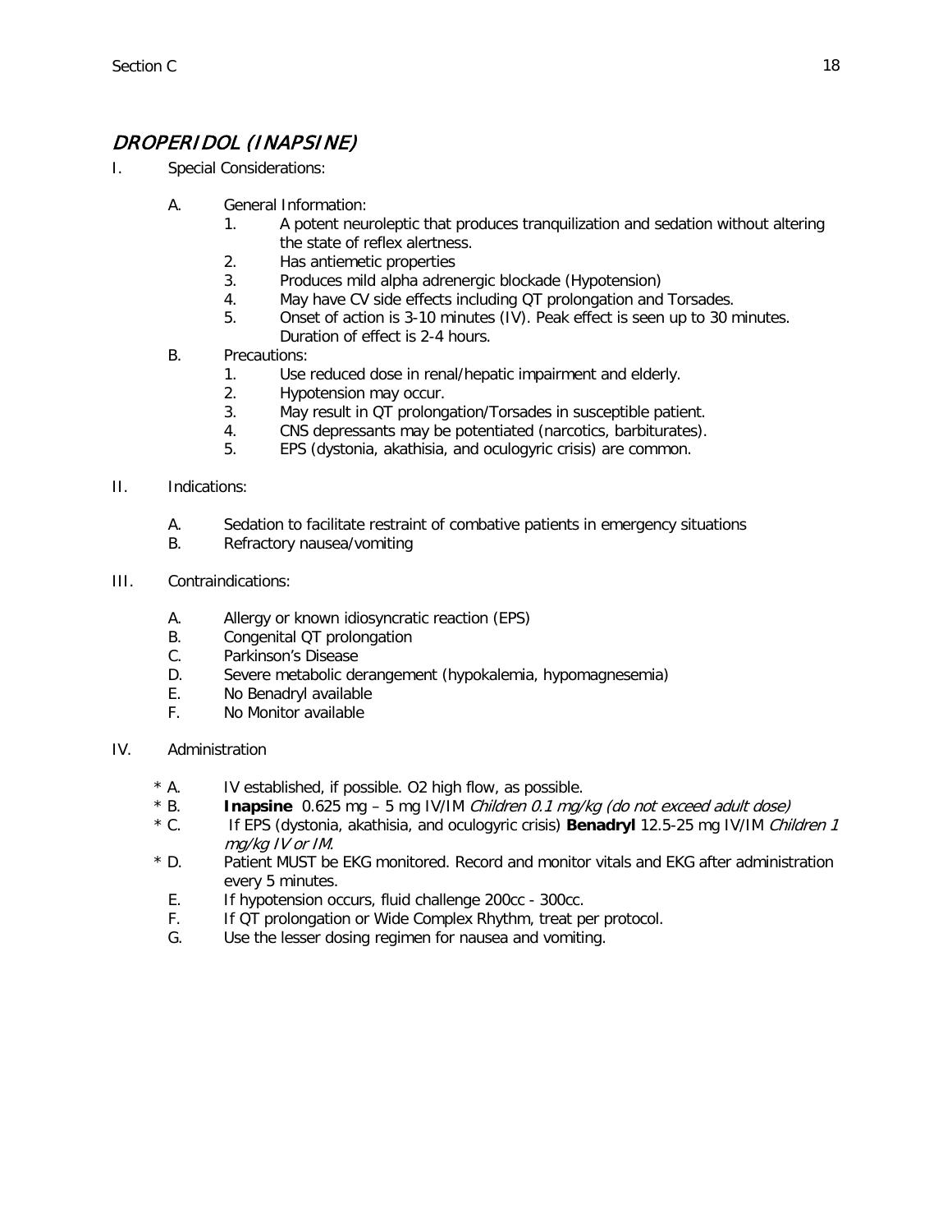## *DROPERIDOL (INAPSINE)*

I. Special Considerations:

   A. General Information:
      1. A potent neuroleptic that produces tranquilization and sedation without altering the state of reflex alertness.
      2. Has antiemetic properties
      3. Produces mild alpha adrenergic blockade (Hypotension)
      4. May have CV side effects including QT prolongation and Torsades.
      5. Onset of action is 3-10 minutes (IV). Peak effect is seen up to 30 minutes. Duration of effect is 2-4 hours.

   B. Precautions:
      1. Use reduced dose in renal/hepatic impairment and elderly.
      2. Hypotension may occur.
      3. May result in QT prolongation/Torsades in susceptible patient.
      4. CNS depressants may be potentiated (narcotics, barbiturates).
      5. EPS (dystonia, akathisia, and oculogyric crisis) are common.

II. Indications:

   A. Sedation to facilitate restraint of combative patients in emergency situations
   B. Refractory nausea/vomiting

III. Contraindications:

   A. Allergy or known idiosyncratic reaction (EPS)
   B. Congenital QT prolongation
   C. Parkinson's Disease
   D. Severe metabolic derangement (hypokalemia, hypomagnesemia)
   E. No Benadryl available
   F. No Monitor available

IV. Administration

   * A. IV established, if possible. O2 high flow, as possible.
   * B. **Inapsine** 0.625 mg – 5 mg IV/IM *Children 0.1 mg/kg (do not exceed adult dose)*
   * C. If EPS (dystonia, akathisia, and oculogyric crisis) **Benadryl** 12.5-25 mg IV/IM *Children 1 mg/kg IV or IM.*
   * D. Patient MUST be EKG monitored. Record and monitor vitals and EKG after administration every 5 minutes.
   
   E. If hypotension occurs, fluid challenge 200cc - 300cc.
   F. If QT prolongation or Wide Complex Rhythm, treat per protocol.
   G. Use the lesser dosing regimen for nausea and vomiting.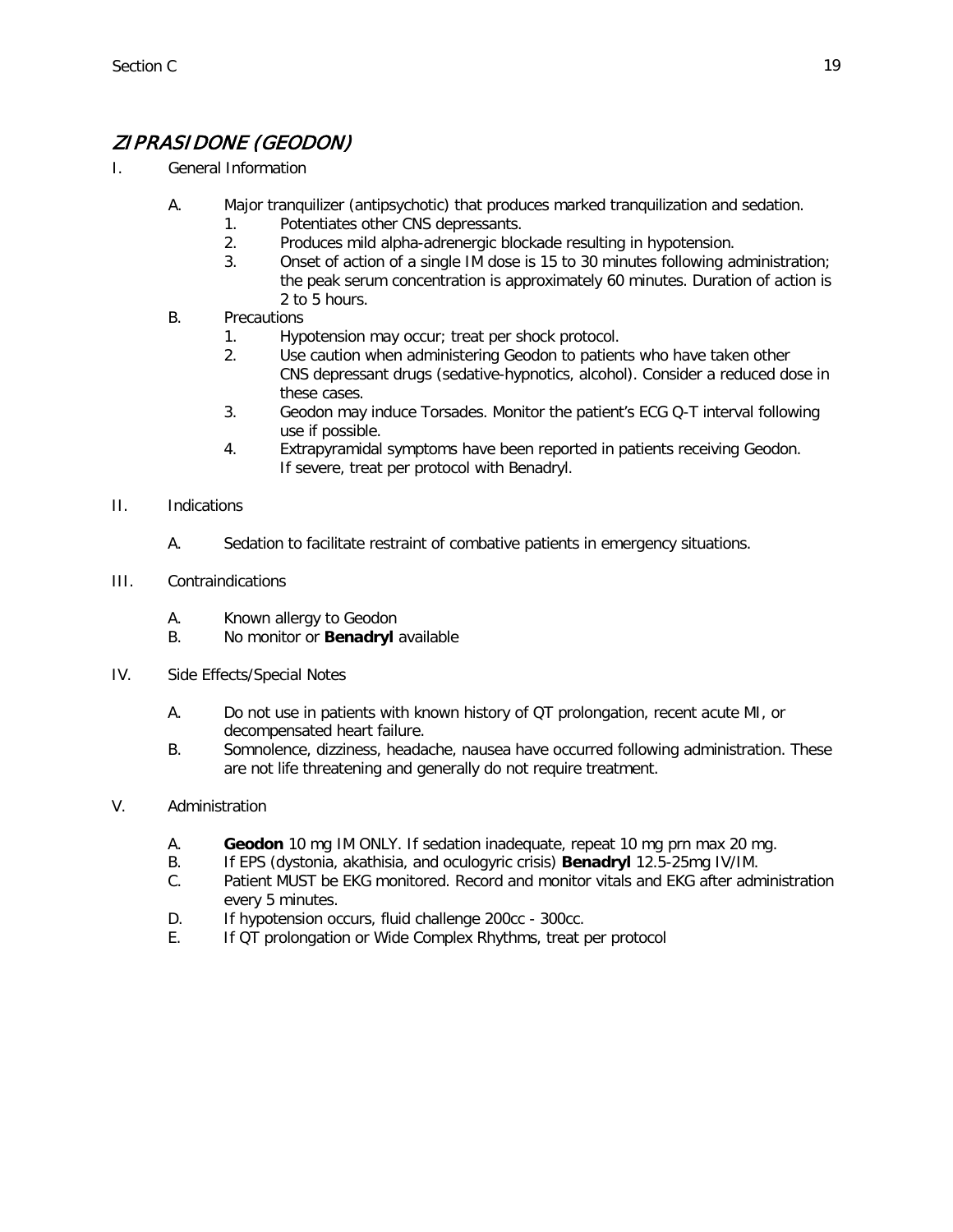## *ZIPRASIDONE (GEODON)*

I. General Information

   A. Major tranquilizer (antipsychotic) that produces marked tranquilization and sedation.
      1. Potentiates other CNS depressants.
      2. Produces mild alpha-adrenergic blockade resulting in hypotension.
      3. Onset of action of a single IM dose is 15 to 30 minutes following administration; the peak serum concentration is approximately 60 minutes. Duration of action is 2 to 5 hours.

   B. Precautions
      1. Hypotension may occur; treat per shock protocol.
      2. Use caution when administering Geodon to patients who have taken other CNS depressant drugs (sedative-hypnotics, alcohol). Consider a reduced dose in these cases.
      3. Geodon may induce Torsades. Monitor the patient's ECG Q-T interval following use if possible.
      4. Extrapyramidal symptoms have been reported in patients receiving Geodon. If severe, treat per protocol with Benadryl.

II. Indications

   A. Sedation to facilitate restraint of combative patients in emergency situations.

III. Contraindications

   A. Known allergy to Geodon
   B. No monitor or **Benadryl** available

IV. Side Effects/Special Notes

   A. Do not use in patients with known history of QT prolongation, recent acute MI, or decompensated heart failure.
   B. Somnolence, dizziness, headache, nausea have occurred following administration. These are not life threatening and generally do not require treatment.

V. Administration

   A. **Geodon** 10 mg IM ONLY. If sedation inadequate, repeat 10 mg prn max 20 mg.
   B. If EPS (dystonia, akathisia, and oculogyric crisis) **Benadryl** 12.5-25mg IV/IM.
   C. Patient MUST be EKG monitored. Record and monitor vitals and EKG after administration every 5 minutes.
   D. If hypotension occurs, fluid challenge 200cc - 300cc.
   E. If QT prolongation or Wide Complex Rhythms, treat per protocol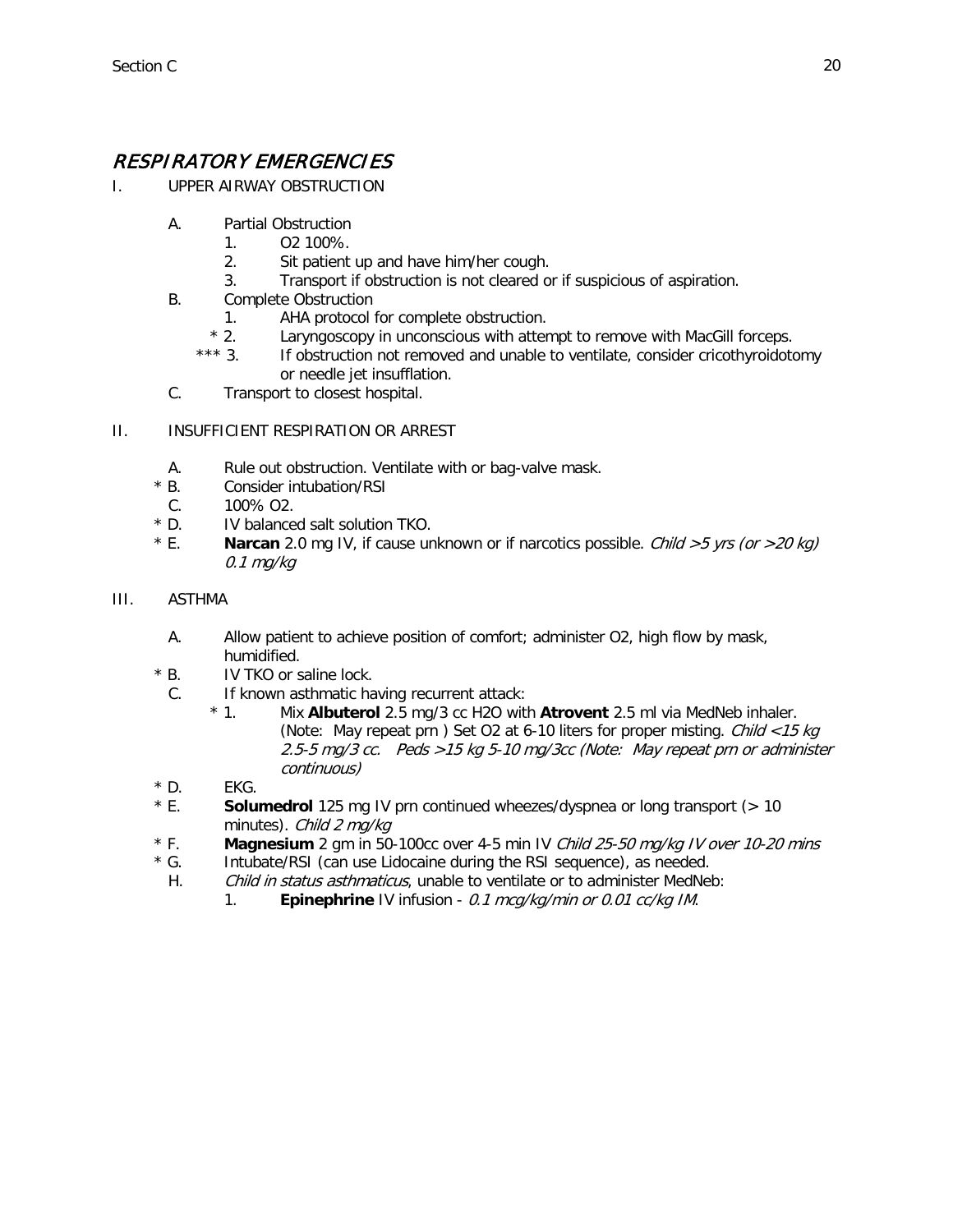# *RESPIRATORY EMERGENCIES*

I. UPPER AIRWAY OBSTRUCTION

- A. Partial Obstruction
  1. O2 100%.
  2. Sit patient up and have him/her cough.
  3. Transport if obstruction is not cleared or if suspicious of aspiration.
- B. Complete Obstruction
  1. AHA protocol for complete obstruction.
  
  \* 2. Laryngoscopy in unconscious with attempt to remove with MacGill forceps.
  
  \*\*\* 3. If obstruction not removed and unable to ventilate, consider cricothyroidotomy or needle jet insufflation.
- C. Transport to closest hospital.

II. INSUFFICIENT RESPIRATION OR ARREST

A. Rule out obstruction. Ventilate with or bag-valve mask.

\* B. Consider intubation/RSI

C. 100% O2.

\* D. IV balanced salt solution TKO.

\* E. **Narcan** 2.0 mg IV, if cause unknown or if narcotics possible. *Child >5 yrs (or >20 kg) 0.1 mg/kg*

III. ASTHMA

A. Allow patient to achieve position of comfort; administer O2, high flow by mask, humidified.

\* B. IV TKO or saline lock.

C. If known asthmatic having recurrent attack:

\* 1. Mix **Albuterol** 2.5 mg/3 cc H2O with **Atrovent** 2.5 ml via MedNeb inhaler. (Note: May repeat prn ) Set O2 at 6-10 liters for proper misting. *Child <15 kg 2.5-5 mg/3 cc. Peds >15 kg 5-10 mg/3cc (Note: May repeat prn or administer continuous)*

\* D. EKG.

\* E. **Solumedrol** 125 mg IV prn continued wheezes/dyspnea or long transport (> 10 minutes). *Child 2 mg/kg*

\* F. **Magnesium** 2 gm in 50-100cc over 4-5 min IV *Child 25-50 mg/kg IV over 10-20 mins*

\* G. Intubate/RSI (can use Lidocaine during the RSI sequence), as needed.

H. *Child in status asthmaticus*, unable to ventilate or to administer MedNeb:

1. **Epinephrine** IV infusion - *0.1 mcg/kg/min or 0.01 cc/kg IM.*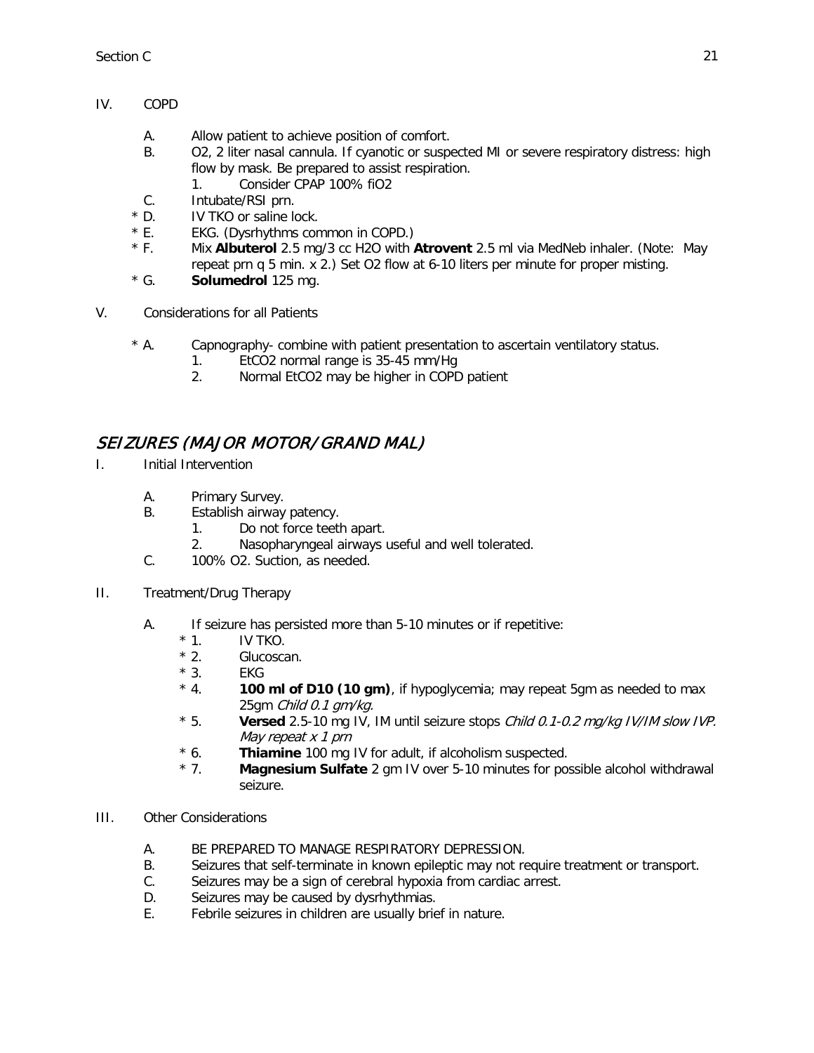IV. COPD

A. Allow patient to achieve position of comfort.
B. O2, 2 liter nasal cannula. If cyanotic or suspected MI or severe respiratory distress: high flow by mask. Be prepared to assist respiration.
   1. Consider CPAP 100% fiO2
C. Intubate/RSI prn.
* D. IV TKO or saline lock.
* E. EKG. (Dysrhythms common in COPD.)
* F. Mix **Albuterol** 2.5 mg/3 cc H2O with **Atrovent** 2.5 ml via MedNeb inhaler. (Note: May repeat prn q 5 min. x 2.) Set O2 flow at 6-10 liters per minute for proper misting.
* G. **Solumedrol** 125 mg.

V. Considerations for all Patients

* A. Capnography- combine with patient presentation to ascertain ventilatory status.
   1. EtCO2 normal range is 35-45 mm/Hg
   2. Normal EtCO2 may be higher in COPD patient

## *SEIZURES (MAJOR MOTOR/GRAND MAL)*

I. Initial Intervention

A. Primary Survey.
B. Establish airway patency.
   1. Do not force teeth apart.
   2. Nasopharyngeal airways useful and well tolerated.
C. 100% O2. Suction, as needed.

II. Treatment/Drug Therapy

A. If seizure has persisted more than 5-10 minutes or if repetitive:
   * 1. IV TKO.
   * 2. Glucoscan.
   * 3. EKG
   * 4. **100 ml of D10 (10 gm)**, if hypoglycemia; may repeat 5gm as needed to max 25gm *Child 0.1 gm/kg.*
   * 5. **Versed** 2.5-10 mg IV, IM until seizure stops *Child 0.1-0.2 mg/kg IV/IM slow IVP. May repeat x 1 prn*
   * 6. **Thiamine** 100 mg IV for adult, if alcoholism suspected.
   * 7. **Magnesium Sulfate** 2 gm IV over 5-10 minutes for possible alcohol withdrawal seizure.

III. Other Considerations

A. BE PREPARED TO MANAGE RESPIRATORY DEPRESSION.
B. Seizures that self-terminate in known epileptic may not require treatment or transport.
C. Seizures may be a sign of cerebral hypoxia from cardiac arrest.
D. Seizures may be caused by dysrhythmias.
E. Febrile seizures in children are usually brief in nature.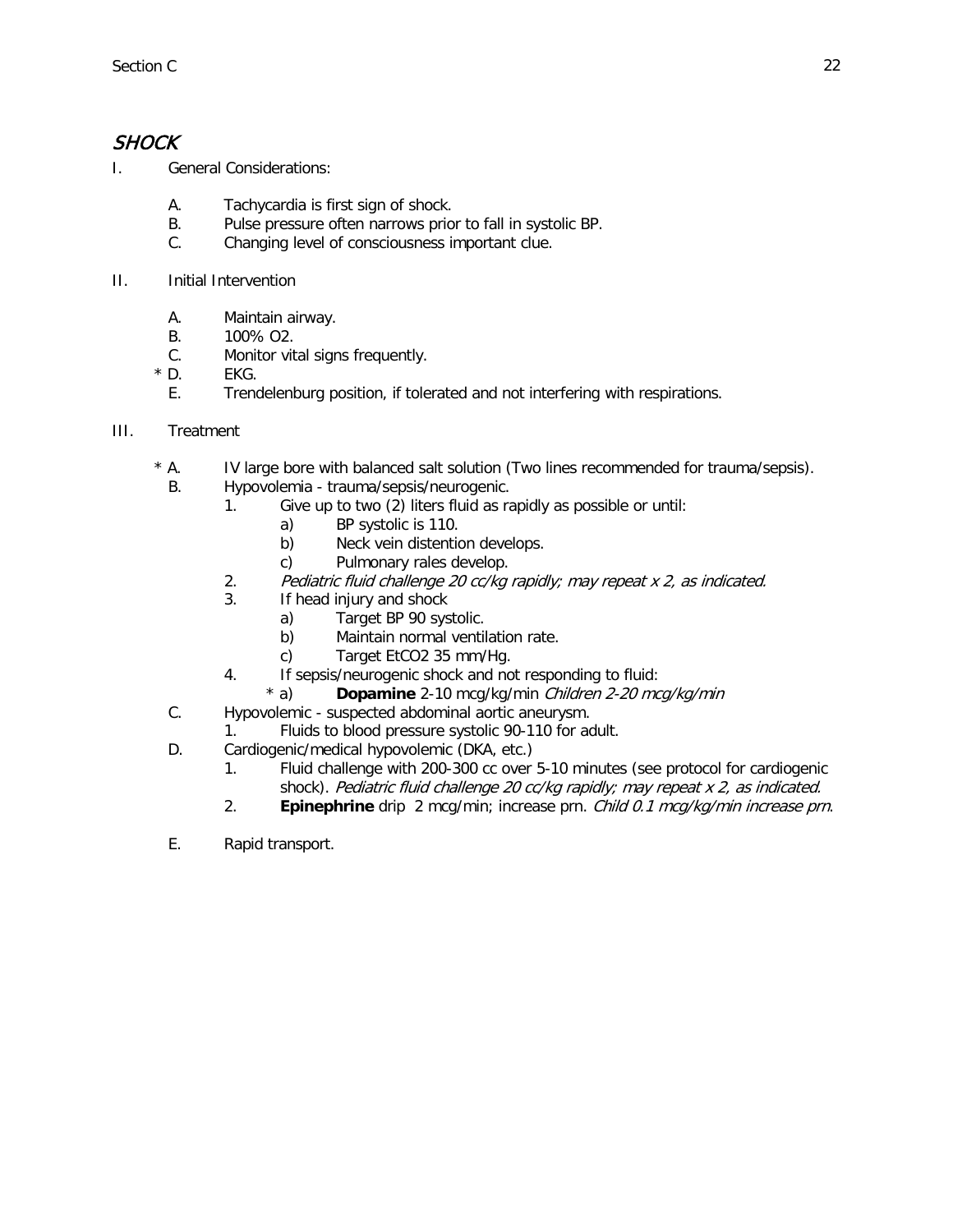# *SHOCK*

I. General Considerations:

   A. Tachycardia is first sign of shock.
   B. Pulse pressure often narrows prior to fall in systolic BP.
   C. Changing level of consciousness important clue.

II. Initial Intervention

   A. Maintain airway.
   B. 100% O2.
   C. Monitor vital signs frequently.
   * D. EKG.
   E. Trendelenburg position, if tolerated and not interfering with respirations.

III. Treatment

   * A. IV large bore with balanced salt solution (Two lines recommended for trauma/sepsis).
   B. Hypovolemia - trauma/sepsis/neurogenic.
      1. Give up to two (2) liters fluid as rapidly as possible or until:
         a) BP systolic is 110.
         b) Neck vein distention develops.
         c) Pulmonary rales develop.
      2. *Pediatric fluid challenge 20 cc/kg rapidly; may repeat x 2, as indicated.*
      3. If head injury and shock
         a) Target BP 90 systolic.
         b) Maintain normal ventilation rate.
         c) Target EtCO2 35 mm/Hg.
      4. If sepsis/neurogenic shock and not responding to fluid:
         * a) **Dopamine** 2-10 mcg/kg/min *Children 2-20 mcg/kg/min*
   C. Hypovolemic - suspected abdominal aortic aneurysm.
      1. Fluids to blood pressure systolic 90-110 for adult.
   D. Cardiogenic/medical hypovolemic (DKA, etc.)
      1. Fluid challenge with 200-300 cc over 5-10 minutes (see protocol for cardiogenic shock). *Pediatric fluid challenge 20 cc/kg rapidly; may repeat x 2, as indicated.*
      2. **Epinephrine** drip 2 mcg/min; increase prn. *Child 0.1 mcg/kg/min increase prn.*

   E. Rapid transport.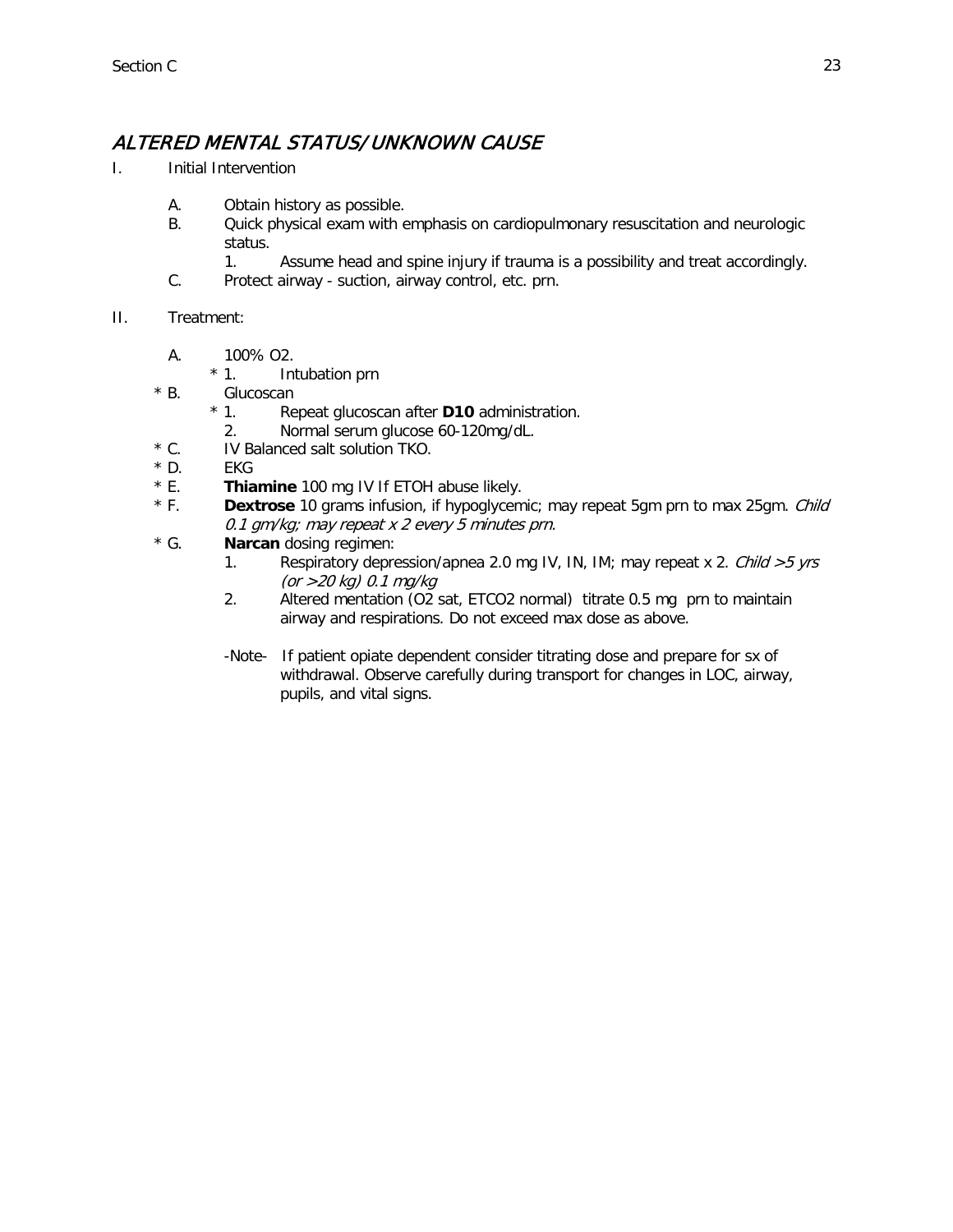## *ALTERED MENTAL STATUS/UNKNOWN CAUSE*

I. Initial Intervention

  A. Obtain history as possible.
  B. Quick physical exam with emphasis on cardiopulmonary resuscitation and neurologic status.
    1. Assume head and spine injury if trauma is a possibility and treat accordingly.
  C. Protect airway - suction, airway control, etc. prn.

II. Treatment:

  A. 100% O2.
    * 1. Intubation prn
  * B. Glucoscan
    * 1. Repeat glucoscan after **D10** administration.
    2. Normal serum glucose 60-120mg/dL.
  * C. IV Balanced salt solution TKO.
  * D. EKG
  * E. **Thiamine** 100 mg IV If ETOH abuse likely.
  * F. **Dextrose** 10 grams infusion, if hypoglycemic; may repeat 5gm prn to max 25gm. *Child 0.1 gm/kg; may repeat x 2 every 5 minutes prn.*
  * G. **Narcan** dosing regimen:
    1. Respiratory depression/apnea 2.0 mg IV, IN, IM; may repeat x 2. *Child >5 yrs (or >20 kg) 0.1 mg/kg*
    2. Altered mentation (O2 sat, ETCO2 normal) titrate 0.5 mg prn to maintain airway and respirations. Do not exceed max dose as above.

    -Note- If patient opiate dependent consider titrating dose and prepare for sx of withdrawal. Observe carefully during transport for changes in LOC, airway, pupils, and vital signs.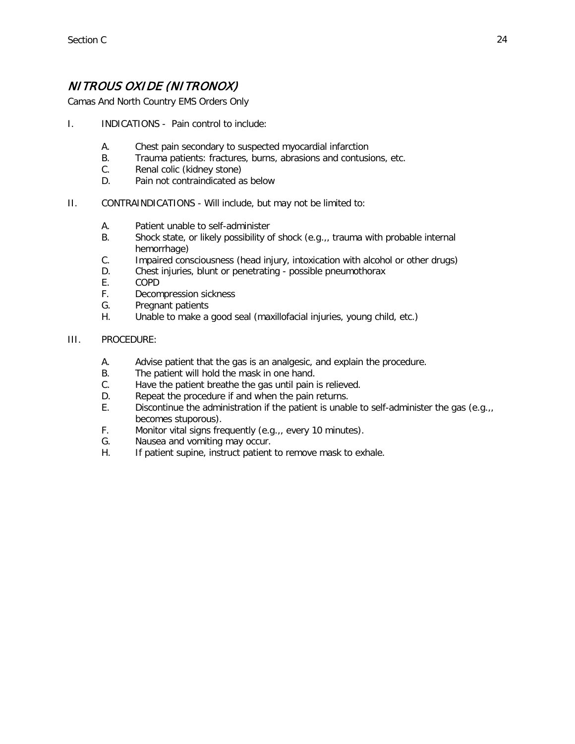## *NITROUS OXIDE (NITRONOX)*

Camas And North Country EMS Orders Only

I. INDICATIONS - Pain control to include:

   A. Chest pain secondary to suspected myocardial infarction
   B. Trauma patients: fractures, burns, abrasions and contusions, etc.
   C. Renal colic (kidney stone)
   D. Pain not contraindicated as below

II. CONTRAINDICATIONS - Will include, but may not be limited to:

   A. Patient unable to self-administer
   B. Shock state, or likely possibility of shock (e.g.,, trauma with probable internal hemorrhage)
   C. Impaired consciousness (head injury, intoxication with alcohol or other drugs)
   D. Chest injuries, blunt or penetrating - possible pneumothorax
   E. COPD
   F. Decompression sickness
   G. Pregnant patients
   H. Unable to make a good seal (maxillofacial injuries, young child, etc.)

III. PROCEDURE:

   A. Advise patient that the gas is an analgesic, and explain the procedure.
   B. The patient will hold the mask in one hand.
   C. Have the patient breathe the gas until pain is relieved.
   D. Repeat the procedure if and when the pain returns.
   E. Discontinue the administration if the patient is unable to self-administer the gas (e.g.,, becomes stuporous).
   F. Monitor vital signs frequently (e.g.,, every 10 minutes).
   G. Nausea and vomiting may occur.
   H. If patient supine, instruct patient to remove mask to exhale.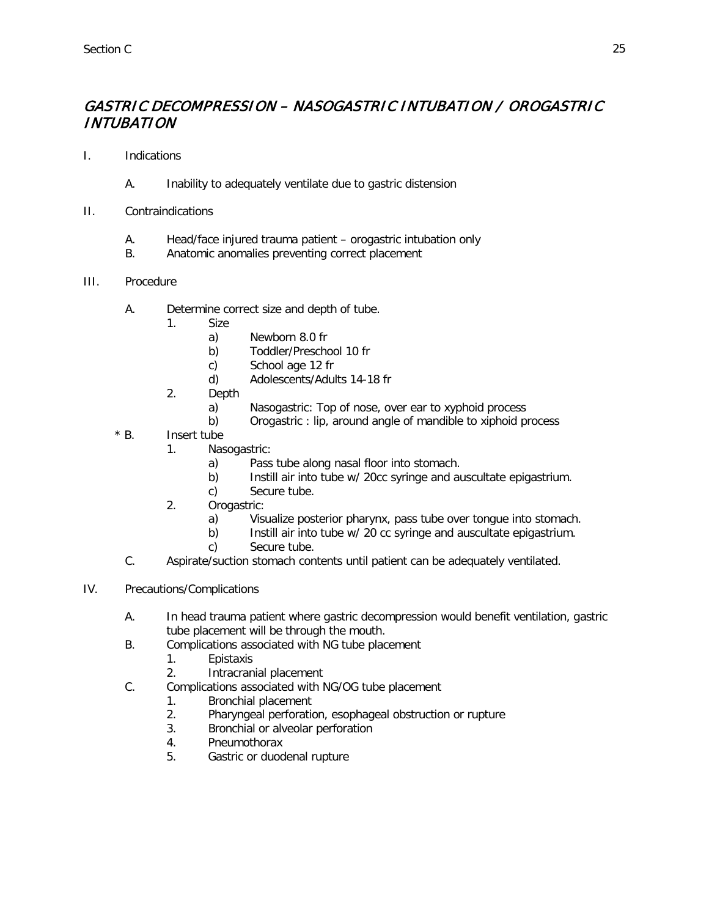## *GASTRIC DECOMPRESSION – NASOGASTRIC INTUBATION / OROGASTRIC INTUBATION*

I. Indications

- A. Inability to adequately ventilate due to gastric distension

II. Contraindications

- A. Head/face injured trauma patient – orogastric intubation only
- B. Anatomic anomalies preventing correct placement

III. Procedure

- A. Determine correct size and depth of tube.
  - 1. Size
    - a) Newborn 8.0 fr
    - b) Toddler/Preschool 10 fr
    - c) School age 12 fr
    - d) Adolescents/Adults 14-18 fr
  - 2. Depth
    - a) Nasogastric: Top of nose, over ear to xyphoid process
    - b) Orogastric : lip, around angle of mandible to xiphoid process
- \* B. Insert tube
  - 1. Nasogastric:
    - a) Pass tube along nasal floor into stomach.
    - b) Instill air into tube w/ 20cc syringe and auscultate epigastrium.
    - c) Secure tube.
  - 2. Orogastric:
    - a) Visualize posterior pharynx, pass tube over tongue into stomach.
    - b) Instill air into tube w/ 20 cc syringe and auscultate epigastrium.
    - c) Secure tube.
- C. Aspirate/suction stomach contents until patient can be adequately ventilated.

IV. Precautions/Complications

- A. In head trauma patient where gastric decompression would benefit ventilation, gastric tube placement will be through the mouth.
- B. Complications associated with NG tube placement
  - 1. Epistaxis
  - 2. Intracranial placement
- C. Complications associated with NG/OG tube placement
  - 1. Bronchial placement
  - 2. Pharyngeal perforation, esophageal obstruction or rupture
  - 3. Bronchial or alveolar perforation
  - 4. Pneumothorax
  - 5. Gastric or duodenal rupture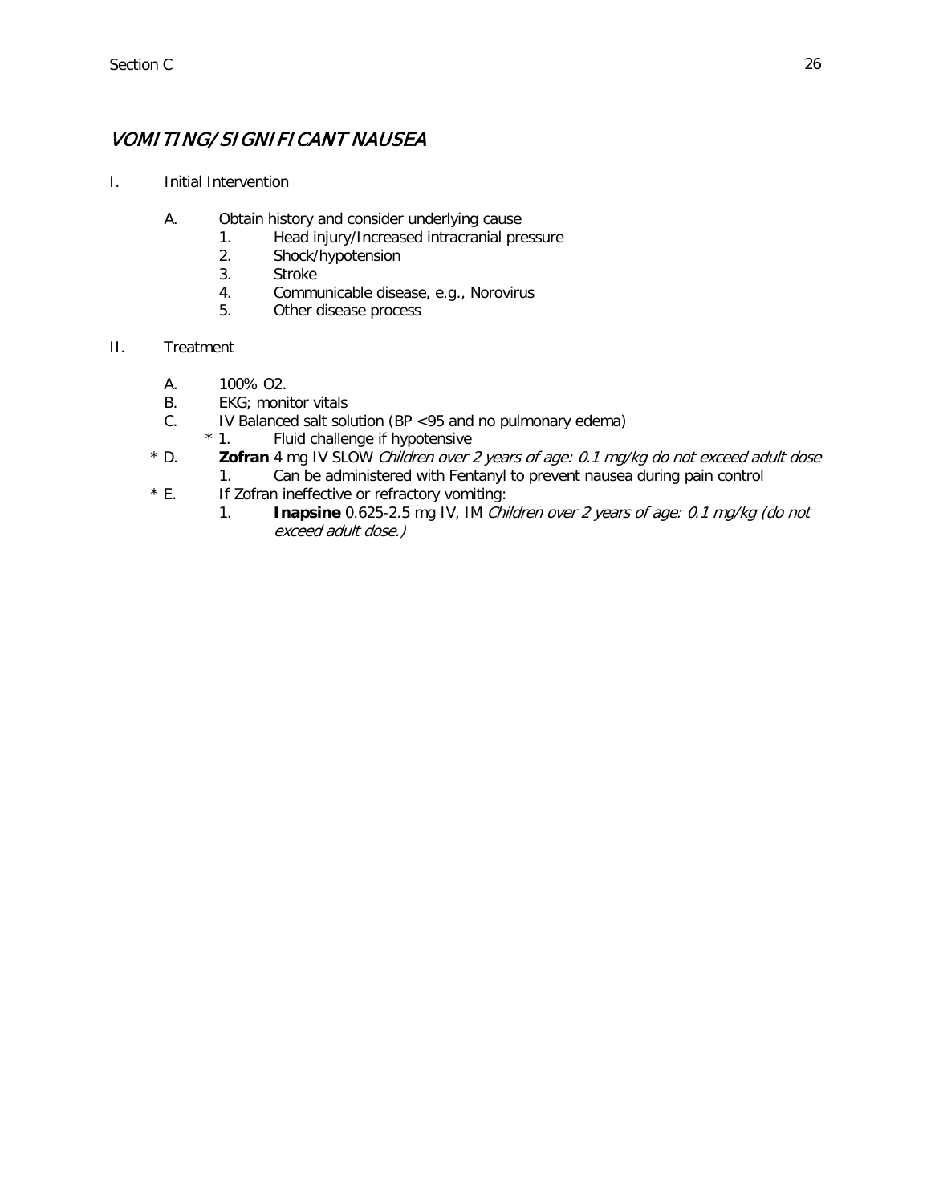## *VOMITING/SIGNIFICANT NAUSEA*

I. Initial Intervention

  A. Obtain history and consider underlying cause
    1. Head injury/Increased intracranial pressure
    2. Shock/hypotension
    3. Stroke
    4. Communicable disease, e.g., Norovirus
    5. Other disease process

II. Treatment

  A. 100% O2.
  B. EKG; monitor vitals
  C. IV Balanced salt solution (BP <95 and no pulmonary edema)
    * 1. Fluid challenge if hypotensive
  * D. **Zofran** 4 mg IV SLOW *Children over 2 years of age: 0.1 mg/kg do not exceed adult dose*
    1. Can be administered with Fentanyl to prevent nausea during pain control
  * E. If Zofran ineffective or refractory vomiting:
    1. **Inapsine** 0.625-2.5 mg IV, IM *Children over 2 years of age: 0.1 mg/kg (do not exceed adult dose.)*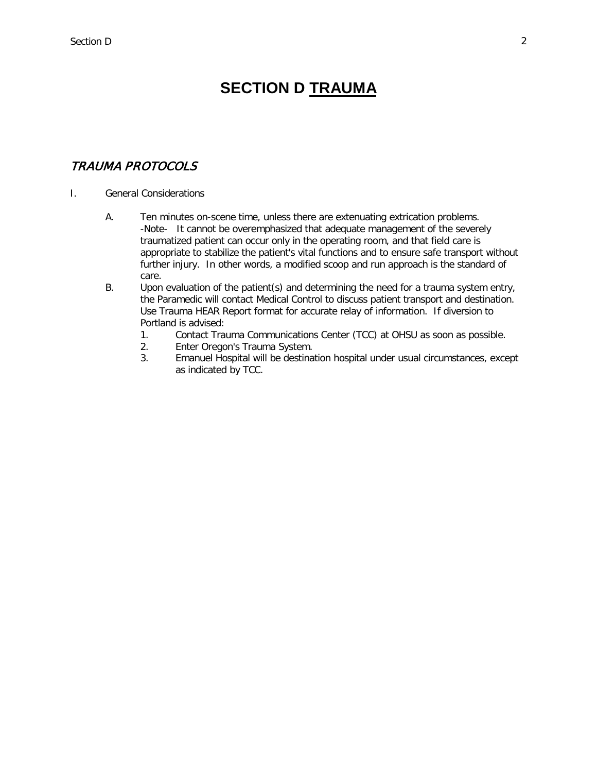# SECTION D <u>TRAUMA</u>

## *TRAUMA PROTOCOLS*

I. General Considerations

A. Ten minutes on-scene time, unless there are extenuating extrication problems.
-Note- It cannot be overemphasized that adequate management of the severely traumatized patient can occur only in the operating room, and that field care is appropriate to stabilize the patient's vital functions and to ensure safe transport without further injury. In other words, a modified scoop and run approach is the standard of care.

B. Upon evaluation of the patient(s) and determining the need for a trauma system entry, the Paramedic will contact Medical Control to discuss patient transport and destination. Use Trauma HEAR Report format for accurate relay of information. If diversion to Portland is advised:

1. Contact Trauma Communications Center (TCC) at OHSU as soon as possible.
2. Enter Oregon's Trauma System.
3. Emanuel Hospital will be destination hospital under usual circumstances, except as indicated by TCC.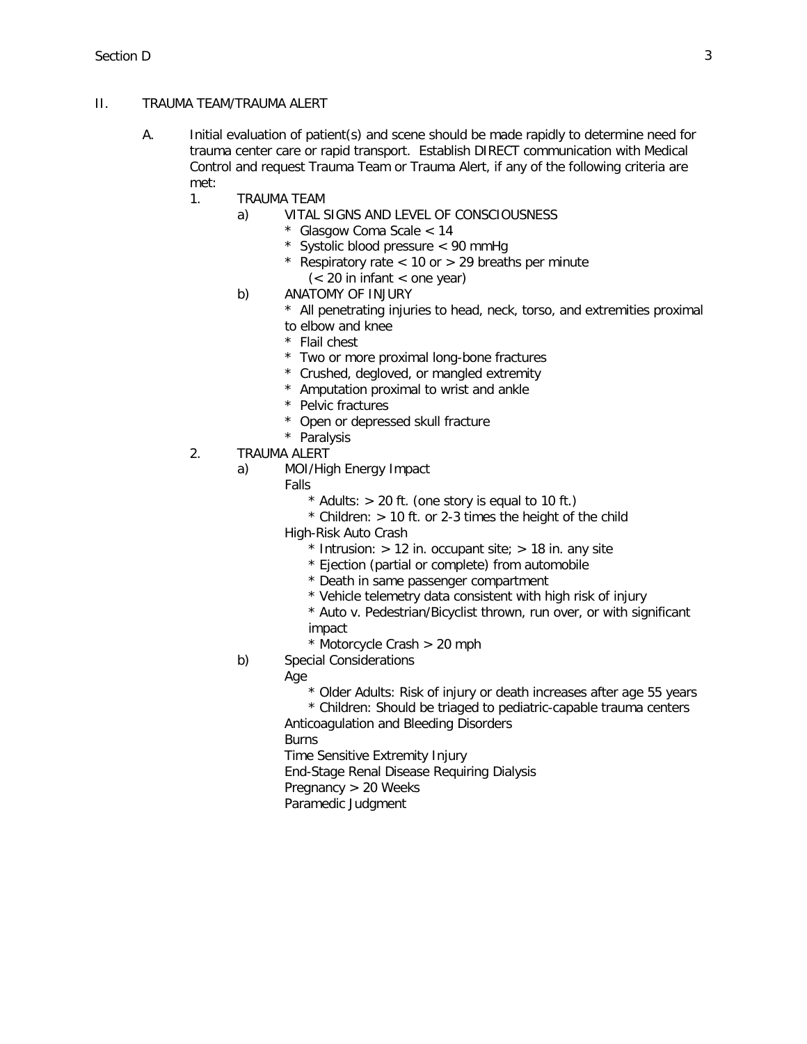## II. TRAUMA TEAM/TRAUMA ALERT

A. Initial evaluation of patient(s) and scene should be made rapidly to determine need for trauma center care or rapid transport. Establish DIRECT communication with Medical Control and request Trauma Team or Trauma Alert, if any of the following criteria are met:

1. TRAUMA TEAM
   - a) VITAL SIGNS AND LEVEL OF CONSCIOUSNESS
     - * Glasgow Coma Scale < 14
     - * Systolic blood pressure < 90 mmHg
     - * Respiratory rate < 10 or > 29 breaths per minute (< 20 in infant < one year)
   - b) ANATOMY OF INJURY
     - * All penetrating injuries to head, neck, torso, and extremities proximal to elbow and knee
     - * Flail chest
     - * Two or more proximal long-bone fractures
     - * Crushed, degloved, or mangled extremity
     - * Amputation proximal to wrist and ankle
     - * Pelvic fractures
     - * Open or depressed skull fracture
     - * Paralysis
2. TRAUMA ALERT
   - a) MOI/High Energy Impact
     - Falls
       - * Adults: > 20 ft. (one story is equal to 10 ft.)
       - * Children: > 10 ft. or 2-3 times the height of the child
     - High-Risk Auto Crash
       - * Intrusion: > 12 in. occupant site; > 18 in. any site
       - * Ejection (partial or complete) from automobile
       - * Death in same passenger compartment
       - * Vehicle telemetry data consistent with high risk of injury
       - * Auto v. Pedestrian/Bicyclist thrown, run over, or with significant impact
       - * Motorcycle Crash > 20 mph
   - b) Special Considerations
     - Age
       - * Older Adults: Risk of injury or death increases after age 55 years
       - * Children: Should be triaged to pediatric-capable trauma centers
     - Anticoagulation and Bleeding Disorders
     - Burns
     - Time Sensitive Extremity Injury
     - End-Stage Renal Disease Requiring Dialysis
     - Pregnancy > 20 Weeks
     - Paramedic Judgment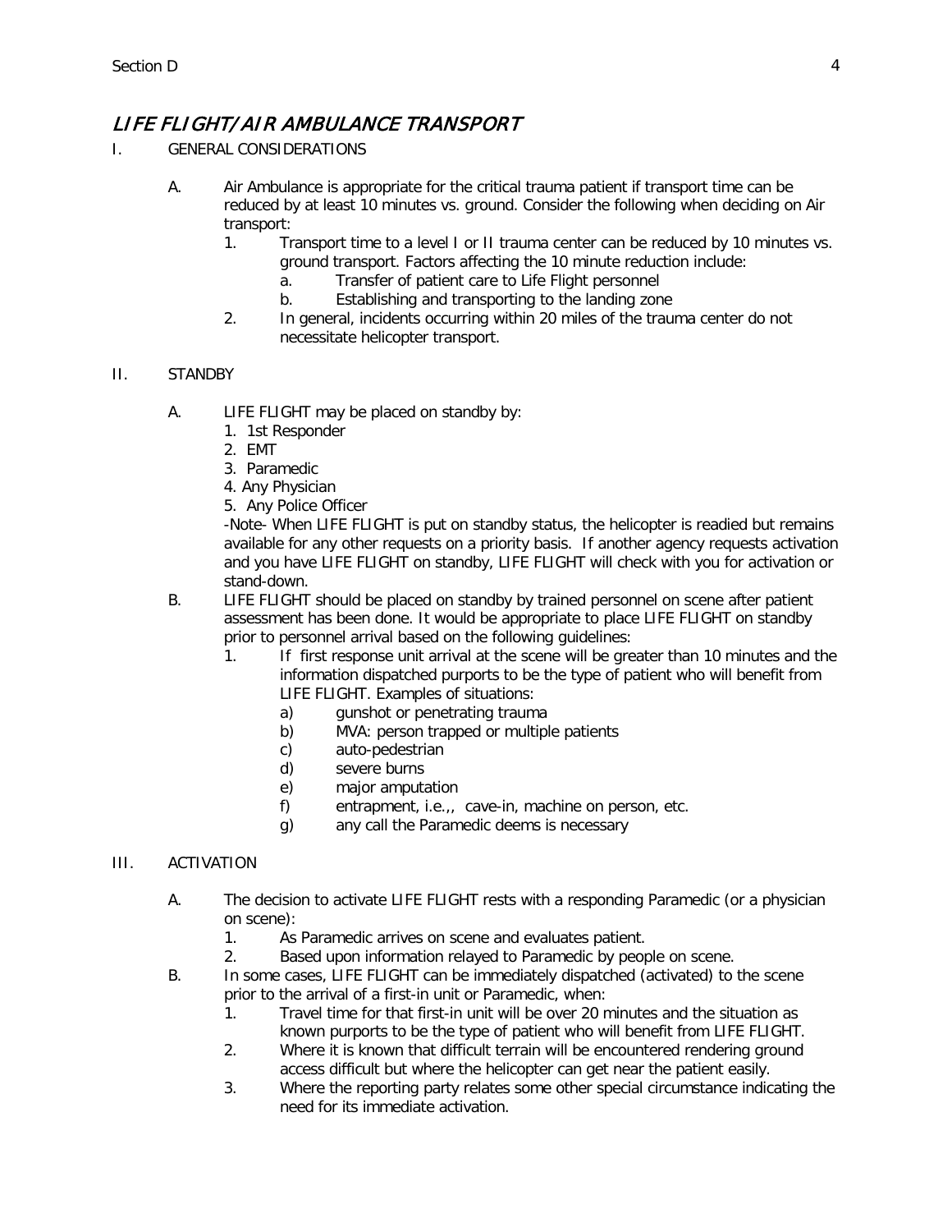## *LIFE FLIGHT/AIR AMBULANCE TRANSPORT*

I. GENERAL CONSIDERATIONS

A. Air Ambulance is appropriate for the critical trauma patient if transport time can be reduced by at least 10 minutes vs. ground. Consider the following when deciding on Air transport:

1. Transport time to a level I or II trauma center can be reduced by 10 minutes vs. ground transport. Factors affecting the 10 minute reduction include:
   a. Transfer of patient care to Life Flight personnel
   b. Establishing and transporting to the landing zone
2. In general, incidents occurring within 20 miles of the trauma center do not necessitate helicopter transport.

II. STANDBY

A. LIFE FLIGHT may be placed on standby by:

1. 1st Responder
2. EMT
3. Paramedic
4. Any Physician
5. Any Police Officer

-Note- When LIFE FLIGHT is put on standby status, the helicopter is readied but remains available for any other requests on a priority basis. If another agency requests activation and you have LIFE FLIGHT on standby, LIFE FLIGHT will check with you for activation or stand-down.

B. LIFE FLIGHT should be placed on standby by trained personnel on scene after patient assessment has been done. It would be appropriate to place LIFE FLIGHT on standby prior to personnel arrival based on the following guidelines:

1. If first response unit arrival at the scene will be greater than 10 minutes and the information dispatched purports to be the type of patient who will benefit from LIFE FLIGHT. Examples of situations:
   a) gunshot or penetrating trauma
   b) MVA: person trapped or multiple patients
   c) auto-pedestrian
   d) severe burns
   e) major amputation
   f) entrapment, i.e.,, cave-in, machine on person, etc.
   g) any call the Paramedic deems is necessary

III. ACTIVATION

A. The decision to activate LIFE FLIGHT rests with a responding Paramedic (or a physician on scene):

1. As Paramedic arrives on scene and evaluates patient.
2. Based upon information relayed to Paramedic by people on scene.

B. In some cases, LIFE FLIGHT can be immediately dispatched (activated) to the scene prior to the arrival of a first-in unit or Paramedic, when:

1. Travel time for that first-in unit will be over 20 minutes and the situation as known purports to be the type of patient who will benefit from LIFE FLIGHT.
2. Where it is known that difficult terrain will be encountered rendering ground access difficult but where the helicopter can get near the patient easily.
3. Where the reporting party relates some other special circumstance indicating the need for its immediate activation.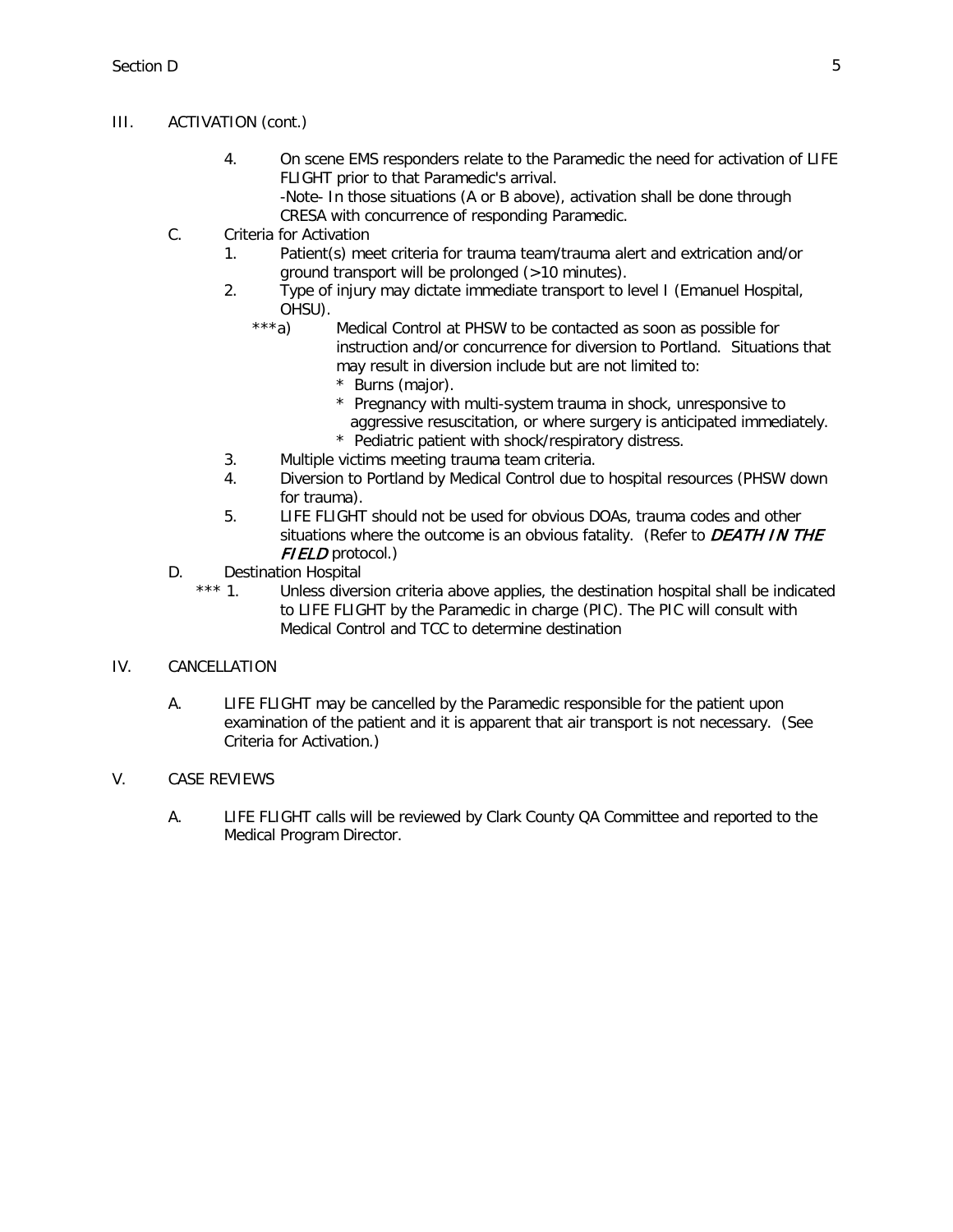III. ACTIVATION (cont.)

4. On scene EMS responders relate to the Paramedic the need for activation of LIFE FLIGHT prior to that Paramedic's arrival.
   -Note- In those situations (A or B above), activation shall be done through CRESA with concurrence of responding Paramedic.

C. Criteria for Activation

1. Patient(s) meet criteria for trauma team/trauma alert and extrication and/or ground transport will be prolonged (>10 minutes).
2. Type of injury may dictate immediate transport to level I (Emanuel Hospital, OHSU).
   ***a) Medical Control at PHSW to be contacted as soon as possible for instruction and/or concurrence for diversion to Portland. Situations that may result in diversion include but are not limited to:
   * Burns (major).
   * Pregnancy with multi-system trauma in shock, unresponsive to aggressive resuscitation, or where surgery is anticipated immediately.
   * Pediatric patient with shock/respiratory distress.
3. Multiple victims meeting trauma team criteria.
4. Diversion to Portland by Medical Control due to hospital resources (PHSW down for trauma).
5. LIFE FLIGHT should not be used for obvious DOAs, trauma codes and other situations where the outcome is an obvious fatality. (Refer to ***DEATH IN THE FIELD*** protocol.)

D. Destination Hospital

*** 1. Unless diversion criteria above applies, the destination hospital shall be indicated to LIFE FLIGHT by the Paramedic in charge (PIC). The PIC will consult with Medical Control and TCC to determine destination

IV. CANCELLATION

A. LIFE FLIGHT may be cancelled by the Paramedic responsible for the patient upon examination of the patient and it is apparent that air transport is not necessary. (See Criteria for Activation.)

V. CASE REVIEWS

A. LIFE FLIGHT calls will be reviewed by Clark County QA Committee and reported to the Medical Program Director.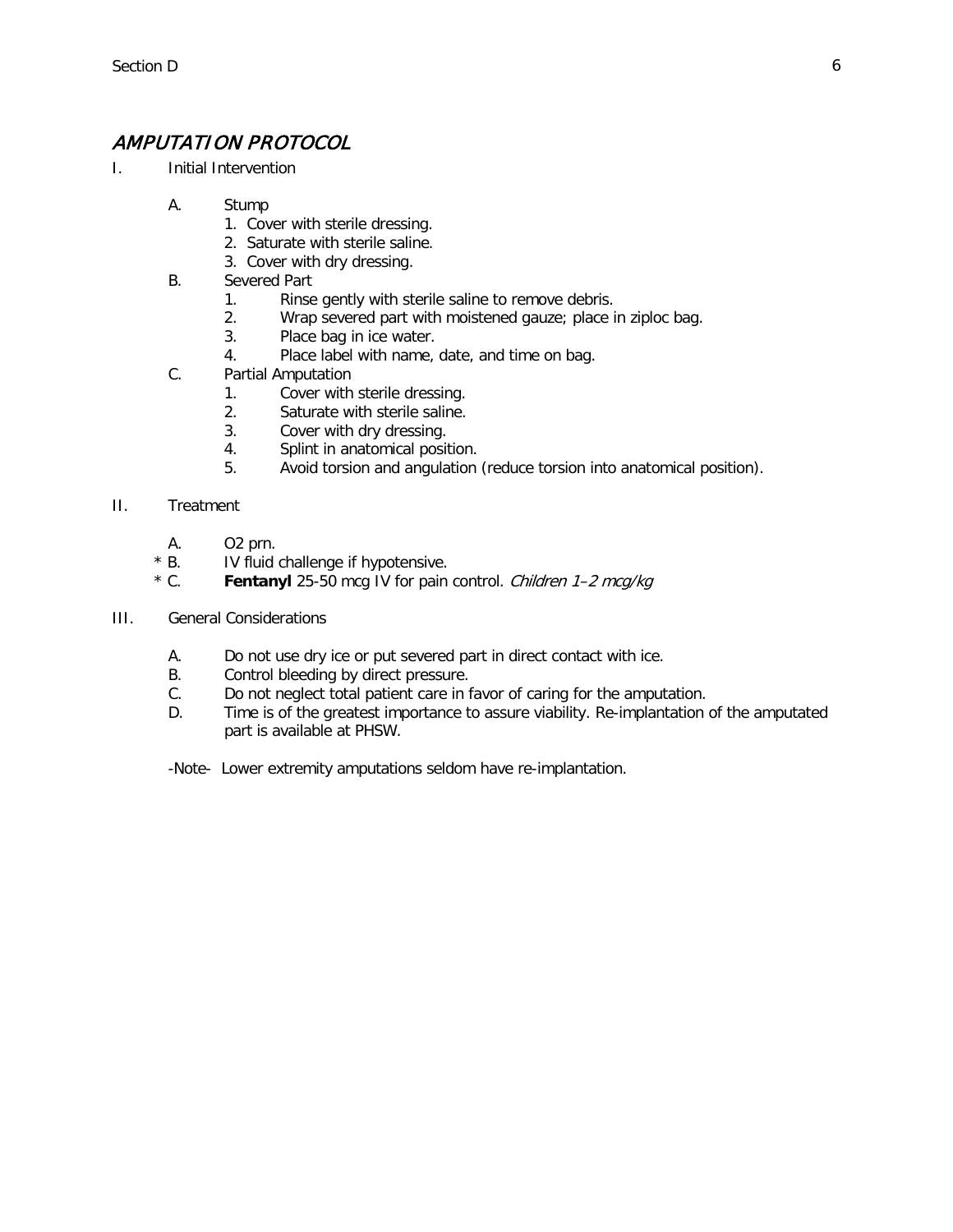## *AMPUTATION PROTOCOL*

I. Initial Intervention

  A. Stump
    1. Cover with sterile dressing.
    2. Saturate with sterile saline.
    3. Cover with dry dressing.

  B. Severed Part
    1. Rinse gently with sterile saline to remove debris.
    2. Wrap severed part with moistened gauze; place in ziploc bag.
    3. Place bag in ice water.
    4. Place label with name, date, and time on bag.

  C. Partial Amputation
    1. Cover with sterile dressing.
    2. Saturate with sterile saline.
    3. Cover with dry dressing.
    4. Splint in anatomical position.
    5. Avoid torsion and angulation (reduce torsion into anatomical position).

II. Treatment

  A. O2 prn.
  * B. IV fluid challenge if hypotensive.
  * C. **Fentanyl** 25-50 mcg IV for pain control. *Children 1–2 mcg/kg*

III. General Considerations

  A. Do not use dry ice or put severed part in direct contact with ice.
  B. Control bleeding by direct pressure.
  C. Do not neglect total patient care in favor of caring for the amputation.
  D. Time is of the greatest importance to assure viability. Re-implantation of the amputated part is available at PHSW.

  -Note- Lower extremity amputations seldom have re-implantation.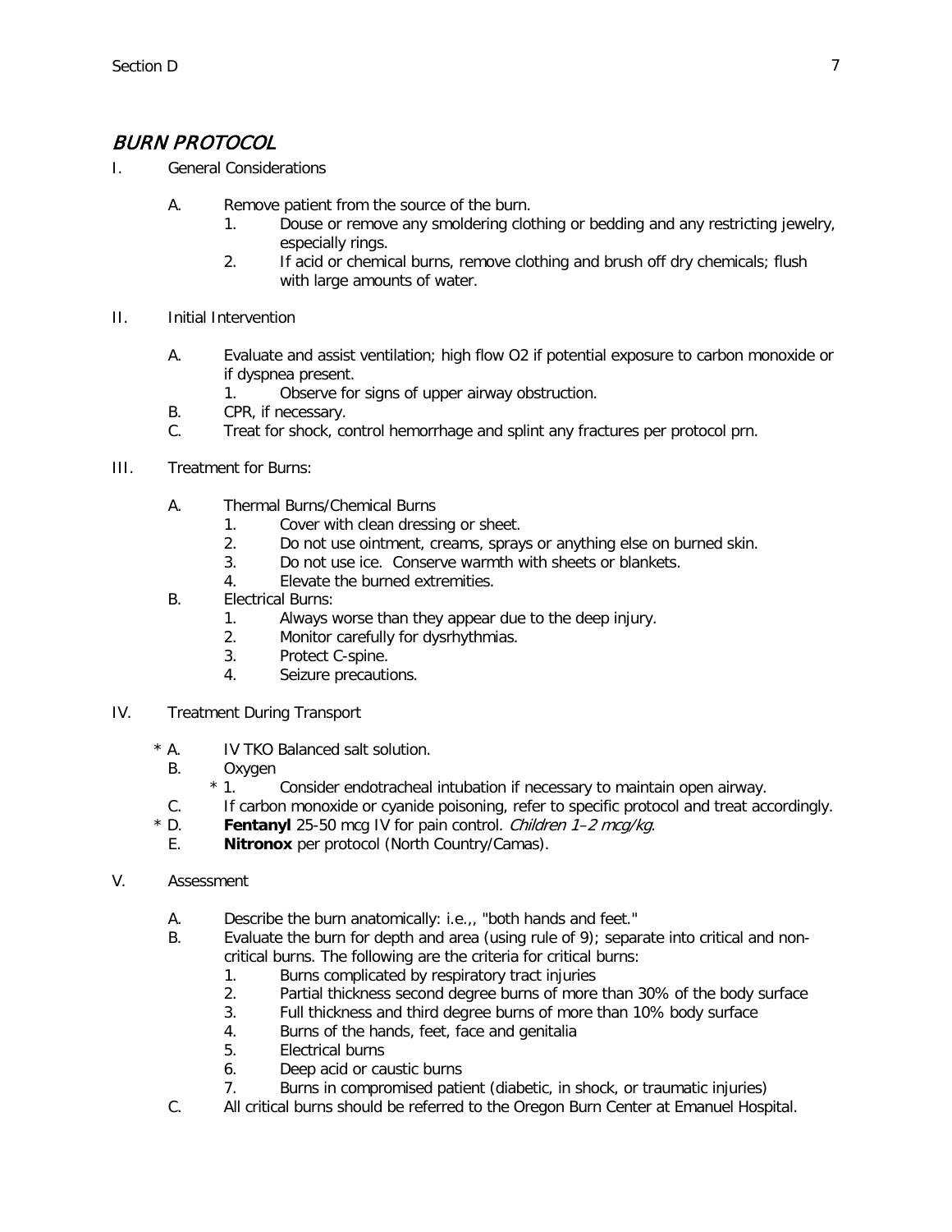# *BURN PROTOCOL*

I. General Considerations

   A. Remove patient from the source of the burn.
      1. Douse or remove any smoldering clothing or bedding and any restricting jewelry, especially rings.
      2. If acid or chemical burns, remove clothing and brush off dry chemicals; flush with large amounts of water.

II. Initial Intervention

   A. Evaluate and assist ventilation; high flow O2 if potential exposure to carbon monoxide or if dyspnea present.
      1. Observe for signs of upper airway obstruction.
   B. CPR, if necessary.
   C. Treat for shock, control hemorrhage and splint any fractures per protocol prn.

III. Treatment for Burns:

   A. Thermal Burns/Chemical Burns
      1. Cover with clean dressing or sheet.
      2. Do not use ointment, creams, sprays or anything else on burned skin.
      3. Do not use ice. Conserve warmth with sheets or blankets.
      4. Elevate the burned extremities.
   B. Electrical Burns:
      1. Always worse than they appear due to the deep injury.
      2. Monitor carefully for dysrhythmias.
      3. Protect C-spine.
      4. Seizure precautions.

IV. Treatment During Transport

   \* A. IV TKO Balanced salt solution.
   B. Oxygen
      \* 1. Consider endotracheal intubation if necessary to maintain open airway.
   C. If carbon monoxide or cyanide poisoning, refer to specific protocol and treat accordingly.
   \* D. **Fentanyl** 25-50 mcg IV for pain control. *Children 1–2 mcg/kg*.
   E. **Nitronox** per protocol (North Country/Camas).

V. Assessment

   A. Describe the burn anatomically: i.e.,, "both hands and feet."
   B. Evaluate the burn for depth and area (using rule of 9); separate into critical and non-critical burns. The following are the criteria for critical burns:
      1. Burns complicated by respiratory tract injuries
      2. Partial thickness second degree burns of more than 30% of the body surface
      3. Full thickness and third degree burns of more than 10% body surface
      4. Burns of the hands, feet, face and genitalia
      5. Electrical burns
      6. Deep acid or caustic burns
      7. Burns in compromised patient (diabetic, in shock, or traumatic injuries)
   C. All critical burns should be referred to the Oregon Burn Center at Emanuel Hospital.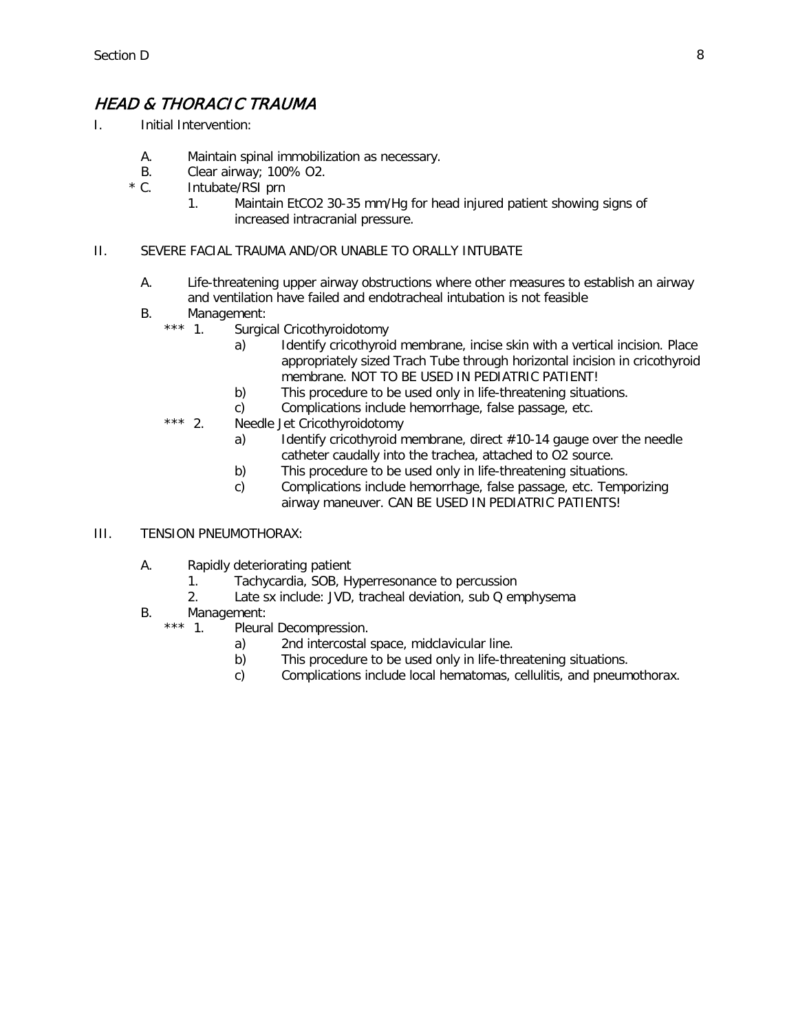## *HEAD & THORACIC TRAUMA*

I. Initial Intervention:

- A. Maintain spinal immobilization as necessary.
- B. Clear airway; 100% $O_2$.
- * C. Intubate/RSI prn
  - 1. Maintain $EtCO_2$ 30-35 mm/Hg for head injured patient showing signs of increased intracranial pressure.

II. SEVERE FACIAL TRAUMA AND/OR UNABLE TO ORALLY INTUBATE

- A. Life-threatening upper airway obstructions where other measures to establish an airway and ventilation have failed and endotracheal intubation is not feasible
- B. Management:
  - *** 1. Surgical Cricothyroidotomy
    - a) Identify cricothyroid membrane, incise skin with a vertical incision. Place appropriately sized Trach Tube through horizontal incision in cricothyroid membrane. NOT TO BE USED IN PEDIATRIC PATIENT!
    - b) This procedure to be used only in life-threatening situations.
    - c) Complications include hemorrhage, false passage, etc.
  - *** 2. Needle Jet Cricothyroidotomy
    - a) Identify cricothyroid membrane, direct #10-14 gauge over the needle catheter caudally into the trachea, attached to $O_2$ source.
    - b) This procedure to be used only in life-threatening situations.
    - c) Complications include hemorrhage, false passage, etc. Temporizing airway maneuver. CAN BE USED IN PEDIATRIC PATIENTS!

III. TENSION PNEUMOTHORAX:

- A. Rapidly deteriorating patient
  - 1. Tachycardia, SOB, Hyperresonance to percussion
  - 2. Late sx include: JVD, tracheal deviation, sub Q emphysema
- B. Management:
  - *** 1. Pleural Decompression.
    - a) 2nd intercostal space, midclavicular line.
    - b) This procedure to be used only in life-threatening situations.
    - c) Complications include local hematomas, cellulitis, and pneumothorax.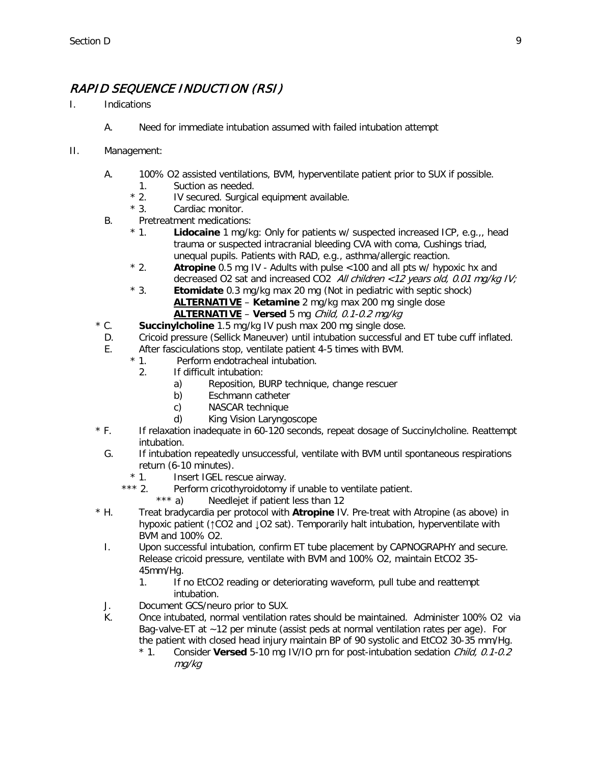## *RAPID SEQUENCE INDUCTION (RSI)*

I. Indications

   A. Need for immediate intubation assumed with failed intubation attempt

II. Management:

   A. 100% O2 assisted ventilations, BVM, hyperventilate patient prior to SUX if possible.
      1. Suction as needed.
      * 2. IV secured. Surgical equipment available.
      * 3. Cardiac monitor.

   B. Pretreatment medications:
      * 1. **Lidocaine** 1 mg/kg: Only for patients w/ suspected increased ICP, e.g.,, head trauma or suspected intracranial bleeding CVA with coma, Cushings triad, unequal pupils. Patients with RAD, e.g., asthma/allergic reaction.
      * 2. **Atropine** 0.5 mg IV - Adults with pulse <100 and all pts w/ hypoxic hx and decreased O2 sat and increased CO2 *All children <12 years old, 0.01 mg/kg IV;*
      * 3. **Etomidate** 0.3 mg/kg max 20 mg (Not in pediatric with septic shock)
         **<u>ALTERNATIVE</u>** – **Ketamine** 2 mg/kg max 200 mg single dose
         **<u>ALTERNATIVE</u>** – **Versed** 5 mg *Child, 0.1-0.2 mg/kg*

   * C. **Succinylcholine** 1.5 mg/kg IV push max 200 mg single dose.

   D. Cricoid pressure (Sellick Maneuver) until intubation successful and ET tube cuff inflated.

   E. After fasciculations stop, ventilate patient 4-5 times with BVM.
      * 1. Perform endotracheal intubation.
      2. If difficult intubation:
         a) Reposition, BURP technique, change rescuer
         b) Eschmann catheter
         c) NASCAR technique
         d) King Vision Laryngoscope

   * F. If relaxation inadequate in 60-120 seconds, repeat dosage of Succinylcholine. Reattempt intubation.

   G. If intubation repeatedly unsuccessful, ventilate with BVM until spontaneous respirations return (6-10 minutes).
      * 1. Insert IGEL rescue airway.
      *** 2. Perform cricothyroidotomy if unable to ventilate patient.
         *** a) Needlejet if patient less than 12

   * H. Treat bradycardia per protocol with **Atropine** IV. Pre-treat with Atropine (as above) in hypoxic patient (↑CO2 and ↓O2 sat). Temporarily halt intubation, hyperventilate with BVM and 100% O2.

   I. Upon successful intubation, confirm ET tube placement by CAPNOGRAPHY and secure. Release cricoid pressure, ventilate with BVM and 100% O2, maintain EtCO2 35-45mm/Hg.
      1. If no EtCO2 reading or deteriorating waveform, pull tube and reattempt intubation.

   J. Document GCS/neuro prior to SUX.

   K. Once intubated, normal ventilation rates should be maintained. Administer 100% O2 via Bag-valve-ET at ~12 per minute (assist peds at normal ventilation rates per age). For the patient with closed head injury maintain BP of 90 systolic and EtCO2 30-35 mm/Hg.
      * 1. Consider **Versed** 5-10 mg IV/IO prn for post-intubation sedation *Child, 0.1-0.2 mg/kg*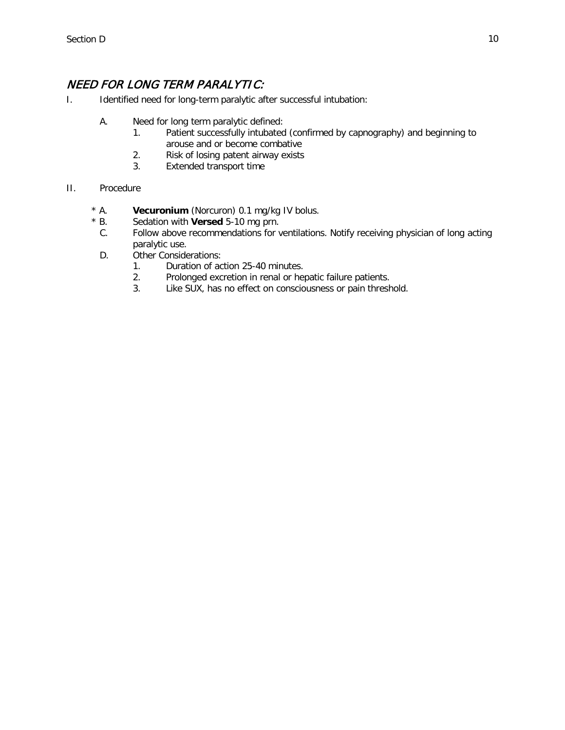## *NEED FOR LONG TERM PARALYTIC:*

I. Identified need for long-term paralytic after successful intubation:

   A. Need for long term paralytic defined:
      1. Patient successfully intubated (confirmed by capnography) and beginning to arouse and or become combative
      2. Risk of losing patent airway exists
      3. Extended transport time

II. Procedure

   * A. **Vecuronium** (Norcuron) 0.1 mg/kg IV bolus.
   * B. Sedation with **Versed** 5-10 mg prn.
   C. Follow above recommendations for ventilations. Notify receiving physician of long acting paralytic use.
   D. Other Considerations:
      1. Duration of action 25-40 minutes.
      2. Prolonged excretion in renal or hepatic failure patients.
      3. Like SUX, has no effect on consciousness or pain threshold.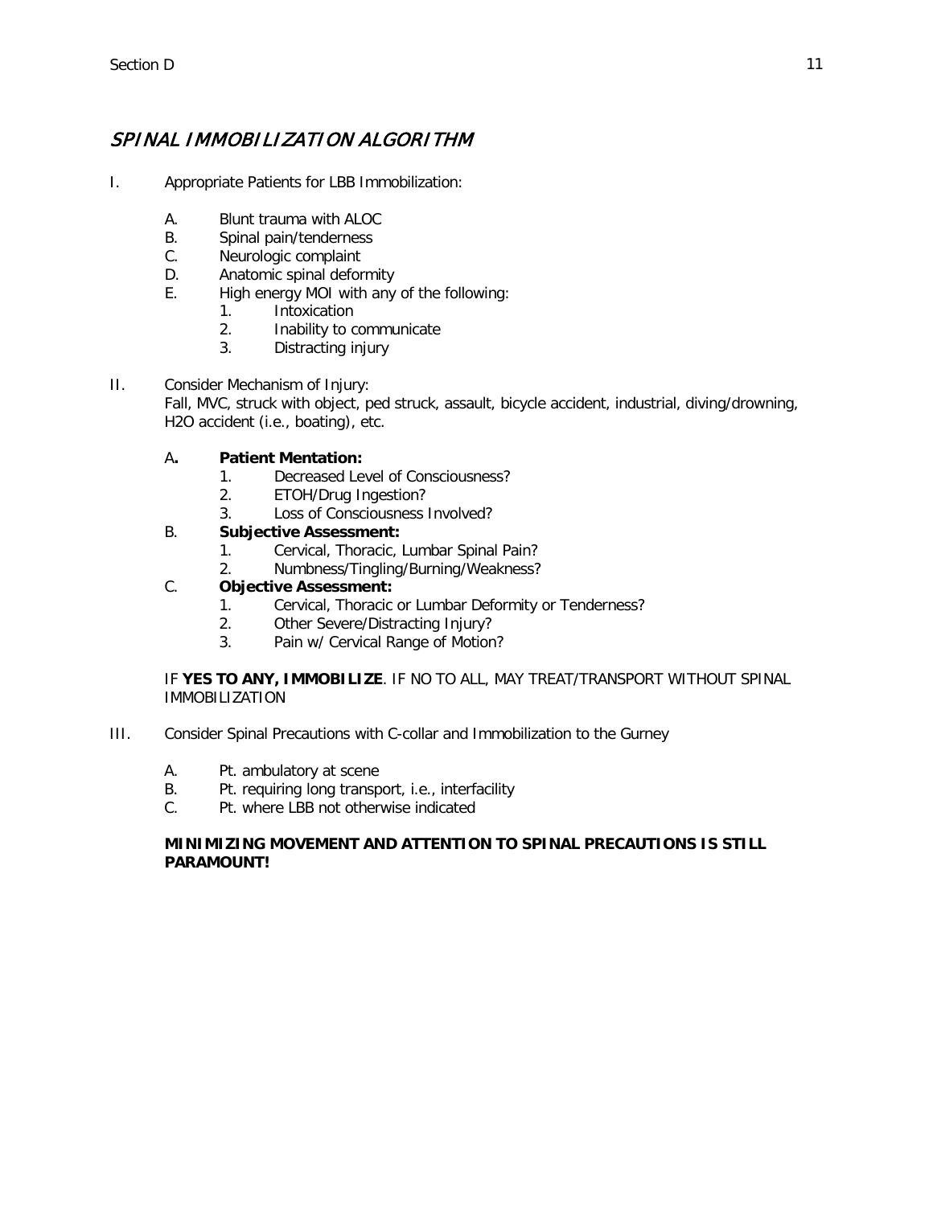## *SPINAL IMMOBILIZATION ALGORITHM*

I. Appropriate Patients for LBB Immobilization:

   A. Blunt trauma with ALOC
   B. Spinal pain/tenderness
   C. Neurologic complaint
   D. Anatomic spinal deformity
   E. High energy MOI with any of the following:
      1. Intoxication
      2. Inability to communicate
      3. Distracting injury

II. Consider Mechanism of Injury:
Fall, MVC, struck with object, ped struck, assault, bicycle accident, industrial, diving/drowning, H2O accident (i.e., boating), etc.

   A**.** **Patient Mentation:**
      1. Decreased Level of Consciousness?
      2. ETOH/Drug Ingestion?
      3. Loss of Consciousness Involved?
   B. **Subjective Assessment:**
      1. Cervical, Thoracic, Lumbar Spinal Pain?
      2. Numbness/Tingling/Burning/Weakness?
   C. **Objective Assessment:**
      1. Cervical, Thoracic or Lumbar Deformity or Tenderness?
      2. Other Severe/Distracting Injury?
      3. Pain w/ Cervical Range of Motion?

   IF **YES TO ANY, IMMOBILIZE**. IF NO TO ALL, MAY TREAT/TRANSPORT WITHOUT SPINAL IMMOBILIZATION

III. Consider Spinal Precautions with C-collar and Immobilization to the Gurney

   A. Pt. ambulatory at scene
   B. Pt. requiring long transport, i.e., interfacility
   C. Pt. where LBB not otherwise indicated

   **MINIMIZING MOVEMENT AND ATTENTION TO SPINAL PRECAUTIONS IS STILL PARAMOUNT!**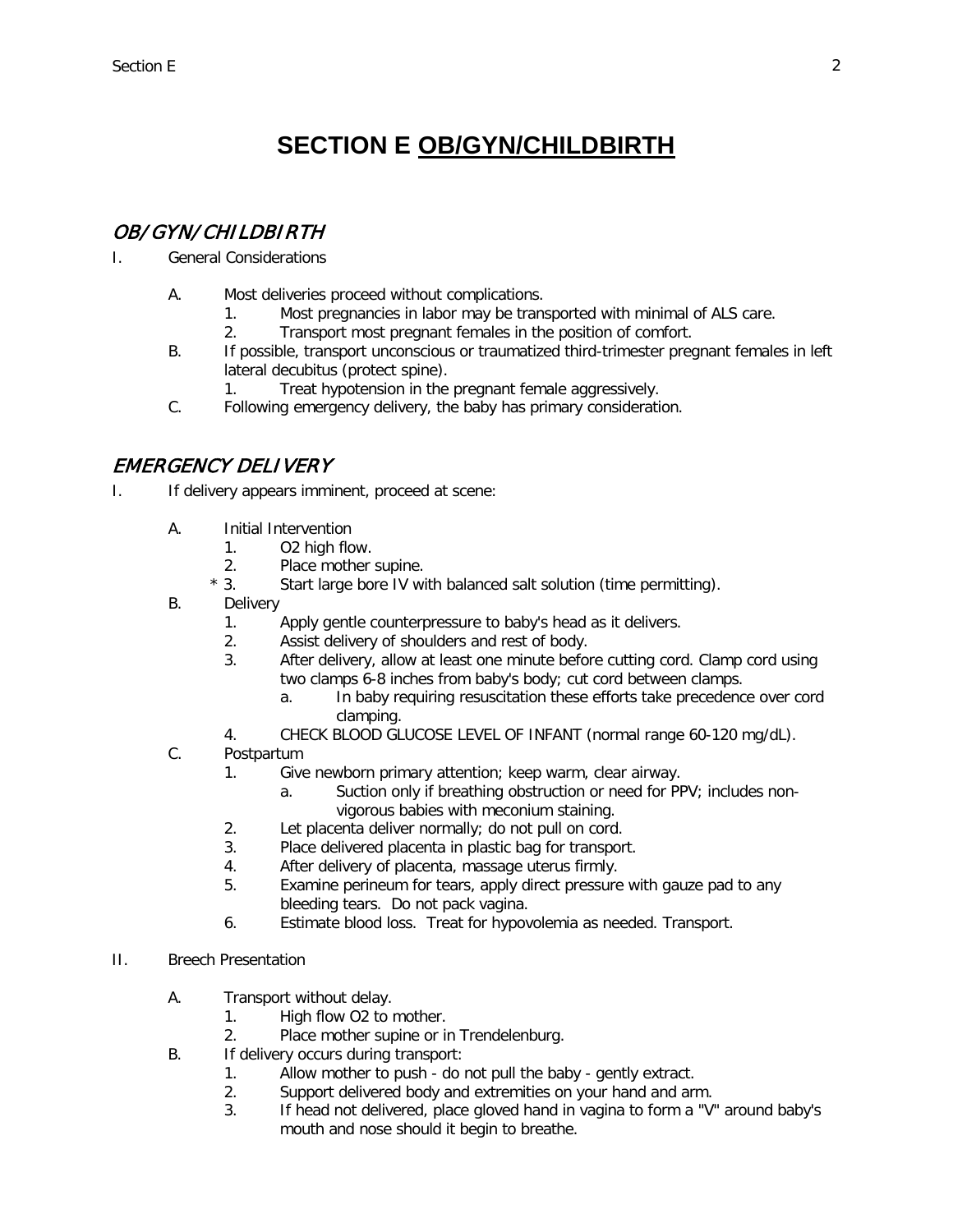# SECTION E OB/GYN/CHILDBIRTH

## *OB/GYN/CHILDBIRTH*

I. General Considerations

- A. Most deliveries proceed without complications.
  1. Most pregnancies in labor may be transported with minimal of ALS care.
  2. Transport most pregnant females in the position of comfort.
- B. If possible, transport unconscious or traumatized third-trimester pregnant females in left lateral decubitus (protect spine).
  1. Treat hypotension in the pregnant female aggressively.
- C. Following emergency delivery, the baby has primary consideration.

## *EMERGENCY DELIVERY*

I. If delivery appears imminent, proceed at scene:

- A. Initial Intervention
  1. O2 high flow.
  2. Place mother supine.
  3. * Start large bore IV with balanced salt solution (time permitting).
- B. Delivery
  1. Apply gentle counterpressure to baby's head as it delivers.
  2. Assist delivery of shoulders and rest of body.
  3. After delivery, allow at least one minute before cutting cord. Clamp cord using two clamps 6-8 inches from baby's body; cut cord between clamps.
     - a. In baby requiring resuscitation these efforts take precedence over cord clamping.
  4. CHECK BLOOD GLUCOSE LEVEL OF INFANT (normal range 60-120 mg/dL).
- C. Postpartum
  1. Give newborn primary attention; keep warm, clear airway.
     - a. Suction only if breathing obstruction or need for PPV; includes non-vigorous babies with meconium staining.
  2. Let placenta deliver normally; do not pull on cord.
  3. Place delivered placenta in plastic bag for transport.
  4. After delivery of placenta, massage uterus firmly.
  5. Examine perineum for tears, apply direct pressure with gauze pad to any bleeding tears. Do not pack vagina.
  6. Estimate blood loss. Treat for hypovolemia as needed. Transport.

II. Breech Presentation

- A. Transport without delay.
  1. High flow O2 to mother.
  2. Place mother supine or in Trendelenburg.
- B. If delivery occurs during transport:
  1. Allow mother to push - do not pull the baby - gently extract.
  2. Support delivered body and extremities on your hand and arm.
  3. If head not delivered, place gloved hand in vagina to form a "V" around baby's mouth and nose should it begin to breathe.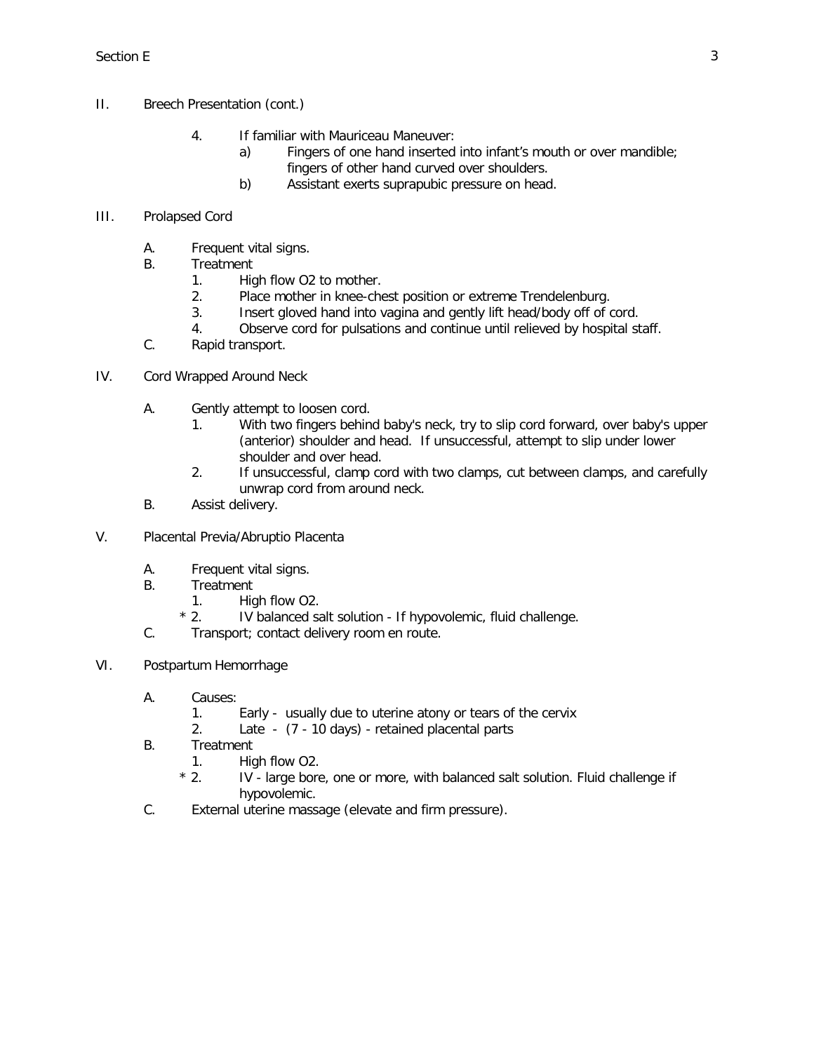II. Breech Presentation (cont.)

4. If familiar with Mauriceau Maneuver:
   a) Fingers of one hand inserted into infant's mouth or over mandible; fingers of other hand curved over shoulders.
   b) Assistant exerts suprapubic pressure on head.

III. Prolapsed Cord

A. Frequent vital signs.

B. Treatment
   1. High flow O2 to mother.
   2. Place mother in knee-chest position or extreme Trendelenburg.
   3. Insert gloved hand into vagina and gently lift head/body off of cord.
   4. Observe cord for pulsations and continue until relieved by hospital staff.

C. Rapid transport.

IV. Cord Wrapped Around Neck

A. Gently attempt to loosen cord.
   1. With two fingers behind baby's neck, try to slip cord forward, over baby's upper (anterior) shoulder and head. If unsuccessful, attempt to slip under lower shoulder and over head.
   2. If unsuccessful, clamp cord with two clamps, cut between clamps, and carefully unwrap cord from around neck.

B. Assist delivery.

V. Placental Previa/Abruptio Placenta

A. Frequent vital signs.

B. Treatment
   1. High flow O2.
   * 2. IV balanced salt solution - If hypovolemic, fluid challenge.

C. Transport; contact delivery room en route.

VI. Postpartum Hemorrhage

A. Causes:
   1. Early - usually due to uterine atony or tears of the cervix
   2. Late - (7 - 10 days) - retained placental parts

B. Treatment
   1. High flow O2.
   * 2. IV - large bore, one or more, with balanced salt solution. Fluid challenge if hypovolemic.

C. External uterine massage (elevate and firm pressure).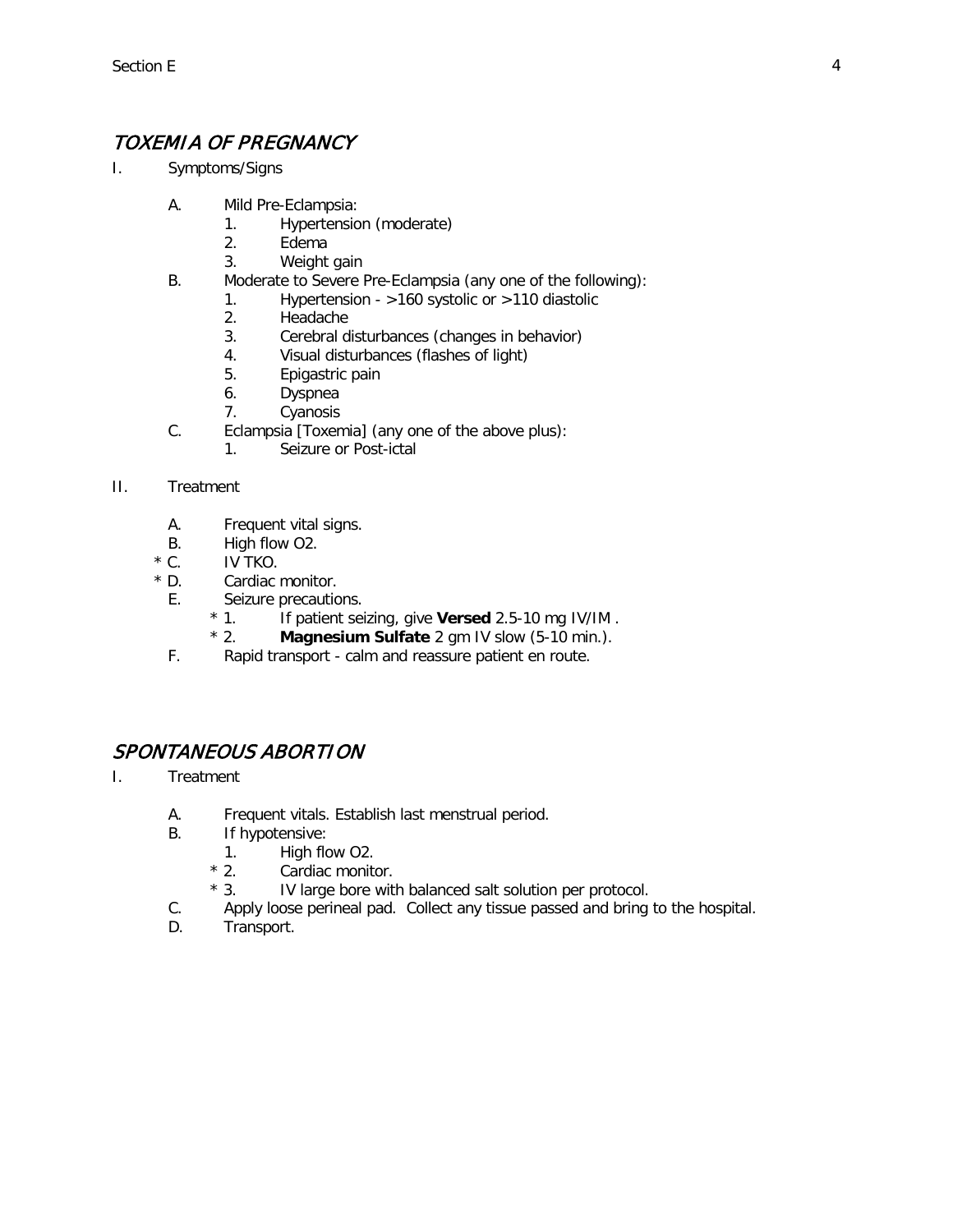## *TOXEMIA OF PREGNANCY*

I. Symptoms/Signs

   A. Mild Pre-Eclampsia:
      1. Hypertension (moderate)
      2. Edema
      3. Weight gain
   B. Moderate to Severe Pre-Eclampsia (any one of the following):
      1. Hypertension - >160 systolic or >110 diastolic
      2. Headache
      3. Cerebral disturbances (changes in behavior)
      4. Visual disturbances (flashes of light)
      5. Epigastric pain
      6. Dyspnea
      7. Cyanosis
   C. Eclampsia [Toxemia] (any one of the above plus):
      1. Seizure or Post-ictal

II. Treatment

   A. Frequent vital signs.
   B. High flow O2.
   * C. IV TKO.
   * D. Cardiac monitor.
   E. Seizure precautions.
      * 1. If patient seizing, give **Versed** 2.5-10 mg IV/IM .
      * 2. **Magnesium Sulfate** 2 gm IV slow (5-10 min.).
   F. Rapid transport - calm and reassure patient en route.

## *SPONTANEOUS ABORTION*

I. Treatment

   A. Frequent vitals. Establish last menstrual period.
   B. If hypotensive:
      1. High flow O2.
      * 2. Cardiac monitor.
      * 3. IV large bore with balanced salt solution per protocol.
   C. Apply loose perineal pad. Collect any tissue passed and bring to the hospital.
   D. Transport.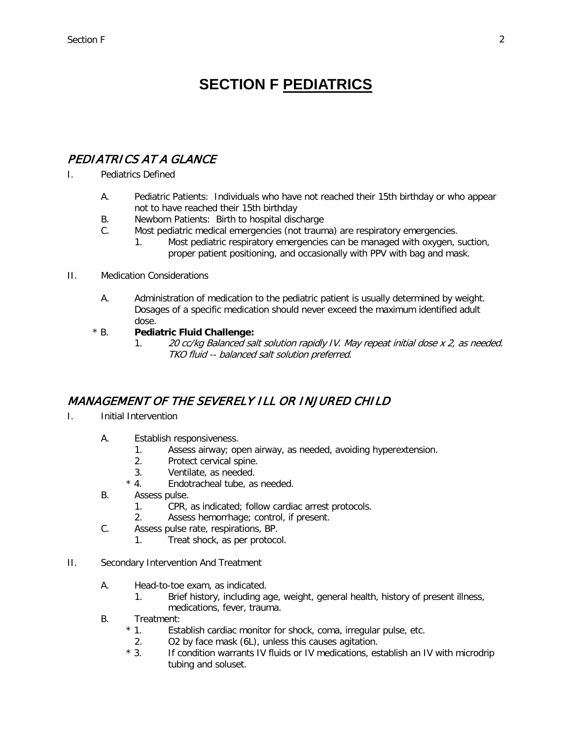# SECTION F PEDIATRICS

## PEDIATRICS AT A GLANCE

I. Pediatrics Defined

A. Pediatric Patients: Individuals who have not reached their 15th birthday or who appear not to have reached their 15th birthday

B. Newborn Patients: Birth to hospital discharge

C. Most pediatric medical emergencies (not trauma) are respiratory emergencies.

1. Most pediatric respiratory emergencies can be managed with oxygen, suction, proper patient positioning, and occasionally with PPV with bag and mask.

II. Medication Considerations

A. Administration of medication to the pediatric patient is usually determined by weight. Dosages of a specific medication should never exceed the maximum identified adult dose.

\* B. **Pediatric Fluid Challenge:**

1. *20 cc/kg Balanced salt solution rapidly IV. May repeat initial dose x 2, as needed. TKO fluid -- balanced salt solution preferred.*

## MANAGEMENT OF THE SEVERELY ILL OR INJURED CHILD

I. Initial Intervention

A. Establish responsiveness.

1. Assess airway; open airway, as needed, avoiding hyperextension.
2. Protect cervical spine.
3. Ventilate, as needed.

\* 4. Endotracheal tube, as needed.

B. Assess pulse.

1. CPR, as indicated; follow cardiac arrest protocols.
2. Assess hemorrhage; control, if present.

C. Assess pulse rate, respirations, BP.

1. Treat shock, as per protocol.

II. Secondary Intervention And Treatment

A. Head-to-toe exam, as indicated.

1. Brief history, including age, weight, general health, history of present illness, medications, fever, trauma.

B. Treatment:

\* 1. Establish cardiac monitor for shock, coma, irregular pulse, etc.

2. O2 by face mask (6L), unless this causes agitation.

\* 3. If condition warrants IV fluids or IV medications, establish an IV with microdrip tubing and soluset.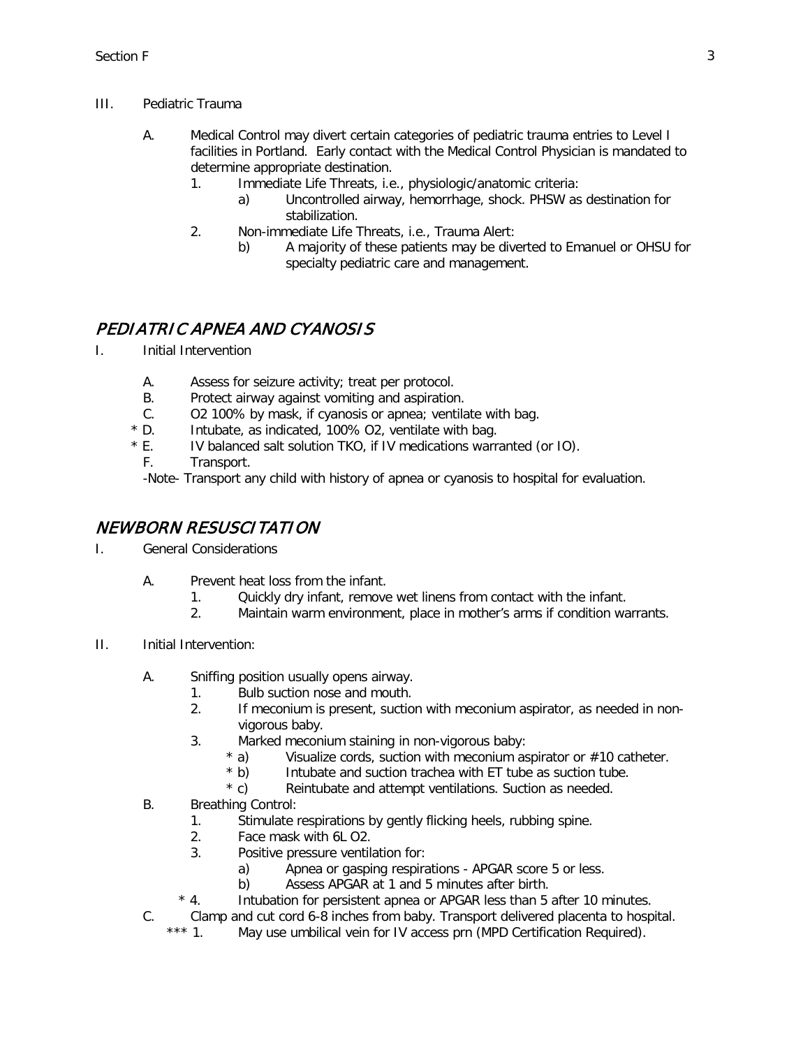III. Pediatric Trauma

A. Medical Control may divert certain categories of pediatric trauma entries to Level I facilities in Portland. Early contact with the Medical Control Physician is mandated to determine appropriate destination.
   1. Immediate Life Threats, i.e., physiologic/anatomic criteria:
      a) Uncontrolled airway, hemorrhage, shock. PHSW as destination for stabilization.
   2. Non-immediate Life Threats, i.e., Trauma Alert:
      b) A majority of these patients may be diverted to Emanuel or OHSU for specialty pediatric care and management.

## *PEDIATRIC APNEA AND CYANOSIS*

I. Initial Intervention

A. Assess for seizure activity; treat per protocol.
B. Protect airway against vomiting and aspiration.
C. O2 100% by mask, if cyanosis or apnea; ventilate with bag.
* D. Intubate, as indicated, 100% O2, ventilate with bag.
* E. IV balanced salt solution TKO, if IV medications warranted (or IO).
F. Transport.

-Note- Transport any child with history of apnea or cyanosis to hospital for evaluation.

## *NEWBORN RESUSCITATION*

I. General Considerations

A. Prevent heat loss from the infant.
   1. Quickly dry infant, remove wet linens from contact with the infant.
   2. Maintain warm environment, place in mother's arms if condition warrants.

II. Initial Intervention:

A. Sniffing position usually opens airway.
   1. Bulb suction nose and mouth.
   2. If meconium is present, suction with meconium aspirator, as needed in non-vigorous baby.
   3. Marked meconium staining in non-vigorous baby:
      * a) Visualize cords, suction with meconium aspirator or #10 catheter.
      * b) Intubate and suction trachea with ET tube as suction tube.
      * c) Reintubate and attempt ventilations. Suction as needed.

B. Breathing Control:
   1. Stimulate respirations by gently flicking heels, rubbing spine.
   2. Face mask with 6L O2.
   3. Positive pressure ventilation for:
      a) Apnea or gasping respirations - APGAR score 5 or less.
      b) Assess APGAR at 1 and 5 minutes after birth.
   * 4. Intubation for persistent apnea or APGAR less than 5 after 10 minutes.

C. Clamp and cut cord 6-8 inches from baby. Transport delivered placenta to hospital.
   *** 1. May use umbilical vein for IV access prn (MPD Certification Required).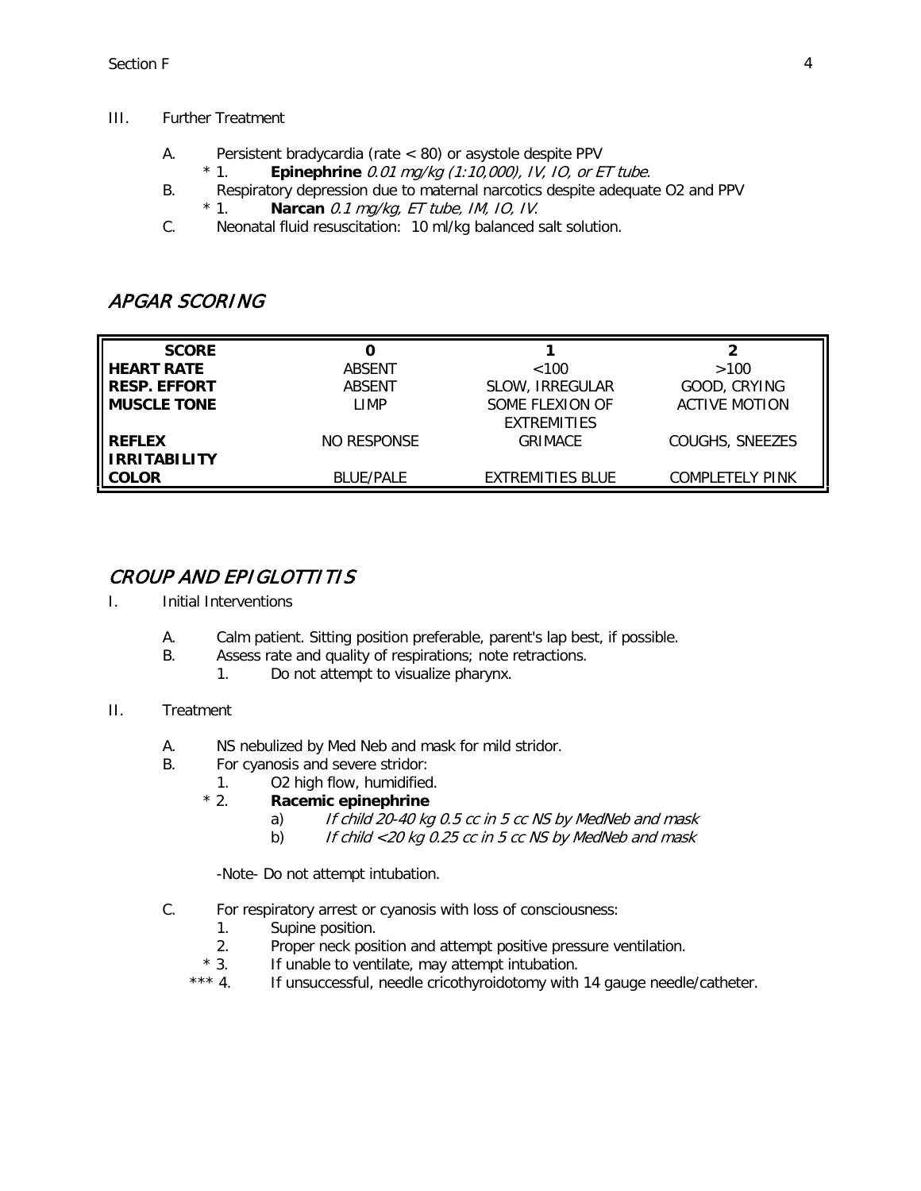III. Further Treatment

A. Persistent bradycardia (rate < 80) or asystole despite PPV
   * 1. **Epinephrine** *0.01 mg/kg (1:10,000), IV, IO, or ET tube.*

B. Respiratory depression due to maternal narcotics despite adequate O2 and PPV
   * 1. **Narcan** *0.1 mg/kg, ET tube, IM, IO, IV.*

C. Neonatal fluid resuscitation: 10 ml/kg balanced salt solution.

## *APGAR SCORING*

| SCORE | 0 | 1 | 2 |
|---|---|---|---|
| **HEART RATE** | ABSENT | <100 | >100 |
| **RESP. EFFORT** | ABSENT | SLOW, IRREGULAR | GOOD, CRYING |
| **MUSCLE TONE** | LIMP | SOME FLEXION OF EXTREMITIES | ACTIVE MOTION |
| **REFLEX IRRITABILITY** | NO RESPONSE | GRIMACE | COUGHS, SNEEZES |
| **COLOR** | BLUE/PALE | EXTREMITIES BLUE | COMPLETELY PINK |

## *CROUP AND EPIGLOTTITIS*

I. Initial Interventions

A. Calm patient. Sitting position preferable, parent's lap best, if possible.

B. Assess rate and quality of respirations; note retractions.
   1. Do not attempt to visualize pharynx.

II. Treatment

A. NS nebulized by Med Neb and mask for mild stridor.

B. For cyanosis and severe stridor:
   1. O2 high flow, humidified.
   * 2. **Racemic epinephrine**
      a) *If child 20-40 kg 0.5 cc in 5 cc NS by MedNeb and mask*
      b) *If child <20 kg 0.25 cc in 5 cc NS by MedNeb and mask*

   -Note- Do not attempt intubation.

C. For respiratory arrest or cyanosis with loss of consciousness:
   1. Supine position.
   2. Proper neck position and attempt positive pressure ventilation.
   * 3. If unable to ventilate, may attempt intubation.
   *** 4. If unsuccessful, needle cricothyroidotomy with 14 gauge needle/catheter.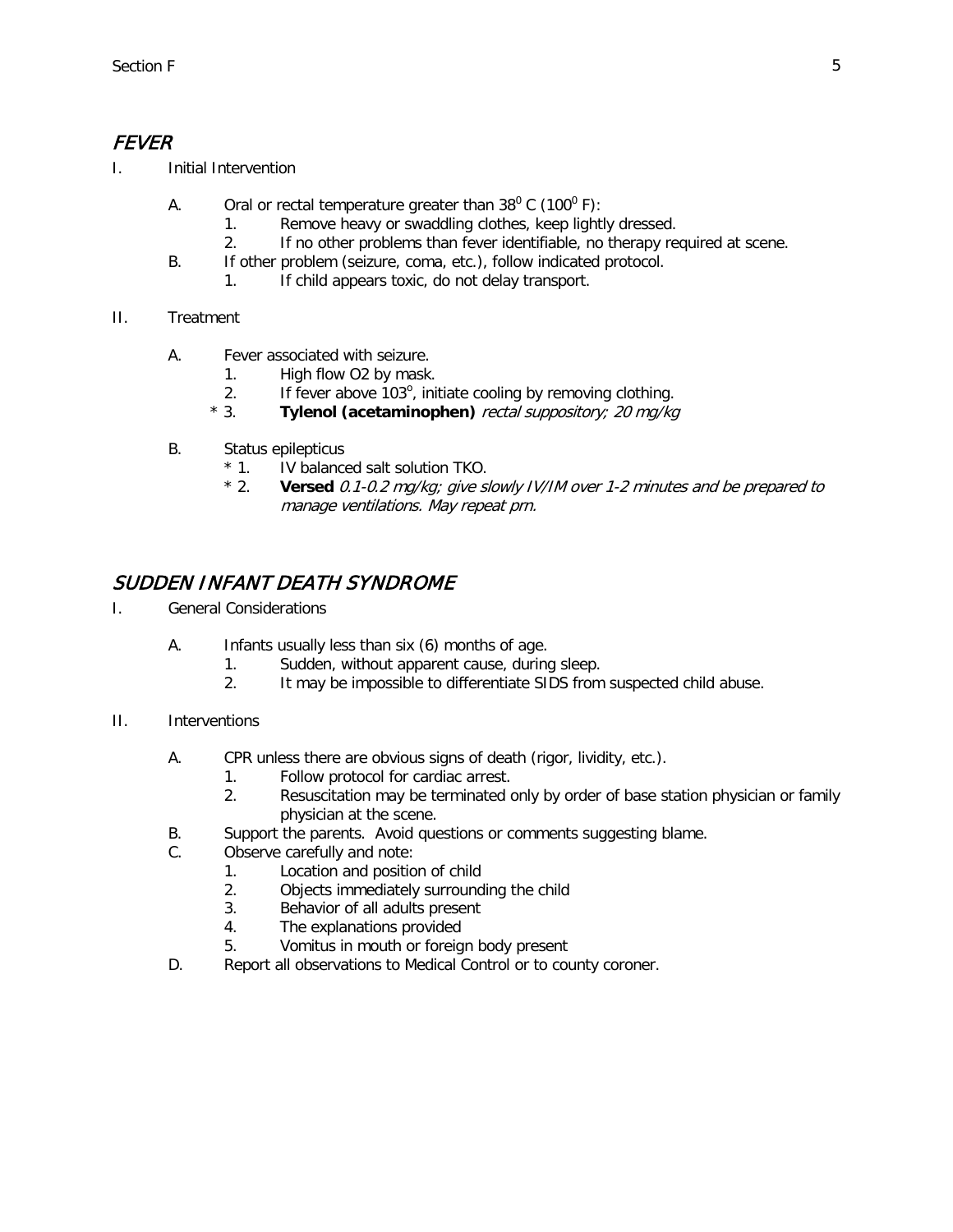## *FEVER*

I. Initial Intervention

- A. Oral or rectal temperature greater than $38^0$ C ($100^0$ F):
    1. Remove heavy or swaddling clothes, keep lightly dressed.
    2. If no other problems than fever identifiable, no therapy required at scene.
- B. If other problem (seizure, coma, etc.), follow indicated protocol.
    1. If child appears toxic, do not delay transport.

II. Treatment

- A. Fever associated with seizure.
    1. High flow O2 by mask.
    2. If fever above $103^o$, initiate cooling by removing clothing.
    - \* 3. **Tylenol (acetaminophen)** *rectal suppository; 20 mg/kg*
- B. Status epilepticus
    - \* 1. IV balanced salt solution TKO.
    - \* 2. **Versed** *0.1-0.2 mg/kg; give slowly IV/IM over 1-2 minutes and be prepared to manage ventilations. May repeat prn.*

## *SUDDEN INFANT DEATH SYNDROME*

I. General Considerations

- A. Infants usually less than six (6) months of age.
    1. Sudden, without apparent cause, during sleep.
    2. It may be impossible to differentiate SIDS from suspected child abuse.

II. Interventions

- A. CPR unless there are obvious signs of death (rigor, lividity, etc.).
    1. Follow protocol for cardiac arrest.
    2. Resuscitation may be terminated only by order of base station physician or family physician at the scene.
- B. Support the parents. Avoid questions or comments suggesting blame.
- C. Observe carefully and note:
    1. Location and position of child
    2. Objects immediately surrounding the child
    3. Behavior of all adults present
    4. The explanations provided
    5. Vomitus in mouth or foreign body present
- D. Report all observations to Medical Control or to county coroner.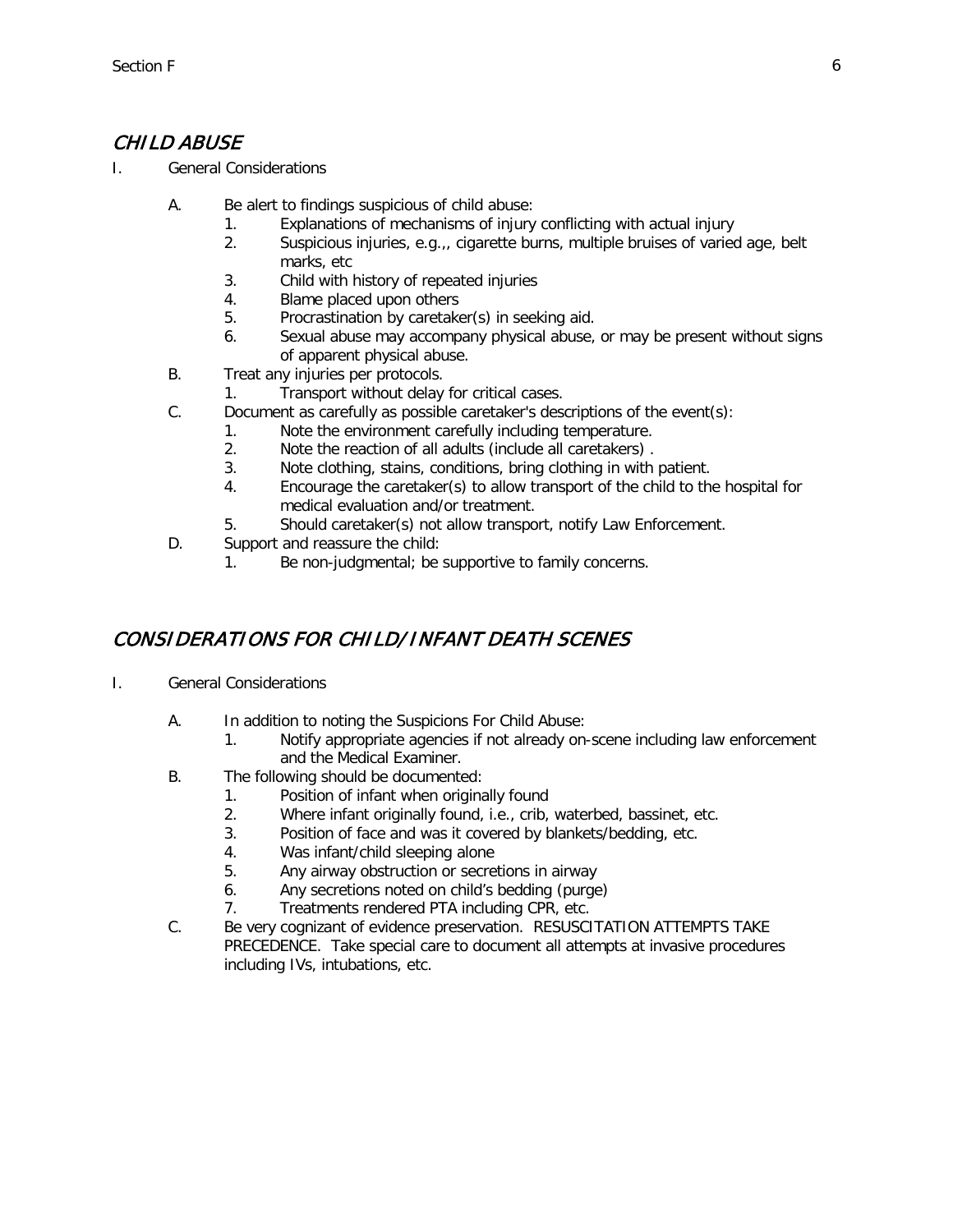## *CHILD ABUSE*

I. General Considerations

   A. Be alert to findings suspicious of child abuse:
      1. Explanations of mechanisms of injury conflicting with actual injury
      2. Suspicious injuries, e.g.,, cigarette burns, multiple bruises of varied age, belt marks, etc
      3. Child with history of repeated injuries
      4. Blame placed upon others
      5. Procrastination by caretaker(s) in seeking aid.
      6. Sexual abuse may accompany physical abuse, or may be present without signs of apparent physical abuse.
   B. Treat any injuries per protocols.
      1. Transport without delay for critical cases.
   C. Document as carefully as possible caretaker's descriptions of the event(s):
      1. Note the environment carefully including temperature.
      2. Note the reaction of all adults (include all caretakers) .
      3. Note clothing, stains, conditions, bring clothing in with patient.
      4. Encourage the caretaker(s) to allow transport of the child to the hospital for medical evaluation and/or treatment.
      5. Should caretaker(s) not allow transport, notify Law Enforcement.
   D. Support and reassure the child:
      1. Be non-judgmental; be supportive to family concerns.

## *CONSIDERATIONS FOR CHILD/INFANT DEATH SCENES*

I. General Considerations

   A. In addition to noting the Suspicions For Child Abuse:
      1. Notify appropriate agencies if not already on-scene including law enforcement and the Medical Examiner.
   B. The following should be documented:
      1. Position of infant when originally found
      2. Where infant originally found, i.e., crib, waterbed, bassinet, etc.
      3. Position of face and was it covered by blankets/bedding, etc.
      4. Was infant/child sleeping alone
      5. Any airway obstruction or secretions in airway
      6. Any secretions noted on child's bedding (purge)
      7. Treatments rendered PTA including CPR, etc.
   C. Be very cognizant of evidence preservation. RESUSCITATION ATTEMPTS TAKE PRECEDENCE. Take special care to document all attempts at invasive procedures including IVs, intubations, etc.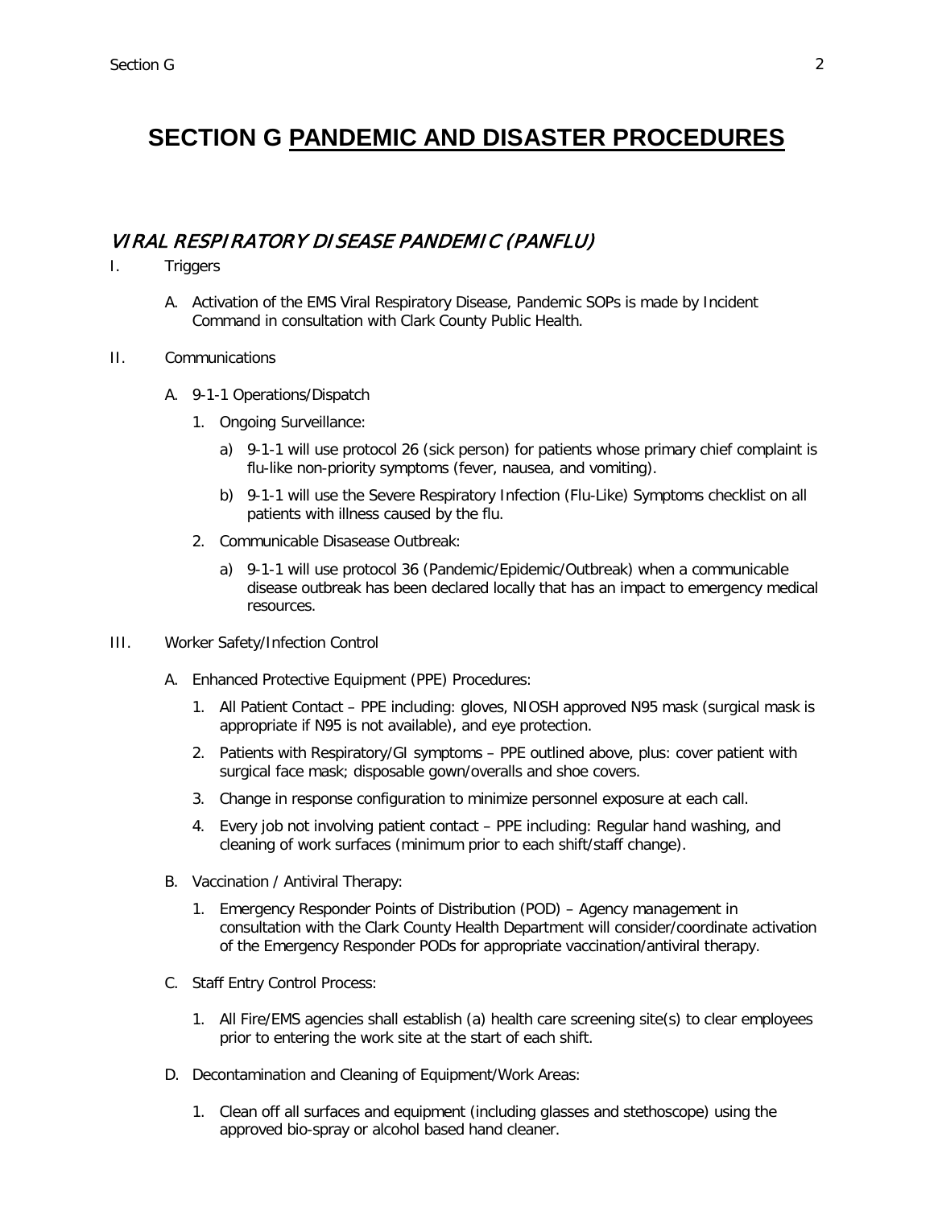# SECTION G PANDEMIC AND DISASTER PROCEDURES

## *VIRAL RESPIRATORY DISEASE PANDEMIC (PANFLU)*

I. Triggers

   A. Activation of the EMS Viral Respiratory Disease, Pandemic SOPs is made by Incident Command in consultation with Clark County Public Health.

II. Communications

   A. 9-1-1 Operations/Dispatch

      1. Ongoing Surveillance:

         a) 9-1-1 will use protocol 26 (sick person) for patients whose primary chief complaint is flu-like non-priority symptoms (fever, nausea, and vomiting).

         b) 9-1-1 will use the Severe Respiratory Infection (Flu-Like) Symptoms checklist on all patients with illness caused by the flu.

      2. Communicable Disasease Outbreak:

         a) 9-1-1 will use protocol 36 (Pandemic/Epidemic/Outbreak) when a communicable disease outbreak has been declared locally that has an impact to emergency medical resources.

III. Worker Safety/Infection Control

   A. Enhanced Protective Equipment (PPE) Procedures:

      1. All Patient Contact – PPE including: gloves, NIOSH approved N95 mask (surgical mask is appropriate if N95 is not available), and eye protection.

      2. Patients with Respiratory/GI symptoms – PPE outlined above, plus: cover patient with surgical face mask; disposable gown/overalls and shoe covers.

      3. Change in response configuration to minimize personnel exposure at each call.

      4. Every job not involving patient contact – PPE including: Regular hand washing, and cleaning of work surfaces (minimum prior to each shift/staff change).

   B. Vaccination / Antiviral Therapy:

      1. Emergency Responder Points of Distribution (POD) – Agency management in consultation with the Clark County Health Department will consider/coordinate activation of the Emergency Responder PODs for appropriate vaccination/antiviral therapy.

   C. Staff Entry Control Process:

      1. All Fire/EMS agencies shall establish (a) health care screening site(s) to clear employees prior to entering the work site at the start of each shift.

   D. Decontamination and Cleaning of Equipment/Work Areas:

      1. Clean off all surfaces and equipment (including glasses and stethoscope) using the approved bio-spray or alcohol based hand cleaner.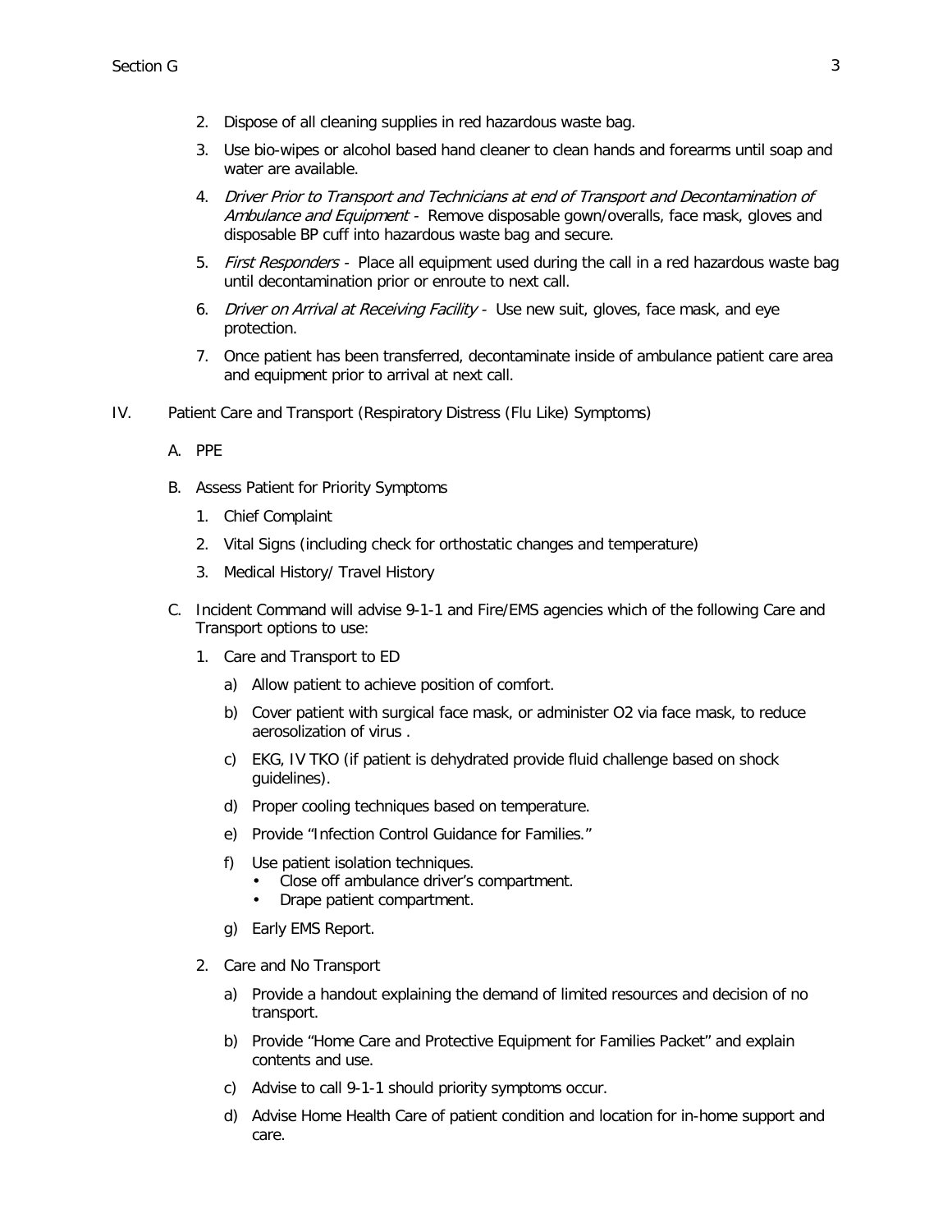2. Dispose of all cleaning supplies in red hazardous waste bag.
3. Use bio-wipes or alcohol based hand cleaner to clean hands and forearms until soap and water are available.
4. *Driver Prior to Transport and Technicians at end of Transport and Decontamination of Ambulance and Equipment* - Remove disposable gown/overalls, face mask, gloves and disposable BP cuff into hazardous waste bag and secure.
5. *First Responders* - Place all equipment used during the call in a red hazardous waste bag until decontamination prior or enroute to next call.
6. *Driver on Arrival at Receiving Facility* - Use new suit, gloves, face mask, and eye protection.
7. Once patient has been transferred, decontaminate inside of ambulance patient care area and equipment prior to arrival at next call.

IV. Patient Care and Transport (Respiratory Distress (Flu Like) Symptoms)

A. PPE

B. Assess Patient for Priority Symptoms

1. Chief Complaint
2. Vital Signs (including check for orthostatic changes and temperature)
3. Medical History/ Travel History

C. Incident Command will advise 9-1-1 and Fire/EMS agencies which of the following Care and Transport options to use:

1. Care and Transport to ED
   a) Allow patient to achieve position of comfort.
   b) Cover patient with surgical face mask, or administer O2 via face mask, to reduce aerosolization of virus .
   c) EKG, IV TKO (if patient is dehydrated provide fluid challenge based on shock guidelines).
   d) Proper cooling techniques based on temperature.
   e) Provide "Infection Control Guidance for Families."
   f) Use patient isolation techniques.
      - Close off ambulance driver's compartment.
      - Drape patient compartment.
   g) Early EMS Report.
2. Care and No Transport
   a) Provide a handout explaining the demand of limited resources and decision of no transport.
   b) Provide "Home Care and Protective Equipment for Families Packet" and explain contents and use.
   c) Advise to call 9-1-1 should priority symptoms occur.
   d) Advise Home Health Care of patient condition and location for in-home support and care.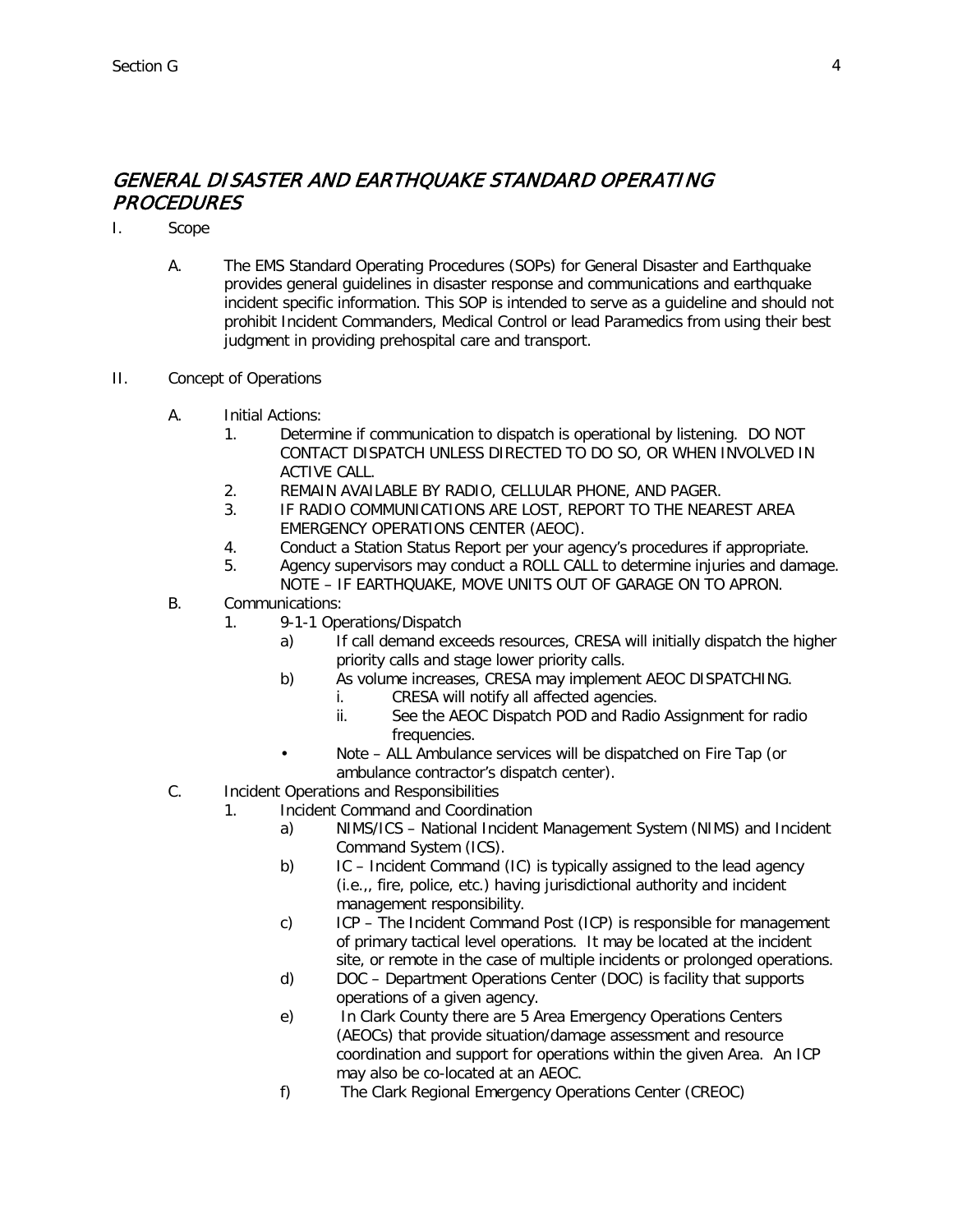# *GENERAL DISASTER AND EARTHQUAKE STANDARD OPERATING PROCEDURES*

I. Scope

A. The EMS Standard Operating Procedures (SOPs) for General Disaster and Earthquake provides general guidelines in disaster response and communications and earthquake incident specific information. This SOP is intended to serve as a guideline and should not prohibit Incident Commanders, Medical Control or lead Paramedics from using their best judgment in providing prehospital care and transport.

II. Concept of Operations

A. Initial Actions:
   1. Determine if communication to dispatch is operational by listening. DO NOT CONTACT DISPATCH UNLESS DIRECTED TO DO SO, OR WHEN INVOLVED IN ACTIVE CALL.
   2. REMAIN AVAILABLE BY RADIO, CELLULAR PHONE, AND PAGER.
   3. IF RADIO COMMUNICATIONS ARE LOST, REPORT TO THE NEAREST AREA EMERGENCY OPERATIONS CENTER (AEOC).
   4. Conduct a Station Status Report per your agency's procedures if appropriate.
   5. Agency supervisors may conduct a ROLL CALL to determine injuries and damage. NOTE – IF EARTHQUAKE, MOVE UNITS OUT OF GARAGE ON TO APRON.

B. Communications:
   1. 9-1-1 Operations/Dispatch
      a) If call demand exceeds resources, CRESA will initially dispatch the higher priority calls and stage lower priority calls.
      b) As volume increases, CRESA may implement AEOC DISPATCHING.
         i. CRESA will notify all affected agencies.
         ii. See the AEOC Dispatch POD and Radio Assignment for radio frequencies.
      - Note – ALL Ambulance services will be dispatched on Fire Tap (or ambulance contractor's dispatch center).

C. Incident Operations and Responsibilities
   1. Incident Command and Coordination
      a) NIMS/ICS – National Incident Management System (NIMS) and Incident Command System (ICS).
      b) IC – Incident Command (IC) is typically assigned to the lead agency (i.e.,, fire, police, etc.) having jurisdictional authority and incident management responsibility.
      c) ICP – The Incident Command Post (ICP) is responsible for management of primary tactical level operations. It may be located at the incident site, or remote in the case of multiple incidents or prolonged operations.
      d) DOC – Department Operations Center (DOC) is facility that supports operations of a given agency.
      e) In Clark County there are 5 Area Emergency Operations Centers (AEOCs) that provide situation/damage assessment and resource coordination and support for operations within the given Area. An ICP may also be co-located at an AEOC.
      f) The Clark Regional Emergency Operations Center (CREOC)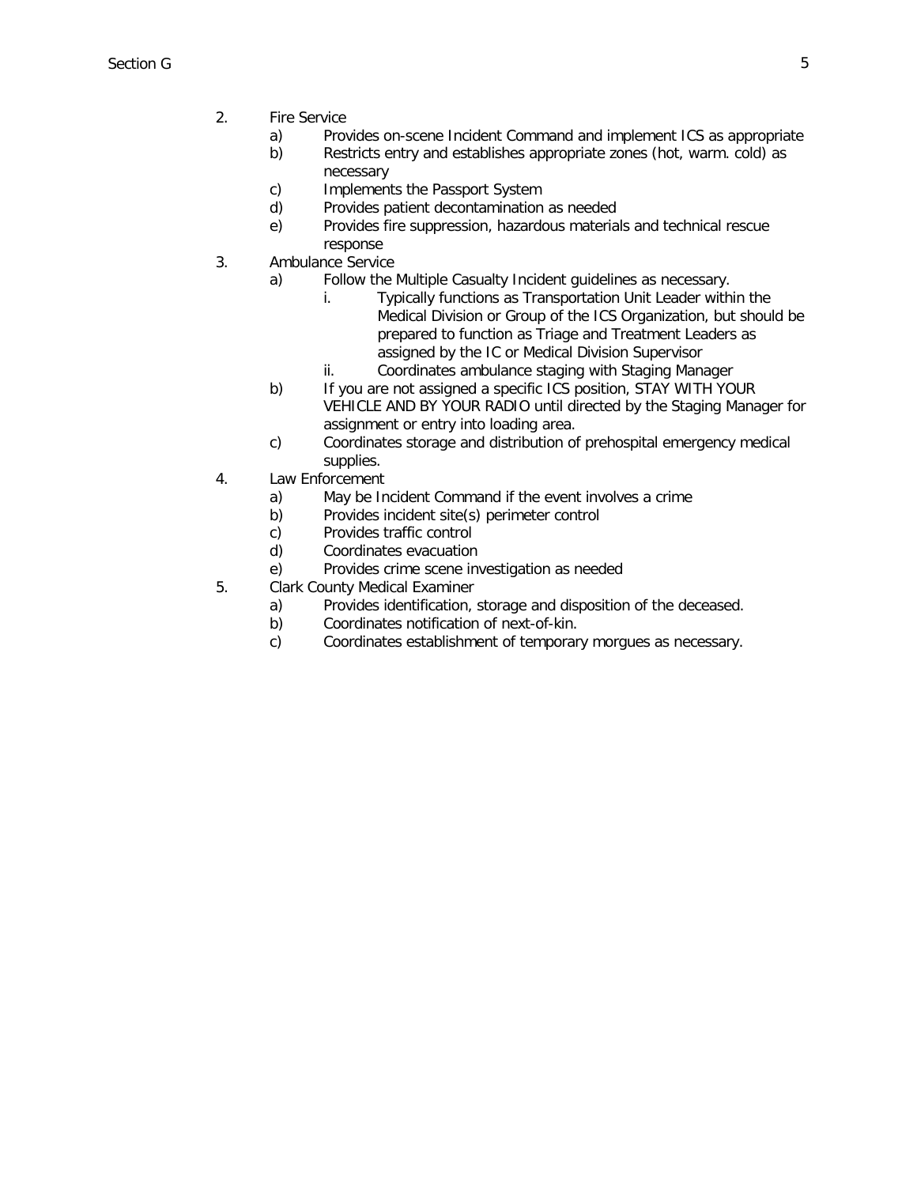2. Fire Service
    a) Provides on-scene Incident Command and implement ICS as appropriate
    b) Restricts entry and establishes appropriate zones (hot, warm. cold) as necessary
    c) Implements the Passport System
    d) Provides patient decontamination as needed
    e) Provides fire suppression, hazardous materials and technical rescue response
3. Ambulance Service
    a) Follow the Multiple Casualty Incident guidelines as necessary.
        i. Typically functions as Transportation Unit Leader within the Medical Division or Group of the ICS Organization, but should be prepared to function as Triage and Treatment Leaders as assigned by the IC or Medical Division Supervisor
        ii. Coordinates ambulance staging with Staging Manager
    b) If you are not assigned a specific ICS position, STAY WITH YOUR VEHICLE AND BY YOUR RADIO until directed by the Staging Manager for assignment or entry into loading area.
    c) Coordinates storage and distribution of prehospital emergency medical supplies.
4. Law Enforcement
    a) May be Incident Command if the event involves a crime
    b) Provides incident site(s) perimeter control
    c) Provides traffic control
    d) Coordinates evacuation
    e) Provides crime scene investigation as needed
5. Clark County Medical Examiner
    a) Provides identification, storage and disposition of the deceased.
    b) Coordinates notification of next-of-kin.
    c) Coordinates establishment of temporary morgues as necessary.